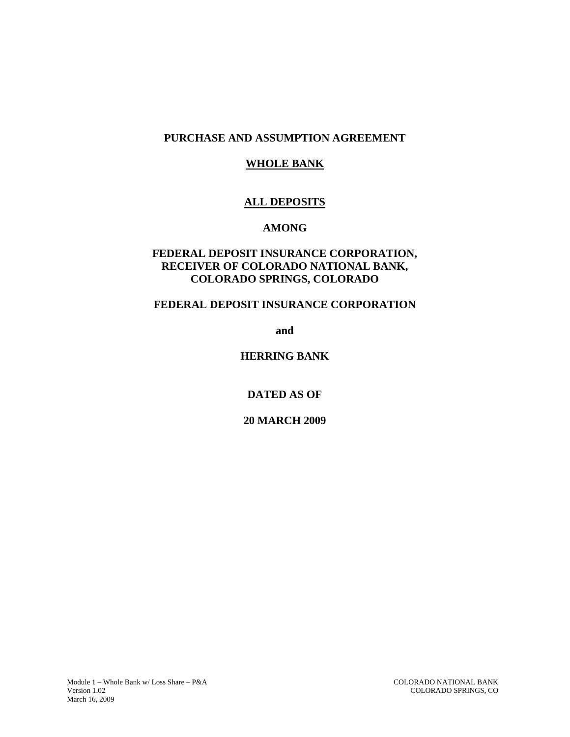# PURCHASE AND ASSUMPTION AGREEMENT

## WHOLE BANK

## ALL DEPOSITS

**AMONG**

**FEDERAL DEPOSIT INSURANCE CORPORATION,**
**RECEIVER OF COLORADO NATIONAL BANK,**
**COLORADO SPRINGS, COLORADO**

**FEDERAL DEPOSIT INSURANCE CORPORATION**

**and**

**HERRING BANK**

**DATED AS OF**

**20 MARCH 2009**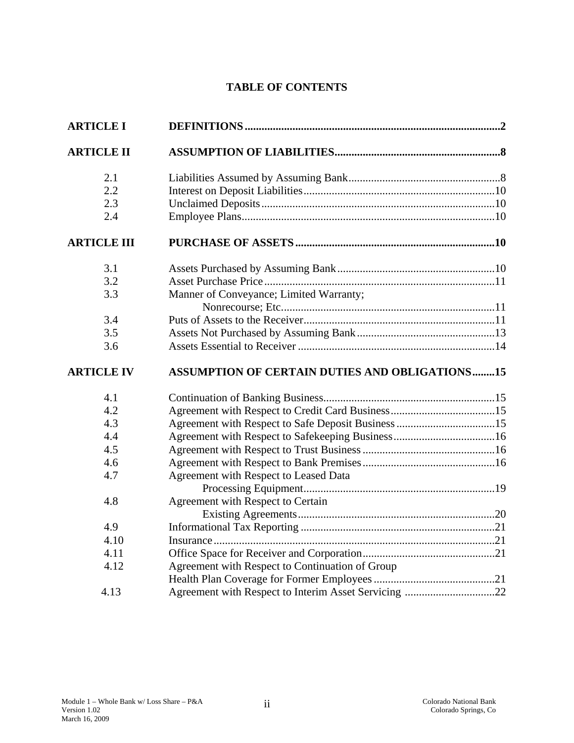## TABLE OF CONTENTS

| | | |
|---|---|---|
| **ARTICLE I** | **DEFINITIONS** | **2** |
| **ARTICLE II** | **ASSUMPTION OF LIABILITIES** | **8** |
| 2.1 | Liabilities Assumed by Assuming Bank | 8 |
| 2.2 | Interest on Deposit Liabilities | 10 |
| 2.3 | Unclaimed Deposits | 10 |
| 2.4 | Employee Plans | 10 |
| **ARTICLE III** | **PURCHASE OF ASSETS** | **10** |
| 3.1 | Assets Purchased by Assuming Bank | 10 |
| 3.2 | Asset Purchase Price | 11 |
| 3.3 | Manner of Conveyance; Limited Warranty; Nonrecourse; Etc. | 11 |
| 3.4 | Puts of Assets to the Receiver | 11 |
| 3.5 | Assets Not Purchased by Assuming Bank | 13 |
| 3.6 | Assets Essential to Receiver | 14 |
| **ARTICLE IV** | **ASSUMPTION OF CERTAIN DUTIES AND OBLIGATIONS** | **15** |
| 4.1 | Continuation of Banking Business | 15 |
| 4.2 | Agreement with Respect to Credit Card Business | 15 |
| 4.3 | Agreement with Respect to Safe Deposit Business | 15 |
| 4.4 | Agreement with Respect to Safekeeping Business | 16 |
| 4.5 | Agreement with Respect to Trust Business | 16 |
| 4.6 | Agreement with Respect to Bank Premises | 16 |
| 4.7 | Agreement with Respect to Leased Data Processing Equipment | 19 |
| 4.8 | Agreement with Respect to Certain Existing Agreements | 20 |
| 4.9 | Informational Tax Reporting | 21 |
| 4.10 | Insurance | 21 |
| 4.11 | Office Space for Receiver and Corporation | 21 |
| 4.12 | Agreement with Respect to Continuation of Group Health Plan Coverage for Former Employees | 21 |
| 4.13 | Agreement with Respect to Interim Asset Servicing | 22 |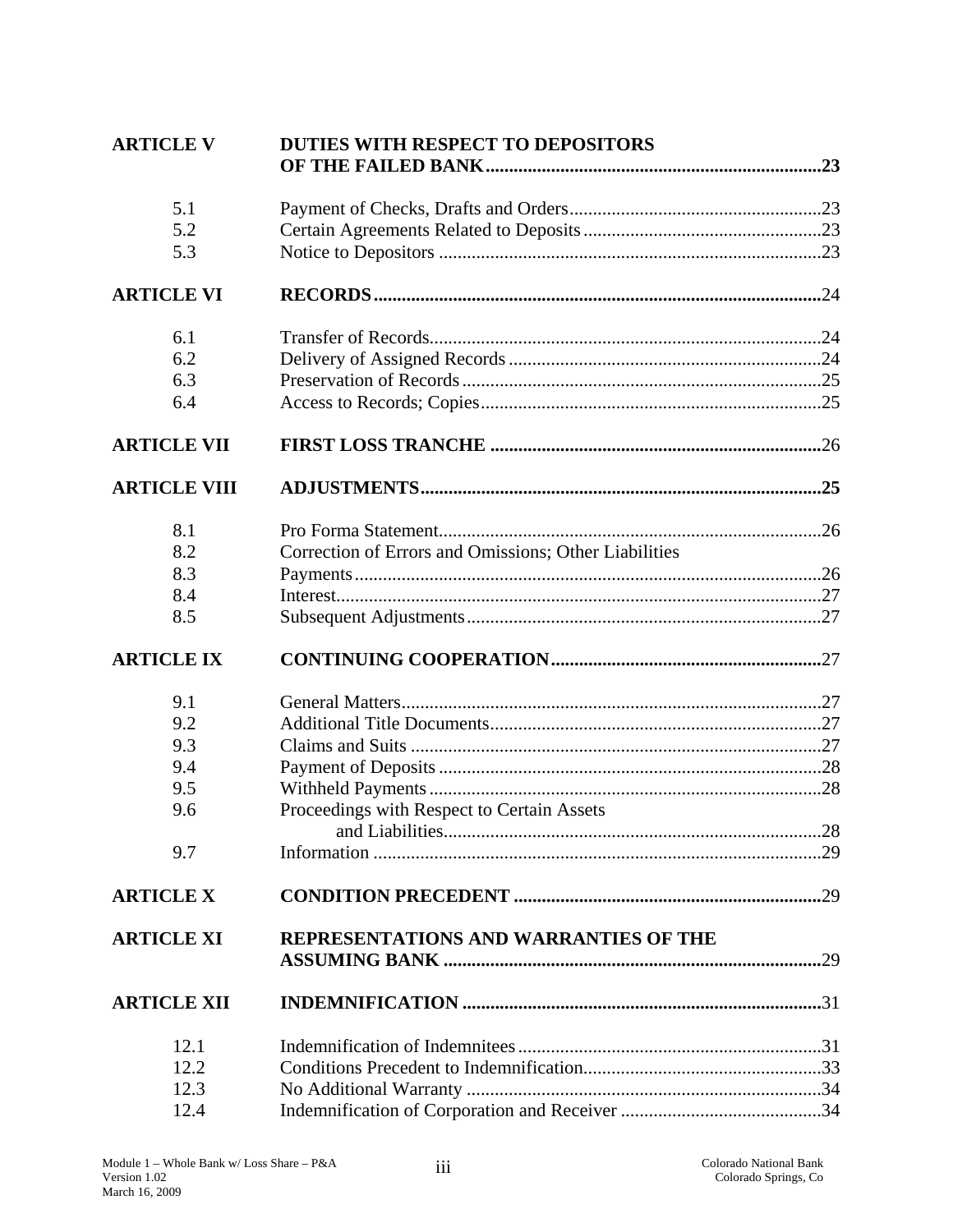| | | |
|---|---|---|
| **ARTICLE V** | **DUTIES WITH RESPECT TO DEPOSITORS OF THE FAILED BANK** | **23** |
| 5.1 | Payment of Checks, Drafts and Orders | 23 |
| 5.2 | Certain Agreements Related to Deposits | 23 |
| 5.3 | Notice to Depositors | 23 |
| **ARTICLE VI** | **RECORDS** | 24 |
| 6.1 | Transfer of Records | 24 |
| 6.2 | Delivery of Assigned Records | 24 |
| 6.3 | Preservation of Records | 25 |
| 6.4 | Access to Records; Copies | 25 |
| **ARTICLE VII** | **FIRST LOSS TRANCHE** | 26 |
| **ARTICLE VIII** | **ADJUSTMENTS** | **25** |
| 8.1 | Pro Forma Statement | 26 |
| 8.2 | Correction of Errors and Omissions; Other Liabilities | |
| 8.3 | Payments | 26 |
| 8.4 | Interest | 27 |
| 8.5 | Subsequent Adjustments | 27 |
| **ARTICLE IX** | **CONTINUING COOPERATION** | 27 |
| 9.1 | General Matters | 27 |
| 9.2 | Additional Title Documents | 27 |
| 9.3 | Claims and Suits | 27 |
| 9.4 | Payment of Deposits | 28 |
| 9.5 | Withheld Payments | 28 |
| 9.6 | Proceedings with Respect to Certain Assets and Liabilities | 28 |
| 9.7 | Information | 29 |
| **ARTICLE X** | **CONDITION PRECEDENT** | 29 |
| **ARTICLE XI** | **REPRESENTATIONS AND WARRANTIES OF THE ASSUMING BANK** | 29 |
| **ARTICLE XII** | **INDEMNIFICATION** | 31 |
| 12.1 | Indemnification of Indemnitees | 31 |
| 12.2 | Conditions Precedent to Indemnification | 33 |
| 12.3 | No Additional Warranty | 34 |
| 12.4 | Indemnification of Corporation and Receiver | 34 |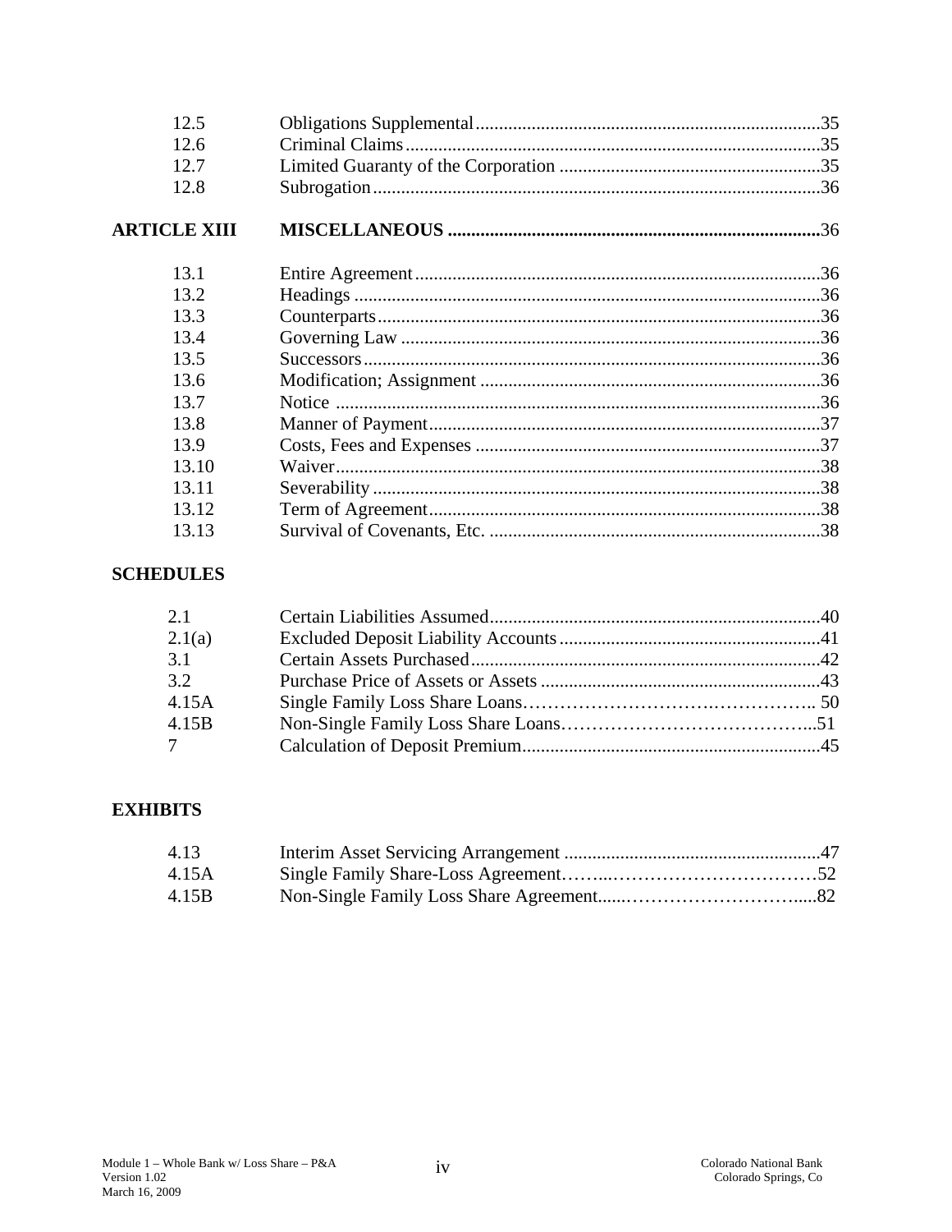| | | |
|---|---|---|
| 12.5 | Obligations Supplemental | 35 |
| 12.6 | Criminal Claims | 35 |
| 12.7 | Limited Guaranty of the Corporation | 35 |
| 12.8 | Subrogation | 36 |
| **ARTICLE XIII** | **MISCELLANEOUS** | 36 |
| 13.1 | Entire Agreement | 36 |
| 13.2 | Headings | 36 |
| 13.3 | Counterparts | 36 |
| 13.4 | Governing Law | 36 |
| 13.5 | Successors | 36 |
| 13.6 | Modification; Assignment | 36 |
| 13.7 | Notice | 36 |
| 13.8 | Manner of Payment | 37 |
| 13.9 | Costs, Fees and Expenses | 37 |
| 13.10 | Waiver | 38 |
| 13.11 | Severability | 38 |
| 13.12 | Term of Agreement | 38 |
| 13.13 | Survival of Covenants, Etc. | 38 |

**SCHEDULES**

| | | |
|---|---|---|
| 2.1 | Certain Liabilities Assumed | 40 |
| 2.1(a) | Excluded Deposit Liability Accounts | 41 |
| 3.1 | Certain Assets Purchased | 42 |
| 3.2 | Purchase Price of Assets or Assets | 43 |
| 4.15A | Single Family Loss Share Loans | 50 |
| 4.15B | Non-Single Family Loss Share Loans | 51 |
| 7 | Calculation of Deposit Premium | 45 |

**EXHIBITS**

| | | |
|---|---|---|
| 4.13 | Interim Asset Servicing Arrangement | 47 |
| 4.15A | Single Family Share-Loss Agreement | 52 |
| 4.15B | Non-Single Family Loss Share Agreement | 82 |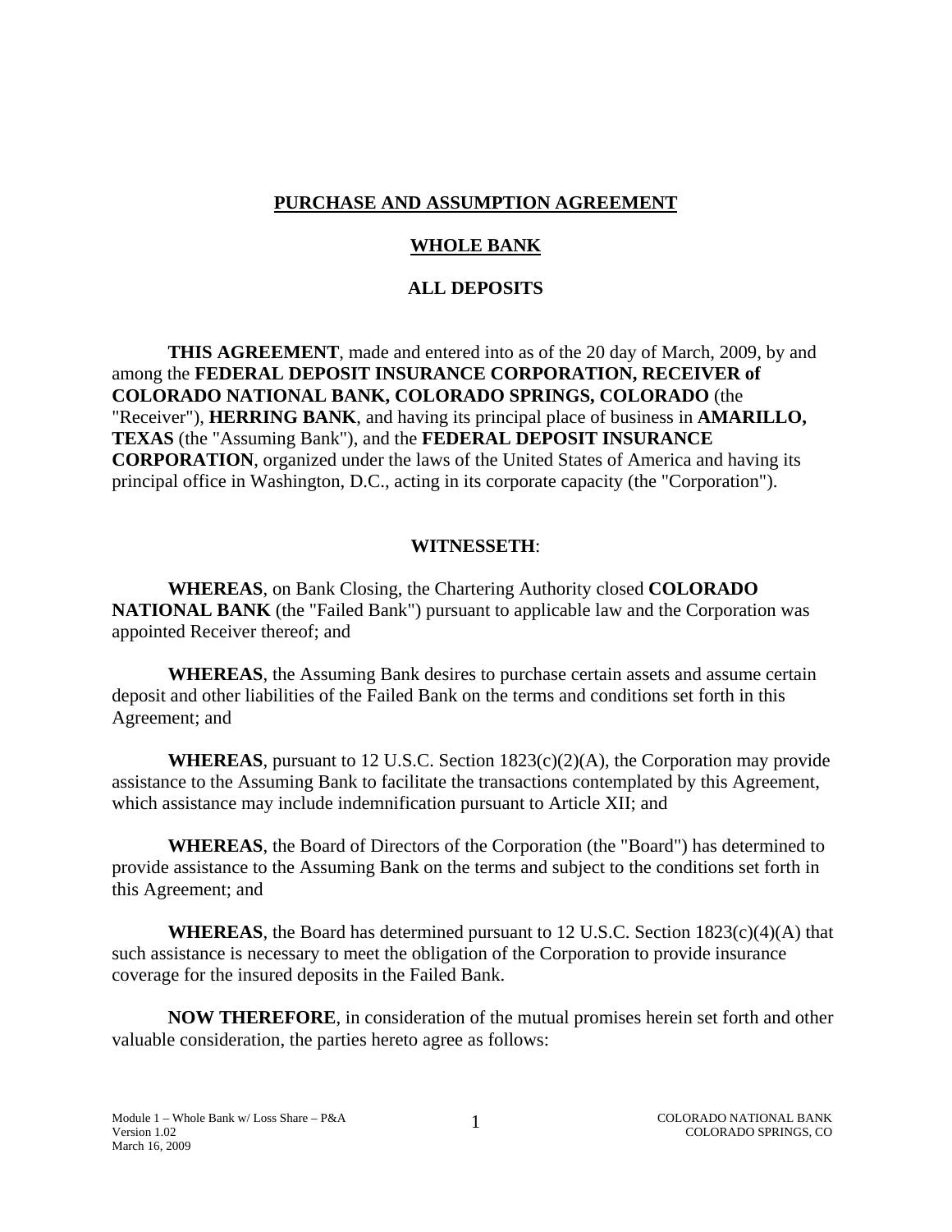# PURCHASE AND ASSUMPTION AGREEMENT

## WHOLE BANK

## ALL DEPOSITS

**THIS AGREEMENT**, made and entered into as of the 20 day of March, 2009, by and among the **FEDERAL DEPOSIT INSURANCE CORPORATION, RECEIVER of COLORADO NATIONAL BANK, COLORADO SPRINGS, COLORADO** (the "Receiver"), **HERRING BANK**, and having its principal place of business in **AMARILLO, TEXAS** (the "Assuming Bank"), and the **FEDERAL DEPOSIT INSURANCE CORPORATION**, organized under the laws of the United States of America and having its principal office in Washington, D.C., acting in its corporate capacity (the "Corporation").

**WITNESSETH**:

**WHEREAS**, on Bank Closing, the Chartering Authority closed **COLORADO NATIONAL BANK** (the "Failed Bank") pursuant to applicable law and the Corporation was appointed Receiver thereof; and

**WHEREAS**, the Assuming Bank desires to purchase certain assets and assume certain deposit and other liabilities of the Failed Bank on the terms and conditions set forth in this Agreement; and

**WHEREAS**, pursuant to 12 U.S.C. Section 1823(c)(2)(A), the Corporation may provide assistance to the Assuming Bank to facilitate the transactions contemplated by this Agreement, which assistance may include indemnification pursuant to Article XII; and

**WHEREAS**, the Board of Directors of the Corporation (the "Board") has determined to provide assistance to the Assuming Bank on the terms and subject to the conditions set forth in this Agreement; and

**WHEREAS**, the Board has determined pursuant to 12 U.S.C. Section 1823(c)(4)(A) that such assistance is necessary to meet the obligation of the Corporation to provide insurance coverage for the insured deposits in the Failed Bank.

**NOW THEREFORE**, in consideration of the mutual promises herein set forth and other valuable consideration, the parties hereto agree as follows: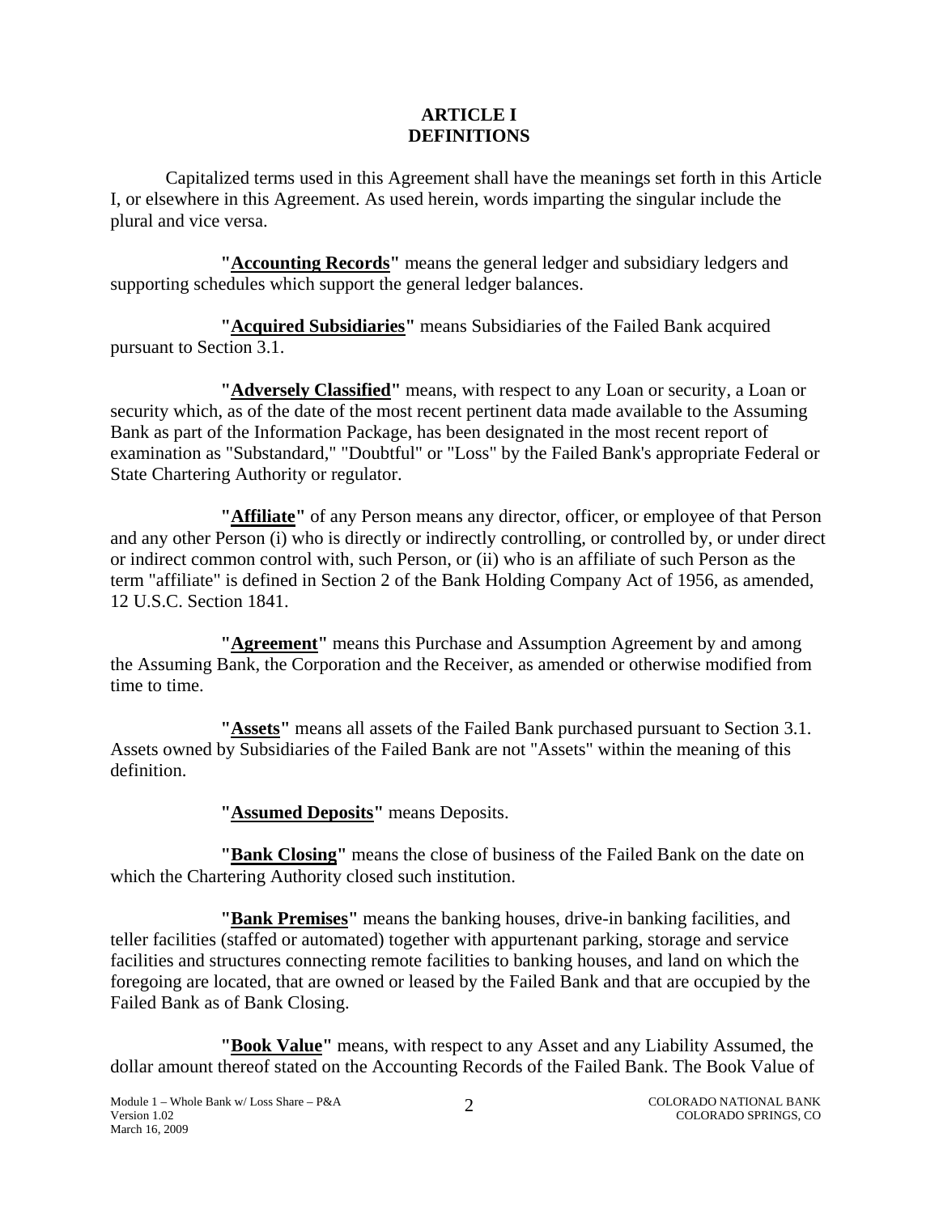# ARTICLE I
# DEFINITIONS

Capitalized terms used in this Agreement shall have the meanings set forth in this Article I, or elsewhere in this Agreement. As used herein, words imparting the singular include the plural and vice versa.

**"Accounting Records"** means the general ledger and subsidiary ledgers and supporting schedules which support the general ledger balances.

**"Acquired Subsidiaries"** means Subsidiaries of the Failed Bank acquired pursuant to Section 3.1.

**"Adversely Classified"** means, with respect to any Loan or security, a Loan or security which, as of the date of the most recent pertinent data made available to the Assuming Bank as part of the Information Package, has been designated in the most recent report of examination as "Substandard," "Doubtful" or "Loss" by the Failed Bank's appropriate Federal or State Chartering Authority or regulator.

**"Affiliate"** of any Person means any director, officer, or employee of that Person and any other Person (i) who is directly or indirectly controlling, or controlled by, or under direct or indirect common control with, such Person, or (ii) who is an affiliate of such Person as the term "affiliate" is defined in Section 2 of the Bank Holding Company Act of 1956, as amended, 12 U.S.C. Section 1841.

**"Agreement"** means this Purchase and Assumption Agreement by and among the Assuming Bank, the Corporation and the Receiver, as amended or otherwise modified from time to time.

**"Assets"** means all assets of the Failed Bank purchased pursuant to Section 3.1. Assets owned by Subsidiaries of the Failed Bank are not "Assets" within the meaning of this definition.

**"Assumed Deposits"** means Deposits.

**"Bank Closing"** means the close of business of the Failed Bank on the date on which the Chartering Authority closed such institution.

**"Bank Premises"** means the banking houses, drive-in banking facilities, and teller facilities (staffed or automated) together with appurtenant parking, storage and service facilities and structures connecting remote facilities to banking houses, and land on which the foregoing are located, that are owned or leased by the Failed Bank and that are occupied by the Failed Bank as of Bank Closing.

**"Book Value"** means, with respect to any Asset and any Liability Assumed, the dollar amount thereof stated on the Accounting Records of the Failed Bank. The Book Value of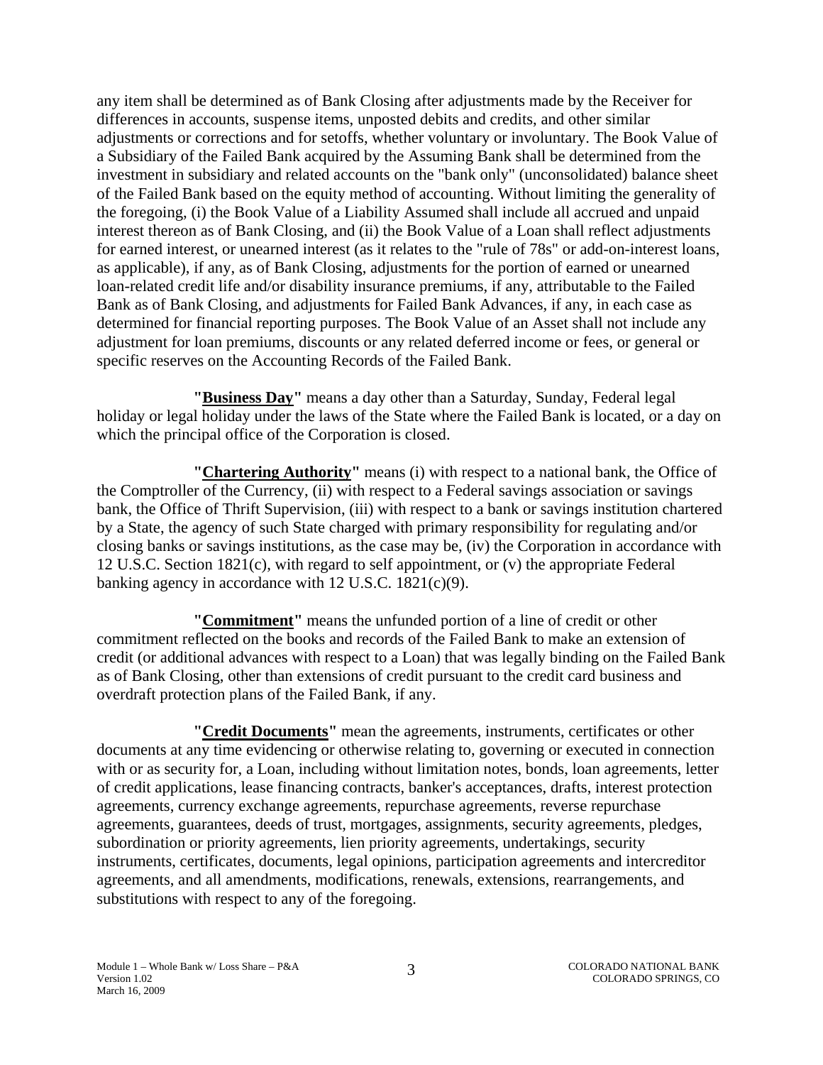any item shall be determined as of Bank Closing after adjustments made by the Receiver for differences in accounts, suspense items, unposted debits and credits, and other similar adjustments or corrections and for setoffs, whether voluntary or involuntary. The Book Value of a Subsidiary of the Failed Bank acquired by the Assuming Bank shall be determined from the investment in subsidiary and related accounts on the "bank only" (unconsolidated) balance sheet of the Failed Bank based on the equity method of accounting. Without limiting the generality of the foregoing, (i) the Book Value of a Liability Assumed shall include all accrued and unpaid interest thereon as of Bank Closing, and (ii) the Book Value of a Loan shall reflect adjustments for earned interest, or unearned interest (as it relates to the "rule of 78s" or add-on-interest loans, as applicable), if any, as of Bank Closing, adjustments for the portion of earned or unearned loan-related credit life and/or disability insurance premiums, if any, attributable to the Failed Bank as of Bank Closing, and adjustments for Failed Bank Advances, if any, in each case as determined for financial reporting purposes. The Book Value of an Asset shall not include any adjustment for loan premiums, discounts or any related deferred income or fees, or general or specific reserves on the Accounting Records of the Failed Bank.

**"Business Day"** means a day other than a Saturday, Sunday, Federal legal holiday or legal holiday under the laws of the State where the Failed Bank is located, or a day on which the principal office of the Corporation is closed.

**"Chartering Authority"** means (i) with respect to a national bank, the Office of the Comptroller of the Currency, (ii) with respect to a Federal savings association or savings bank, the Office of Thrift Supervision, (iii) with respect to a bank or savings institution chartered by a State, the agency of such State charged with primary responsibility for regulating and/or closing banks or savings institutions, as the case may be, (iv) the Corporation in accordance with 12 U.S.C. Section 1821(c), with regard to self appointment, or (v) the appropriate Federal banking agency in accordance with 12 U.S.C. 1821(c)(9).

**"Commitment"** means the unfunded portion of a line of credit or other commitment reflected on the books and records of the Failed Bank to make an extension of credit (or additional advances with respect to a Loan) that was legally binding on the Failed Bank as of Bank Closing, other than extensions of credit pursuant to the credit card business and overdraft protection plans of the Failed Bank, if any.

**"Credit Documents"** mean the agreements, instruments, certificates or other documents at any time evidencing or otherwise relating to, governing or executed in connection with or as security for, a Loan, including without limitation notes, bonds, loan agreements, letter of credit applications, lease financing contracts, banker's acceptances, drafts, interest protection agreements, currency exchange agreements, repurchase agreements, reverse repurchase agreements, guarantees, deeds of trust, mortgages, assignments, security agreements, pledges, subordination or priority agreements, lien priority agreements, undertakings, security instruments, certificates, documents, legal opinions, participation agreements and intercreditor agreements, and all amendments, modifications, renewals, extensions, rearrangements, and substitutions with respect to any of the foregoing.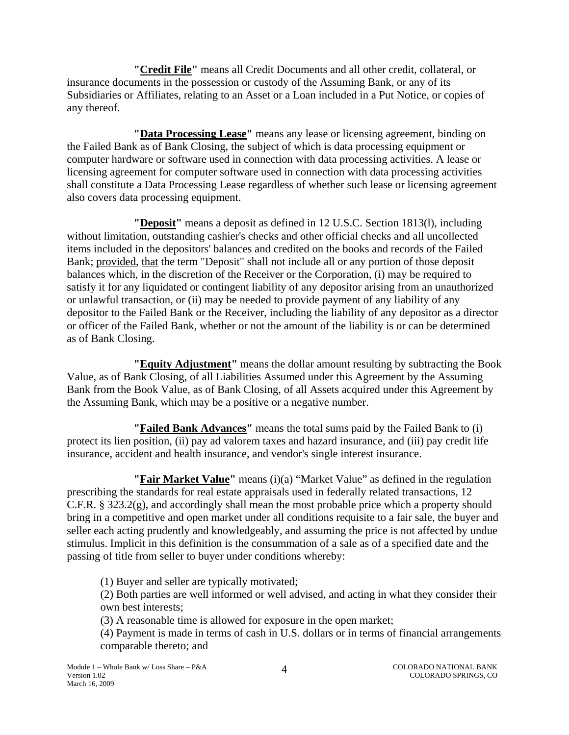**"Credit File"** means all Credit Documents and all other credit, collateral, or insurance documents in the possession or custody of the Assuming Bank, or any of its Subsidiaries or Affiliates, relating to an Asset or a Loan included in a Put Notice, or copies of any thereof.

**"Data Processing Lease"** means any lease or licensing agreement, binding on the Failed Bank as of Bank Closing, the subject of which is data processing equipment or computer hardware or software used in connection with data processing activities. A lease or licensing agreement for computer software used in connection with data processing activities shall constitute a Data Processing Lease regardless of whether such lease or licensing agreement also covers data processing equipment.

**"Deposit"** means a deposit as defined in 12 U.S.C. Section 1813(l), including without limitation, outstanding cashier's checks and other official checks and all uncollected items included in the depositors' balances and credited on the books and records of the Failed Bank; provided, that the term "Deposit" shall not include all or any portion of those deposit balances which, in the discretion of the Receiver or the Corporation, (i) may be required to satisfy it for any liquidated or contingent liability of any depositor arising from an unauthorized or unlawful transaction, or (ii) may be needed to provide payment of any liability of any depositor to the Failed Bank or the Receiver, including the liability of any depositor as a director or officer of the Failed Bank, whether or not the amount of the liability is or can be determined as of Bank Closing.

**"Equity Adjustment"** means the dollar amount resulting by subtracting the Book Value, as of Bank Closing, of all Liabilities Assumed under this Agreement by the Assuming Bank from the Book Value, as of Bank Closing, of all Assets acquired under this Agreement by the Assuming Bank, which may be a positive or a negative number.

**"Failed Bank Advances"** means the total sums paid by the Failed Bank to (i) protect its lien position, (ii) pay ad valorem taxes and hazard insurance, and (iii) pay credit life insurance, accident and health insurance, and vendor's single interest insurance.

**"Fair Market Value"** means (i)(a) "Market Value" as defined in the regulation prescribing the standards for real estate appraisals used in federally related transactions, 12 C.F.R. § 323.2(g), and accordingly shall mean the most probable price which a property should bring in a competitive and open market under all conditions requisite to a fair sale, the buyer and seller each acting prudently and knowledgeably, and assuming the price is not affected by undue stimulus. Implicit in this definition is the consummation of a sale as of a specified date and the passing of title from seller to buyer under conditions whereby:

(1) Buyer and seller are typically motivated;
(2) Both parties are well informed or well advised, and acting in what they consider their own best interests;
(3) A reasonable time is allowed for exposure in the open market;
(4) Payment is made in terms of cash in U.S. dollars or in terms of financial arrangements comparable thereto; and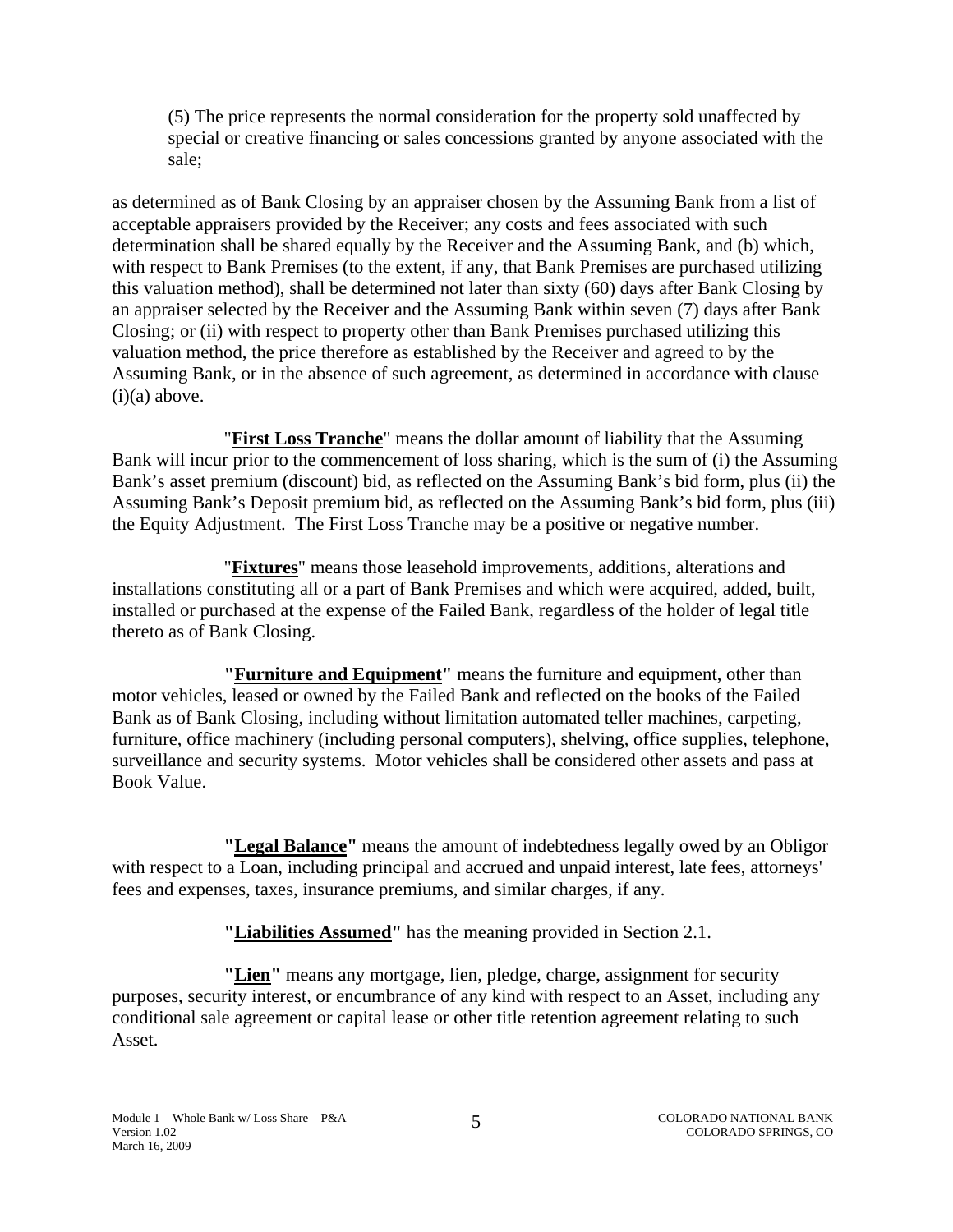(5) The price represents the normal consideration for the property sold unaffected by special or creative financing or sales concessions granted by anyone associated with the sale;

as determined as of Bank Closing by an appraiser chosen by the Assuming Bank from a list of acceptable appraisers provided by the Receiver; any costs and fees associated with such determination shall be shared equally by the Receiver and the Assuming Bank, and (b) which, with respect to Bank Premises (to the extent, if any, that Bank Premises are purchased utilizing this valuation method), shall be determined not later than sixty (60) days after Bank Closing by an appraiser selected by the Receiver and the Assuming Bank within seven (7) days after Bank Closing; or (ii) with respect to property other than Bank Premises purchased utilizing this valuation method, the price therefore as established by the Receiver and agreed to by the Assuming Bank, or in the absence of such agreement, as determined in accordance with clause (i)(a) above.

"**First Loss Tranche**" means the dollar amount of liability that the Assuming Bank will incur prior to the commencement of loss sharing, which is the sum of (i) the Assuming Bank's asset premium (discount) bid, as reflected on the Assuming Bank's bid form, plus (ii) the Assuming Bank's Deposit premium bid, as reflected on the Assuming Bank's bid form, plus (iii) the Equity Adjustment. The First Loss Tranche may be a positive or negative number.

"**Fixtures**" means those leasehold improvements, additions, alterations and installations constituting all or a part of Bank Premises and which were acquired, added, built, installed or purchased at the expense of the Failed Bank, regardless of the holder of legal title thereto as of Bank Closing.

**"Furniture and Equipment"** means the furniture and equipment, other than motor vehicles, leased or owned by the Failed Bank and reflected on the books of the Failed Bank as of Bank Closing, including without limitation automated teller machines, carpeting, furniture, office machinery (including personal computers), shelving, office supplies, telephone, surveillance and security systems. Motor vehicles shall be considered other assets and pass at Book Value.

**"Legal Balance"** means the amount of indebtedness legally owed by an Obligor with respect to a Loan, including principal and accrued and unpaid interest, late fees, attorneys' fees and expenses, taxes, insurance premiums, and similar charges, if any.

**"Liabilities Assumed"** has the meaning provided in Section 2.1.

**"Lien"** means any mortgage, lien, pledge, charge, assignment for security purposes, security interest, or encumbrance of any kind with respect to an Asset, including any conditional sale agreement or capital lease or other title retention agreement relating to such Asset.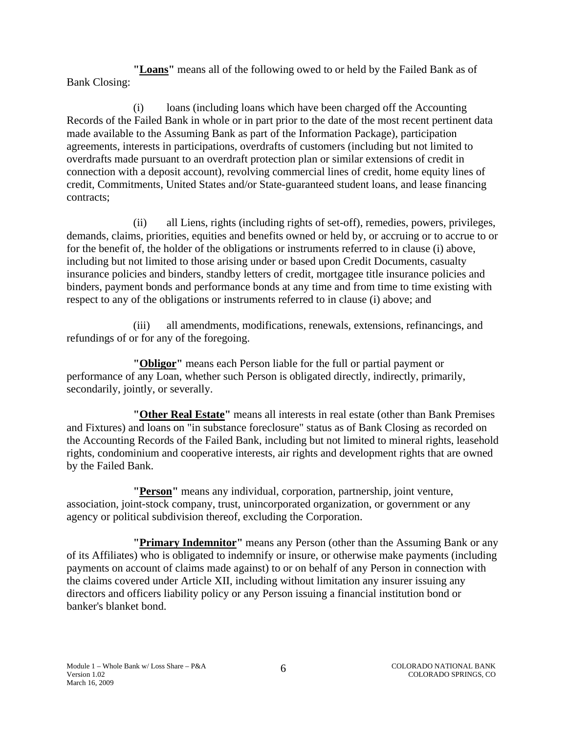**"Loans"** means all of the following owed to or held by the Failed Bank as of Bank Closing:

(i) loans (including loans which have been charged off the Accounting Records of the Failed Bank in whole or in part prior to the date of the most recent pertinent data made available to the Assuming Bank as part of the Information Package), participation agreements, interests in participations, overdrafts of customers (including but not limited to overdrafts made pursuant to an overdraft protection plan or similar extensions of credit in connection with a deposit account), revolving commercial lines of credit, home equity lines of credit, Commitments, United States and/or State-guaranteed student loans, and lease financing contracts;

(ii) all Liens, rights (including rights of set-off), remedies, powers, privileges, demands, claims, priorities, equities and benefits owned or held by, or accruing or to accrue to or for the benefit of, the holder of the obligations or instruments referred to in clause (i) above, including but not limited to those arising under or based upon Credit Documents, casualty insurance policies and binders, standby letters of credit, mortgagee title insurance policies and binders, payment bonds and performance bonds at any time and from time to time existing with respect to any of the obligations or instruments referred to in clause (i) above; and

(iii) all amendments, modifications, renewals, extensions, refinancings, and refundings of or for any of the foregoing.

**"Obligor"** means each Person liable for the full or partial payment or performance of any Loan, whether such Person is obligated directly, indirectly, primarily, secondarily, jointly, or severally.

**"Other Real Estate"** means all interests in real estate (other than Bank Premises and Fixtures) and loans on "in substance foreclosure" status as of Bank Closing as recorded on the Accounting Records of the Failed Bank, including but not limited to mineral rights, leasehold rights, condominium and cooperative interests, air rights and development rights that are owned by the Failed Bank.

**"Person"** means any individual, corporation, partnership, joint venture, association, joint-stock company, trust, unincorporated organization, or government or any agency or political subdivision thereof, excluding the Corporation.

**"Primary Indemnitor"** means any Person (other than the Assuming Bank or any of its Affiliates) who is obligated to indemnify or insure, or otherwise make payments (including payments on account of claims made against) to or on behalf of any Person in connection with the claims covered under Article XII, including without limitation any insurer issuing any directors and officers liability policy or any Person issuing a financial institution bond or banker's blanket bond.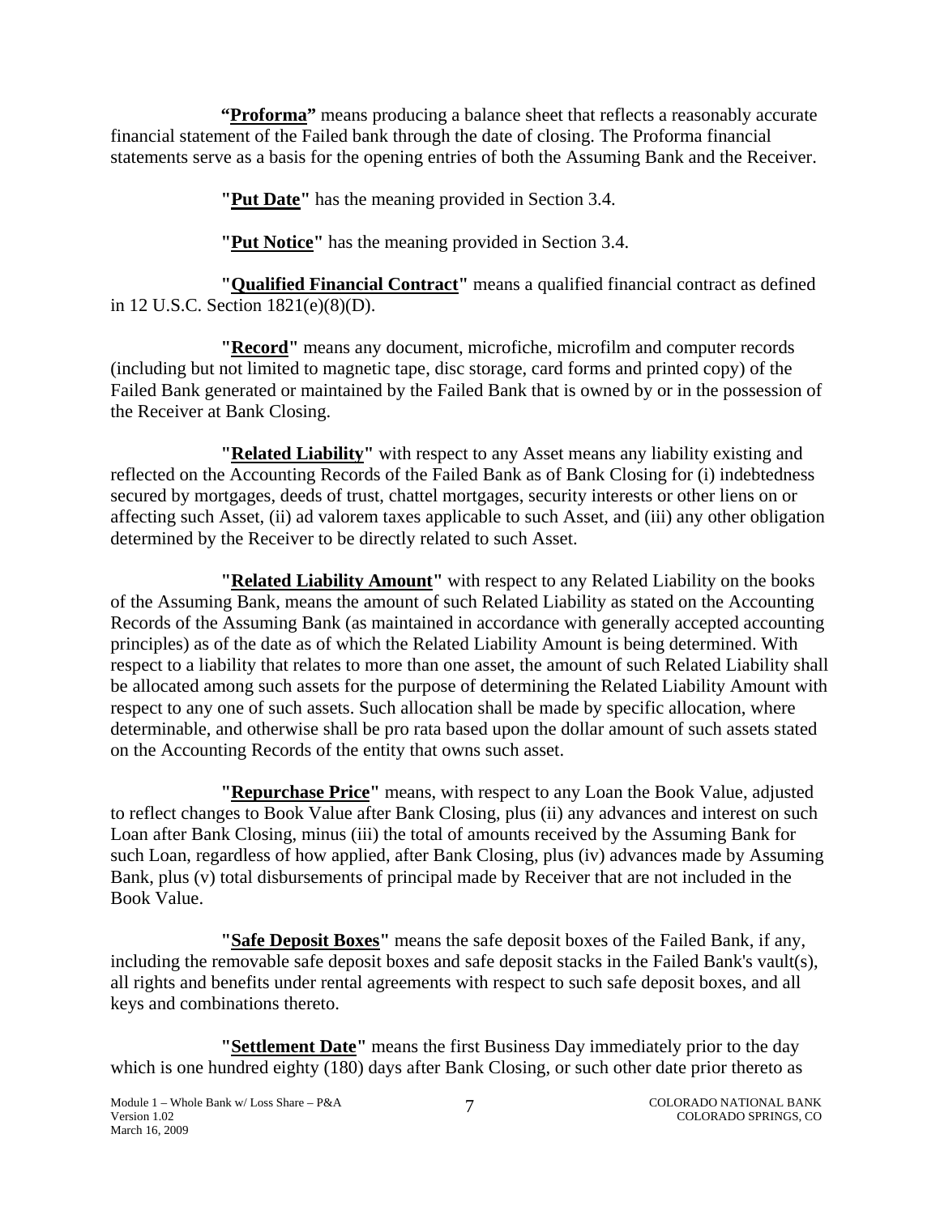**"Proforma"** means producing a balance sheet that reflects a reasonably accurate financial statement of the Failed bank through the date of closing. The Proforma financial statements serve as a basis for the opening entries of both the Assuming Bank and the Receiver.

**"Put Date"** has the meaning provided in Section 3.4.

**"Put Notice"** has the meaning provided in Section 3.4.

**"Qualified Financial Contract"** means a qualified financial contract as defined in 12 U.S.C. Section 1821(e)(8)(D).

**"Record"** means any document, microfiche, microfilm and computer records (including but not limited to magnetic tape, disc storage, card forms and printed copy) of the Failed Bank generated or maintained by the Failed Bank that is owned by or in the possession of the Receiver at Bank Closing.

**"Related Liability"** with respect to any Asset means any liability existing and reflected on the Accounting Records of the Failed Bank as of Bank Closing for (i) indebtedness secured by mortgages, deeds of trust, chattel mortgages, security interests or other liens on or affecting such Asset, (ii) ad valorem taxes applicable to such Asset, and (iii) any other obligation determined by the Receiver to be directly related to such Asset.

**"Related Liability Amount"** with respect to any Related Liability on the books of the Assuming Bank, means the amount of such Related Liability as stated on the Accounting Records of the Assuming Bank (as maintained in accordance with generally accepted accounting principles) as of the date as of which the Related Liability Amount is being determined. With respect to a liability that relates to more than one asset, the amount of such Related Liability shall be allocated among such assets for the purpose of determining the Related Liability Amount with respect to any one of such assets. Such allocation shall be made by specific allocation, where determinable, and otherwise shall be pro rata based upon the dollar amount of such assets stated on the Accounting Records of the entity that owns such asset.

**"Repurchase Price"** means, with respect to any Loan the Book Value, adjusted to reflect changes to Book Value after Bank Closing, plus (ii) any advances and interest on such Loan after Bank Closing, minus (iii) the total of amounts received by the Assuming Bank for such Loan, regardless of how applied, after Bank Closing, plus (iv) advances made by Assuming Bank, plus (v) total disbursements of principal made by Receiver that are not included in the Book Value.

**"Safe Deposit Boxes"** means the safe deposit boxes of the Failed Bank, if any, including the removable safe deposit boxes and safe deposit stacks in the Failed Bank's vault(s), all rights and benefits under rental agreements with respect to such safe deposit boxes, and all keys and combinations thereto.

**"Settlement Date"** means the first Business Day immediately prior to the day which is one hundred eighty (180) days after Bank Closing, or such other date prior thereto as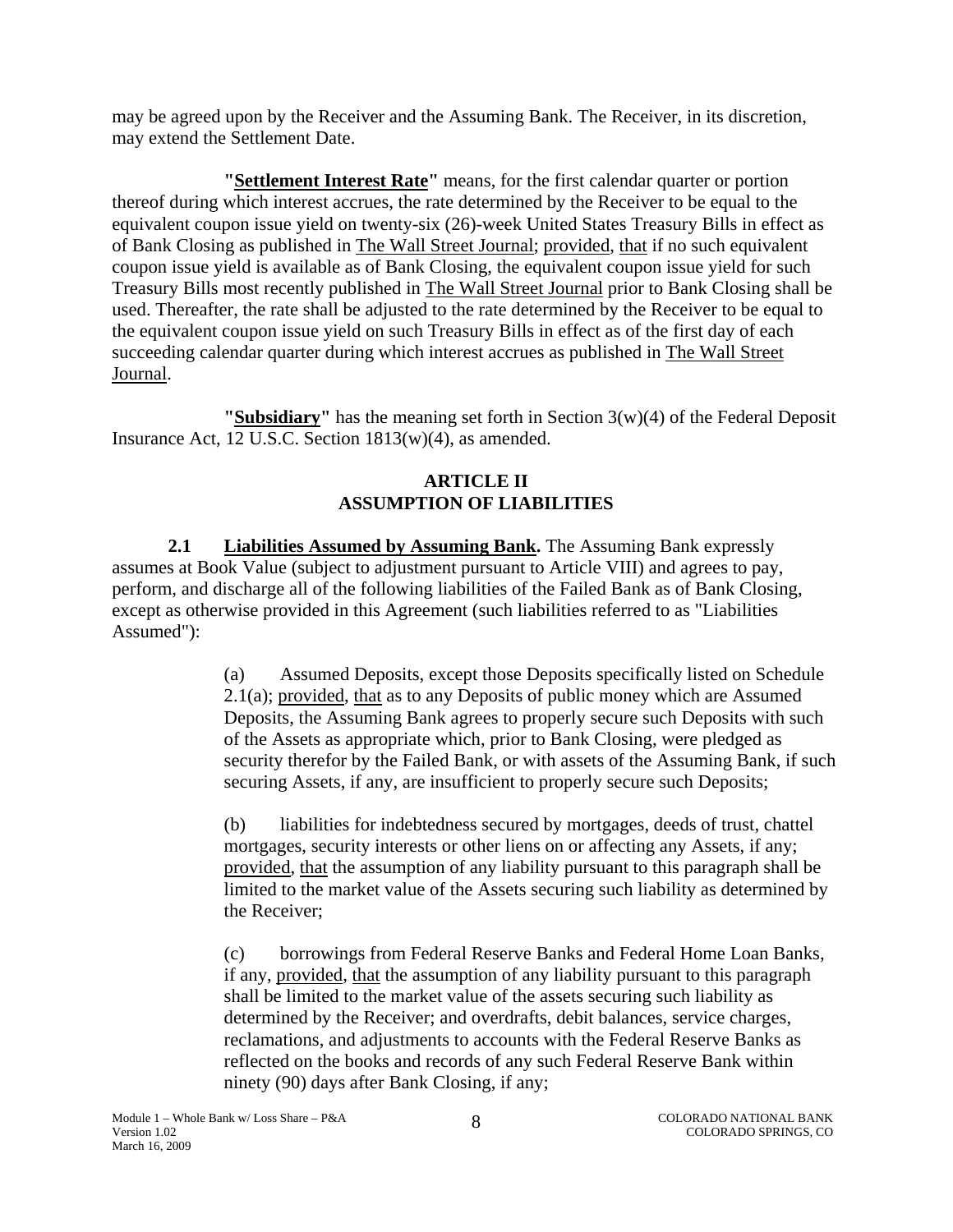may be agreed upon by the Receiver and the Assuming Bank. The Receiver, in its discretion, may extend the Settlement Date.

**"Settlement Interest Rate"** means, for the first calendar quarter or portion thereof during which interest accrues, the rate determined by the Receiver to be equal to the equivalent coupon issue yield on twenty-six (26)-week United States Treasury Bills in effect as of Bank Closing as published in The Wall Street Journal; provided, that if no such equivalent coupon issue yield is available as of Bank Closing, the equivalent coupon issue yield for such Treasury Bills most recently published in The Wall Street Journal prior to Bank Closing shall be used. Thereafter, the rate shall be adjusted to the rate determined by the Receiver to be equal to the equivalent coupon issue yield on such Treasury Bills in effect as of the first day of each succeeding calendar quarter during which interest accrues as published in The Wall Street Journal.

**"Subsidiary"** has the meaning set forth in Section 3(w)(4) of the Federal Deposit Insurance Act, 12 U.S.C. Section 1813(w)(4), as amended.

## ARTICLE II
## ASSUMPTION OF LIABILITIES

**2.1 Liabilities Assumed by Assuming Bank.** The Assuming Bank expressly assumes at Book Value (subject to adjustment pursuant to Article VIII) and agrees to pay, perform, and discharge all of the following liabilities of the Failed Bank as of Bank Closing, except as otherwise provided in this Agreement (such liabilities referred to as "Liabilities Assumed"):

(a) Assumed Deposits, except those Deposits specifically listed on Schedule 2.1(a); provided, that as to any Deposits of public money which are Assumed Deposits, the Assuming Bank agrees to properly secure such Deposits with such of the Assets as appropriate which, prior to Bank Closing, were pledged as security therefor by the Failed Bank, or with assets of the Assuming Bank, if such securing Assets, if any, are insufficient to properly secure such Deposits;

(b) liabilities for indebtedness secured by mortgages, deeds of trust, chattel mortgages, security interests or other liens on or affecting any Assets, if any; provided, that the assumption of any liability pursuant to this paragraph shall be limited to the market value of the Assets securing such liability as determined by the Receiver;

(c) borrowings from Federal Reserve Banks and Federal Home Loan Banks, if any, provided, that the assumption of any liability pursuant to this paragraph shall be limited to the market value of the assets securing such liability as determined by the Receiver; and overdrafts, debit balances, service charges, reclamations, and adjustments to accounts with the Federal Reserve Banks as reflected on the books and records of any such Federal Reserve Bank within ninety (90) days after Bank Closing, if any;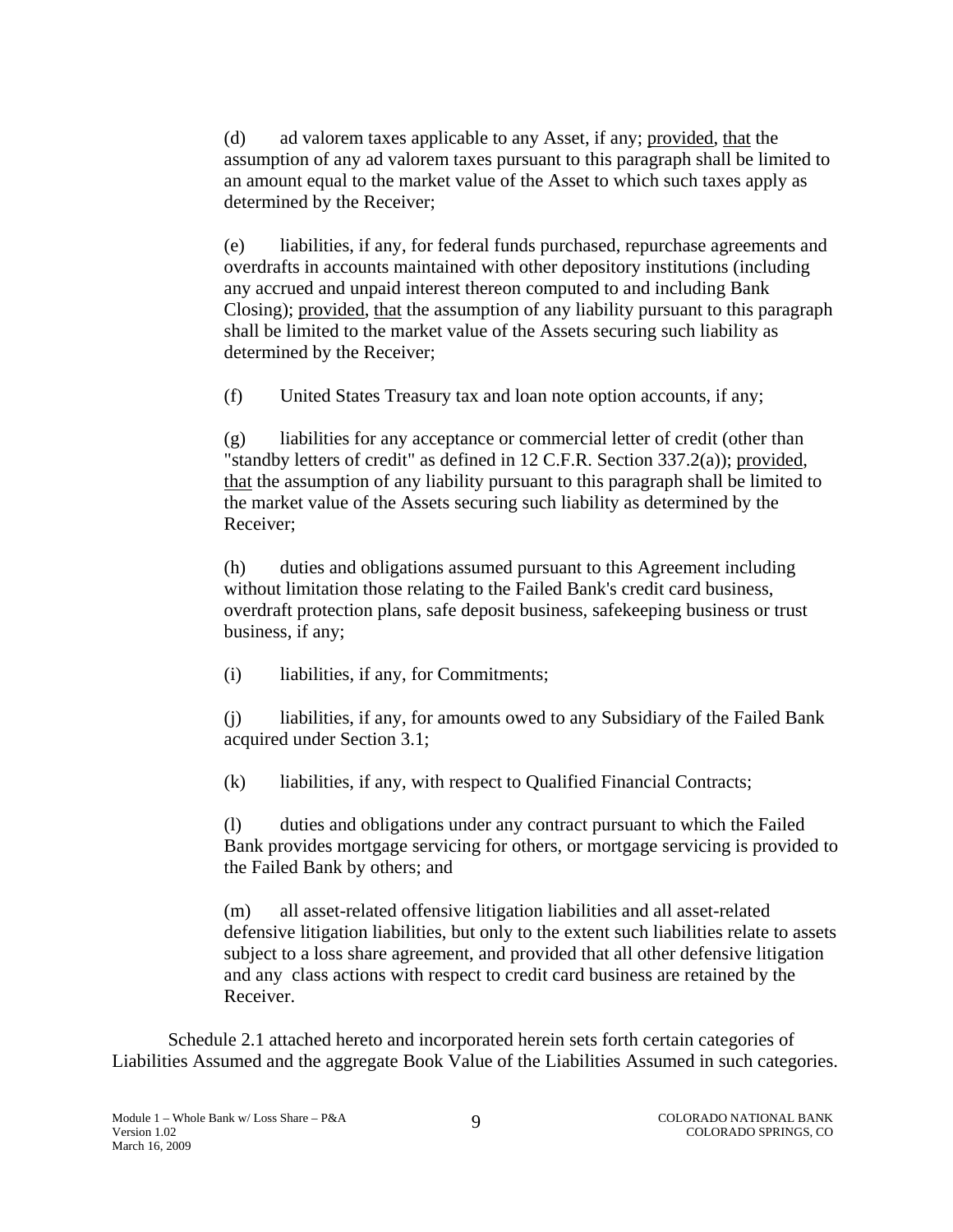(d) ad valorem taxes applicable to any Asset, if any; provided, that the assumption of any ad valorem taxes pursuant to this paragraph shall be limited to an amount equal to the market value of the Asset to which such taxes apply as determined by the Receiver;

(e) liabilities, if any, for federal funds purchased, repurchase agreements and overdrafts in accounts maintained with other depository institutions (including any accrued and unpaid interest thereon computed to and including Bank Closing); provided, that the assumption of any liability pursuant to this paragraph shall be limited to the market value of the Assets securing such liability as determined by the Receiver;

(f) United States Treasury tax and loan note option accounts, if any;

(g) liabilities for any acceptance or commercial letter of credit (other than "standby letters of credit" as defined in 12 C.F.R. Section 337.2(a)); provided, that the assumption of any liability pursuant to this paragraph shall be limited to the market value of the Assets securing such liability as determined by the Receiver;

(h) duties and obligations assumed pursuant to this Agreement including without limitation those relating to the Failed Bank's credit card business, overdraft protection plans, safe deposit business, safekeeping business or trust business, if any;

(i) liabilities, if any, for Commitments;

(j) liabilities, if any, for amounts owed to any Subsidiary of the Failed Bank acquired under Section 3.1;

(k) liabilities, if any, with respect to Qualified Financial Contracts;

(l) duties and obligations under any contract pursuant to which the Failed Bank provides mortgage servicing for others, or mortgage servicing is provided to the Failed Bank by others; and

(m) all asset-related offensive litigation liabilities and all asset-related defensive litigation liabilities, but only to the extent such liabilities relate to assets subject to a loss share agreement, and provided that all other defensive litigation and any class actions with respect to credit card business are retained by the Receiver.

Schedule 2.1 attached hereto and incorporated herein sets forth certain categories of Liabilities Assumed and the aggregate Book Value of the Liabilities Assumed in such categories.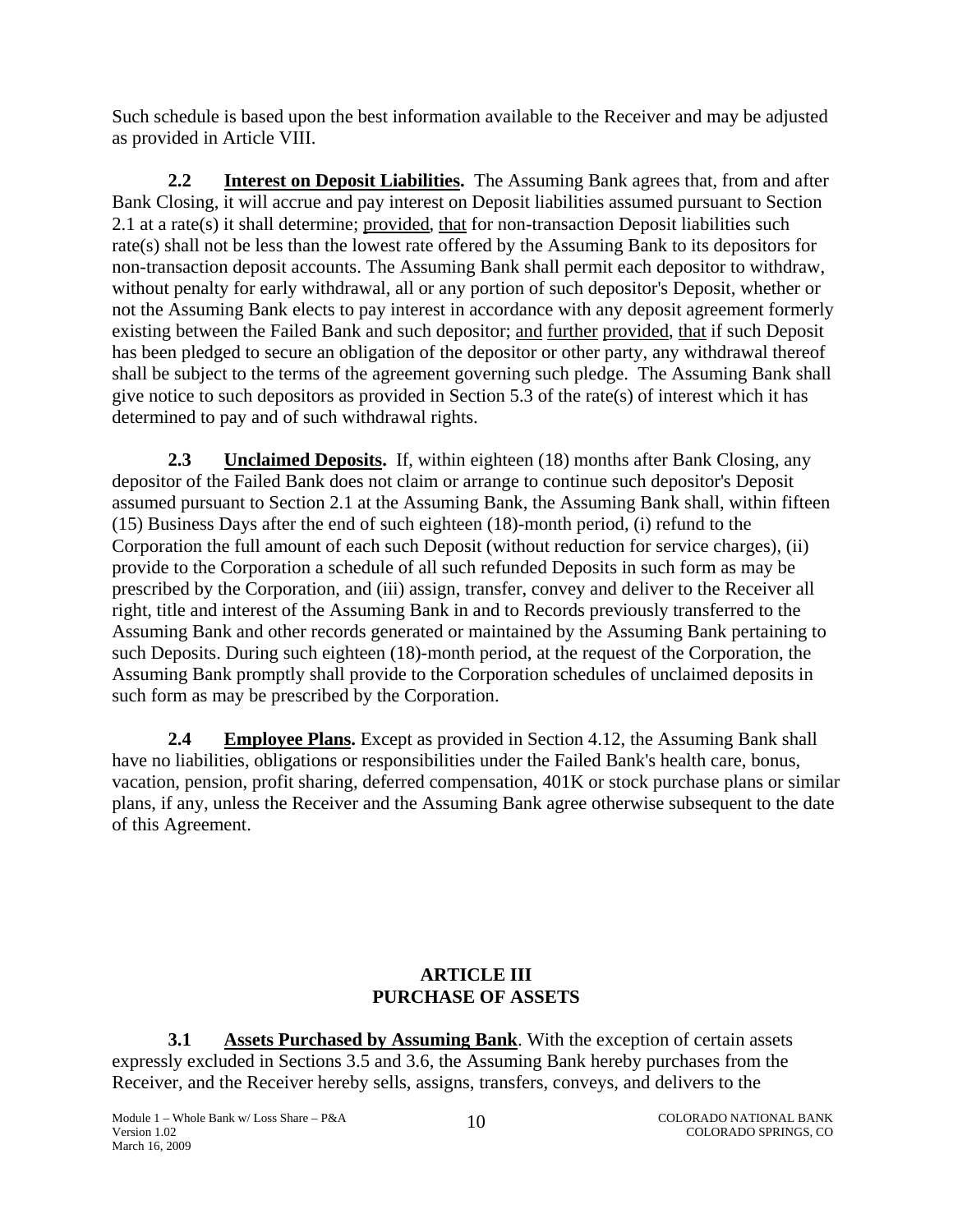Such schedule is based upon the best information available to the Receiver and may be adjusted as provided in Article VIII.

**2.2 Interest on Deposit Liabilities.** The Assuming Bank agrees that, from and after Bank Closing, it will accrue and pay interest on Deposit liabilities assumed pursuant to Section 2.1 at a rate(s) it shall determine; provided, that for non-transaction Deposit liabilities such rate(s) shall not be less than the lowest rate offered by the Assuming Bank to its depositors for non-transaction deposit accounts. The Assuming Bank shall permit each depositor to withdraw, without penalty for early withdrawal, all or any portion of such depositor's Deposit, whether or not the Assuming Bank elects to pay interest in accordance with any deposit agreement formerly existing between the Failed Bank and such depositor; and further provided, that if such Deposit has been pledged to secure an obligation of the depositor or other party, any withdrawal thereof shall be subject to the terms of the agreement governing such pledge. The Assuming Bank shall give notice to such depositors as provided in Section 5.3 of the rate(s) of interest which it has determined to pay and of such withdrawal rights.

**2.3 Unclaimed Deposits.** If, within eighteen (18) months after Bank Closing, any depositor of the Failed Bank does not claim or arrange to continue such depositor's Deposit assumed pursuant to Section 2.1 at the Assuming Bank, the Assuming Bank shall, within fifteen (15) Business Days after the end of such eighteen (18)-month period, (i) refund to the Corporation the full amount of each such Deposit (without reduction for service charges), (ii) provide to the Corporation a schedule of all such refunded Deposits in such form as may be prescribed by the Corporation, and (iii) assign, transfer, convey and deliver to the Receiver all right, title and interest of the Assuming Bank in and to Records previously transferred to the Assuming Bank and other records generated or maintained by the Assuming Bank pertaining to such Deposits. During such eighteen (18)-month period, at the request of the Corporation, the Assuming Bank promptly shall provide to the Corporation schedules of unclaimed deposits in such form as may be prescribed by the Corporation.

**2.4 Employee Plans.** Except as provided in Section 4.12, the Assuming Bank shall have no liabilities, obligations or responsibilities under the Failed Bank's health care, bonus, vacation, pension, profit sharing, deferred compensation, 401K or stock purchase plans or similar plans, if any, unless the Receiver and the Assuming Bank agree otherwise subsequent to the date of this Agreement.

## ARTICLE III
## PURCHASE OF ASSETS

**3.1 Assets Purchased by Assuming Bank**. With the exception of certain assets expressly excluded in Sections 3.5 and 3.6, the Assuming Bank hereby purchases from the Receiver, and the Receiver hereby sells, assigns, transfers, conveys, and delivers to the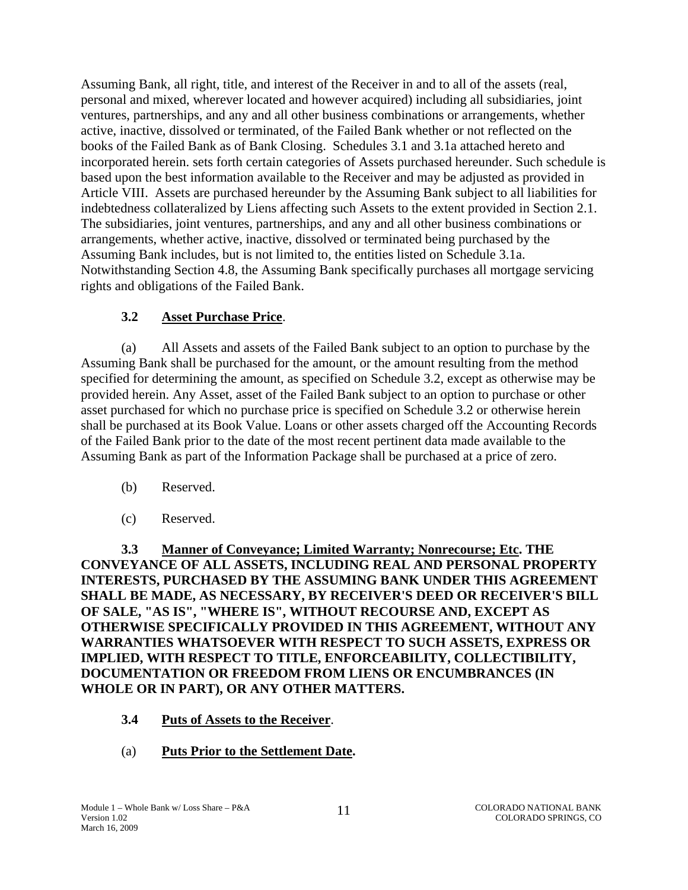Assuming Bank, all right, title, and interest of the Receiver in and to all of the assets (real, personal and mixed, wherever located and however acquired) including all subsidiaries, joint ventures, partnerships, and any and all other business combinations or arrangements, whether active, inactive, dissolved or terminated, of the Failed Bank whether or not reflected on the books of the Failed Bank as of Bank Closing. Schedules 3.1 and 3.1a attached hereto and incorporated herein. sets forth certain categories of Assets purchased hereunder. Such schedule is based upon the best information available to the Receiver and may be adjusted as provided in Article VIII. Assets are purchased hereunder by the Assuming Bank subject to all liabilities for indebtedness collateralized by Liens affecting such Assets to the extent provided in Section 2.1. The subsidiaries, joint ventures, partnerships, and any and all other business combinations or arrangements, whether active, inactive, dissolved or terminated being purchased by the Assuming Bank includes, but is not limited to, the entities listed on Schedule 3.1a. Notwithstanding Section 4.8, the Assuming Bank specifically purchases all mortgage servicing rights and obligations of the Failed Bank.

**3.2 Asset Purchase Price**.

(a) All Assets and assets of the Failed Bank subject to an option to purchase by the Assuming Bank shall be purchased for the amount, or the amount resulting from the method specified for determining the amount, as specified on Schedule 3.2, except as otherwise may be provided herein. Any Asset, asset of the Failed Bank subject to an option to purchase or other asset purchased for which no purchase price is specified on Schedule 3.2 or otherwise herein shall be purchased at its Book Value. Loans or other assets charged off the Accounting Records of the Failed Bank prior to the date of the most recent pertinent data made available to the Assuming Bank as part of the Information Package shall be purchased at a price of zero.

(b) Reserved.

(c) Reserved.

**3.3 Manner of Conveyance; Limited Warranty; Nonrecourse; Etc. THE CONVEYANCE OF ALL ASSETS, INCLUDING REAL AND PERSONAL PROPERTY INTERESTS, PURCHASED BY THE ASSUMING BANK UNDER THIS AGREEMENT SHALL BE MADE, AS NECESSARY, BY RECEIVER'S DEED OR RECEIVER'S BILL OF SALE, "AS IS", "WHERE IS", WITHOUT RECOURSE AND, EXCEPT AS OTHERWISE SPECIFICALLY PROVIDED IN THIS AGREEMENT, WITHOUT ANY WARRANTIES WHATSOEVER WITH RESPECT TO SUCH ASSETS, EXPRESS OR IMPLIED, WITH RESPECT TO TITLE, ENFORCEABILITY, COLLECTIBILITY, DOCUMENTATION OR FREEDOM FROM LIENS OR ENCUMBRANCES (IN WHOLE OR IN PART), OR ANY OTHER MATTERS.**

**3.4 Puts of Assets to the Receiver**.

(a) **Puts Prior to the Settlement Date.**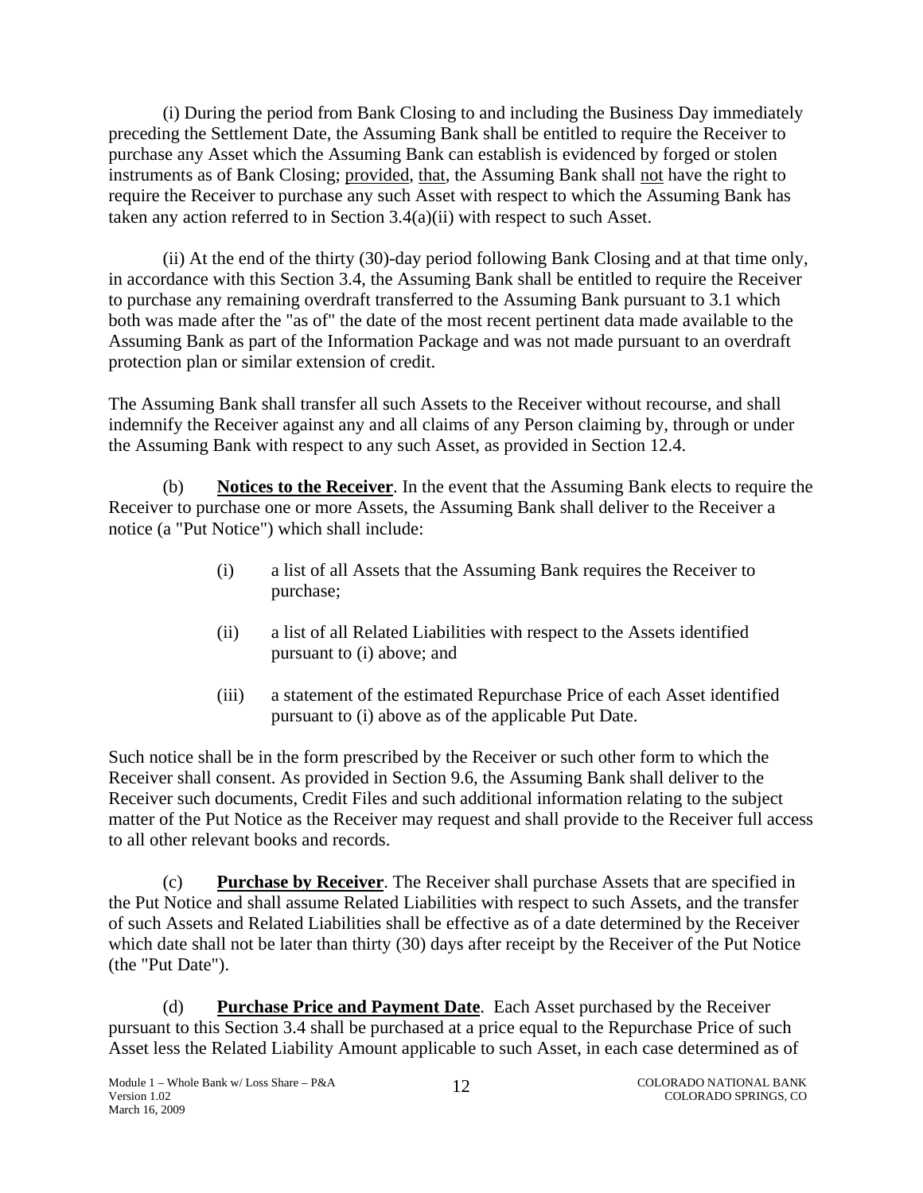(i) During the period from Bank Closing to and including the Business Day immediately preceding the Settlement Date, the Assuming Bank shall be entitled to require the Receiver to purchase any Asset which the Assuming Bank can establish is evidenced by forged or stolen instruments as of Bank Closing; provided, that, the Assuming Bank shall not have the right to require the Receiver to purchase any such Asset with respect to which the Assuming Bank has taken any action referred to in Section 3.4(a)(ii) with respect to such Asset.

(ii) At the end of the thirty (30)-day period following Bank Closing and at that time only, in accordance with this Section 3.4, the Assuming Bank shall be entitled to require the Receiver to purchase any remaining overdraft transferred to the Assuming Bank pursuant to 3.1 which both was made after the "as of" the date of the most recent pertinent data made available to the Assuming Bank as part of the Information Package and was not made pursuant to an overdraft protection plan or similar extension of credit.

The Assuming Bank shall transfer all such Assets to the Receiver without recourse, and shall indemnify the Receiver against any and all claims of any Person claiming by, through or under the Assuming Bank with respect to any such Asset, as provided in Section 12.4.

(b) **Notices to the Receiver**. In the event that the Assuming Bank elects to require the Receiver to purchase one or more Assets, the Assuming Bank shall deliver to the Receiver a notice (a "Put Notice") which shall include:

(i) a list of all Assets that the Assuming Bank requires the Receiver to purchase;

(ii) a list of all Related Liabilities with respect to the Assets identified pursuant to (i) above; and

(iii) a statement of the estimated Repurchase Price of each Asset identified pursuant to (i) above as of the applicable Put Date.

Such notice shall be in the form prescribed by the Receiver or such other form to which the Receiver shall consent. As provided in Section 9.6, the Assuming Bank shall deliver to the Receiver such documents, Credit Files and such additional information relating to the subject matter of the Put Notice as the Receiver may request and shall provide to the Receiver full access to all other relevant books and records.

(c) **Purchase by Receiver**. The Receiver shall purchase Assets that are specified in the Put Notice and shall assume Related Liabilities with respect to such Assets, and the transfer of such Assets and Related Liabilities shall be effective as of a date determined by the Receiver which date shall not be later than thirty (30) days after receipt by the Receiver of the Put Notice (the "Put Date").

(d) **Purchase Price and Payment Date**. Each Asset purchased by the Receiver pursuant to this Section 3.4 shall be purchased at a price equal to the Repurchase Price of such Asset less the Related Liability Amount applicable to such Asset, in each case determined as of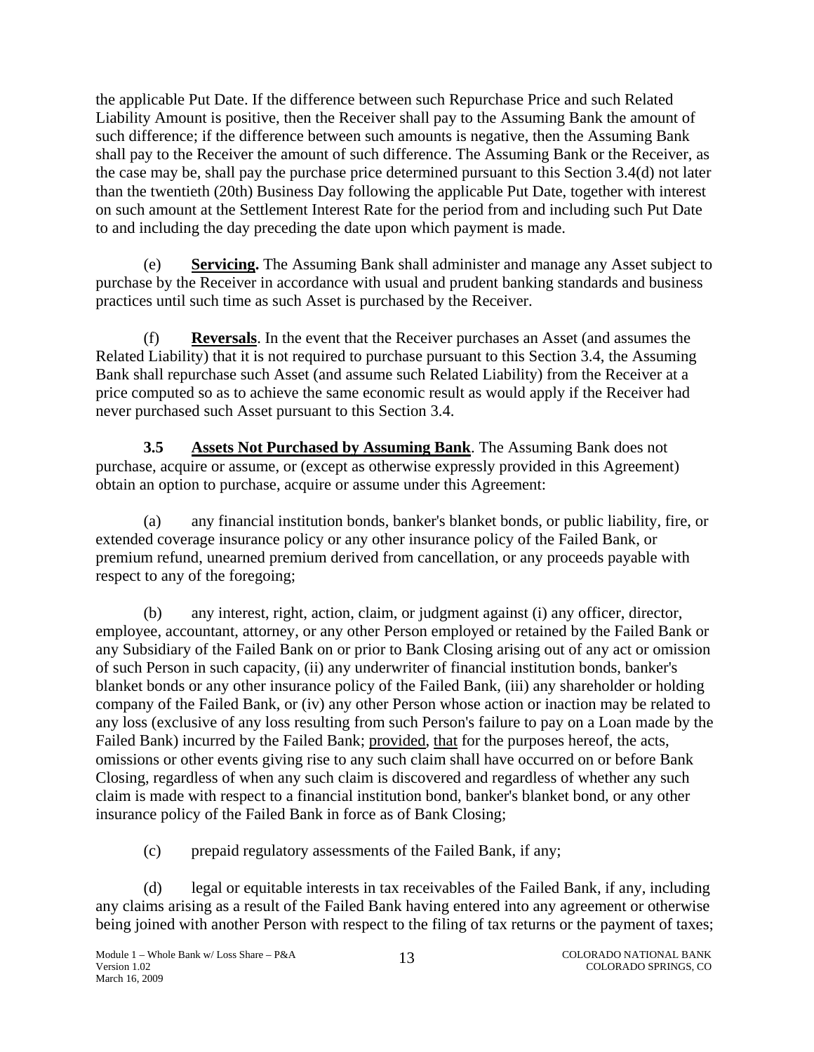the applicable Put Date. If the difference between such Repurchase Price and such Related Liability Amount is positive, then the Receiver shall pay to the Assuming Bank the amount of such difference; if the difference between such amounts is negative, then the Assuming Bank shall pay to the Receiver the amount of such difference. The Assuming Bank or the Receiver, as the case may be, shall pay the purchase price determined pursuant to this Section 3.4(d) not later than the twentieth (20th) Business Day following the applicable Put Date, together with interest on such amount at the Settlement Interest Rate for the period from and including such Put Date to and including the day preceding the date upon which payment is made.

(e) **Servicing.** The Assuming Bank shall administer and manage any Asset subject to purchase by the Receiver in accordance with usual and prudent banking standards and business practices until such time as such Asset is purchased by the Receiver.

(f) **Reversals**. In the event that the Receiver purchases an Asset (and assumes the Related Liability) that it is not required to purchase pursuant to this Section 3.4, the Assuming Bank shall repurchase such Asset (and assume such Related Liability) from the Receiver at a price computed so as to achieve the same economic result as would apply if the Receiver had never purchased such Asset pursuant to this Section 3.4.

**3.5 Assets Not Purchased by Assuming Bank**. The Assuming Bank does not purchase, acquire or assume, or (except as otherwise expressly provided in this Agreement) obtain an option to purchase, acquire or assume under this Agreement:

(a) any financial institution bonds, banker's blanket bonds, or public liability, fire, or extended coverage insurance policy or any other insurance policy of the Failed Bank, or premium refund, unearned premium derived from cancellation, or any proceeds payable with respect to any of the foregoing;

(b) any interest, right, action, claim, or judgment against (i) any officer, director, employee, accountant, attorney, or any other Person employed or retained by the Failed Bank or any Subsidiary of the Failed Bank on or prior to Bank Closing arising out of any act or omission of such Person in such capacity, (ii) any underwriter of financial institution bonds, banker's blanket bonds or any other insurance policy of the Failed Bank, (iii) any shareholder or holding company of the Failed Bank, or (iv) any other Person whose action or inaction may be related to any loss (exclusive of any loss resulting from such Person's failure to pay on a Loan made by the Failed Bank) incurred by the Failed Bank; provided, that for the purposes hereof, the acts, omissions or other events giving rise to any such claim shall have occurred on or before Bank Closing, regardless of when any such claim is discovered and regardless of whether any such claim is made with respect to a financial institution bond, banker's blanket bond, or any other insurance policy of the Failed Bank in force as of Bank Closing;

(c) prepaid regulatory assessments of the Failed Bank, if any;

(d) legal or equitable interests in tax receivables of the Failed Bank, if any, including any claims arising as a result of the Failed Bank having entered into any agreement or otherwise being joined with another Person with respect to the filing of tax returns or the payment of taxes;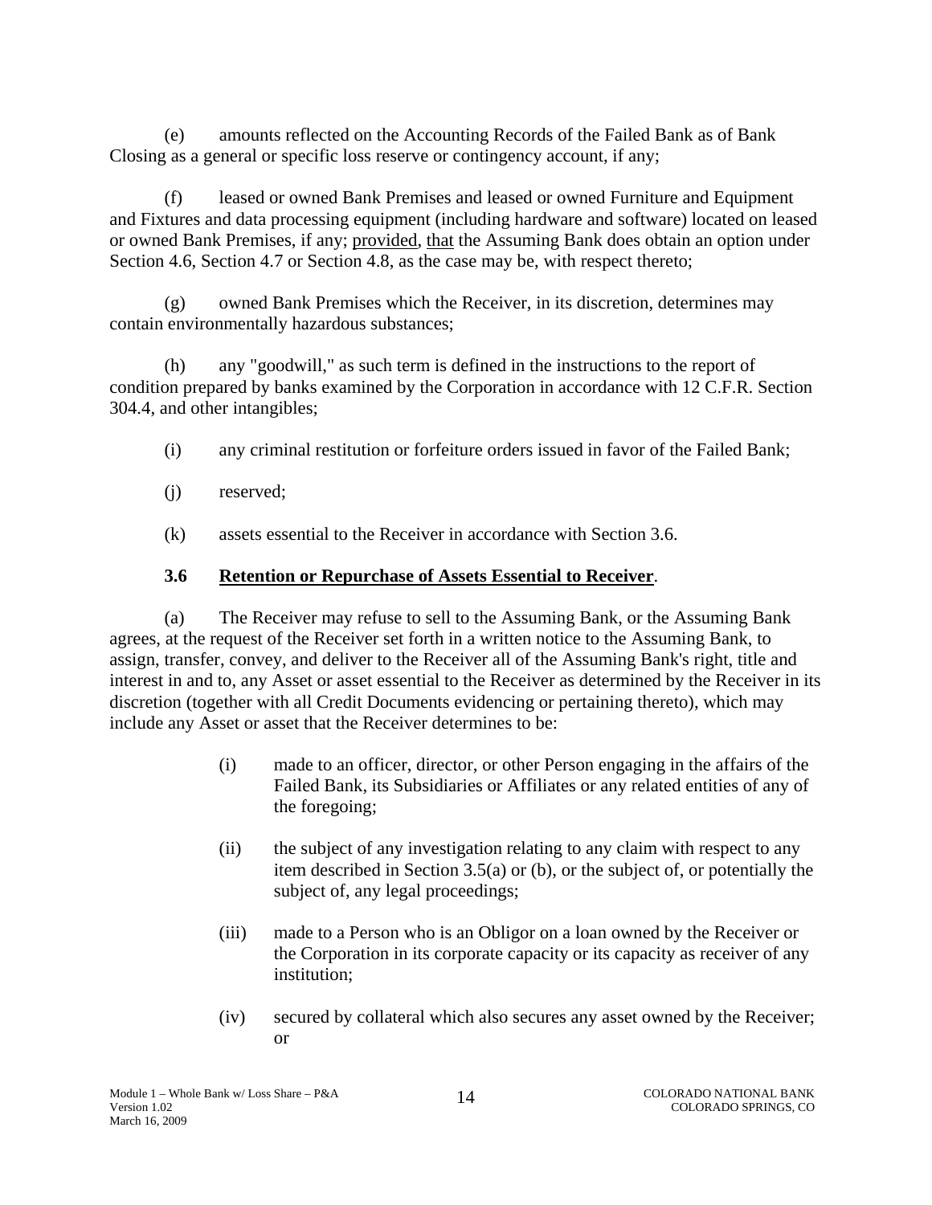(e) amounts reflected on the Accounting Records of the Failed Bank as of Bank Closing as a general or specific loss reserve or contingency account, if any;

(f) leased or owned Bank Premises and leased or owned Furniture and Equipment and Fixtures and data processing equipment (including hardware and software) located on leased or owned Bank Premises, if any; provided, that the Assuming Bank does obtain an option under Section 4.6, Section 4.7 or Section 4.8, as the case may be, with respect thereto;

(g) owned Bank Premises which the Receiver, in its discretion, determines may contain environmentally hazardous substances;

(h) any "goodwill," as such term is defined in the instructions to the report of condition prepared by banks examined by the Corporation in accordance with 12 C.F.R. Section 304.4, and other intangibles;

(i) any criminal restitution or forfeiture orders issued in favor of the Failed Bank;

(j) reserved;

(k) assets essential to the Receiver in accordance with Section 3.6.

**3.6 Retention or Repurchase of Assets Essential to Receiver.**

(a) The Receiver may refuse to sell to the Assuming Bank, or the Assuming Bank agrees, at the request of the Receiver set forth in a written notice to the Assuming Bank, to assign, transfer, convey, and deliver to the Receiver all of the Assuming Bank's right, title and interest in and to, any Asset or asset essential to the Receiver as determined by the Receiver in its discretion (together with all Credit Documents evidencing or pertaining thereto), which may include any Asset or asset that the Receiver determines to be:

> (i) made to an officer, director, or other Person engaging in the affairs of the Failed Bank, its Subsidiaries or Affiliates or any related entities of any of the foregoing;
>
> (ii) the subject of any investigation relating to any claim with respect to any item described in Section 3.5(a) or (b), or the subject of, or potentially the subject of, any legal proceedings;
>
> (iii) made to a Person who is an Obligor on a loan owned by the Receiver or the Corporation in its corporate capacity or its capacity as receiver of any institution;
>
> (iv) secured by collateral which also secures any asset owned by the Receiver; or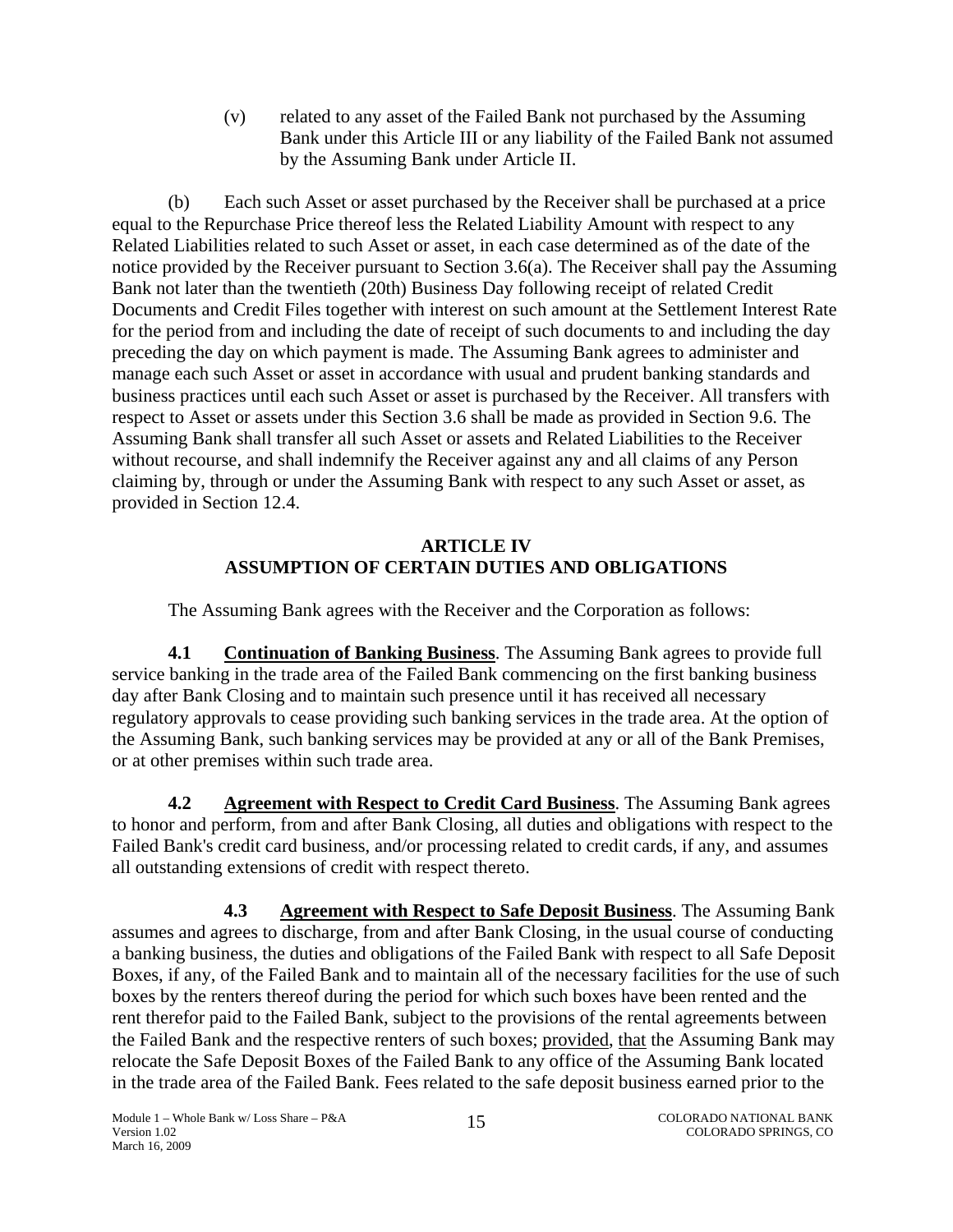(v) related to any asset of the Failed Bank not purchased by the Assuming Bank under this Article III or any liability of the Failed Bank not assumed by the Assuming Bank under Article II.

(b) Each such Asset or asset purchased by the Receiver shall be purchased at a price equal to the Repurchase Price thereof less the Related Liability Amount with respect to any Related Liabilities related to such Asset or asset, in each case determined as of the date of the notice provided by the Receiver pursuant to Section 3.6(a). The Receiver shall pay the Assuming Bank not later than the twentieth (20th) Business Day following receipt of related Credit Documents and Credit Files together with interest on such amount at the Settlement Interest Rate for the period from and including the date of receipt of such documents to and including the day preceding the day on which payment is made. The Assuming Bank agrees to administer and manage each such Asset or asset in accordance with usual and prudent banking standards and business practices until each such Asset or asset is purchased by the Receiver. All transfers with respect to Asset or assets under this Section 3.6 shall be made as provided in Section 9.6. The Assuming Bank shall transfer all such Asset or assets and Related Liabilities to the Receiver without recourse, and shall indemnify the Receiver against any and all claims of any Person claiming by, through or under the Assuming Bank with respect to any such Asset or asset, as provided in Section 12.4.

## ARTICLE IV
## ASSUMPTION OF CERTAIN DUTIES AND OBLIGATIONS

The Assuming Bank agrees with the Receiver and the Corporation as follows:

**4.1 Continuation of Banking Business**. The Assuming Bank agrees to provide full service banking in the trade area of the Failed Bank commencing on the first banking business day after Bank Closing and to maintain such presence until it has received all necessary regulatory approvals to cease providing such banking services in the trade area. At the option of the Assuming Bank, such banking services may be provided at any or all of the Bank Premises, or at other premises within such trade area.

**4.2 Agreement with Respect to Credit Card Business**. The Assuming Bank agrees to honor and perform, from and after Bank Closing, all duties and obligations with respect to the Failed Bank's credit card business, and/or processing related to credit cards, if any, and assumes all outstanding extensions of credit with respect thereto.

**4.3 Agreement with Respect to Safe Deposit Business**. The Assuming Bank assumes and agrees to discharge, from and after Bank Closing, in the usual course of conducting a banking business, the duties and obligations of the Failed Bank with respect to all Safe Deposit Boxes, if any, of the Failed Bank and to maintain all of the necessary facilities for the use of such boxes by the renters thereof during the period for which such boxes have been rented and the rent therefor paid to the Failed Bank, subject to the provisions of the rental agreements between the Failed Bank and the respective renters of such boxes; provided, that the Assuming Bank may relocate the Safe Deposit Boxes of the Failed Bank to any office of the Assuming Bank located in the trade area of the Failed Bank. Fees related to the safe deposit business earned prior to the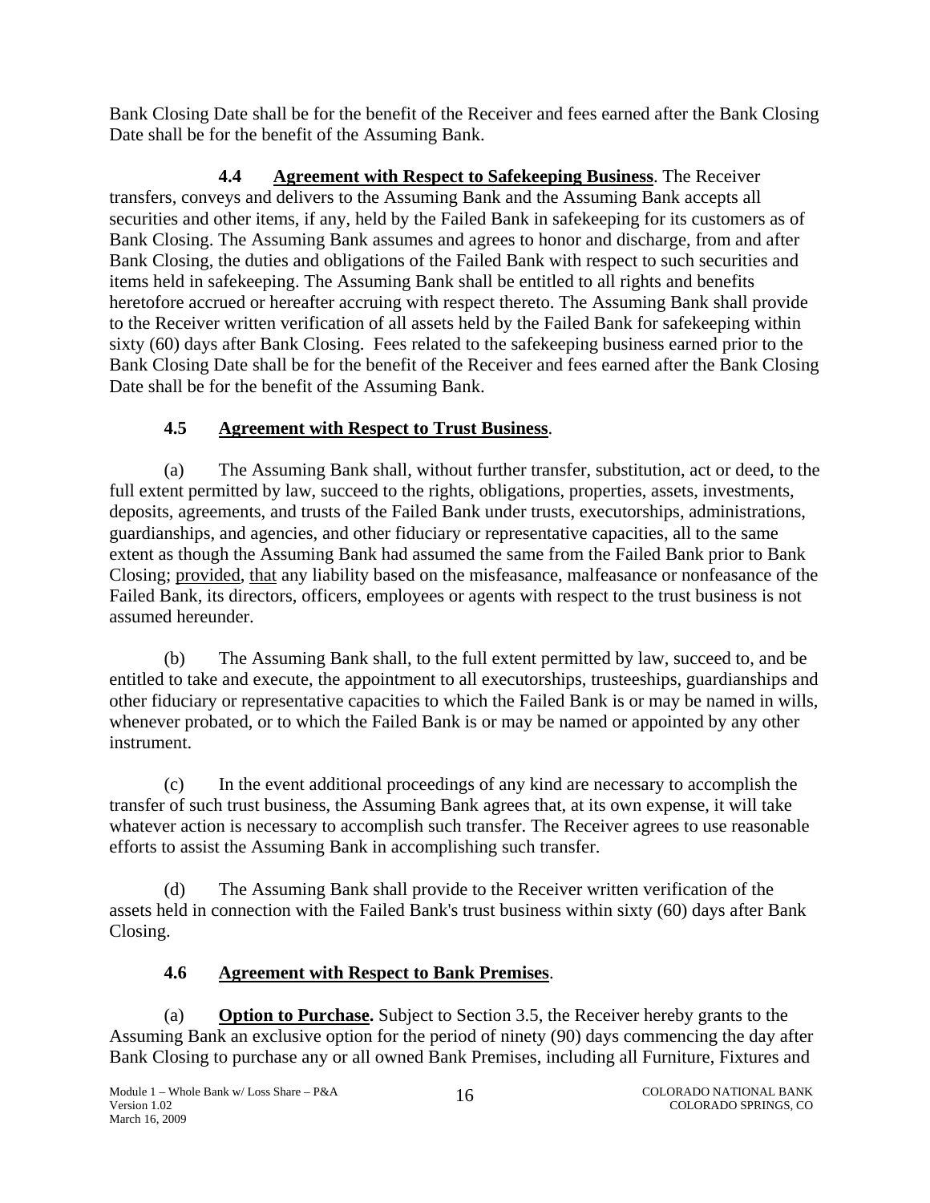Bank Closing Date shall be for the benefit of the Receiver and fees earned after the Bank Closing Date shall be for the benefit of the Assuming Bank.

**4.4 Agreement with Respect to Safekeeping Business**. The Receiver transfers, conveys and delivers to the Assuming Bank and the Assuming Bank accepts all securities and other items, if any, held by the Failed Bank in safekeeping for its customers as of Bank Closing. The Assuming Bank assumes and agrees to honor and discharge, from and after Bank Closing, the duties and obligations of the Failed Bank with respect to such securities and items held in safekeeping. The Assuming Bank shall be entitled to all rights and benefits heretofore accrued or hereafter accruing with respect thereto. The Assuming Bank shall provide to the Receiver written verification of all assets held by the Failed Bank for safekeeping within sixty (60) days after Bank Closing. Fees related to the safekeeping business earned prior to the Bank Closing Date shall be for the benefit of the Receiver and fees earned after the Bank Closing Date shall be for the benefit of the Assuming Bank.

**4.5 Agreement with Respect to Trust Business**.

(a) The Assuming Bank shall, without further transfer, substitution, act or deed, to the full extent permitted by law, succeed to the rights, obligations, properties, assets, investments, deposits, agreements, and trusts of the Failed Bank under trusts, executorships, administrations, guardianships, and agencies, and other fiduciary or representative capacities, all to the same extent as though the Assuming Bank had assumed the same from the Failed Bank prior to Bank Closing; provided, that any liability based on the misfeasance, malfeasance or nonfeasance of the Failed Bank, its directors, officers, employees or agents with respect to the trust business is not assumed hereunder.

(b) The Assuming Bank shall, to the full extent permitted by law, succeed to, and be entitled to take and execute, the appointment to all executorships, trusteeships, guardianships and other fiduciary or representative capacities to which the Failed Bank is or may be named in wills, whenever probated, or to which the Failed Bank is or may be named or appointed by any other instrument.

(c) In the event additional proceedings of any kind are necessary to accomplish the transfer of such trust business, the Assuming Bank agrees that, at its own expense, it will take whatever action is necessary to accomplish such transfer. The Receiver agrees to use reasonable efforts to assist the Assuming Bank in accomplishing such transfer.

(d) The Assuming Bank shall provide to the Receiver written verification of the assets held in connection with the Failed Bank's trust business within sixty (60) days after Bank Closing.

**4.6 Agreement with Respect to Bank Premises**.

(a) **Option to Purchase.** Subject to Section 3.5, the Receiver hereby grants to the Assuming Bank an exclusive option for the period of ninety (90) days commencing the day after Bank Closing to purchase any or all owned Bank Premises, including all Furniture, Fixtures and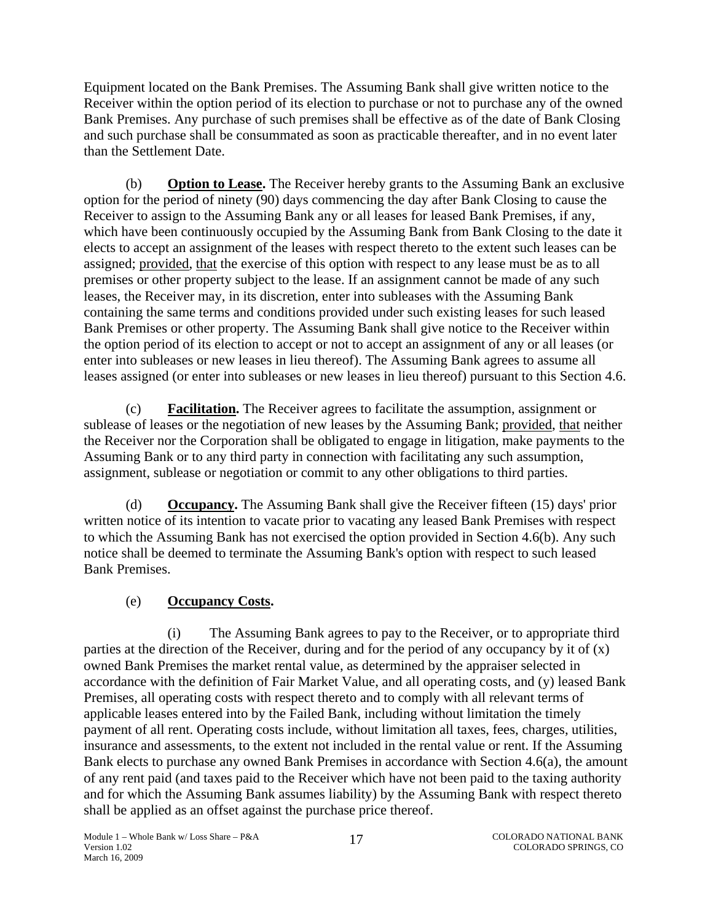Equipment located on the Bank Premises. The Assuming Bank shall give written notice to the Receiver within the option period of its election to purchase or not to purchase any of the owned Bank Premises. Any purchase of such premises shall be effective as of the date of Bank Closing and such purchase shall be consummated as soon as practicable thereafter, and in no event later than the Settlement Date.

(b) **Option to Lease.** The Receiver hereby grants to the Assuming Bank an exclusive option for the period of ninety (90) days commencing the day after Bank Closing to cause the Receiver to assign to the Assuming Bank any or all leases for leased Bank Premises, if any, which have been continuously occupied by the Assuming Bank from Bank Closing to the date it elects to accept an assignment of the leases with respect thereto to the extent such leases can be assigned; provided, that the exercise of this option with respect to any lease must be as to all premises or other property subject to the lease. If an assignment cannot be made of any such leases, the Receiver may, in its discretion, enter into subleases with the Assuming Bank containing the same terms and conditions provided under such existing leases for such leased Bank Premises or other property. The Assuming Bank shall give notice to the Receiver within the option period of its election to accept or not to accept an assignment of any or all leases (or enter into subleases or new leases in lieu thereof). The Assuming Bank agrees to assume all leases assigned (or enter into subleases or new leases in lieu thereof) pursuant to this Section 4.6.

(c) **Facilitation.** The Receiver agrees to facilitate the assumption, assignment or sublease of leases or the negotiation of new leases by the Assuming Bank; provided, that neither the Receiver nor the Corporation shall be obligated to engage in litigation, make payments to the Assuming Bank or to any third party in connection with facilitating any such assumption, assignment, sublease or negotiation or commit to any other obligations to third parties.

(d) **Occupancy.** The Assuming Bank shall give the Receiver fifteen (15) days' prior written notice of its intention to vacate prior to vacating any leased Bank Premises with respect to which the Assuming Bank has not exercised the option provided in Section 4.6(b). Any such notice shall be deemed to terminate the Assuming Bank's option with respect to such leased Bank Premises.

(e) **Occupancy Costs.**

(i) The Assuming Bank agrees to pay to the Receiver, or to appropriate third parties at the direction of the Receiver, during and for the period of any occupancy by it of (x) owned Bank Premises the market rental value, as determined by the appraiser selected in accordance with the definition of Fair Market Value, and all operating costs, and (y) leased Bank Premises, all operating costs with respect thereto and to comply with all relevant terms of applicable leases entered into by the Failed Bank, including without limitation the timely payment of all rent. Operating costs include, without limitation all taxes, fees, charges, utilities, insurance and assessments, to the extent not included in the rental value or rent. If the Assuming Bank elects to purchase any owned Bank Premises in accordance with Section 4.6(a), the amount of any rent paid (and taxes paid to the Receiver which have not been paid to the taxing authority and for which the Assuming Bank assumes liability) by the Assuming Bank with respect thereto shall be applied as an offset against the purchase price thereof.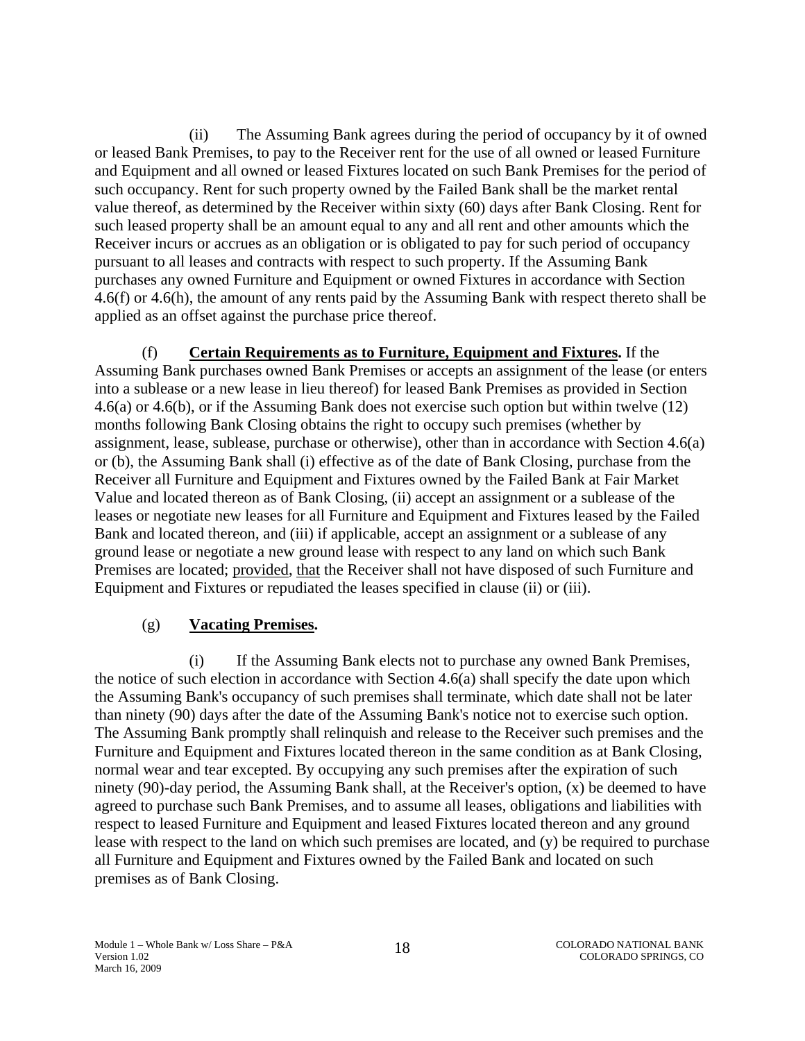(ii) The Assuming Bank agrees during the period of occupancy by it of owned or leased Bank Premises, to pay to the Receiver rent for the use of all owned or leased Furniture and Equipment and all owned or leased Fixtures located on such Bank Premises for the period of such occupancy. Rent for such property owned by the Failed Bank shall be the market rental value thereof, as determined by the Receiver within sixty (60) days after Bank Closing. Rent for such leased property shall be an amount equal to any and all rent and other amounts which the Receiver incurs or accrues as an obligation or is obligated to pay for such period of occupancy pursuant to all leases and contracts with respect to such property. If the Assuming Bank purchases any owned Furniture and Equipment or owned Fixtures in accordance with Section 4.6(f) or 4.6(h), the amount of any rents paid by the Assuming Bank with respect thereto shall be applied as an offset against the purchase price thereof.

(f) **Certain Requirements as to Furniture, Equipment and Fixtures.** If the Assuming Bank purchases owned Bank Premises or accepts an assignment of the lease (or enters into a sublease or a new lease in lieu thereof) for leased Bank Premises as provided in Section 4.6(a) or 4.6(b), or if the Assuming Bank does not exercise such option but within twelve (12) months following Bank Closing obtains the right to occupy such premises (whether by assignment, lease, sublease, purchase or otherwise), other than in accordance with Section 4.6(a) or (b), the Assuming Bank shall (i) effective as of the date of Bank Closing, purchase from the Receiver all Furniture and Equipment and Fixtures owned by the Failed Bank at Fair Market Value and located thereon as of Bank Closing, (ii) accept an assignment or a sublease of the leases or negotiate new leases for all Furniture and Equipment and Fixtures leased by the Failed Bank and located thereon, and (iii) if applicable, accept an assignment or a sublease of any ground lease or negotiate a new ground lease with respect to any land on which such Bank Premises are located; provided, that the Receiver shall not have disposed of such Furniture and Equipment and Fixtures or repudiated the leases specified in clause (ii) or (iii).

(g) **Vacating Premises.**

(i) If the Assuming Bank elects not to purchase any owned Bank Premises, the notice of such election in accordance with Section 4.6(a) shall specify the date upon which the Assuming Bank's occupancy of such premises shall terminate, which date shall not be later than ninety (90) days after the date of the Assuming Bank's notice not to exercise such option. The Assuming Bank promptly shall relinquish and release to the Receiver such premises and the Furniture and Equipment and Fixtures located thereon in the same condition as at Bank Closing, normal wear and tear excepted. By occupying any such premises after the expiration of such ninety (90)-day period, the Assuming Bank shall, at the Receiver's option, (x) be deemed to have agreed to purchase such Bank Premises, and to assume all leases, obligations and liabilities with respect to leased Furniture and Equipment and leased Fixtures located thereon and any ground lease with respect to the land on which such premises are located, and (y) be required to purchase all Furniture and Equipment and Fixtures owned by the Failed Bank and located on such premises as of Bank Closing.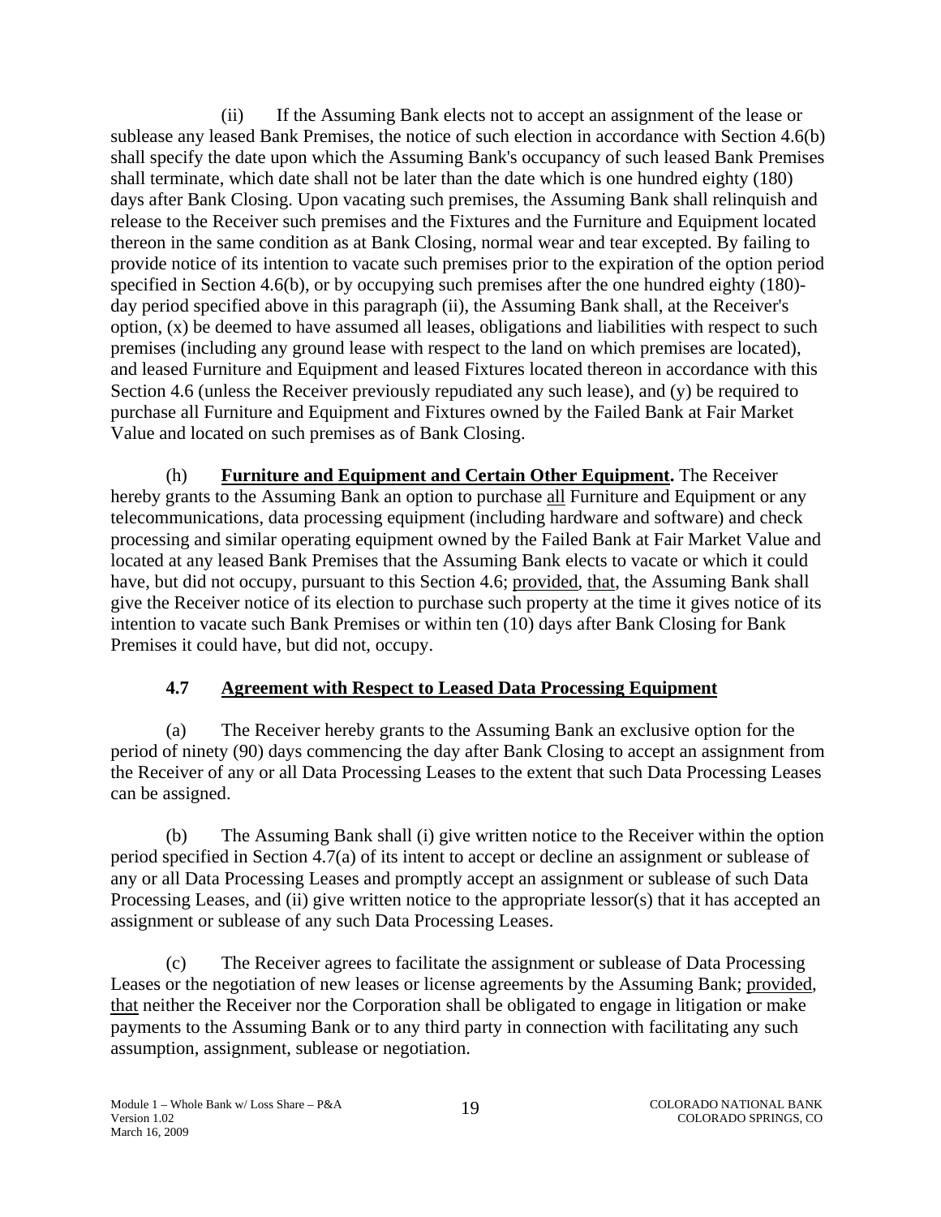(ii) If the Assuming Bank elects not to accept an assignment of the lease or sublease any leased Bank Premises, the notice of such election in accordance with Section 4.6(b) shall specify the date upon which the Assuming Bank's occupancy of such leased Bank Premises shall terminate, which date shall not be later than the date which is one hundred eighty (180) days after Bank Closing. Upon vacating such premises, the Assuming Bank shall relinquish and release to the Receiver such premises and the Fixtures and the Furniture and Equipment located thereon in the same condition as at Bank Closing, normal wear and tear excepted. By failing to provide notice of its intention to vacate such premises prior to the expiration of the option period specified in Section 4.6(b), or by occupying such premises after the one hundred eighty (180)-day period specified above in this paragraph (ii), the Assuming Bank shall, at the Receiver's option, (x) be deemed to have assumed all leases, obligations and liabilities with respect to such premises (including any ground lease with respect to the land on which premises are located), and leased Furniture and Equipment and leased Fixtures located thereon in accordance with this Section 4.6 (unless the Receiver previously repudiated any such lease), and (y) be required to purchase all Furniture and Equipment and Fixtures owned by the Failed Bank at Fair Market Value and located on such premises as of Bank Closing.

(h) **Furniture and Equipment and Certain Other Equipment.** The Receiver hereby grants to the Assuming Bank an option to purchase all Furniture and Equipment or any telecommunications, data processing equipment (including hardware and software) and check processing and similar operating equipment owned by the Failed Bank at Fair Market Value and located at any leased Bank Premises that the Assuming Bank elects to vacate or which it could have, but did not occupy, pursuant to this Section 4.6; provided, that, the Assuming Bank shall give the Receiver notice of its election to purchase such property at the time it gives notice of its intention to vacate such Bank Premises or within ten (10) days after Bank Closing for Bank Premises it could have, but did not, occupy.

## 4.7 Agreement with Respect to Leased Data Processing Equipment

(a) The Receiver hereby grants to the Assuming Bank an exclusive option for the period of ninety (90) days commencing the day after Bank Closing to accept an assignment from the Receiver of any or all Data Processing Leases to the extent that such Data Processing Leases can be assigned.

(b) The Assuming Bank shall (i) give written notice to the Receiver within the option period specified in Section 4.7(a) of its intent to accept or decline an assignment or sublease of any or all Data Processing Leases and promptly accept an assignment or sublease of such Data Processing Leases, and (ii) give written notice to the appropriate lessor(s) that it has accepted an assignment or sublease of any such Data Processing Leases.

(c) The Receiver agrees to facilitate the assignment or sublease of Data Processing Leases or the negotiation of new leases or license agreements by the Assuming Bank; provided, that neither the Receiver nor the Corporation shall be obligated to engage in litigation or make payments to the Assuming Bank or to any third party in connection with facilitating any such assumption, assignment, sublease or negotiation.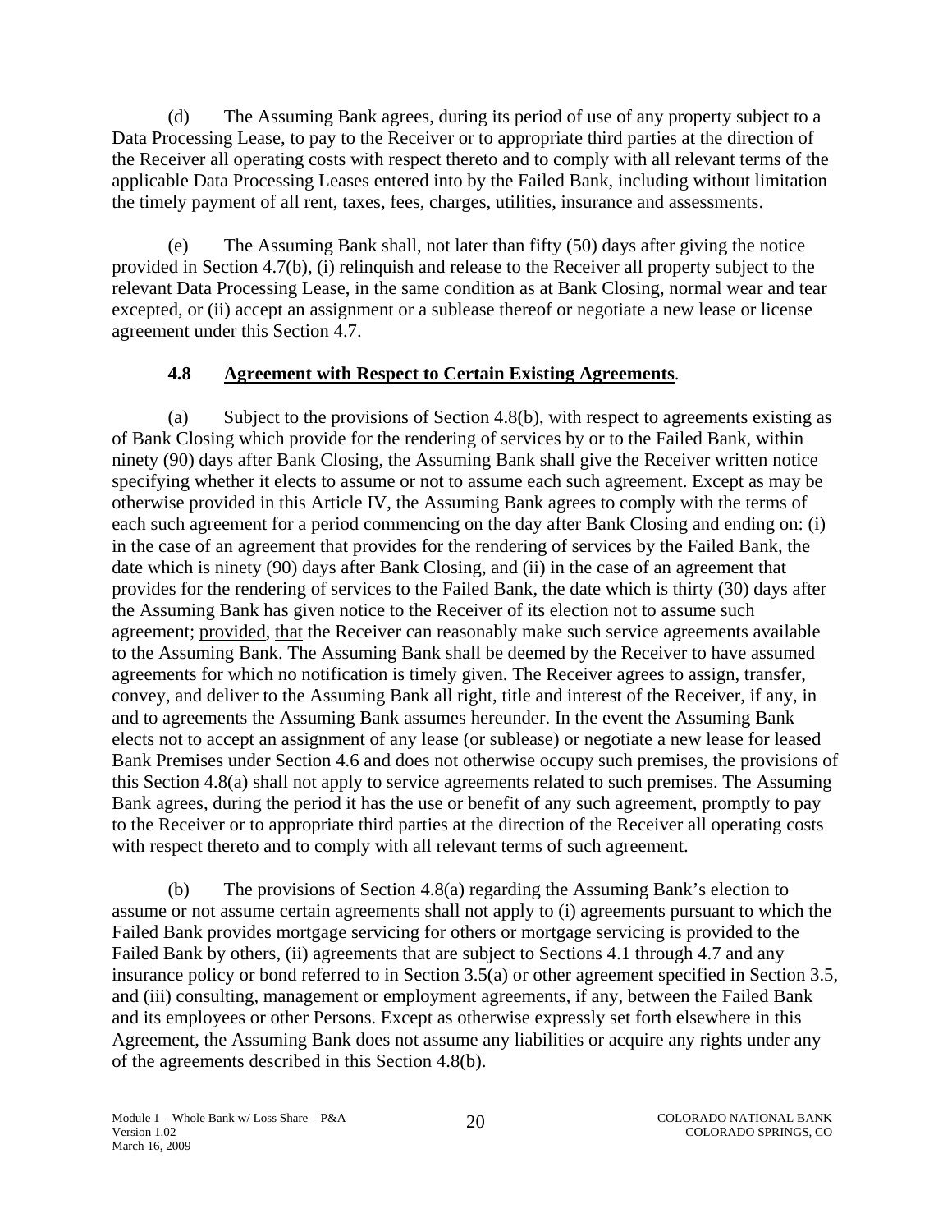(d) The Assuming Bank agrees, during its period of use of any property subject to a Data Processing Lease, to pay to the Receiver or to appropriate third parties at the direction of the Receiver all operating costs with respect thereto and to comply with all relevant terms of the applicable Data Processing Leases entered into by the Failed Bank, including without limitation the timely payment of all rent, taxes, fees, charges, utilities, insurance and assessments.

(e) The Assuming Bank shall, not later than fifty (50) days after giving the notice provided in Section 4.7(b), (i) relinquish and release to the Receiver all property subject to the relevant Data Processing Lease, in the same condition as at Bank Closing, normal wear and tear excepted, or (ii) accept an assignment or a sublease thereof or negotiate a new lease or license agreement under this Section 4.7.

### 4.8 Agreement with Respect to Certain Existing Agreements.

(a) Subject to the provisions of Section 4.8(b), with respect to agreements existing as of Bank Closing which provide for the rendering of services by or to the Failed Bank, within ninety (90) days after Bank Closing, the Assuming Bank shall give the Receiver written notice specifying whether it elects to assume or not to assume each such agreement. Except as may be otherwise provided in this Article IV, the Assuming Bank agrees to comply with the terms of each such agreement for a period commencing on the day after Bank Closing and ending on: (i) in the case of an agreement that provides for the rendering of services by the Failed Bank, the date which is ninety (90) days after Bank Closing, and (ii) in the case of an agreement that provides for the rendering of services to the Failed Bank, the date which is thirty (30) days after the Assuming Bank has given notice to the Receiver of its election not to assume such agreement; provided, that the Receiver can reasonably make such service agreements available to the Assuming Bank. The Assuming Bank shall be deemed by the Receiver to have assumed agreements for which no notification is timely given. The Receiver agrees to assign, transfer, convey, and deliver to the Assuming Bank all right, title and interest of the Receiver, if any, in and to agreements the Assuming Bank assumes hereunder. In the event the Assuming Bank elects not to accept an assignment of any lease (or sublease) or negotiate a new lease for leased Bank Premises under Section 4.6 and does not otherwise occupy such premises, the provisions of this Section 4.8(a) shall not apply to service agreements related to such premises. The Assuming Bank agrees, during the period it has the use or benefit of any such agreement, promptly to pay to the Receiver or to appropriate third parties at the direction of the Receiver all operating costs with respect thereto and to comply with all relevant terms of such agreement.

(b) The provisions of Section 4.8(a) regarding the Assuming Bank's election to assume or not assume certain agreements shall not apply to (i) agreements pursuant to which the Failed Bank provides mortgage servicing for others or mortgage servicing is provided to the Failed Bank by others, (ii) agreements that are subject to Sections 4.1 through 4.7 and any insurance policy or bond referred to in Section 3.5(a) or other agreement specified in Section 3.5, and (iii) consulting, management or employment agreements, if any, between the Failed Bank and its employees or other Persons. Except as otherwise expressly set forth elsewhere in this Agreement, the Assuming Bank does not assume any liabilities or acquire any rights under any of the agreements described in this Section 4.8(b).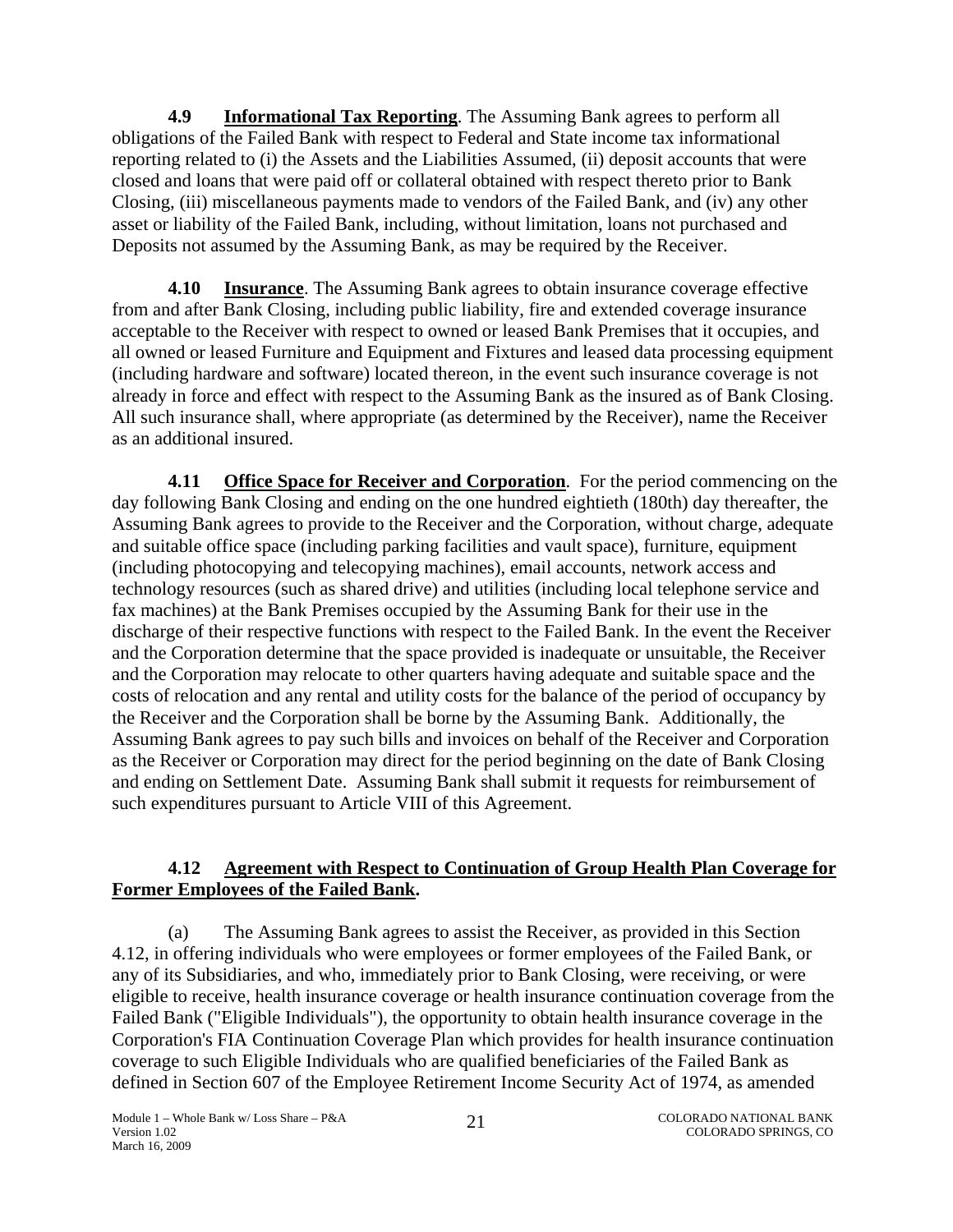**4.9 Informational Tax Reporting**. The Assuming Bank agrees to perform all obligations of the Failed Bank with respect to Federal and State income tax informational reporting related to (i) the Assets and the Liabilities Assumed, (ii) deposit accounts that were closed and loans that were paid off or collateral obtained with respect thereto prior to Bank Closing, (iii) miscellaneous payments made to vendors of the Failed Bank, and (iv) any other asset or liability of the Failed Bank, including, without limitation, loans not purchased and Deposits not assumed by the Assuming Bank, as may be required by the Receiver.

**4.10 Insurance**. The Assuming Bank agrees to obtain insurance coverage effective from and after Bank Closing, including public liability, fire and extended coverage insurance acceptable to the Receiver with respect to owned or leased Bank Premises that it occupies, and all owned or leased Furniture and Equipment and Fixtures and leased data processing equipment (including hardware and software) located thereon, in the event such insurance coverage is not already in force and effect with respect to the Assuming Bank as the insured as of Bank Closing. All such insurance shall, where appropriate (as determined by the Receiver), name the Receiver as an additional insured.

**4.11 Office Space for Receiver and Corporation**. For the period commencing on the day following Bank Closing and ending on the one hundred eightieth (180th) day thereafter, the Assuming Bank agrees to provide to the Receiver and the Corporation, without charge, adequate and suitable office space (including parking facilities and vault space), furniture, equipment (including photocopying and telecopying machines), email accounts, network access and technology resources (such as shared drive) and utilities (including local telephone service and fax machines) at the Bank Premises occupied by the Assuming Bank for their use in the discharge of their respective functions with respect to the Failed Bank. In the event the Receiver and the Corporation determine that the space provided is inadequate or unsuitable, the Receiver and the Corporation may relocate to other quarters having adequate and suitable space and the costs of relocation and any rental and utility costs for the balance of the period of occupancy by the Receiver and the Corporation shall be borne by the Assuming Bank. Additionally, the Assuming Bank agrees to pay such bills and invoices on behalf of the Receiver and Corporation as the Receiver or Corporation may direct for the period beginning on the date of Bank Closing and ending on Settlement Date. Assuming Bank shall submit it requests for reimbursement of such expenditures pursuant to Article VIII of this Agreement.

**4.12 Agreement with Respect to Continuation of Group Health Plan Coverage for Former Employees of the Failed Bank.**

(a) The Assuming Bank agrees to assist the Receiver, as provided in this Section 4.12, in offering individuals who were employees or former employees of the Failed Bank, or any of its Subsidiaries, and who, immediately prior to Bank Closing, were receiving, or were eligible to receive, health insurance coverage or health insurance continuation coverage from the Failed Bank ("Eligible Individuals"), the opportunity to obtain health insurance coverage in the Corporation's FIA Continuation Coverage Plan which provides for health insurance continuation coverage to such Eligible Individuals who are qualified beneficiaries of the Failed Bank as defined in Section 607 of the Employee Retirement Income Security Act of 1974, as amended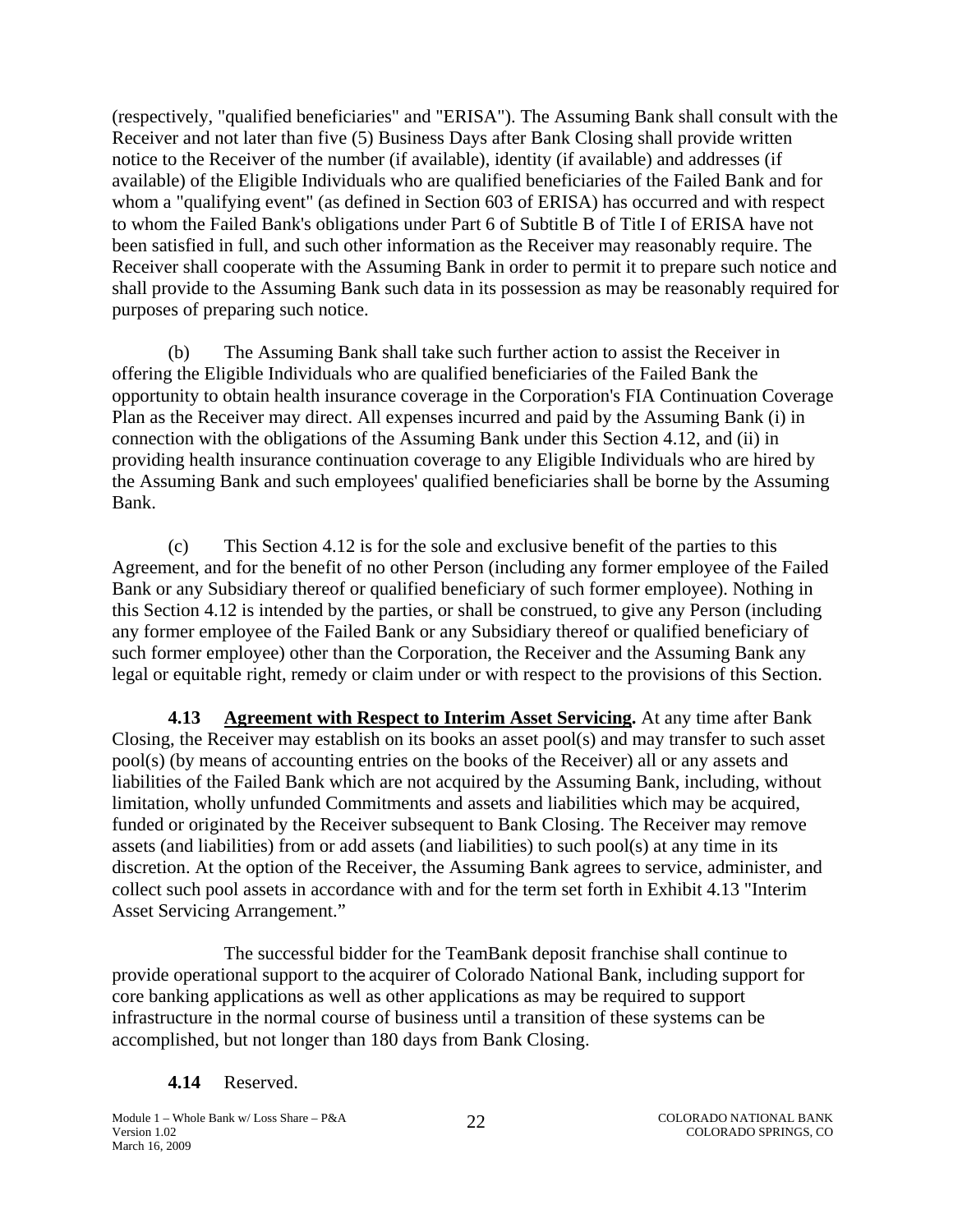(respectively, "qualified beneficiaries" and "ERISA"). The Assuming Bank shall consult with the Receiver and not later than five (5) Business Days after Bank Closing shall provide written notice to the Receiver of the number (if available), identity (if available) and addresses (if available) of the Eligible Individuals who are qualified beneficiaries of the Failed Bank and for whom a "qualifying event" (as defined in Section 603 of ERISA) has occurred and with respect to whom the Failed Bank's obligations under Part 6 of Subtitle B of Title I of ERISA have not been satisfied in full, and such other information as the Receiver may reasonably require. The Receiver shall cooperate with the Assuming Bank in order to permit it to prepare such notice and shall provide to the Assuming Bank such data in its possession as may be reasonably required for purposes of preparing such notice.

(b) The Assuming Bank shall take such further action to assist the Receiver in offering the Eligible Individuals who are qualified beneficiaries of the Failed Bank the opportunity to obtain health insurance coverage in the Corporation's FIA Continuation Coverage Plan as the Receiver may direct. All expenses incurred and paid by the Assuming Bank (i) in connection with the obligations of the Assuming Bank under this Section 4.12, and (ii) in providing health insurance continuation coverage to any Eligible Individuals who are hired by the Assuming Bank and such employees' qualified beneficiaries shall be borne by the Assuming Bank.

(c) This Section 4.12 is for the sole and exclusive benefit of the parties to this Agreement, and for the benefit of no other Person (including any former employee of the Failed Bank or any Subsidiary thereof or qualified beneficiary of such former employee). Nothing in this Section 4.12 is intended by the parties, or shall be construed, to give any Person (including any former employee of the Failed Bank or any Subsidiary thereof or qualified beneficiary of such former employee) other than the Corporation, the Receiver and the Assuming Bank any legal or equitable right, remedy or claim under or with respect to the provisions of this Section.

**4.13 Agreement with Respect to Interim Asset Servicing.** At any time after Bank Closing, the Receiver may establish on its books an asset pool(s) and may transfer to such asset pool(s) (by means of accounting entries on the books of the Receiver) all or any assets and liabilities of the Failed Bank which are not acquired by the Assuming Bank, including, without limitation, wholly unfunded Commitments and assets and liabilities which may be acquired, funded or originated by the Receiver subsequent to Bank Closing. The Receiver may remove assets (and liabilities) from or add assets (and liabilities) to such pool(s) at any time in its discretion. At the option of the Receiver, the Assuming Bank agrees to service, administer, and collect such pool assets in accordance with and for the term set forth in Exhibit 4.13 "Interim Asset Servicing Arrangement."

The successful bidder for the TeamBank deposit franchise shall continue to provide operational support to the acquirer of Colorado National Bank, including support for core banking applications as well as other applications as may be required to support infrastructure in the normal course of business until a transition of these systems can be accomplished, but not longer than 180 days from Bank Closing.

**4.14** Reserved.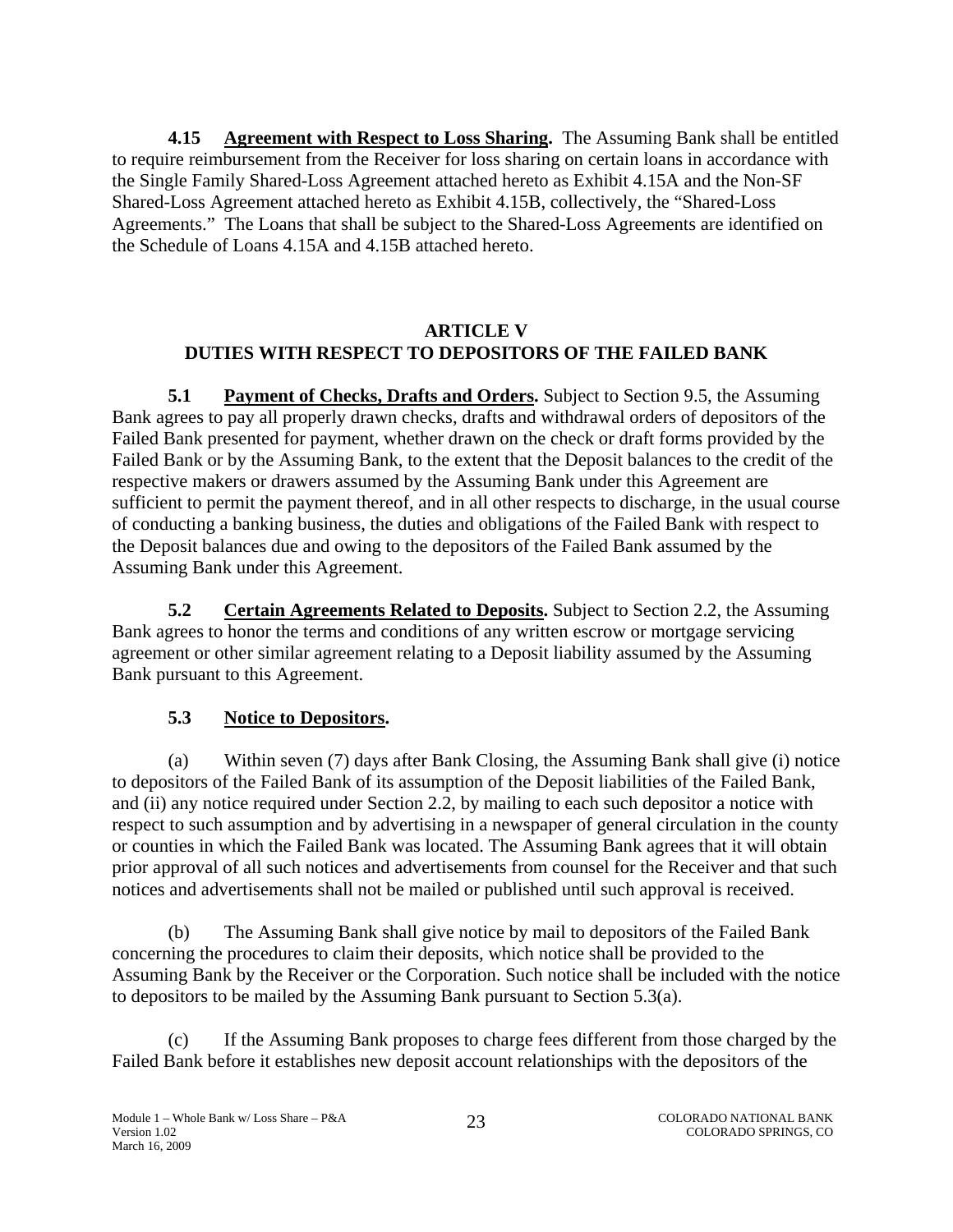**4.15 Agreement with Respect to Loss Sharing.** The Assuming Bank shall be entitled to require reimbursement from the Receiver for loss sharing on certain loans in accordance with the Single Family Shared-Loss Agreement attached hereto as Exhibit 4.15A and the Non-SF Shared-Loss Agreement attached hereto as Exhibit 4.15B, collectively, the "Shared-Loss Agreements." The Loans that shall be subject to the Shared-Loss Agreements are identified on the Schedule of Loans 4.15A and 4.15B attached hereto.

## ARTICLE V
## DUTIES WITH RESPECT TO DEPOSITORS OF THE FAILED BANK

**5.1 Payment of Checks, Drafts and Orders.** Subject to Section 9.5, the Assuming Bank agrees to pay all properly drawn checks, drafts and withdrawal orders of depositors of the Failed Bank presented for payment, whether drawn on the check or draft forms provided by the Failed Bank or by the Assuming Bank, to the extent that the Deposit balances to the credit of the respective makers or drawers assumed by the Assuming Bank under this Agreement are sufficient to permit the payment thereof, and in all other respects to discharge, in the usual course of conducting a banking business, the duties and obligations of the Failed Bank with respect to the Deposit balances due and owing to the depositors of the Failed Bank assumed by the Assuming Bank under this Agreement.

**5.2 Certain Agreements Related to Deposits.** Subject to Section 2.2, the Assuming Bank agrees to honor the terms and conditions of any written escrow or mortgage servicing agreement or other similar agreement relating to a Deposit liability assumed by the Assuming Bank pursuant to this Agreement.

**5.3 Notice to Depositors.**

(a) Within seven (7) days after Bank Closing, the Assuming Bank shall give (i) notice to depositors of the Failed Bank of its assumption of the Deposit liabilities of the Failed Bank, and (ii) any notice required under Section 2.2, by mailing to each such depositor a notice with respect to such assumption and by advertising in a newspaper of general circulation in the county or counties in which the Failed Bank was located. The Assuming Bank agrees that it will obtain prior approval of all such notices and advertisements from counsel for the Receiver and that such notices and advertisements shall not be mailed or published until such approval is received.

(b) The Assuming Bank shall give notice by mail to depositors of the Failed Bank concerning the procedures to claim their deposits, which notice shall be provided to the Assuming Bank by the Receiver or the Corporation. Such notice shall be included with the notice to depositors to be mailed by the Assuming Bank pursuant to Section 5.3(a).

(c) If the Assuming Bank proposes to charge fees different from those charged by the Failed Bank before it establishes new deposit account relationships with the depositors of the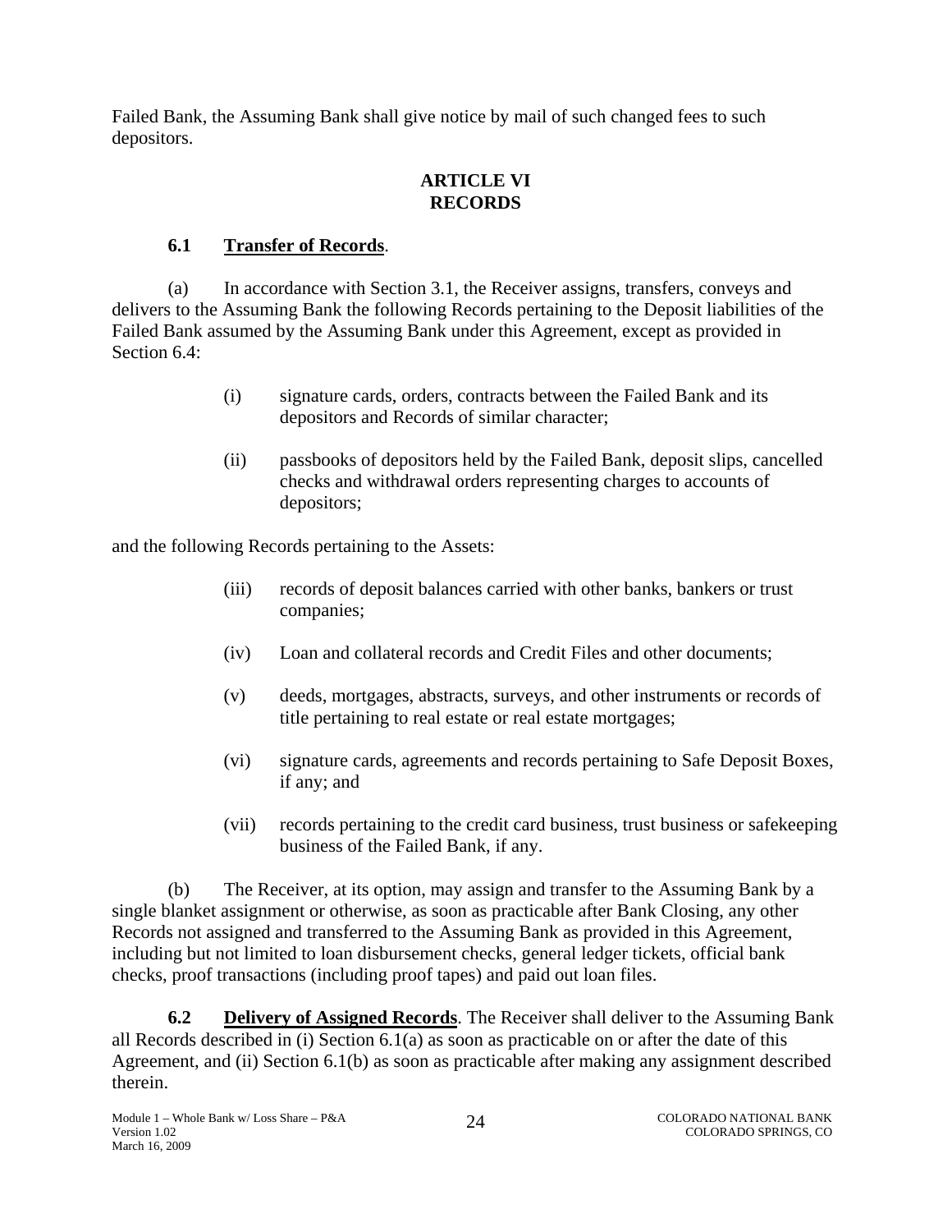Failed Bank, the Assuming Bank shall give notice by mail of such changed fees to such depositors.

## ARTICLE VI
## RECORDS

### 6.1 Transfer of Records.

(a) In accordance with Section 3.1, the Receiver assigns, transfers, conveys and delivers to the Assuming Bank the following Records pertaining to the Deposit liabilities of the Failed Bank assumed by the Assuming Bank under this Agreement, except as provided in Section 6.4:

> (i) signature cards, orders, contracts between the Failed Bank and its depositors and Records of similar character;
>
> (ii) passbooks of depositors held by the Failed Bank, deposit slips, cancelled checks and withdrawal orders representing charges to accounts of depositors;

and the following Records pertaining to the Assets:

> (iii) records of deposit balances carried with other banks, bankers or trust companies;
>
> (iv) Loan and collateral records and Credit Files and other documents;
>
> (v) deeds, mortgages, abstracts, surveys, and other instruments or records of title pertaining to real estate or real estate mortgages;
>
> (vi) signature cards, agreements and records pertaining to Safe Deposit Boxes, if any; and
>
> (vii) records pertaining to the credit card business, trust business or safekeeping business of the Failed Bank, if any.

(b) The Receiver, at its option, may assign and transfer to the Assuming Bank by a single blanket assignment or otherwise, as soon as practicable after Bank Closing, any other Records not assigned and transferred to the Assuming Bank as provided in this Agreement, including but not limited to loan disbursement checks, general ledger tickets, official bank checks, proof transactions (including proof tapes) and paid out loan files.

**6.2 Delivery of Assigned Records**. The Receiver shall deliver to the Assuming Bank all Records described in (i) Section 6.1(a) as soon as practicable on or after the date of this Agreement, and (ii) Section 6.1(b) as soon as practicable after making any assignment described therein.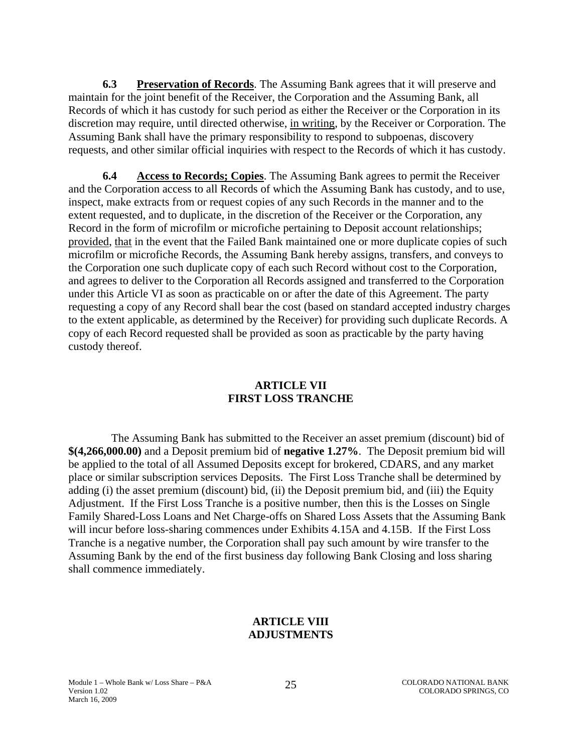**6.3 <u>Preservation of Records</u>**. The Assuming Bank agrees that it will preserve and maintain for the joint benefit of the Receiver, the Corporation and the Assuming Bank, all Records of which it has custody for such period as either the Receiver or the Corporation in its discretion may require, until directed otherwise, <u>in writing</u>, by the Receiver or Corporation. The Assuming Bank shall have the primary responsibility to respond to subpoenas, discovery requests, and other similar official inquiries with respect to the Records of which it has custody.

**6.4 <u>Access to Records; Copies</u>**. The Assuming Bank agrees to permit the Receiver and the Corporation access to all Records of which the Assuming Bank has custody, and to use, inspect, make extracts from or request copies of any such Records in the manner and to the extent requested, and to duplicate, in the discretion of the Receiver or the Corporation, any Record in the form of microfilm or microfiche pertaining to Deposit account relationships; <u>provided</u>, <u>that</u> in the event that the Failed Bank maintained one or more duplicate copies of such microfilm or microfiche Records, the Assuming Bank hereby assigns, transfers, and conveys to the Corporation one such duplicate copy of each such Record without cost to the Corporation, and agrees to deliver to the Corporation all Records assigned and transferred to the Corporation under this Article VI as soon as practicable on or after the date of this Agreement. The party requesting a copy of any Record shall bear the cost (based on standard accepted industry charges to the extent applicable, as determined by the Receiver) for providing such duplicate Records. A copy of each Record requested shall be provided as soon as practicable by the party having custody thereof.

## ARTICLE VII
## FIRST LOSS TRANCHE

The Assuming Bank has submitted to the Receiver an asset premium (discount) bid of **$(4,266,000.00)** and a Deposit premium bid of **negative 1.27%**. The Deposit premium bid will be applied to the total of all Assumed Deposits except for brokered, CDARS, and any market place or similar subscription services Deposits. The First Loss Tranche shall be determined by adding (i) the asset premium (discount) bid, (ii) the Deposit premium bid, and (iii) the Equity Adjustment. If the First Loss Tranche is a positive number, then this is the Losses on Single Family Shared-Loss Loans and Net Charge-offs on Shared Loss Assets that the Assuming Bank will incur before loss-sharing commences under Exhibits 4.15A and 4.15B. If the First Loss Tranche is a negative number, the Corporation shall pay such amount by wire transfer to the Assuming Bank by the end of the first business day following Bank Closing and loss sharing shall commence immediately.

## ARTICLE VIII
## ADJUSTMENTS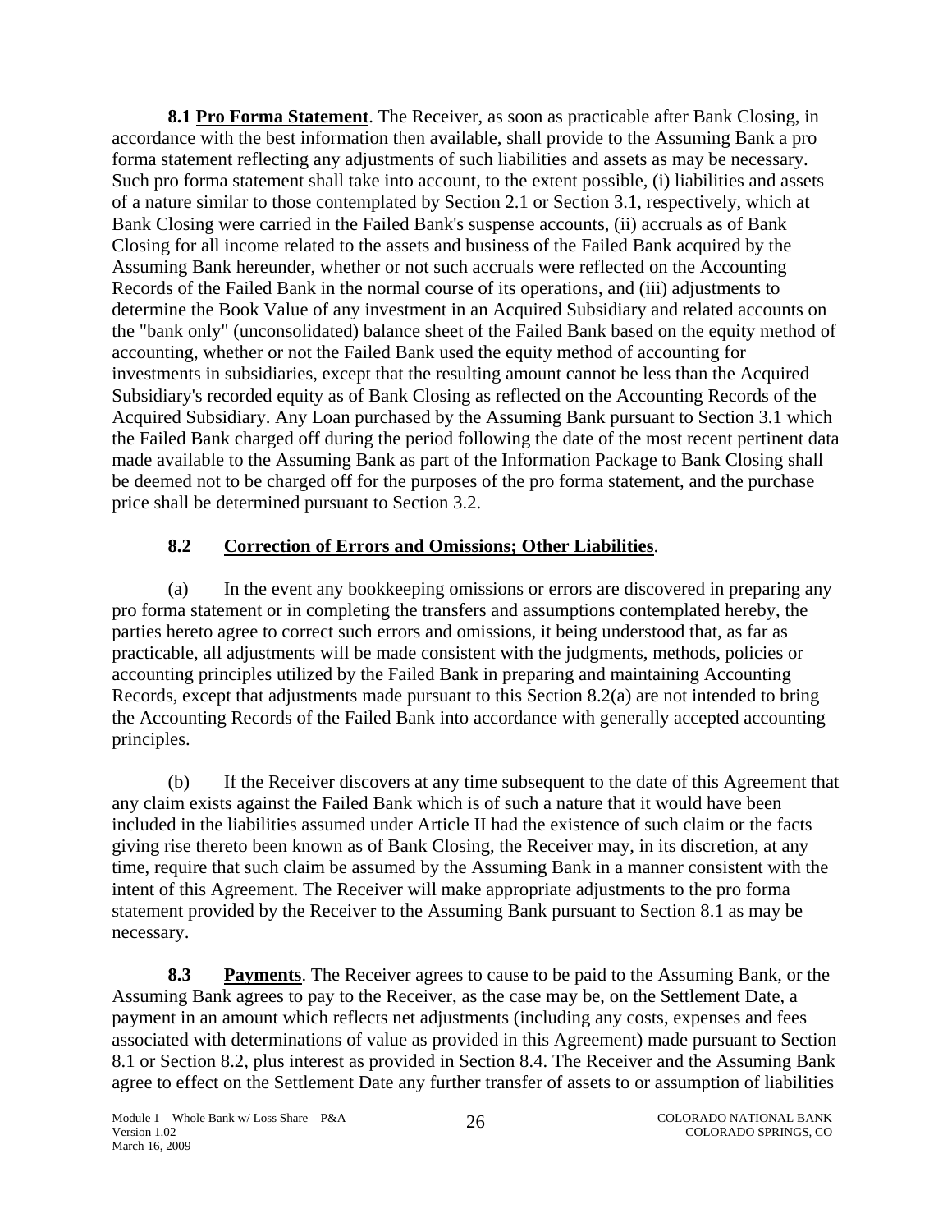**8.1 Pro Forma Statement**. The Receiver, as soon as practicable after Bank Closing, in accordance with the best information then available, shall provide to the Assuming Bank a pro forma statement reflecting any adjustments of such liabilities and assets as may be necessary. Such pro forma statement shall take into account, to the extent possible, (i) liabilities and assets of a nature similar to those contemplated by Section 2.1 or Section 3.1, respectively, which at Bank Closing were carried in the Failed Bank's suspense accounts, (ii) accruals as of Bank Closing for all income related to the assets and business of the Failed Bank acquired by the Assuming Bank hereunder, whether or not such accruals were reflected on the Accounting Records of the Failed Bank in the normal course of its operations, and (iii) adjustments to determine the Book Value of any investment in an Acquired Subsidiary and related accounts on the "bank only" (unconsolidated) balance sheet of the Failed Bank based on the equity method of accounting, whether or not the Failed Bank used the equity method of accounting for investments in subsidiaries, except that the resulting amount cannot be less than the Acquired Subsidiary's recorded equity as of Bank Closing as reflected on the Accounting Records of the Acquired Subsidiary. Any Loan purchased by the Assuming Bank pursuant to Section 3.1 which the Failed Bank charged off during the period following the date of the most recent pertinent data made available to the Assuming Bank as part of the Information Package to Bank Closing shall be deemed not to be charged off for the purposes of the pro forma statement, and the purchase price shall be determined pursuant to Section 3.2.

## 8.2 Correction of Errors and Omissions; Other Liabilities.

(a) In the event any bookkeeping omissions or errors are discovered in preparing any pro forma statement or in completing the transfers and assumptions contemplated hereby, the parties hereto agree to correct such errors and omissions, it being understood that, as far as practicable, all adjustments will be made consistent with the judgments, methods, policies or accounting principles utilized by the Failed Bank in preparing and maintaining Accounting Records, except that adjustments made pursuant to this Section 8.2(a) are not intended to bring the Accounting Records of the Failed Bank into accordance with generally accepted accounting principles.

(b) If the Receiver discovers at any time subsequent to the date of this Agreement that any claim exists against the Failed Bank which is of such a nature that it would have been included in the liabilities assumed under Article II had the existence of such claim or the facts giving rise thereto been known as of Bank Closing, the Receiver may, in its discretion, at any time, require that such claim be assumed by the Assuming Bank in a manner consistent with the intent of this Agreement. The Receiver will make appropriate adjustments to the pro forma statement provided by the Receiver to the Assuming Bank pursuant to Section 8.1 as may be necessary.

**8.3 Payments**. The Receiver agrees to cause to be paid to the Assuming Bank, or the Assuming Bank agrees to pay to the Receiver, as the case may be, on the Settlement Date, a payment in an amount which reflects net adjustments (including any costs, expenses and fees associated with determinations of value as provided in this Agreement) made pursuant to Section 8.1 or Section 8.2, plus interest as provided in Section 8.4. The Receiver and the Assuming Bank agree to effect on the Settlement Date any further transfer of assets to or assumption of liabilities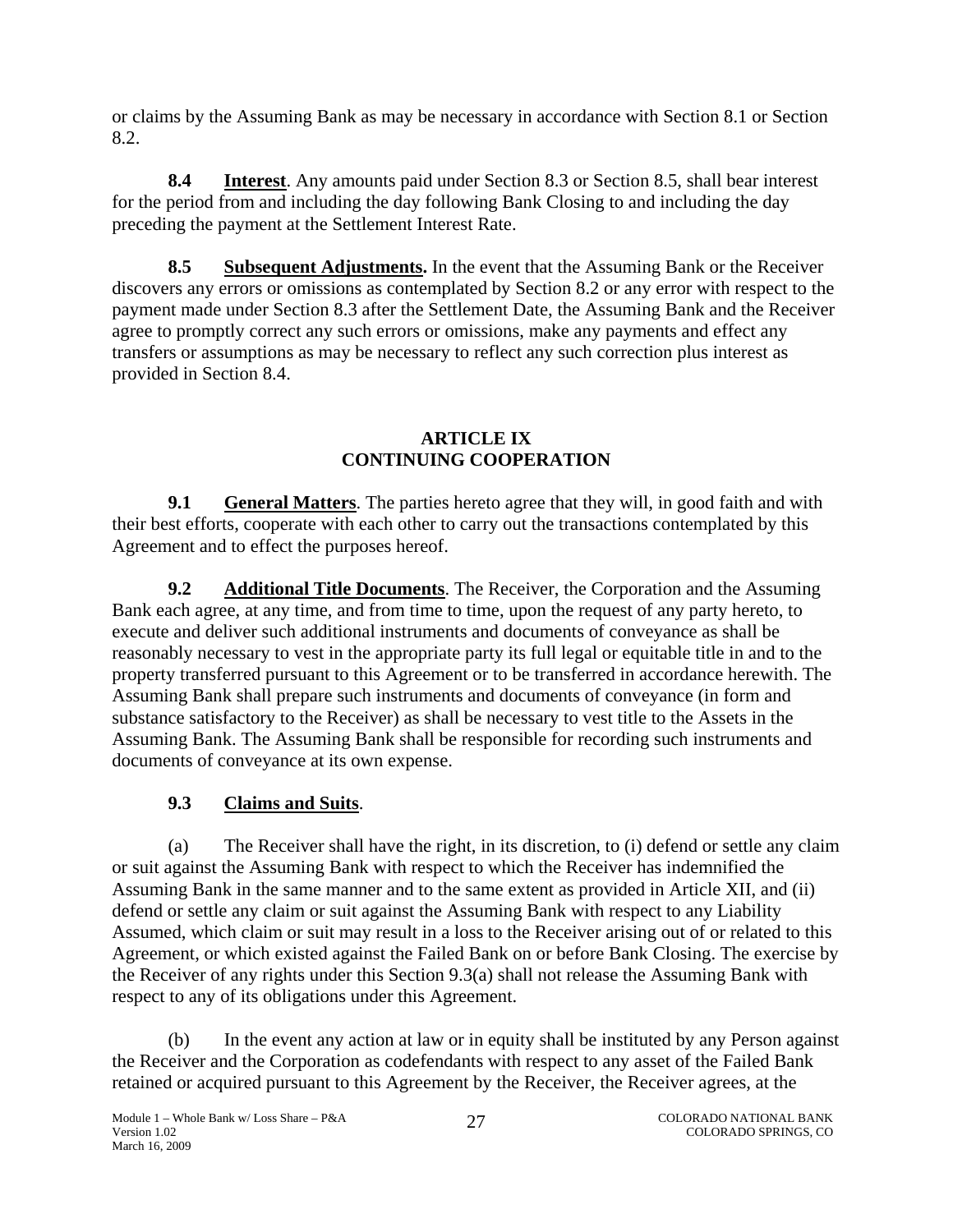or claims by the Assuming Bank as may be necessary in accordance with Section 8.1 or Section 8.2.

**8.4 Interest**. Any amounts paid under Section 8.3 or Section 8.5, shall bear interest for the period from and including the day following Bank Closing to and including the day preceding the payment at the Settlement Interest Rate.

**8.5 Subsequent Adjustments.** In the event that the Assuming Bank or the Receiver discovers any errors or omissions as contemplated by Section 8.2 or any error with respect to the payment made under Section 8.3 after the Settlement Date, the Assuming Bank and the Receiver agree to promptly correct any such errors or omissions, make any payments and effect any transfers or assumptions as may be necessary to reflect any such correction plus interest as provided in Section 8.4.

## ARTICLE IX
## CONTINUING COOPERATION

**9.1 General Matters**. The parties hereto agree that they will, in good faith and with their best efforts, cooperate with each other to carry out the transactions contemplated by this Agreement and to effect the purposes hereof.

**9.2 Additional Title Documents**. The Receiver, the Corporation and the Assuming Bank each agree, at any time, and from time to time, upon the request of any party hereto, to execute and deliver such additional instruments and documents of conveyance as shall be reasonably necessary to vest in the appropriate party its full legal or equitable title in and to the property transferred pursuant to this Agreement or to be transferred in accordance herewith. The Assuming Bank shall prepare such instruments and documents of conveyance (in form and substance satisfactory to the Receiver) as shall be necessary to vest title to the Assets in the Assuming Bank. The Assuming Bank shall be responsible for recording such instruments and documents of conveyance at its own expense.

**9.3 Claims and Suits**.

(a) The Receiver shall have the right, in its discretion, to (i) defend or settle any claim or suit against the Assuming Bank with respect to which the Receiver has indemnified the Assuming Bank in the same manner and to the same extent as provided in Article XII, and (ii) defend or settle any claim or suit against the Assuming Bank with respect to any Liability Assumed, which claim or suit may result in a loss to the Receiver arising out of or related to this Agreement, or which existed against the Failed Bank on or before Bank Closing. The exercise by the Receiver of any rights under this Section 9.3(a) shall not release the Assuming Bank with respect to any of its obligations under this Agreement.

(b) In the event any action at law or in equity shall be instituted by any Person against the Receiver and the Corporation as codefendants with respect to any asset of the Failed Bank retained or acquired pursuant to this Agreement by the Receiver, the Receiver agrees, at the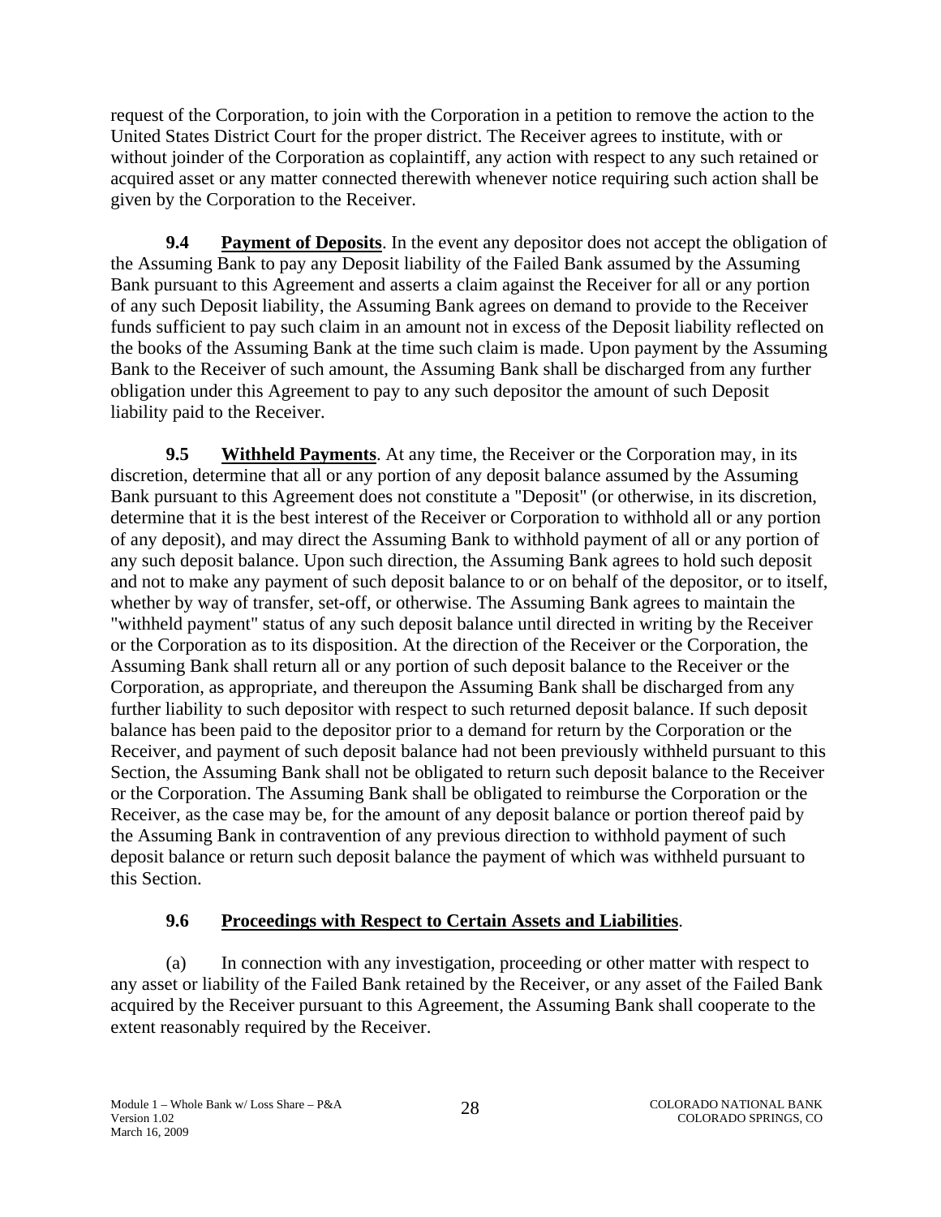request of the Corporation, to join with the Corporation in a petition to remove the action to the United States District Court for the proper district. The Receiver agrees to institute, with or without joinder of the Corporation as coplaintiff, any action with respect to any such retained or acquired asset or any matter connected therewith whenever notice requiring such action shall be given by the Corporation to the Receiver.

**9.4 Payment of Deposits**. In the event any depositor does not accept the obligation of the Assuming Bank to pay any Deposit liability of the Failed Bank assumed by the Assuming Bank pursuant to this Agreement and asserts a claim against the Receiver for all or any portion of any such Deposit liability, the Assuming Bank agrees on demand to provide to the Receiver funds sufficient to pay such claim in an amount not in excess of the Deposit liability reflected on the books of the Assuming Bank at the time such claim is made. Upon payment by the Assuming Bank to the Receiver of such amount, the Assuming Bank shall be discharged from any further obligation under this Agreement to pay to any such depositor the amount of such Deposit liability paid to the Receiver.

**9.5 Withheld Payments**. At any time, the Receiver or the Corporation may, in its discretion, determine that all or any portion of any deposit balance assumed by the Assuming Bank pursuant to this Agreement does not constitute a "Deposit" (or otherwise, in its discretion, determine that it is the best interest of the Receiver or Corporation to withhold all or any portion of any deposit), and may direct the Assuming Bank to withhold payment of all or any portion of any such deposit balance. Upon such direction, the Assuming Bank agrees to hold such deposit and not to make any payment of such deposit balance to or on behalf of the depositor, or to itself, whether by way of transfer, set-off, or otherwise. The Assuming Bank agrees to maintain the "withheld payment" status of any such deposit balance until directed in writing by the Receiver or the Corporation as to its disposition. At the direction of the Receiver or the Corporation, the Assuming Bank shall return all or any portion of such deposit balance to the Receiver or the Corporation, as appropriate, and thereupon the Assuming Bank shall be discharged from any further liability to such depositor with respect to such returned deposit balance. If such deposit balance has been paid to the depositor prior to a demand for return by the Corporation or the Receiver, and payment of such deposit balance had not been previously withheld pursuant to this Section, the Assuming Bank shall not be obligated to return such deposit balance to the Receiver or the Corporation. The Assuming Bank shall be obligated to reimburse the Corporation or the Receiver, as the case may be, for the amount of any deposit balance or portion thereof paid by the Assuming Bank in contravention of any previous direction to withhold payment of such deposit balance or return such deposit balance the payment of which was withheld pursuant to this Section.

**9.6 Proceedings with Respect to Certain Assets and Liabilities**.

(a) In connection with any investigation, proceeding or other matter with respect to any asset or liability of the Failed Bank retained by the Receiver, or any asset of the Failed Bank acquired by the Receiver pursuant to this Agreement, the Assuming Bank shall cooperate to the extent reasonably required by the Receiver.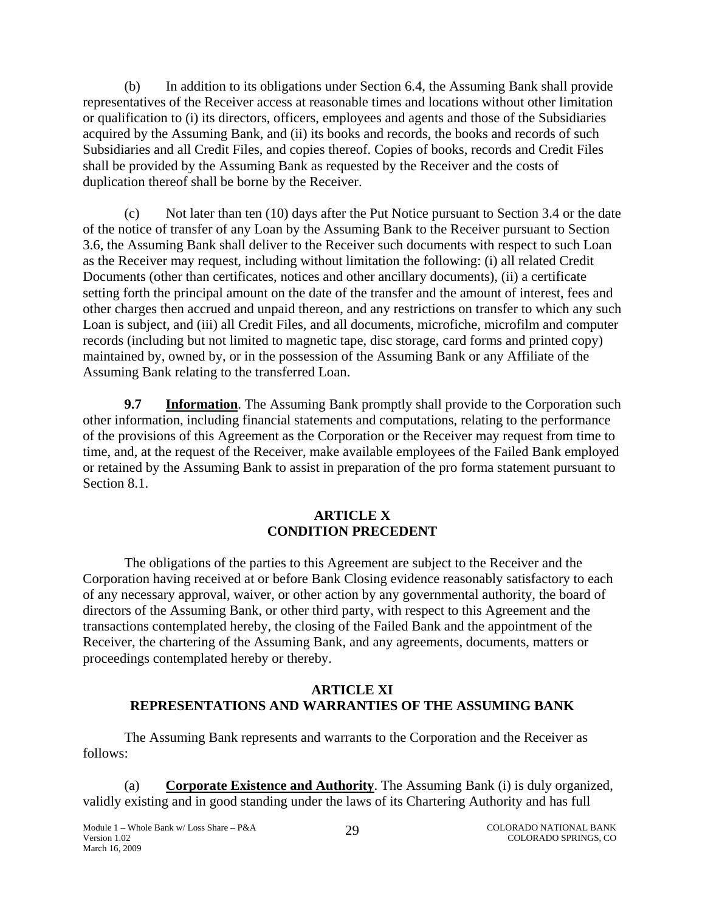(b) In addition to its obligations under Section 6.4, the Assuming Bank shall provide representatives of the Receiver access at reasonable times and locations without other limitation or qualification to (i) its directors, officers, employees and agents and those of the Subsidiaries acquired by the Assuming Bank, and (ii) its books and records, the books and records of such Subsidiaries and all Credit Files, and copies thereof. Copies of books, records and Credit Files shall be provided by the Assuming Bank as requested by the Receiver and the costs of duplication thereof shall be borne by the Receiver.

(c) Not later than ten (10) days after the Put Notice pursuant to Section 3.4 or the date of the notice of transfer of any Loan by the Assuming Bank to the Receiver pursuant to Section 3.6, the Assuming Bank shall deliver to the Receiver such documents with respect to such Loan as the Receiver may request, including without limitation the following: (i) all related Credit Documents (other than certificates, notices and other ancillary documents), (ii) a certificate setting forth the principal amount on the date of the transfer and the amount of interest, fees and other charges then accrued and unpaid thereon, and any restrictions on transfer to which any such Loan is subject, and (iii) all Credit Files, and all documents, microfiche, microfilm and computer records (including but not limited to magnetic tape, disc storage, card forms and printed copy) maintained by, owned by, or in the possession of the Assuming Bank or any Affiliate of the Assuming Bank relating to the transferred Loan.

**9.7 Information**. The Assuming Bank promptly shall provide to the Corporation such other information, including financial statements and computations, relating to the performance of the provisions of this Agreement as the Corporation or the Receiver may request from time to time, and, at the request of the Receiver, make available employees of the Failed Bank employed or retained by the Assuming Bank to assist in preparation of the pro forma statement pursuant to Section 8.1.

## ARTICLE X
## CONDITION PRECEDENT

The obligations of the parties to this Agreement are subject to the Receiver and the Corporation having received at or before Bank Closing evidence reasonably satisfactory to each of any necessary approval, waiver, or other action by any governmental authority, the board of directors of the Assuming Bank, or other third party, with respect to this Agreement and the transactions contemplated hereby, the closing of the Failed Bank and the appointment of the Receiver, the chartering of the Assuming Bank, and any agreements, documents, matters or proceedings contemplated hereby or thereby.

## ARTICLE XI
## REPRESENTATIONS AND WARRANTIES OF THE ASSUMING BANK

The Assuming Bank represents and warrants to the Corporation and the Receiver as follows:

(a) **Corporate Existence and Authority**. The Assuming Bank (i) is duly organized, validly existing and in good standing under the laws of its Chartering Authority and has full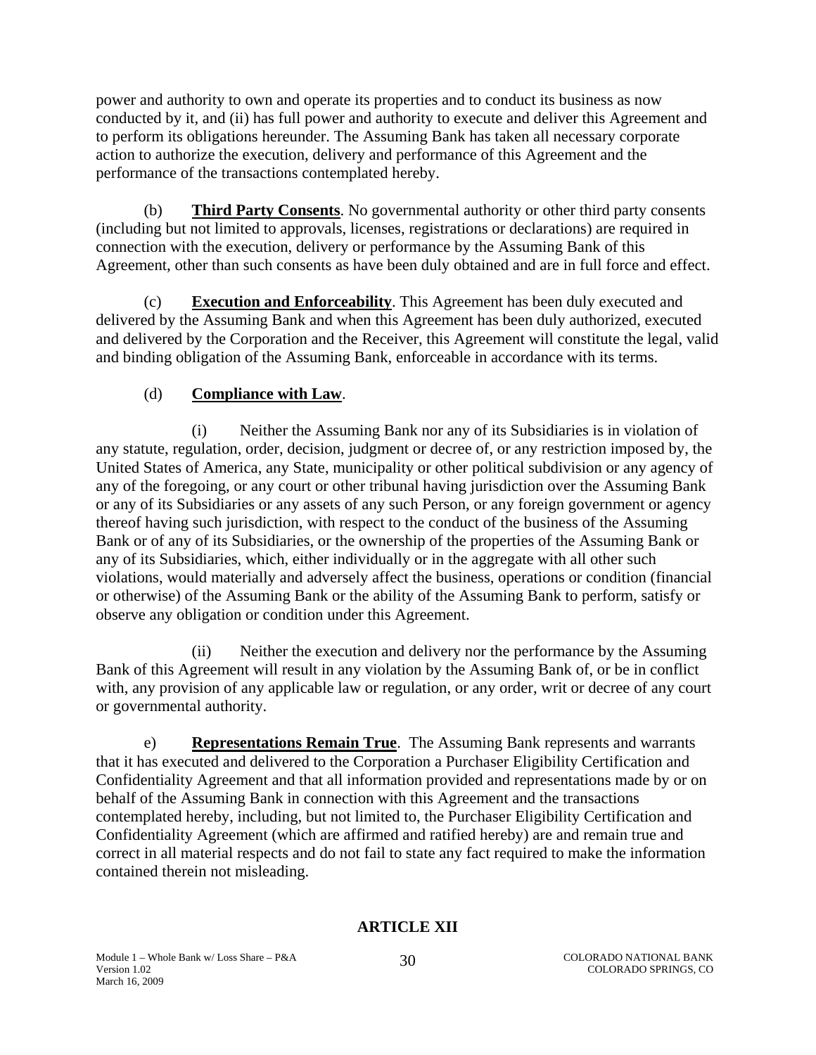power and authority to own and operate its properties and to conduct its business as now conducted by it, and (ii) has full power and authority to execute and deliver this Agreement and to perform its obligations hereunder. The Assuming Bank has taken all necessary corporate action to authorize the execution, delivery and performance of this Agreement and the performance of the transactions contemplated hereby.

(b) **Third Party Consents**. No governmental authority or other third party consents (including but not limited to approvals, licenses, registrations or declarations) are required in connection with the execution, delivery or performance by the Assuming Bank of this Agreement, other than such consents as have been duly obtained and are in full force and effect.

(c) **Execution and Enforceability**. This Agreement has been duly executed and delivered by the Assuming Bank and when this Agreement has been duly authorized, executed and delivered by the Corporation and the Receiver, this Agreement will constitute the legal, valid and binding obligation of the Assuming Bank, enforceable in accordance with its terms.

(d) **Compliance with Law**.

(i) Neither the Assuming Bank nor any of its Subsidiaries is in violation of any statute, regulation, order, decision, judgment or decree of, or any restriction imposed by, the United States of America, any State, municipality or other political subdivision or any agency of any of the foregoing, or any court or other tribunal having jurisdiction over the Assuming Bank or any of its Subsidiaries or any assets of any such Person, or any foreign government or agency thereof having such jurisdiction, with respect to the conduct of the business of the Assuming Bank or of any of its Subsidiaries, or the ownership of the properties of the Assuming Bank or any of its Subsidiaries, which, either individually or in the aggregate with all other such violations, would materially and adversely affect the business, operations or condition (financial or otherwise) of the Assuming Bank or the ability of the Assuming Bank to perform, satisfy or observe any obligation or condition under this Agreement.

(ii) Neither the execution and delivery nor the performance by the Assuming Bank of this Agreement will result in any violation by the Assuming Bank of, or be in conflict with, any provision of any applicable law or regulation, or any order, writ or decree of any court or governmental authority.

e) **Representations Remain True**. The Assuming Bank represents and warrants that it has executed and delivered to the Corporation a Purchaser Eligibility Certification and Confidentiality Agreement and that all information provided and representations made by or on behalf of the Assuming Bank in connection with this Agreement and the transactions contemplated hereby, including, but not limited to, the Purchaser Eligibility Certification and Confidentiality Agreement (which are affirmed and ratified hereby) are and remain true and correct in all material respects and do not fail to state any fact required to make the information contained therein not misleading.

## ARTICLE XII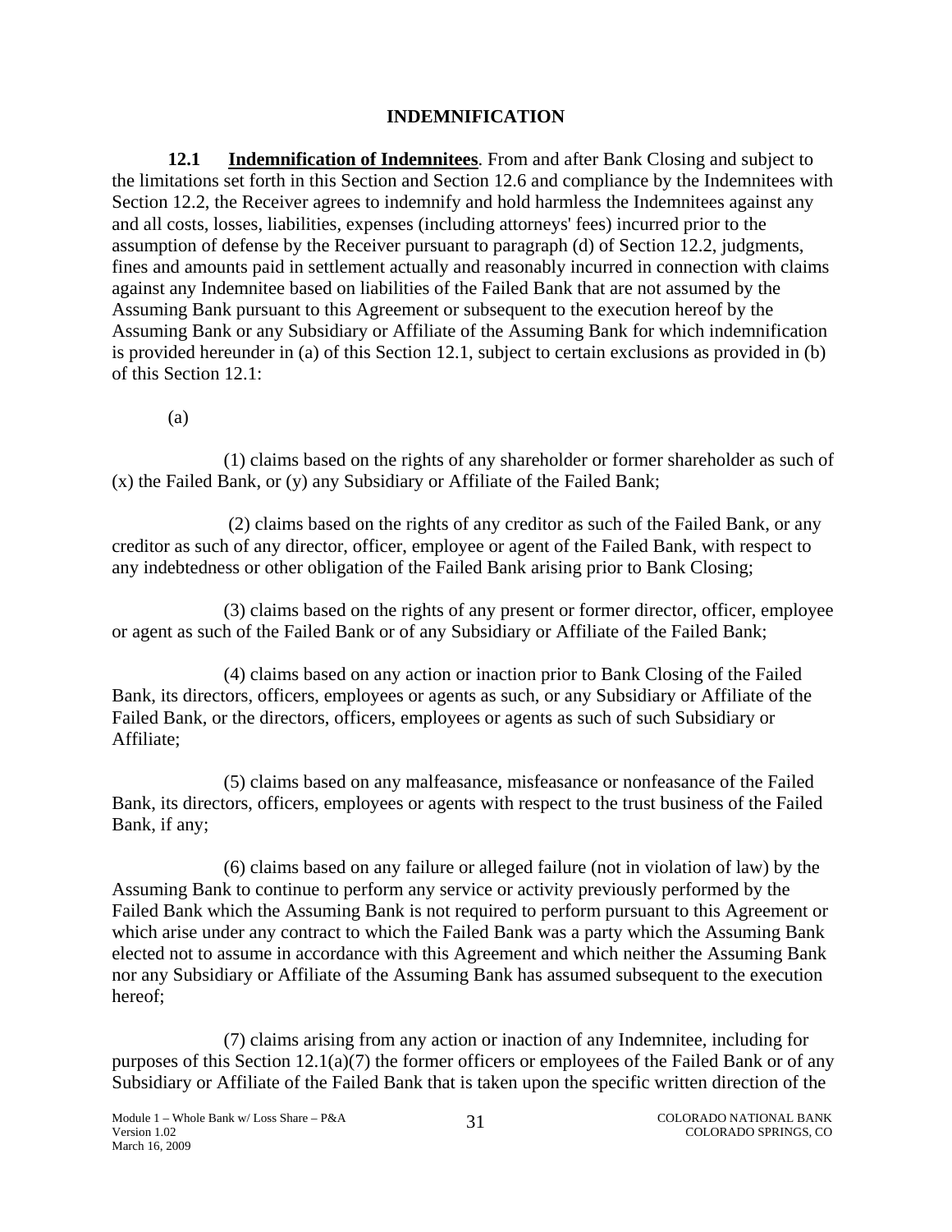## INDEMNIFICATION

**12.1 Indemnification of Indemnitees**. From and after Bank Closing and subject to the limitations set forth in this Section and Section 12.6 and compliance by the Indemnitees with Section 12.2, the Receiver agrees to indemnify and hold harmless the Indemnitees against any and all costs, losses, liabilities, expenses (including attorneys' fees) incurred prior to the assumption of defense by the Receiver pursuant to paragraph (d) of Section 12.2, judgments, fines and amounts paid in settlement actually and reasonably incurred in connection with claims against any Indemnitee based on liabilities of the Failed Bank that are not assumed by the Assuming Bank pursuant to this Agreement or subsequent to the execution hereof by the Assuming Bank or any Subsidiary or Affiliate of the Assuming Bank for which indemnification is provided hereunder in (a) of this Section 12.1, subject to certain exclusions as provided in (b) of this Section 12.1:

(a)

(1) claims based on the rights of any shareholder or former shareholder as such of (x) the Failed Bank, or (y) any Subsidiary or Affiliate of the Failed Bank;

(2) claims based on the rights of any creditor as such of the Failed Bank, or any creditor as such of any director, officer, employee or agent of the Failed Bank, with respect to any indebtedness or other obligation of the Failed Bank arising prior to Bank Closing;

(3) claims based on the rights of any present or former director, officer, employee or agent as such of the Failed Bank or of any Subsidiary or Affiliate of the Failed Bank;

(4) claims based on any action or inaction prior to Bank Closing of the Failed Bank, its directors, officers, employees or agents as such, or any Subsidiary or Affiliate of the Failed Bank, or the directors, officers, employees or agents as such of such Subsidiary or Affiliate;

(5) claims based on any malfeasance, misfeasance or nonfeasance of the Failed Bank, its directors, officers, employees or agents with respect to the trust business of the Failed Bank, if any;

(6) claims based on any failure or alleged failure (not in violation of law) by the Assuming Bank to continue to perform any service or activity previously performed by the Failed Bank which the Assuming Bank is not required to perform pursuant to this Agreement or which arise under any contract to which the Failed Bank was a party which the Assuming Bank elected not to assume in accordance with this Agreement and which neither the Assuming Bank nor any Subsidiary or Affiliate of the Assuming Bank has assumed subsequent to the execution hereof;

(7) claims arising from any action or inaction of any Indemnitee, including for purposes of this Section 12.1(a)(7) the former officers or employees of the Failed Bank or of any Subsidiary or Affiliate of the Failed Bank that is taken upon the specific written direction of the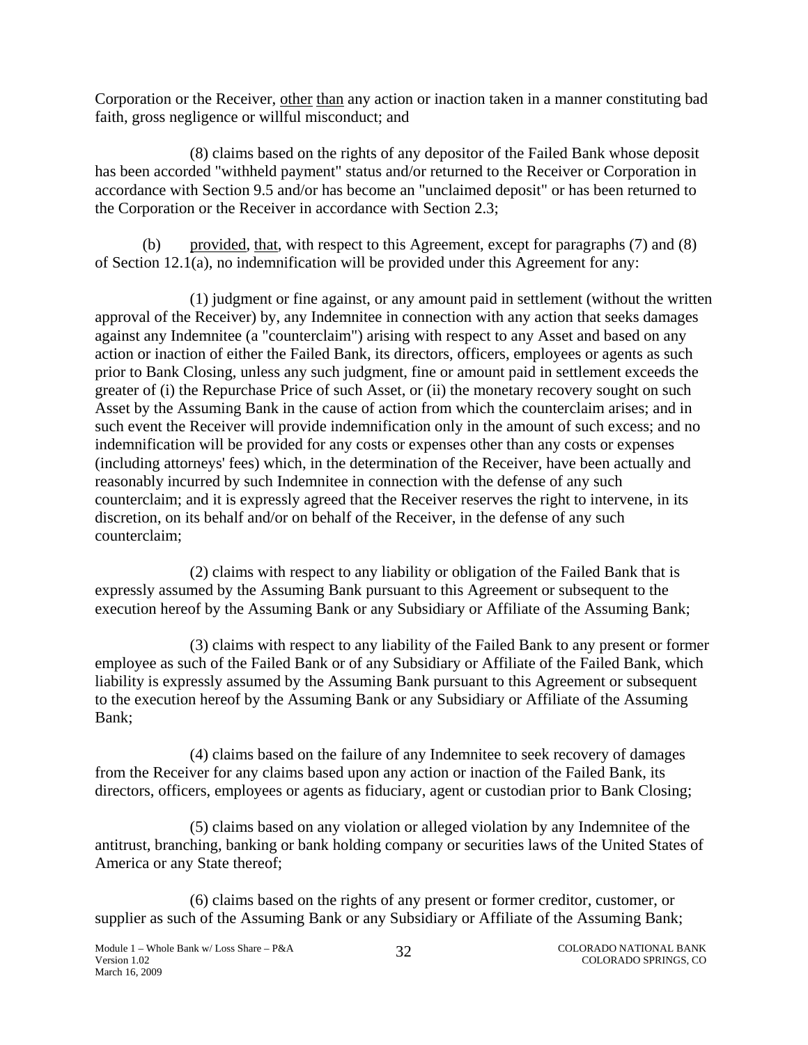Corporation or the Receiver, other than any action or inaction taken in a manner constituting bad faith, gross negligence or willful misconduct; and

(8) claims based on the rights of any depositor of the Failed Bank whose deposit has been accorded "withheld payment" status and/or returned to the Receiver or Corporation in accordance with Section 9.5 and/or has become an "unclaimed deposit" or has been returned to the Corporation or the Receiver in accordance with Section 2.3;

(b) provided, that, with respect to this Agreement, except for paragraphs (7) and (8) of Section 12.1(a), no indemnification will be provided under this Agreement for any:

(1) judgment or fine against, or any amount paid in settlement (without the written approval of the Receiver) by, any Indemnitee in connection with any action that seeks damages against any Indemnitee (a "counterclaim") arising with respect to any Asset and based on any action or inaction of either the Failed Bank, its directors, officers, employees or agents as such prior to Bank Closing, unless any such judgment, fine or amount paid in settlement exceeds the greater of (i) the Repurchase Price of such Asset, or (ii) the monetary recovery sought on such Asset by the Assuming Bank in the cause of action from which the counterclaim arises; and in such event the Receiver will provide indemnification only in the amount of such excess; and no indemnification will be provided for any costs or expenses other than any costs or expenses (including attorneys' fees) which, in the determination of the Receiver, have been actually and reasonably incurred by such Indemnitee in connection with the defense of any such counterclaim; and it is expressly agreed that the Receiver reserves the right to intervene, in its discretion, on its behalf and/or on behalf of the Receiver, in the defense of any such counterclaim;

(2) claims with respect to any liability or obligation of the Failed Bank that is expressly assumed by the Assuming Bank pursuant to this Agreement or subsequent to the execution hereof by the Assuming Bank or any Subsidiary or Affiliate of the Assuming Bank;

(3) claims with respect to any liability of the Failed Bank to any present or former employee as such of the Failed Bank or of any Subsidiary or Affiliate of the Failed Bank, which liability is expressly assumed by the Assuming Bank pursuant to this Agreement or subsequent to the execution hereof by the Assuming Bank or any Subsidiary or Affiliate of the Assuming Bank;

(4) claims based on the failure of any Indemnitee to seek recovery of damages from the Receiver for any claims based upon any action or inaction of the Failed Bank, its directors, officers, employees or agents as fiduciary, agent or custodian prior to Bank Closing;

(5) claims based on any violation or alleged violation by any Indemnitee of the antitrust, branching, banking or bank holding company or securities laws of the United States of America or any State thereof;

(6) claims based on the rights of any present or former creditor, customer, or supplier as such of the Assuming Bank or any Subsidiary or Affiliate of the Assuming Bank;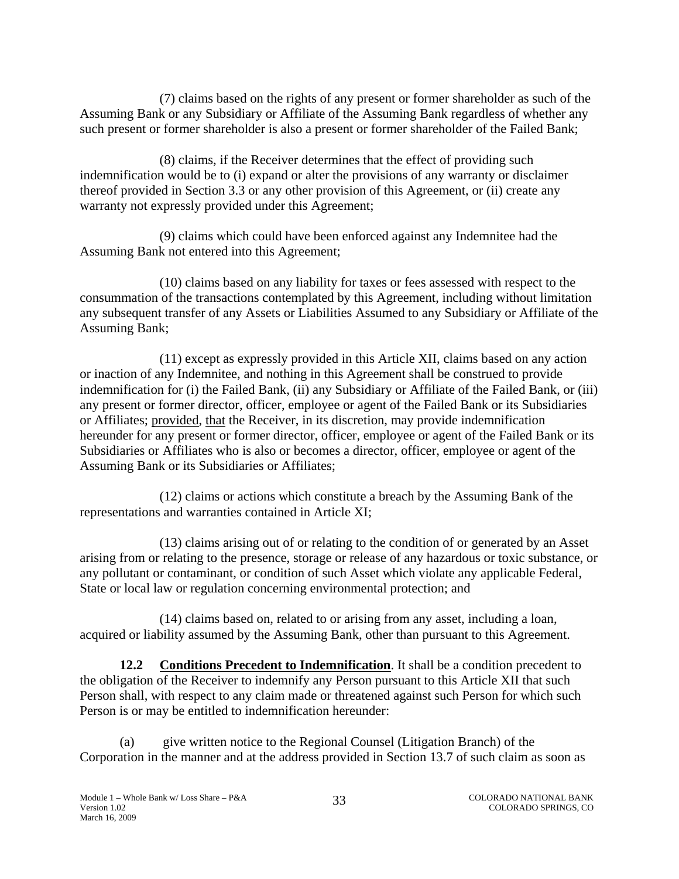(7) claims based on the rights of any present or former shareholder as such of the Assuming Bank or any Subsidiary or Affiliate of the Assuming Bank regardless of whether any such present or former shareholder is also a present or former shareholder of the Failed Bank;

(8) claims, if the Receiver determines that the effect of providing such indemnification would be to (i) expand or alter the provisions of any warranty or disclaimer thereof provided in Section 3.3 or any other provision of this Agreement, or (ii) create any warranty not expressly provided under this Agreement;

(9) claims which could have been enforced against any Indemnitee had the Assuming Bank not entered into this Agreement;

(10) claims based on any liability for taxes or fees assessed with respect to the consummation of the transactions contemplated by this Agreement, including without limitation any subsequent transfer of any Assets or Liabilities Assumed to any Subsidiary or Affiliate of the Assuming Bank;

(11) except as expressly provided in this Article XII, claims based on any action or inaction of any Indemnitee, and nothing in this Agreement shall be construed to provide indemnification for (i) the Failed Bank, (ii) any Subsidiary or Affiliate of the Failed Bank, or (iii) any present or former director, officer, employee or agent of the Failed Bank or its Subsidiaries or Affiliates; provided, that the Receiver, in its discretion, may provide indemnification hereunder for any present or former director, officer, employee or agent of the Failed Bank or its Subsidiaries or Affiliates who is also or becomes a director, officer, employee or agent of the Assuming Bank or its Subsidiaries or Affiliates;

(12) claims or actions which constitute a breach by the Assuming Bank of the representations and warranties contained in Article XI;

(13) claims arising out of or relating to the condition of or generated by an Asset arising from or relating to the presence, storage or release of any hazardous or toxic substance, or any pollutant or contaminant, or condition of such Asset which violate any applicable Federal, State or local law or regulation concerning environmental protection; and

(14) claims based on, related to or arising from any asset, including a loan, acquired or liability assumed by the Assuming Bank, other than pursuant to this Agreement.

**12.2 Conditions Precedent to Indemnification**. It shall be a condition precedent to the obligation of the Receiver to indemnify any Person pursuant to this Article XII that such Person shall, with respect to any claim made or threatened against such Person for which such Person is or may be entitled to indemnification hereunder:

(a) give written notice to the Regional Counsel (Litigation Branch) of the Corporation in the manner and at the address provided in Section 13.7 of such claim as soon as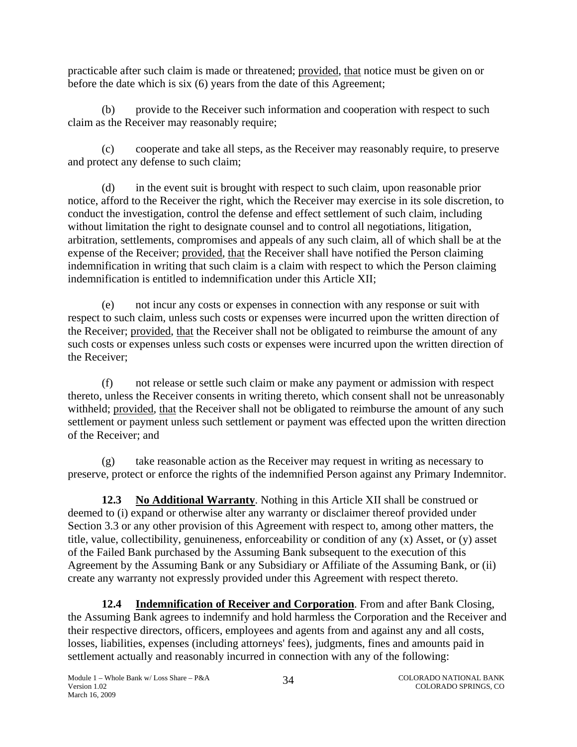practicable after such claim is made or threatened; provided, that notice must be given on or before the date which is six (6) years from the date of this Agreement;

(b) provide to the Receiver such information and cooperation with respect to such claim as the Receiver may reasonably require;

(c) cooperate and take all steps, as the Receiver may reasonably require, to preserve and protect any defense to such claim;

(d) in the event suit is brought with respect to such claim, upon reasonable prior notice, afford to the Receiver the right, which the Receiver may exercise in its sole discretion, to conduct the investigation, control the defense and effect settlement of such claim, including without limitation the right to designate counsel and to control all negotiations, litigation, arbitration, settlements, compromises and appeals of any such claim, all of which shall be at the expense of the Receiver; provided, that the Receiver shall have notified the Person claiming indemnification in writing that such claim is a claim with respect to which the Person claiming indemnification is entitled to indemnification under this Article XII;

(e) not incur any costs or expenses in connection with any response or suit with respect to such claim, unless such costs or expenses were incurred upon the written direction of the Receiver; provided, that the Receiver shall not be obligated to reimburse the amount of any such costs or expenses unless such costs or expenses were incurred upon the written direction of the Receiver;

(f) not release or settle such claim or make any payment or admission with respect thereto, unless the Receiver consents in writing thereto, which consent shall not be unreasonably withheld; provided, that the Receiver shall not be obligated to reimburse the amount of any such settlement or payment unless such settlement or payment was effected upon the written direction of the Receiver; and

(g) take reasonable action as the Receiver may request in writing as necessary to preserve, protect or enforce the rights of the indemnified Person against any Primary Indemnitor.

**12.3 No Additional Warranty**. Nothing in this Article XII shall be construed or deemed to (i) expand or otherwise alter any warranty or disclaimer thereof provided under Section 3.3 or any other provision of this Agreement with respect to, among other matters, the title, value, collectibility, genuineness, enforceability or condition of any (x) Asset, or (y) asset of the Failed Bank purchased by the Assuming Bank subsequent to the execution of this Agreement by the Assuming Bank or any Subsidiary or Affiliate of the Assuming Bank, or (ii) create any warranty not expressly provided under this Agreement with respect thereto.

**12.4 Indemnification of Receiver and Corporation**. From and after Bank Closing, the Assuming Bank agrees to indemnify and hold harmless the Corporation and the Receiver and their respective directors, officers, employees and agents from and against any and all costs, losses, liabilities, expenses (including attorneys' fees), judgments, fines and amounts paid in settlement actually and reasonably incurred in connection with any of the following: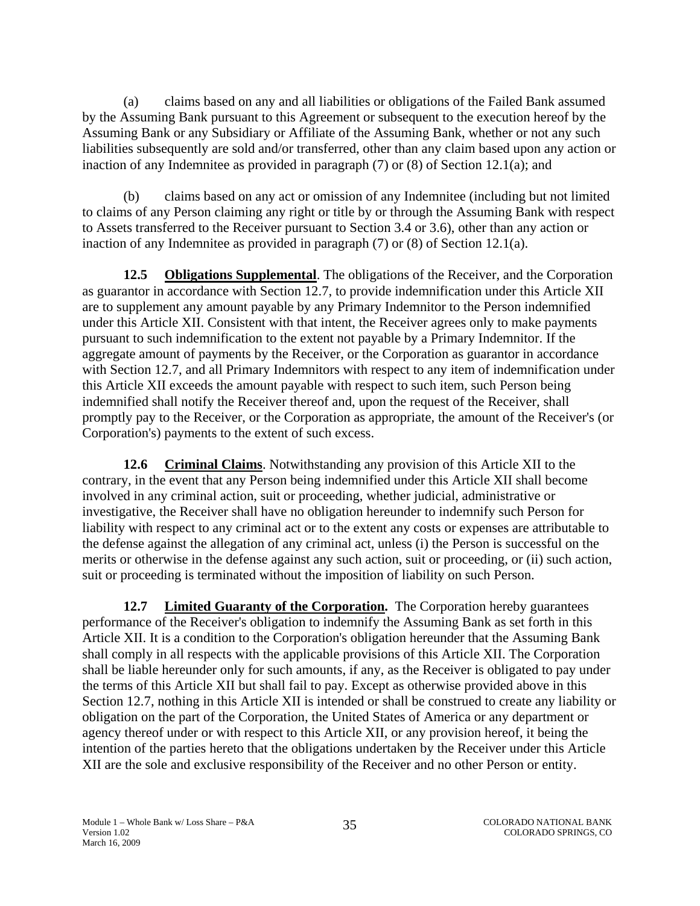(a) claims based on any and all liabilities or obligations of the Failed Bank assumed by the Assuming Bank pursuant to this Agreement or subsequent to the execution hereof by the Assuming Bank or any Subsidiary or Affiliate of the Assuming Bank, whether or not any such liabilities subsequently are sold and/or transferred, other than any claim based upon any action or inaction of any Indemnitee as provided in paragraph (7) or (8) of Section 12.1(a); and

(b) claims based on any act or omission of any Indemnitee (including but not limited to claims of any Person claiming any right or title by or through the Assuming Bank with respect to Assets transferred to the Receiver pursuant to Section 3.4 or 3.6), other than any action or inaction of any Indemnitee as provided in paragraph (7) or (8) of Section 12.1(a).

**12.5 Obligations Supplemental**. The obligations of the Receiver, and the Corporation as guarantor in accordance with Section 12.7, to provide indemnification under this Article XII are to supplement any amount payable by any Primary Indemnitor to the Person indemnified under this Article XII. Consistent with that intent, the Receiver agrees only to make payments pursuant to such indemnification to the extent not payable by a Primary Indemnitor. If the aggregate amount of payments by the Receiver, or the Corporation as guarantor in accordance with Section 12.7, and all Primary Indemnitors with respect to any item of indemnification under this Article XII exceeds the amount payable with respect to such item, such Person being indemnified shall notify the Receiver thereof and, upon the request of the Receiver, shall promptly pay to the Receiver, or the Corporation as appropriate, the amount of the Receiver's (or Corporation's) payments to the extent of such excess.

**12.6 Criminal Claims**. Notwithstanding any provision of this Article XII to the contrary, in the event that any Person being indemnified under this Article XII shall become involved in any criminal action, suit or proceeding, whether judicial, administrative or investigative, the Receiver shall have no obligation hereunder to indemnify such Person for liability with respect to any criminal act or to the extent any costs or expenses are attributable to the defense against the allegation of any criminal act, unless (i) the Person is successful on the merits or otherwise in the defense against any such action, suit or proceeding, or (ii) such action, suit or proceeding is terminated without the imposition of liability on such Person.

**12.7 Limited Guaranty of the Corporation.** The Corporation hereby guarantees performance of the Receiver's obligation to indemnify the Assuming Bank as set forth in this Article XII. It is a condition to the Corporation's obligation hereunder that the Assuming Bank shall comply in all respects with the applicable provisions of this Article XII. The Corporation shall be liable hereunder only for such amounts, if any, as the Receiver is obligated to pay under the terms of this Article XII but shall fail to pay. Except as otherwise provided above in this Section 12.7, nothing in this Article XII is intended or shall be construed to create any liability or obligation on the part of the Corporation, the United States of America or any department or agency thereof under or with respect to this Article XII, or any provision hereof, it being the intention of the parties hereto that the obligations undertaken by the Receiver under this Article XII are the sole and exclusive responsibility of the Receiver and no other Person or entity.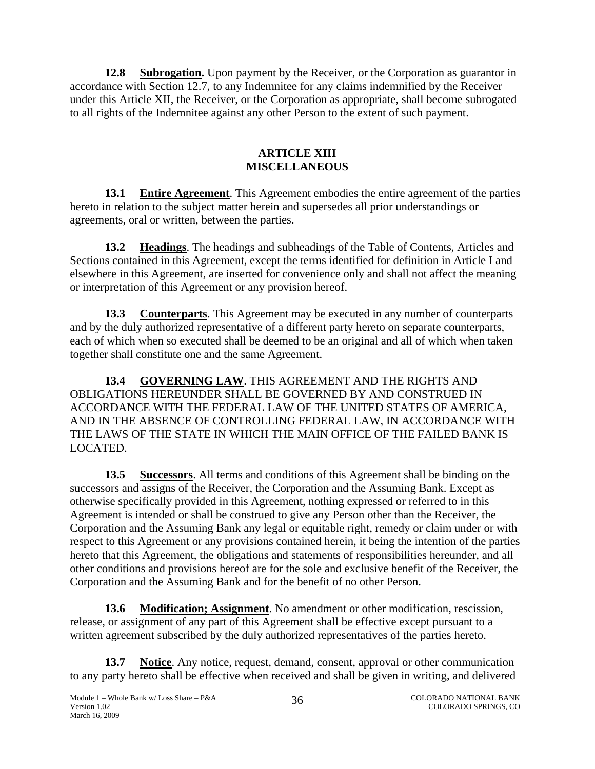**12.8 Subrogation.** Upon payment by the Receiver, or the Corporation as guarantor in accordance with Section 12.7, to any Indemnitee for any claims indemnified by the Receiver under this Article XII, the Receiver, or the Corporation as appropriate, shall become subrogated to all rights of the Indemnitee against any other Person to the extent of such payment.

## ARTICLE XIII
## MISCELLANEOUS

**13.1 Entire Agreement**. This Agreement embodies the entire agreement of the parties hereto in relation to the subject matter herein and supersedes all prior understandings or agreements, oral or written, between the parties.

**13.2 Headings**. The headings and subheadings of the Table of Contents, Articles and Sections contained in this Agreement, except the terms identified for definition in Article I and elsewhere in this Agreement, are inserted for convenience only and shall not affect the meaning or interpretation of this Agreement or any provision hereof.

**13.3 Counterparts**. This Agreement may be executed in any number of counterparts and by the duly authorized representative of a different party hereto on separate counterparts, each of which when so executed shall be deemed to be an original and all of which when taken together shall constitute one and the same Agreement.

**13.4 GOVERNING LAW**. THIS AGREEMENT AND THE RIGHTS AND OBLIGATIONS HEREUNDER SHALL BE GOVERNED BY AND CONSTRUED IN ACCORDANCE WITH THE FEDERAL LAW OF THE UNITED STATES OF AMERICA, AND IN THE ABSENCE OF CONTROLLING FEDERAL LAW, IN ACCORDANCE WITH THE LAWS OF THE STATE IN WHICH THE MAIN OFFICE OF THE FAILED BANK IS LOCATED.

**13.5 Successors**. All terms and conditions of this Agreement shall be binding on the successors and assigns of the Receiver, the Corporation and the Assuming Bank. Except as otherwise specifically provided in this Agreement, nothing expressed or referred to in this Agreement is intended or shall be construed to give any Person other than the Receiver, the Corporation and the Assuming Bank any legal or equitable right, remedy or claim under or with respect to this Agreement or any provisions contained herein, it being the intention of the parties hereto that this Agreement, the obligations and statements of responsibilities hereunder, and all other conditions and provisions hereof are for the sole and exclusive benefit of the Receiver, the Corporation and the Assuming Bank and for the benefit of no other Person.

**13.6 Modification; Assignment**. No amendment or other modification, rescission, release, or assignment of any part of this Agreement shall be effective except pursuant to a written agreement subscribed by the duly authorized representatives of the parties hereto.

**13.7 Notice**. Any notice, request, demand, consent, approval or other communication to any party hereto shall be effective when received and shall be given in writing, and delivered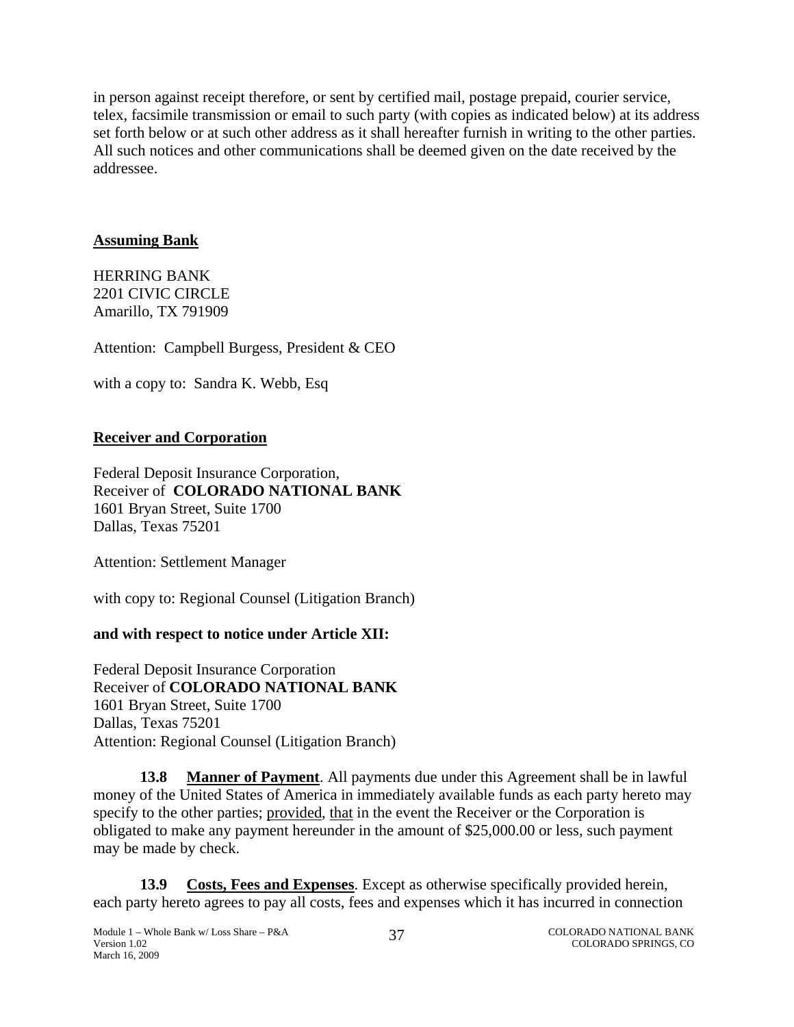in person against receipt therefore, or sent by certified mail, postage prepaid, courier service, telex, facsimile transmission or email to such party (with copies as indicated below) at its address set forth below or at such other address as it shall hereafter furnish in writing to the other parties. All such notices and other communications shall be deemed given on the date received by the addressee.

**Assuming Bank**

HERRING BANK
2201 CIVIC CIRCLE
Amarillo, TX 791909

Attention: Campbell Burgess, President & CEO

with a copy to: Sandra K. Webb, Esq

**Receiver and Corporation**

Federal Deposit Insurance Corporation,
Receiver of **COLORADO NATIONAL BANK**
1601 Bryan Street, Suite 1700
Dallas, Texas 75201

Attention: Settlement Manager

with copy to: Regional Counsel (Litigation Branch)

**and with respect to notice under Article XII:**

Federal Deposit Insurance Corporation
Receiver of **COLORADO NATIONAL BANK**
1601 Bryan Street, Suite 1700
Dallas, Texas 75201
Attention: Regional Counsel (Litigation Branch)

**13.8 Manner of Payment**. All payments due under this Agreement shall be in lawful money of the United States of America in immediately available funds as each party hereto may specify to the other parties; provided, that in the event the Receiver or the Corporation is obligated to make any payment hereunder in the amount of $25,000.00 or less, such payment may be made by check.

**13.9 Costs, Fees and Expenses**. Except as otherwise specifically provided herein, each party hereto agrees to pay all costs, fees and expenses which it has incurred in connection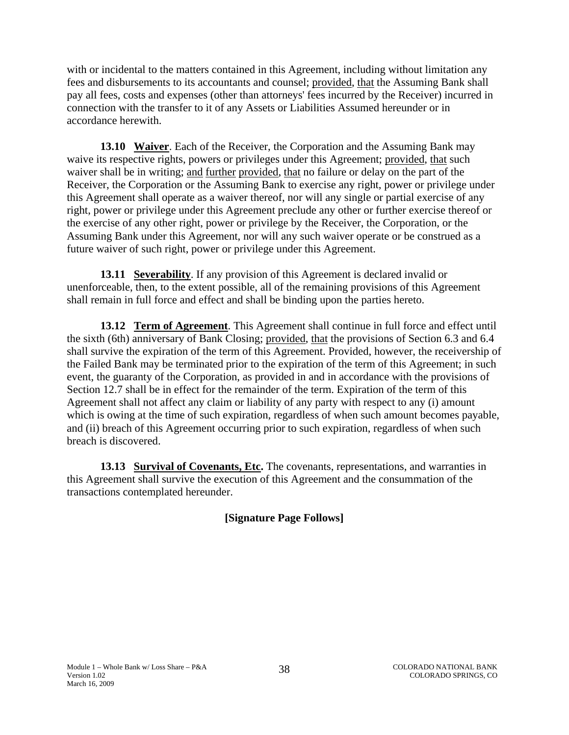with or incidental to the matters contained in this Agreement, including without limitation any fees and disbursements to its accountants and counsel; provided, that the Assuming Bank shall pay all fees, costs and expenses (other than attorneys' fees incurred by the Receiver) incurred in connection with the transfer to it of any Assets or Liabilities Assumed hereunder or in accordance herewith.

**13.10 Waiver**. Each of the Receiver, the Corporation and the Assuming Bank may waive its respective rights, powers or privileges under this Agreement; provided, that such waiver shall be in writing; and further provided, that no failure or delay on the part of the Receiver, the Corporation or the Assuming Bank to exercise any right, power or privilege under this Agreement shall operate as a waiver thereof, nor will any single or partial exercise of any right, power or privilege under this Agreement preclude any other or further exercise thereof or the exercise of any other right, power or privilege by the Receiver, the Corporation, or the Assuming Bank under this Agreement, nor will any such waiver operate or be construed as a future waiver of such right, power or privilege under this Agreement.

**13.11 Severability**. If any provision of this Agreement is declared invalid or unenforceable, then, to the extent possible, all of the remaining provisions of this Agreement shall remain in full force and effect and shall be binding upon the parties hereto.

**13.12 Term of Agreement**. This Agreement shall continue in full force and effect until the sixth (6th) anniversary of Bank Closing; provided, that the provisions of Section 6.3 and 6.4 shall survive the expiration of the term of this Agreement. Provided, however, the receivership of the Failed Bank may be terminated prior to the expiration of the term of this Agreement; in such event, the guaranty of the Corporation, as provided in and in accordance with the provisions of Section 12.7 shall be in effect for the remainder of the term. Expiration of the term of this Agreement shall not affect any claim or liability of any party with respect to any (i) amount which is owing at the time of such expiration, regardless of when such amount becomes payable, and (ii) breach of this Agreement occurring prior to such expiration, regardless of when such breach is discovered.

**13.13 Survival of Covenants, Etc.** The covenants, representations, and warranties in this Agreement shall survive the execution of this Agreement and the consummation of the transactions contemplated hereunder.

**[Signature Page Follows]**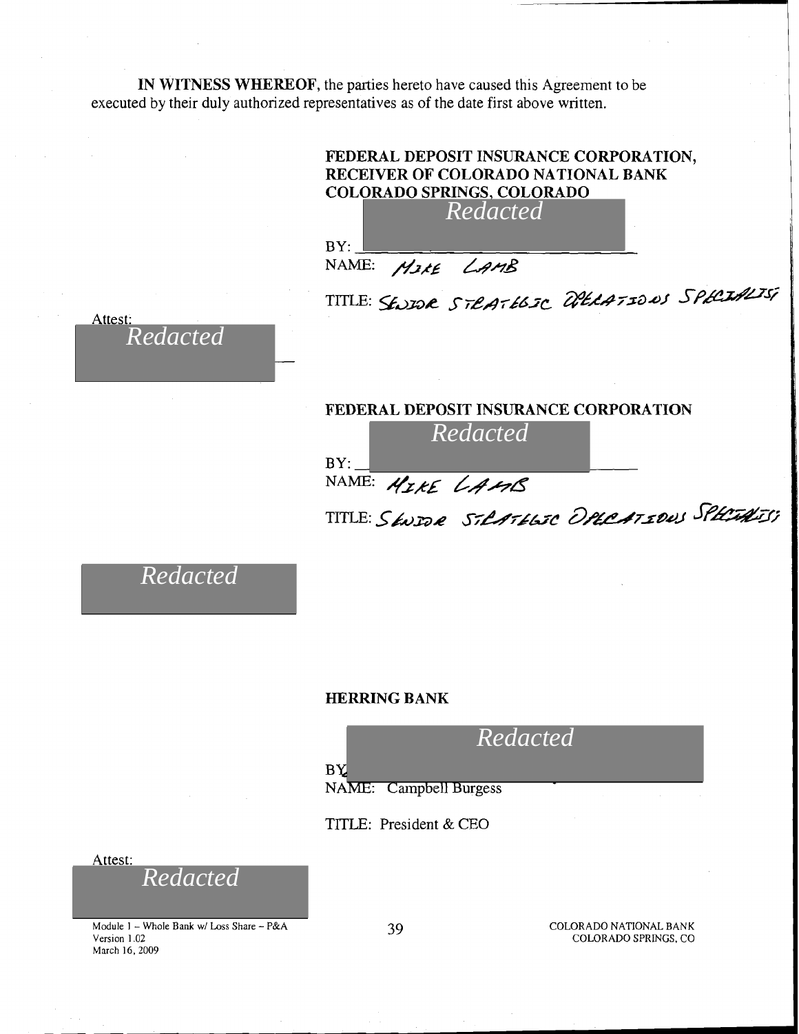**IN WITNESS WHEREOF**, the parties hereto have caused this Agreement to be executed by their duly authorized representatives as of the date first above written.

**FEDERAL DEPOSIT INSURANCE CORPORATION, RECEIVER OF COLORADO NATIONAL BANK COLORADO SPRINGS, COLORADO**

*Redacted*

BY: ______________________

NAME: MIKE LAMB

TITLE: SENIOR STRATEGIC OPERATIONS SPECIALIST

Attest:

*Redacted*

**FEDERAL DEPOSIT INSURANCE CORPORATION**

*Redacted*

BY: ______________________

NAME: MIKE LAMB

TITLE: SENIOR STRATEGIC OPERATIONS SPECIALIST

*Redacted*

**HERRING BANK**

*Redacted*

BY: ______________________

NAME: Campbell Burgess

TITLE: President & CEO

Attest:

*Redacted*

Module 1 – Whole Bank w/ Loss Share – P&A
Version 1.02
March 16, 2009

COLORADO NATIONAL BANK
COLORADO SPRINGS, CO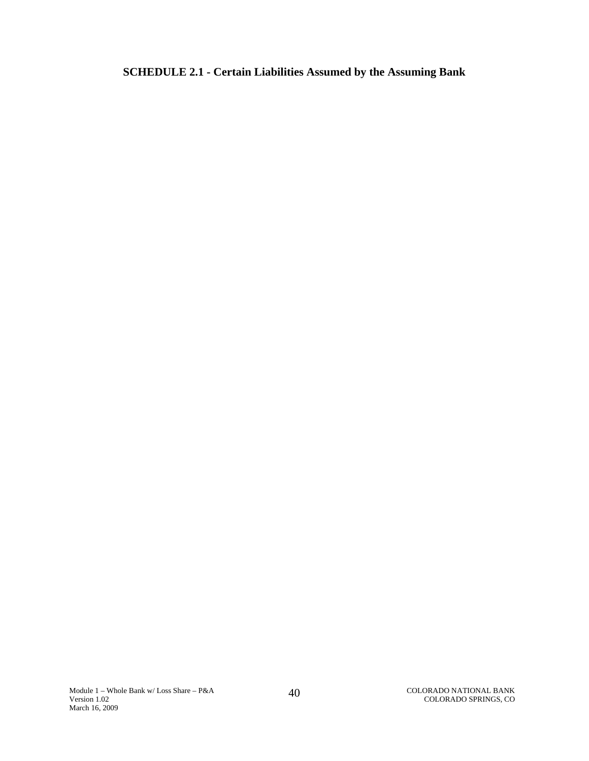**SCHEDULE 2.1 - Certain Liabilities Assumed by the Assuming Bank**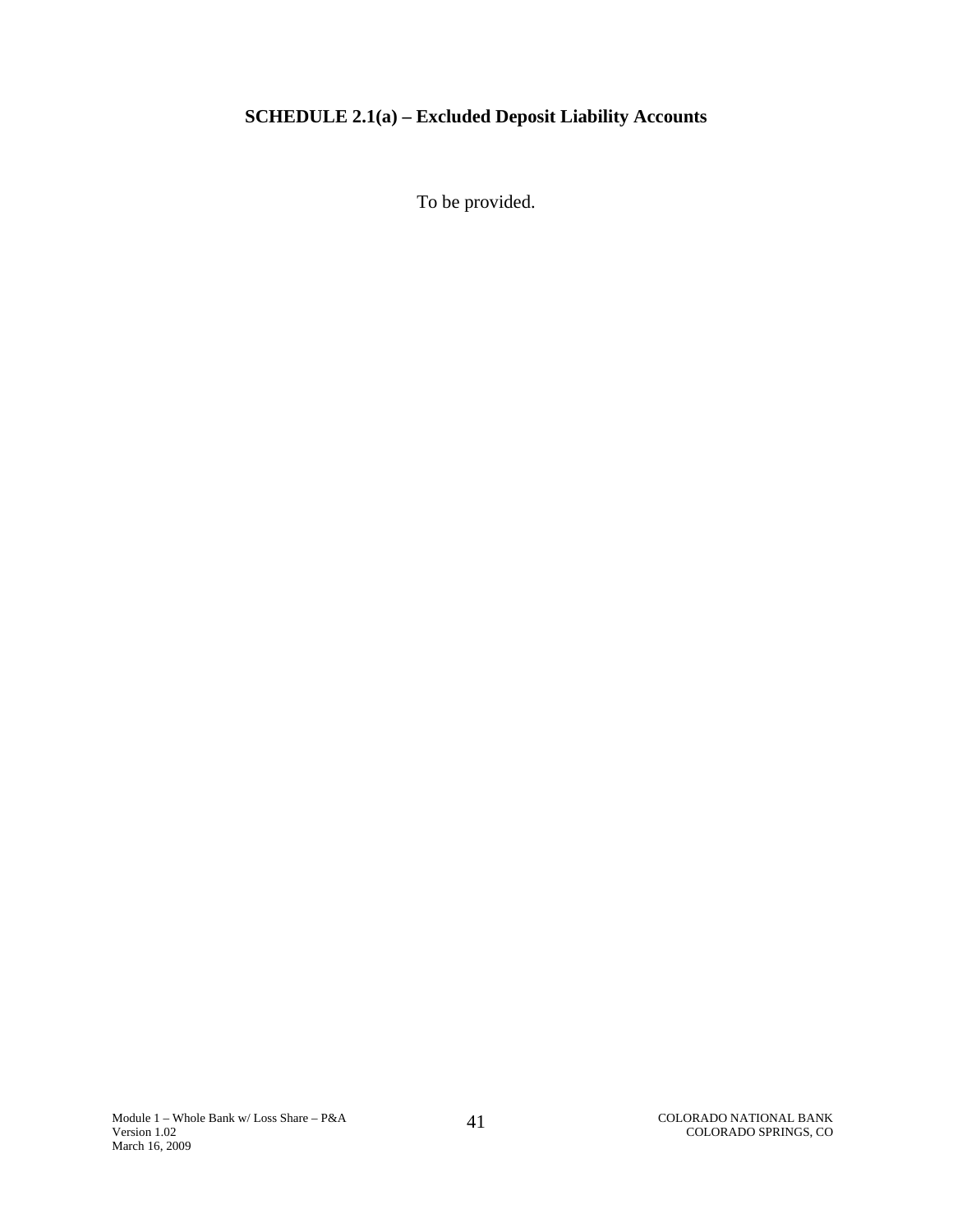## SCHEDULE 2.1(a) – Excluded Deposit Liability Accounts

To be provided.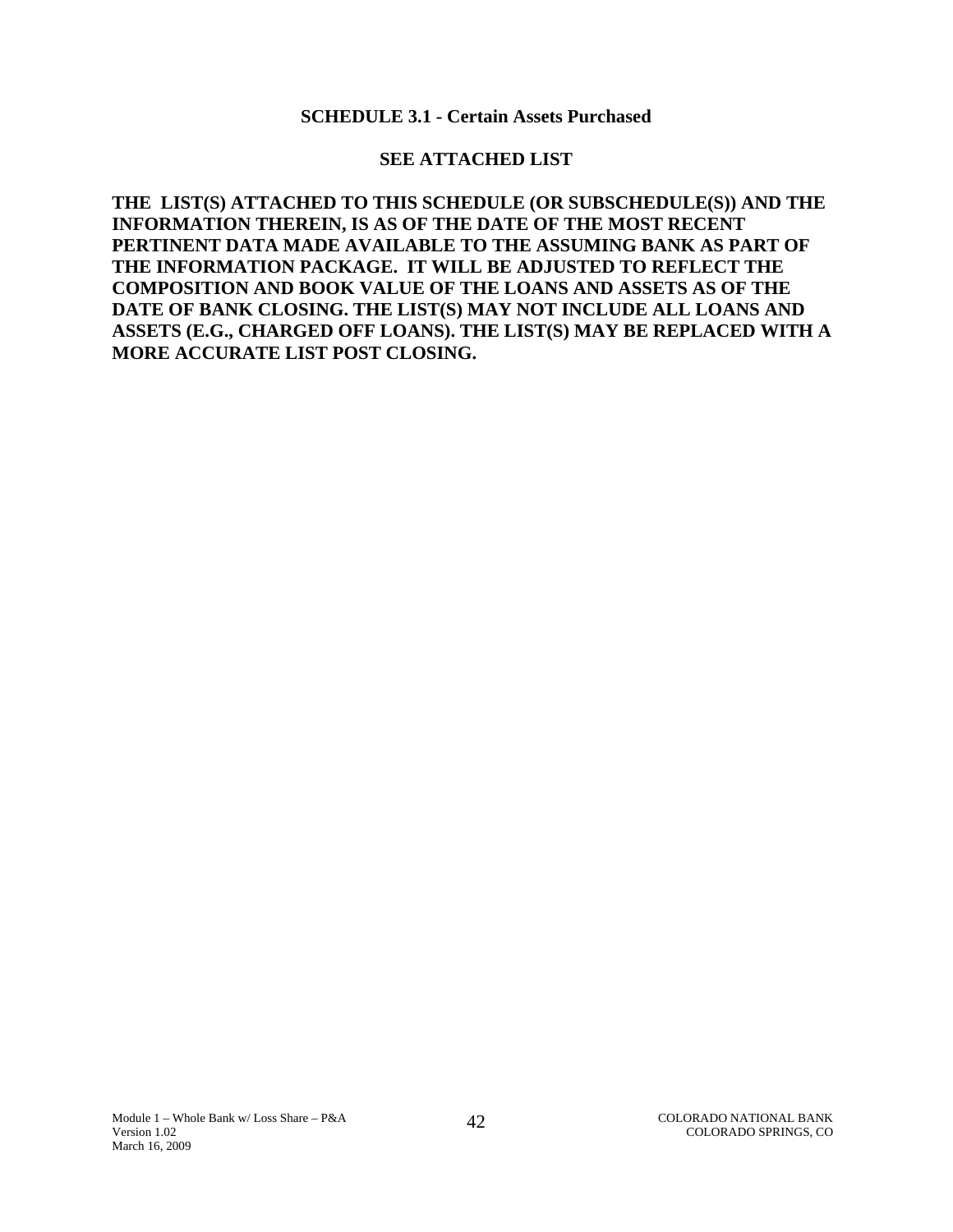## SCHEDULE 3.1 - Certain Assets Purchased

**SEE ATTACHED LIST**

**THE LIST(S) ATTACHED TO THIS SCHEDULE (OR SUBSCHEDULE(S)) AND THE INFORMATION THEREIN, IS AS OF THE DATE OF THE MOST RECENT PERTINENT DATA MADE AVAILABLE TO THE ASSUMING BANK AS PART OF THE INFORMATION PACKAGE. IT WILL BE ADJUSTED TO REFLECT THE COMPOSITION AND BOOK VALUE OF THE LOANS AND ASSETS AS OF THE DATE OF BANK CLOSING. THE LIST(S) MAY NOT INCLUDE ALL LOANS AND ASSETS (E.G., CHARGED OFF LOANS). THE LIST(S) MAY BE REPLACED WITH A MORE ACCURATE LIST POST CLOSING.**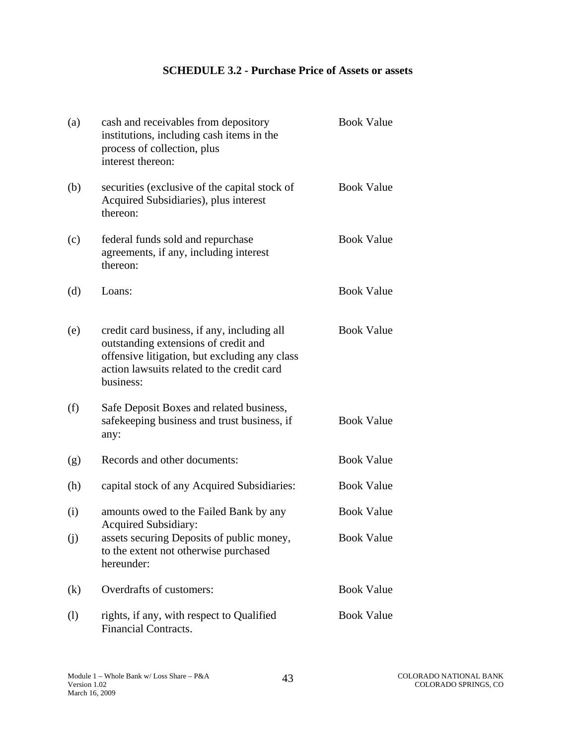## SCHEDULE 3.2 - Purchase Price of Assets or assets

| | | |
|---|---|---|
| (a) | cash and receivables from depository institutions, including cash items in the process of collection, plus interest thereon: | Book Value |
| (b) | securities (exclusive of the capital stock of Acquired Subsidiaries), plus interest thereon: | Book Value |
| (c) | federal funds sold and repurchase agreements, if any, including interest thereon: | Book Value |
| (d) | Loans: | Book Value |
| (e) | credit card business, if any, including all outstanding extensions of credit and offensive litigation, but excluding any class action lawsuits related to the credit card business: | Book Value |
| (f) | Safe Deposit Boxes and related business, safekeeping business and trust business, if any: | Book Value |
| (g) | Records and other documents: | Book Value |
| (h) | capital stock of any Acquired Subsidiaries: | Book Value |
| (i) | amounts owed to the Failed Bank by any Acquired Subsidiary: | Book Value |
| (j) | assets securing Deposits of public money, to the extent not otherwise purchased hereunder: | Book Value |
| (k) | Overdrafts of customers: | Book Value |
| (l) | rights, if any, with respect to Qualified Financial Contracts. | Book Value |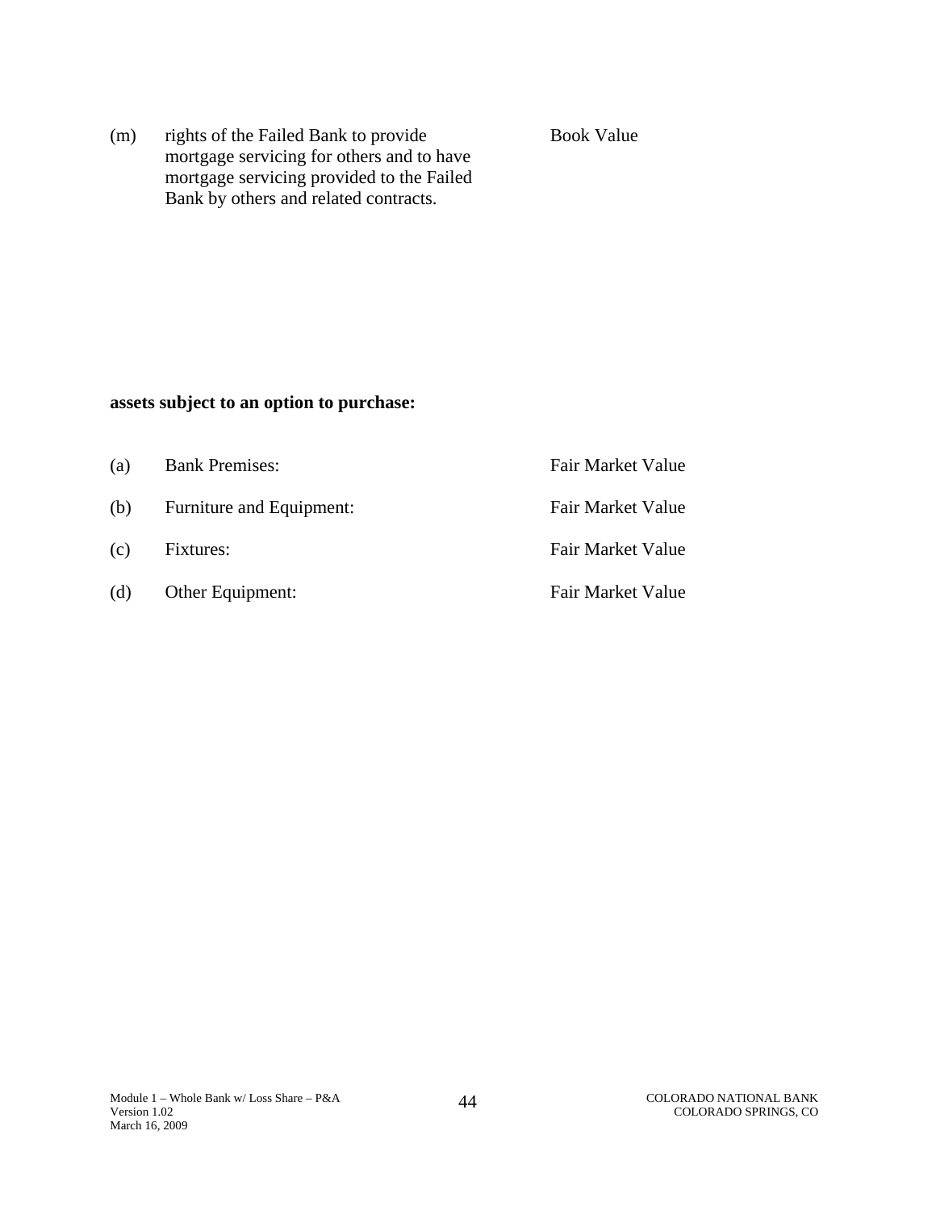| | | |
|---|---|---|
| (m) | rights of the Failed Bank to provide mortgage servicing for others and to have mortgage servicing provided to the Failed Bank by others and related contracts. | Book Value |

**assets subject to an option to purchase:**

| | | |
|---|---|---|
| (a) | Bank Premises: | Fair Market Value |
| (b) | Furniture and Equipment: | Fair Market Value |
| (c) | Fixtures: | Fair Market Value |
| (d) | Other Equipment: | Fair Market Value |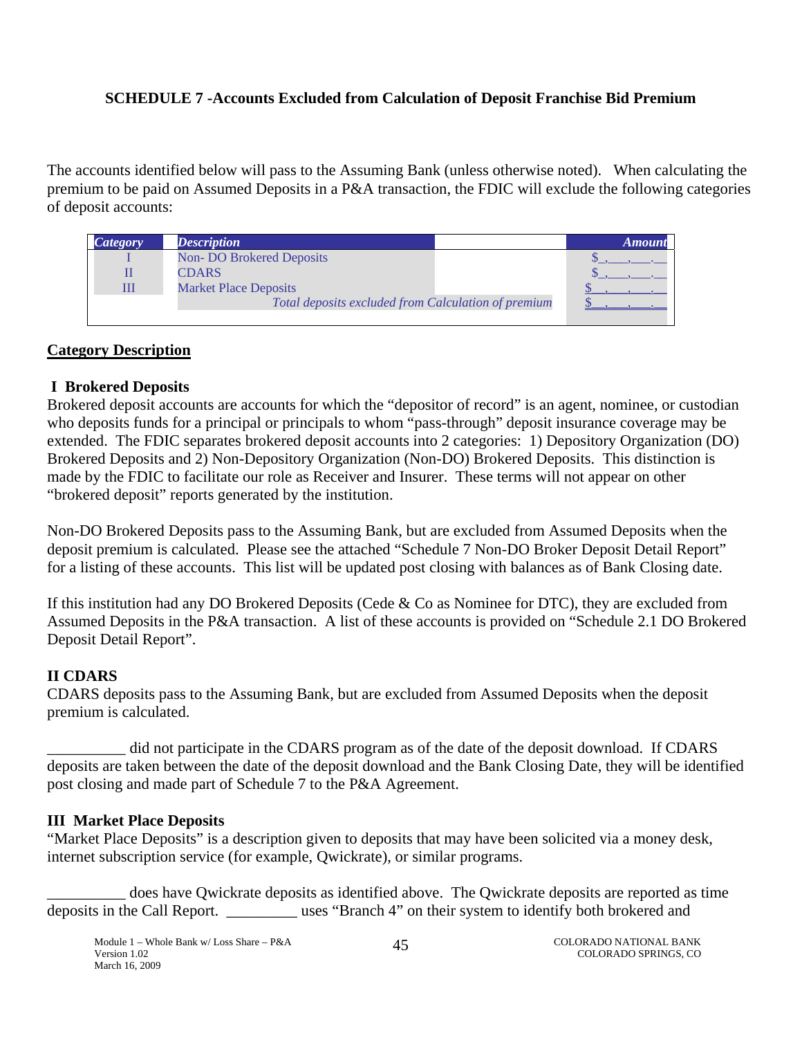**SCHEDULE 7 -Accounts Excluded from Calculation of Deposit Franchise Bid Premium**

The accounts identified below will pass to the Assuming Bank (unless otherwise noted). When calculating the premium to be paid on Assumed Deposits in a P&A transaction, the FDIC will exclude the following categories of deposit accounts:

| *Category* | *Description* | *Amount* |
|---|---|---|
| I | Non- DO Brokered Deposits | $_,___,___.__ |
| II | CDARS | $_,___,___.__ |
| III | Market Place Deposits | $__,___,___.__ |
| | *Total deposits excluded from Calculation of premium* | $__,___,___.__ |

**Category Description**

**I Brokered Deposits**

Brokered deposit accounts are accounts for which the "depositor of record" is an agent, nominee, or custodian who deposits funds for a principal or principals to whom "pass-through" deposit insurance coverage may be extended. The FDIC separates brokered deposit accounts into 2 categories: 1) Depository Organization (DO) Brokered Deposits and 2) Non-Depository Organization (Non-DO) Brokered Deposits. This distinction is made by the FDIC to facilitate our role as Receiver and Insurer. These terms will not appear on other "brokered deposit" reports generated by the institution.

Non-DO Brokered Deposits pass to the Assuming Bank, but are excluded from Assumed Deposits when the deposit premium is calculated. Please see the attached "Schedule 7 Non-DO Broker Deposit Detail Report" for a listing of these accounts. This list will be updated post closing with balances as of Bank Closing date.

If this institution had any DO Brokered Deposits (Cede & Co as Nominee for DTC), they are excluded from Assumed Deposits in the P&A transaction. A list of these accounts is provided on "Schedule 2.1 DO Brokered Deposit Detail Report".

**II CDARS**

CDARS deposits pass to the Assuming Bank, but are excluded from Assumed Deposits when the deposit premium is calculated.

__________ did not participate in the CDARS program as of the date of the deposit download. If CDARS deposits are taken between the date of the deposit download and the Bank Closing Date, they will be identified post closing and made part of Schedule 7 to the P&A Agreement.

**III Market Place Deposits**

"Market Place Deposits" is a description given to deposits that may have been solicited via a money desk, internet subscription service (for example, Qwickrate), or similar programs.

__________ does have Qwickrate deposits as identified above. The Qwickrate deposits are reported as time deposits in the Call Report. _________ uses "Branch 4" on their system to identify both brokered and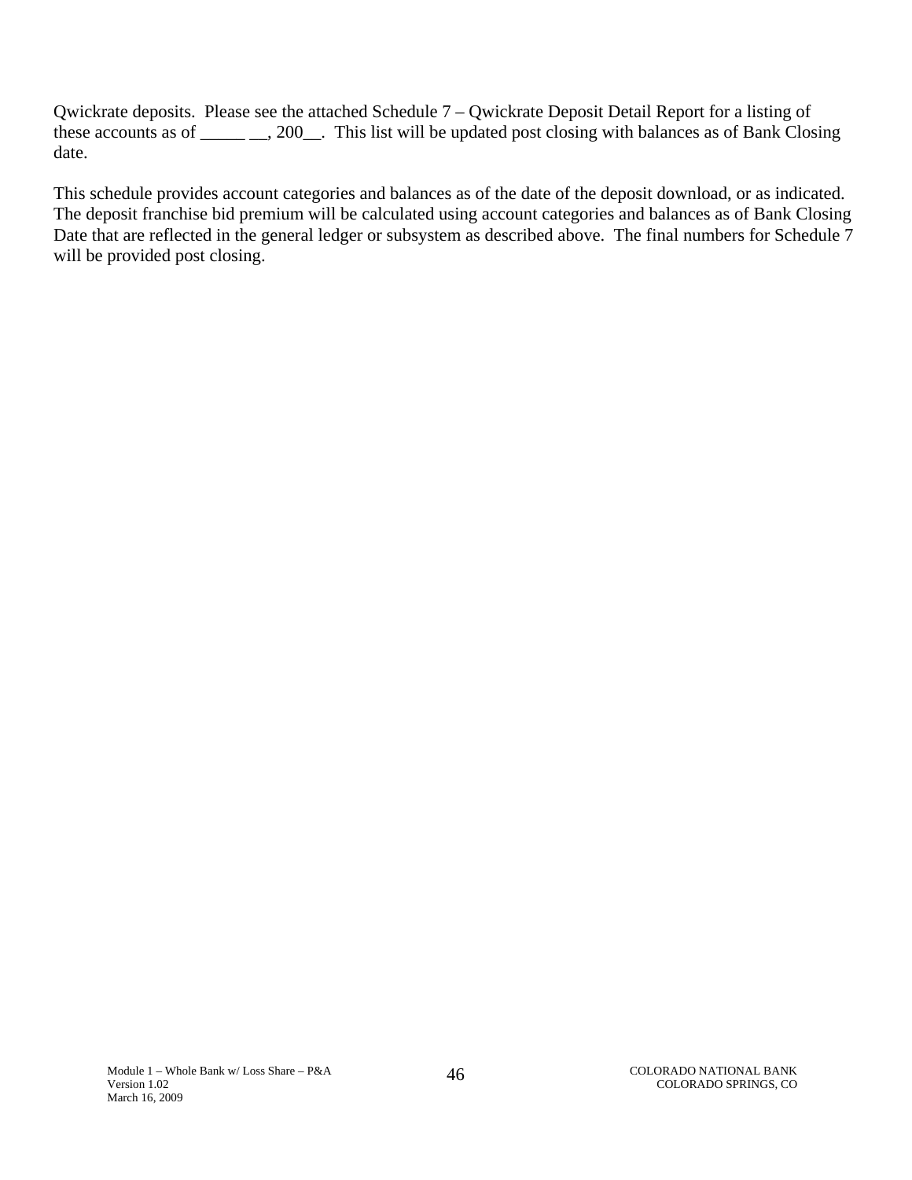Qwickrate deposits. Please see the attached Schedule 7 – Qwickrate Deposit Detail Report for a listing of these accounts as of _____ __, 200__. This list will be updated post closing with balances as of Bank Closing date.

This schedule provides account categories and balances as of the date of the deposit download, or as indicated. The deposit franchise bid premium will be calculated using account categories and balances as of Bank Closing Date that are reflected in the general ledger or subsystem as described above. The final numbers for Schedule 7 will be provided post closing.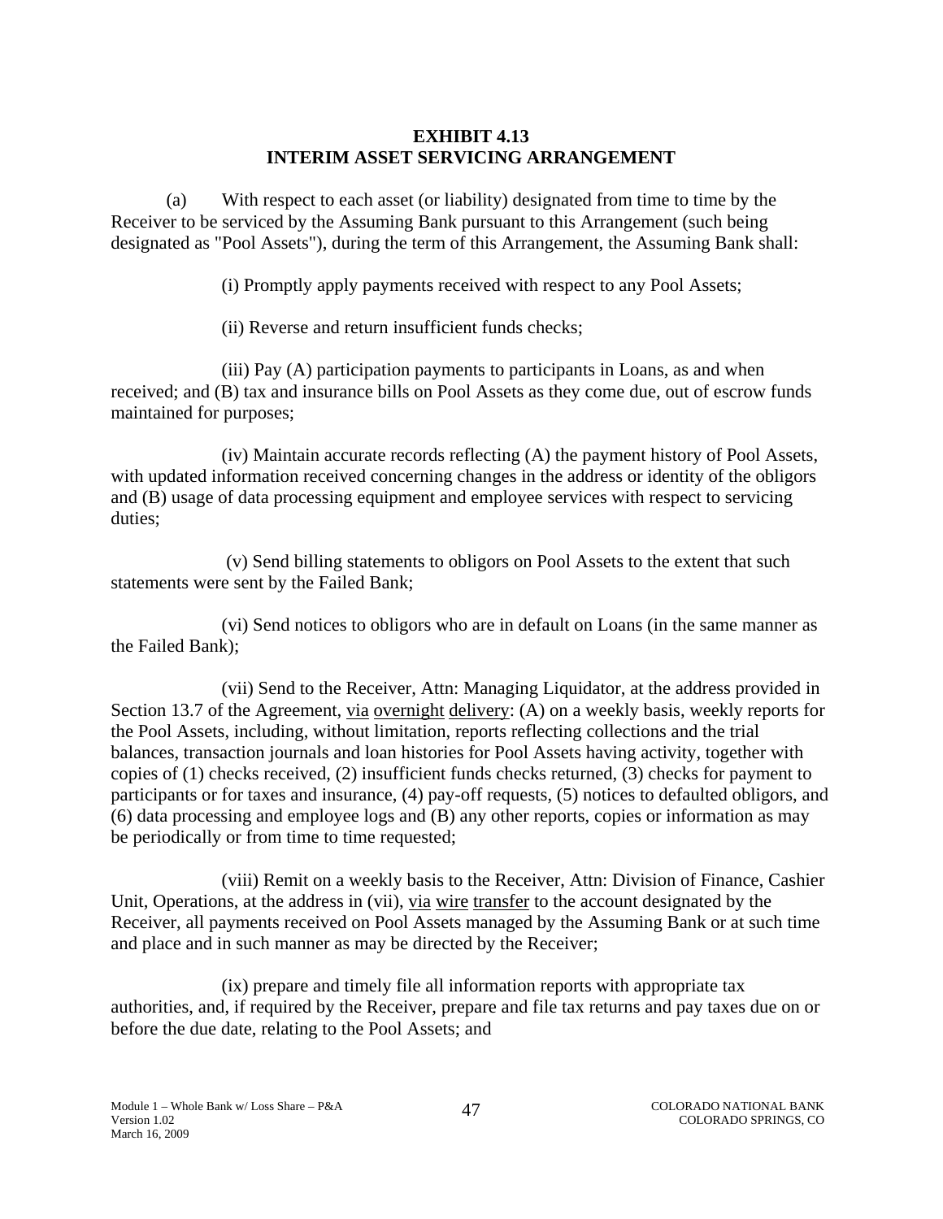**EXHIBIT 4.13**
**INTERIM ASSET SERVICING ARRANGEMENT**

(a) With respect to each asset (or liability) designated from time to time by the Receiver to be serviced by the Assuming Bank pursuant to this Arrangement (such being designated as "Pool Assets"), during the term of this Arrangement, the Assuming Bank shall:

(i) Promptly apply payments received with respect to any Pool Assets;

(ii) Reverse and return insufficient funds checks;

(iii) Pay (A) participation payments to participants in Loans, as and when received; and (B) tax and insurance bills on Pool Assets as they come due, out of escrow funds maintained for purposes;

(iv) Maintain accurate records reflecting (A) the payment history of Pool Assets, with updated information received concerning changes in the address or identity of the obligors and (B) usage of data processing equipment and employee services with respect to servicing duties;

(v) Send billing statements to obligors on Pool Assets to the extent that such statements were sent by the Failed Bank;

(vi) Send notices to obligors who are in default on Loans (in the same manner as the Failed Bank);

(vii) Send to the Receiver, Attn: Managing Liquidator, at the address provided in Section 13.7 of the Agreement, via overnight delivery: (A) on a weekly basis, weekly reports for the Pool Assets, including, without limitation, reports reflecting collections and the trial balances, transaction journals and loan histories for Pool Assets having activity, together with copies of (1) checks received, (2) insufficient funds checks returned, (3) checks for payment to participants or for taxes and insurance, (4) pay-off requests, (5) notices to defaulted obligors, and (6) data processing and employee logs and (B) any other reports, copies or information as may be periodically or from time to time requested;

(viii) Remit on a weekly basis to the Receiver, Attn: Division of Finance, Cashier Unit, Operations, at the address in (vii), via wire transfer to the account designated by the Receiver, all payments received on Pool Assets managed by the Assuming Bank or at such time and place and in such manner as may be directed by the Receiver;

(ix) prepare and timely file all information reports with appropriate tax authorities, and, if required by the Receiver, prepare and file tax returns and pay taxes due on or before the due date, relating to the Pool Assets; and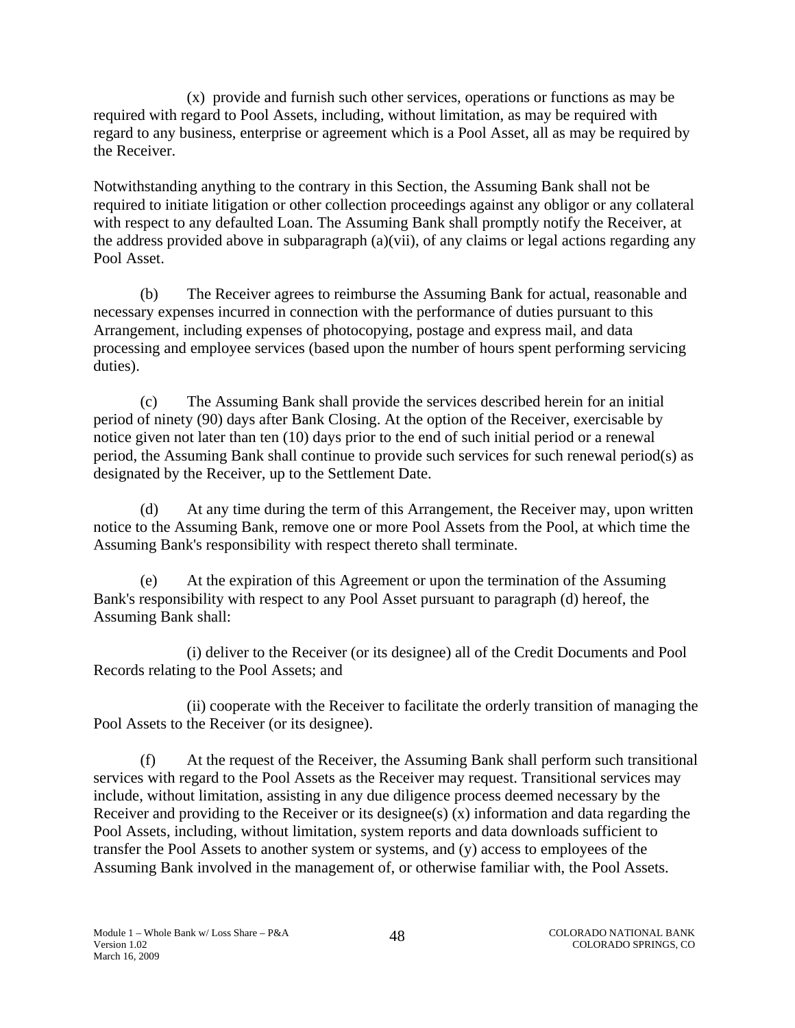(x) provide and furnish such other services, operations or functions as may be required with regard to Pool Assets, including, without limitation, as may be required with regard to any business, enterprise or agreement which is a Pool Asset, all as may be required by the Receiver.

Notwithstanding anything to the contrary in this Section, the Assuming Bank shall not be required to initiate litigation or other collection proceedings against any obligor or any collateral with respect to any defaulted Loan. The Assuming Bank shall promptly notify the Receiver, at the address provided above in subparagraph (a)(vii), of any claims or legal actions regarding any Pool Asset.

(b) The Receiver agrees to reimburse the Assuming Bank for actual, reasonable and necessary expenses incurred in connection with the performance of duties pursuant to this Arrangement, including expenses of photocopying, postage and express mail, and data processing and employee services (based upon the number of hours spent performing servicing duties).

(c) The Assuming Bank shall provide the services described herein for an initial period of ninety (90) days after Bank Closing. At the option of the Receiver, exercisable by notice given not later than ten (10) days prior to the end of such initial period or a renewal period, the Assuming Bank shall continue to provide such services for such renewal period(s) as designated by the Receiver, up to the Settlement Date.

(d) At any time during the term of this Arrangement, the Receiver may, upon written notice to the Assuming Bank, remove one or more Pool Assets from the Pool, at which time the Assuming Bank's responsibility with respect thereto shall terminate.

(e) At the expiration of this Agreement or upon the termination of the Assuming Bank's responsibility with respect to any Pool Asset pursuant to paragraph (d) hereof, the Assuming Bank shall:

(i) deliver to the Receiver (or its designee) all of the Credit Documents and Pool Records relating to the Pool Assets; and

(ii) cooperate with the Receiver to facilitate the orderly transition of managing the Pool Assets to the Receiver (or its designee).

(f) At the request of the Receiver, the Assuming Bank shall perform such transitional services with regard to the Pool Assets as the Receiver may request. Transitional services may include, without limitation, assisting in any due diligence process deemed necessary by the Receiver and providing to the Receiver or its designee(s) (x) information and data regarding the Pool Assets, including, without limitation, system reports and data downloads sufficient to transfer the Pool Assets to another system or systems, and (y) access to employees of the Assuming Bank involved in the management of, or otherwise familiar with, the Pool Assets.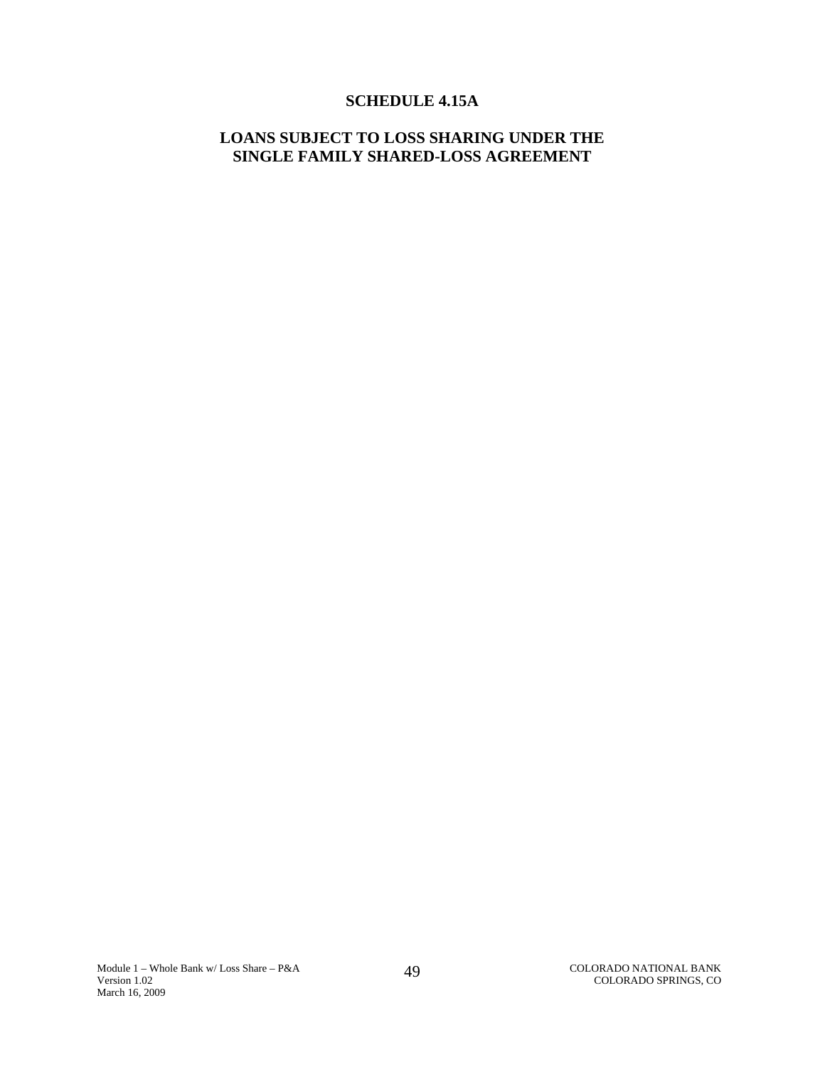# SCHEDULE 4.15A

## LOANS SUBJECT TO LOSS SHARING UNDER THE SINGLE FAMILY SHARED-LOSS AGREEMENT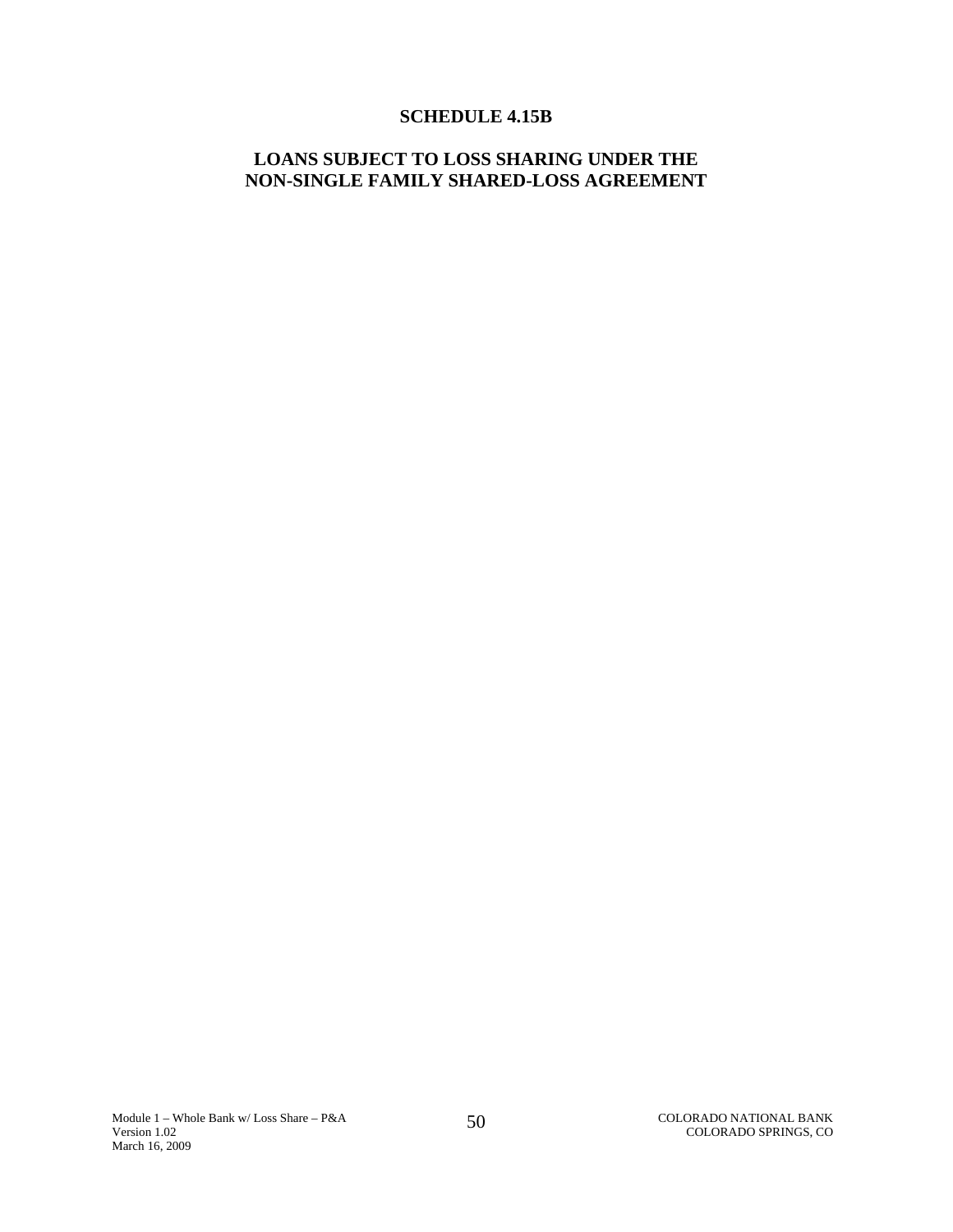# SCHEDULE 4.15B

## LOANS SUBJECT TO LOSS SHARING UNDER THE NON-SINGLE FAMILY SHARED-LOSS AGREEMENT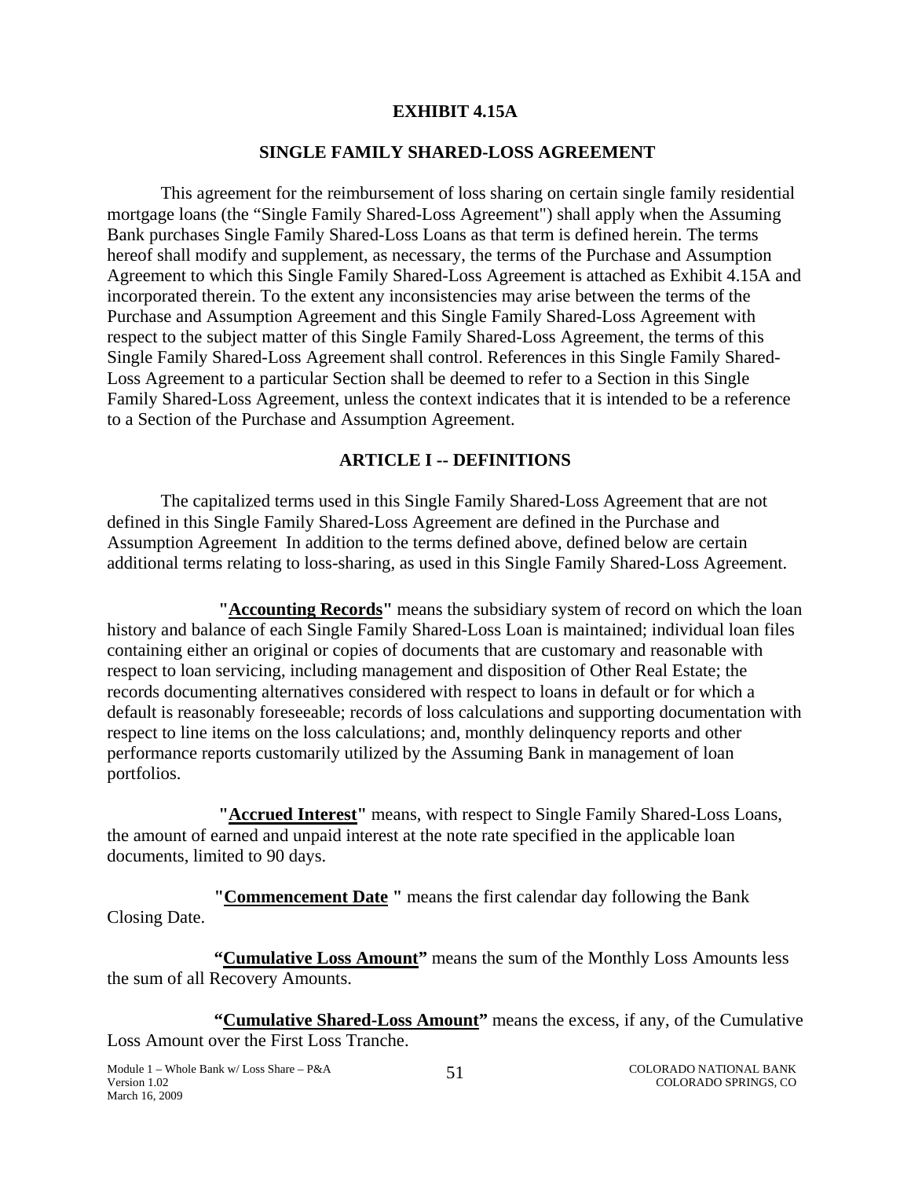# EXHIBIT 4.15A

## SINGLE FAMILY SHARED-LOSS AGREEMENT

This agreement for the reimbursement of loss sharing on certain single family residential mortgage loans (the "Single Family Shared-Loss Agreement") shall apply when the Assuming Bank purchases Single Family Shared-Loss Loans as that term is defined herein. The terms hereof shall modify and supplement, as necessary, the terms of the Purchase and Assumption Agreement to which this Single Family Shared-Loss Agreement is attached as Exhibit 4.15A and incorporated therein. To the extent any inconsistencies may arise between the terms of the Purchase and Assumption Agreement and this Single Family Shared-Loss Agreement with respect to the subject matter of this Single Family Shared-Loss Agreement, the terms of this Single Family Shared-Loss Agreement shall control. References in this Single Family Shared-Loss Agreement to a particular Section shall be deemed to refer to a Section in this Single Family Shared-Loss Agreement, unless the context indicates that it is intended to be a reference to a Section of the Purchase and Assumption Agreement.

## ARTICLE I -- DEFINITIONS

The capitalized terms used in this Single Family Shared-Loss Agreement that are not defined in this Single Family Shared-Loss Agreement are defined in the Purchase and Assumption Agreement In addition to the terms defined above, defined below are certain additional terms relating to loss-sharing, as used in this Single Family Shared-Loss Agreement.

**"Accounting Records"** means the subsidiary system of record on which the loan history and balance of each Single Family Shared-Loss Loan is maintained; individual loan files containing either an original or copies of documents that are customary and reasonable with respect to loan servicing, including management and disposition of Other Real Estate; the records documenting alternatives considered with respect to loans in default or for which a default is reasonably foreseeable; records of loss calculations and supporting documentation with respect to line items on the loss calculations; and, monthly delinquency reports and other performance reports customarily utilized by the Assuming Bank in management of loan portfolios.

**"Accrued Interest"** means, with respect to Single Family Shared-Loss Loans, the amount of earned and unpaid interest at the note rate specified in the applicable loan documents, limited to 90 days.

**"Commencement Date "** means the first calendar day following the Bank Closing Date.

**"Cumulative Loss Amount"** means the sum of the Monthly Loss Amounts less the sum of all Recovery Amounts.

**"Cumulative Shared-Loss Amount"** means the excess, if any, of the Cumulative Loss Amount over the First Loss Tranche.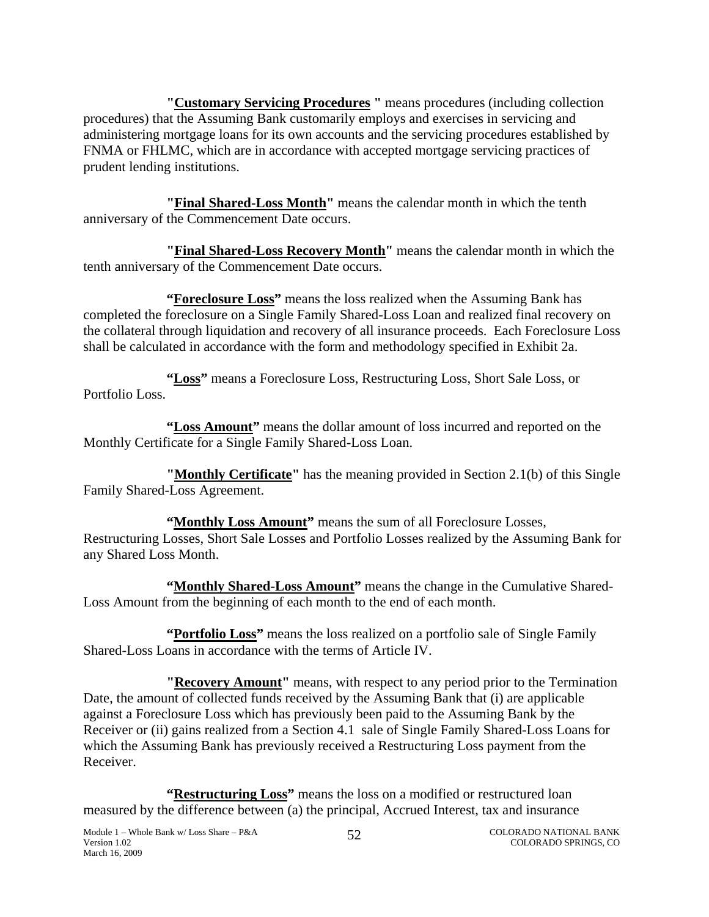"**<u>Customary Servicing Procedures</u>** " means procedures (including collection procedures) that the Assuming Bank customarily employs and exercises in servicing and administering mortgage loans for its own accounts and the servicing procedures established by FNMA or FHLMC, which are in accordance with accepted mortgage servicing practices of prudent lending institutions.

"**<u>Final Shared-Loss Month</u>**" means the calendar month in which the tenth anniversary of the Commencement Date occurs.

"**<u>Final Shared-Loss Recovery Month</u>**" means the calendar month in which the tenth anniversary of the Commencement Date occurs.

**"<u>Foreclosure Loss</u>"** means the loss realized when the Assuming Bank has completed the foreclosure on a Single Family Shared-Loss Loan and realized final recovery on the collateral through liquidation and recovery of all insurance proceeds. Each Foreclosure Loss shall be calculated in accordance with the form and methodology specified in Exhibit 2a.

**"<u>Loss</u>"** means a Foreclosure Loss, Restructuring Loss, Short Sale Loss, or Portfolio Loss.

**"<u>Loss Amount</u>"** means the dollar amount of loss incurred and reported on the Monthly Certificate for a Single Family Shared-Loss Loan.

"**<u>Monthly Certificate</u>**" has the meaning provided in Section 2.1(b) of this Single Family Shared-Loss Agreement.

**"<u>Monthly Loss Amount</u>"** means the sum of all Foreclosure Losses, Restructuring Losses, Short Sale Losses and Portfolio Losses realized by the Assuming Bank for any Shared Loss Month.

**"<u>Monthly Shared-Loss Amount</u>"** means the change in the Cumulative Shared-Loss Amount from the beginning of each month to the end of each month.

**"<u>Portfolio Loss</u>"** means the loss realized on a portfolio sale of Single Family Shared-Loss Loans in accordance with the terms of Article IV.

"**<u>Recovery Amount</u>**" means, with respect to any period prior to the Termination Date, the amount of collected funds received by the Assuming Bank that (i) are applicable against a Foreclosure Loss which has previously been paid to the Assuming Bank by the Receiver or (ii) gains realized from a Section 4.1 sale of Single Family Shared-Loss Loans for which the Assuming Bank has previously received a Restructuring Loss payment from the Receiver.

**"<u>Restructuring Loss</u>"** means the loss on a modified or restructured loan measured by the difference between (a) the principal, Accrued Interest, tax and insurance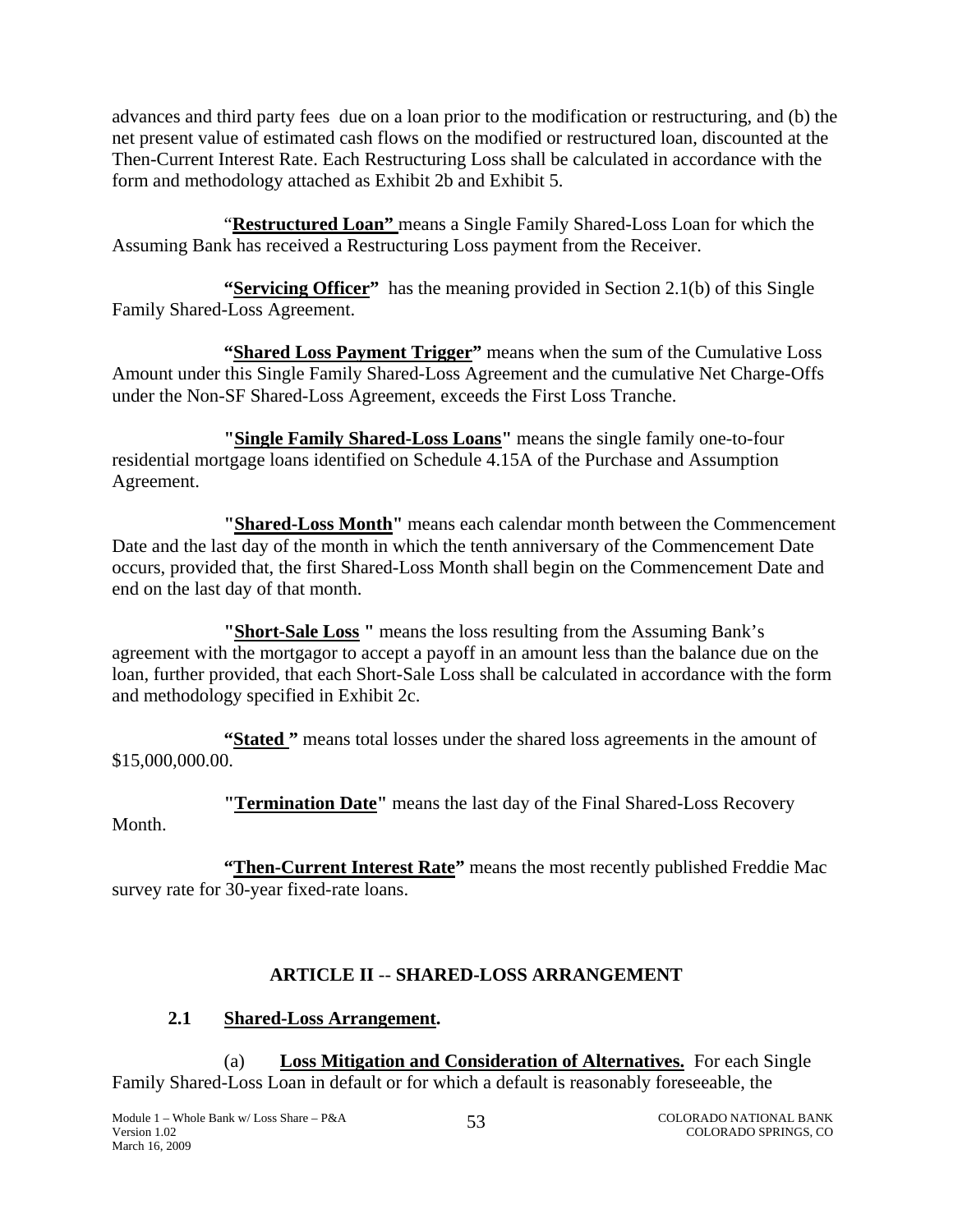advances and third party fees due on a loan prior to the modification or restructuring, and (b) the net present value of estimated cash flows on the modified or restructured loan, discounted at the Then-Current Interest Rate. Each Restructuring Loss shall be calculated in accordance with the form and methodology attached as Exhibit 2b and Exhibit 5.

"**Restructured Loan"** means a Single Family Shared-Loss Loan for which the Assuming Bank has received a Restructuring Loss payment from the Receiver.

**"Servicing Officer"** has the meaning provided in Section 2.1(b) of this Single Family Shared-Loss Agreement.

**"Shared Loss Payment Trigger"** means when the sum of the Cumulative Loss Amount under this Single Family Shared-Loss Agreement and the cumulative Net Charge-Offs under the Non-SF Shared-Loss Agreement, exceeds the First Loss Tranche.

**"Single Family Shared-Loss Loans"** means the single family one-to-four residential mortgage loans identified on Schedule 4.15A of the Purchase and Assumption Agreement.

**"Shared-Loss Month"** means each calendar month between the Commencement Date and the last day of the month in which the tenth anniversary of the Commencement Date occurs, provided that, the first Shared-Loss Month shall begin on the Commencement Date and end on the last day of that month.

**"Short-Sale Loss "** means the loss resulting from the Assuming Bank's agreement with the mortgagor to accept a payoff in an amount less than the balance due on the loan, further provided, that each Short-Sale Loss shall be calculated in accordance with the form and methodology specified in Exhibit 2c.

**"Stated "** means total losses under the shared loss agreements in the amount of $15,000,000.00.

**"Termination Date"** means the last day of the Final Shared-Loss Recovery Month.

**"Then-Current Interest Rate"** means the most recently published Freddie Mac survey rate for 30-year fixed-rate loans.

## ARTICLE II -- SHARED-LOSS ARRANGEMENT

### 2.1 Shared-Loss Arrangement.

(a) **Loss Mitigation and Consideration of Alternatives.** For each Single Family Shared-Loss Loan in default or for which a default is reasonably foreseeable, the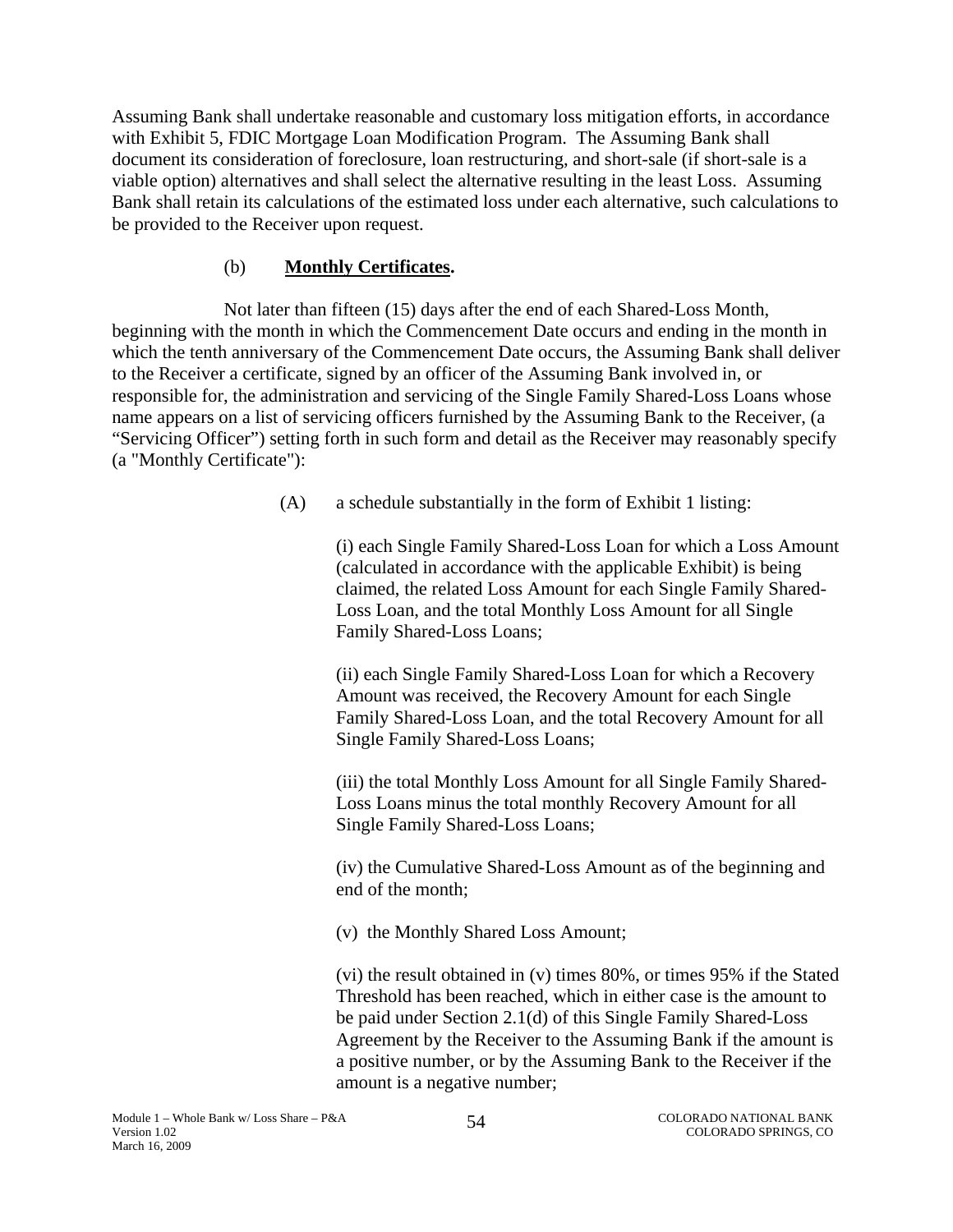Assuming Bank shall undertake reasonable and customary loss mitigation efforts, in accordance with Exhibit 5, FDIC Mortgage Loan Modification Program. The Assuming Bank shall document its consideration of foreclosure, loan restructuring, and short-sale (if short-sale is a viable option) alternatives and shall select the alternative resulting in the least Loss. Assuming Bank shall retain its calculations of the estimated loss under each alternative, such calculations to be provided to the Receiver upon request.

(b) **Monthly Certificates.**

Not later than fifteen (15) days after the end of each Shared-Loss Month, beginning with the month in which the Commencement Date occurs and ending in the month in which the tenth anniversary of the Commencement Date occurs, the Assuming Bank shall deliver to the Receiver a certificate, signed by an officer of the Assuming Bank involved in, or responsible for, the administration and servicing of the Single Family Shared-Loss Loans whose name appears on a list of servicing officers furnished by the Assuming Bank to the Receiver, (a "Servicing Officer") setting forth in such form and detail as the Receiver may reasonably specify (a "Monthly Certificate"):

(A) a schedule substantially in the form of Exhibit 1 listing:

(i) each Single Family Shared-Loss Loan for which a Loss Amount (calculated in accordance with the applicable Exhibit) is being claimed, the related Loss Amount for each Single Family Shared-Loss Loan, and the total Monthly Loss Amount for all Single Family Shared-Loss Loans;

(ii) each Single Family Shared-Loss Loan for which a Recovery Amount was received, the Recovery Amount for each Single Family Shared-Loss Loan, and the total Recovery Amount for all Single Family Shared-Loss Loans;

(iii) the total Monthly Loss Amount for all Single Family Shared-Loss Loans minus the total monthly Recovery Amount for all Single Family Shared-Loss Loans;

(iv) the Cumulative Shared-Loss Amount as of the beginning and end of the month;

(v) the Monthly Shared Loss Amount;

(vi) the result obtained in (v) times 80%, or times 95% if the Stated Threshold has been reached, which in either case is the amount to be paid under Section 2.1(d) of this Single Family Shared-Loss Agreement by the Receiver to the Assuming Bank if the amount is a positive number, or by the Assuming Bank to the Receiver if the amount is a negative number;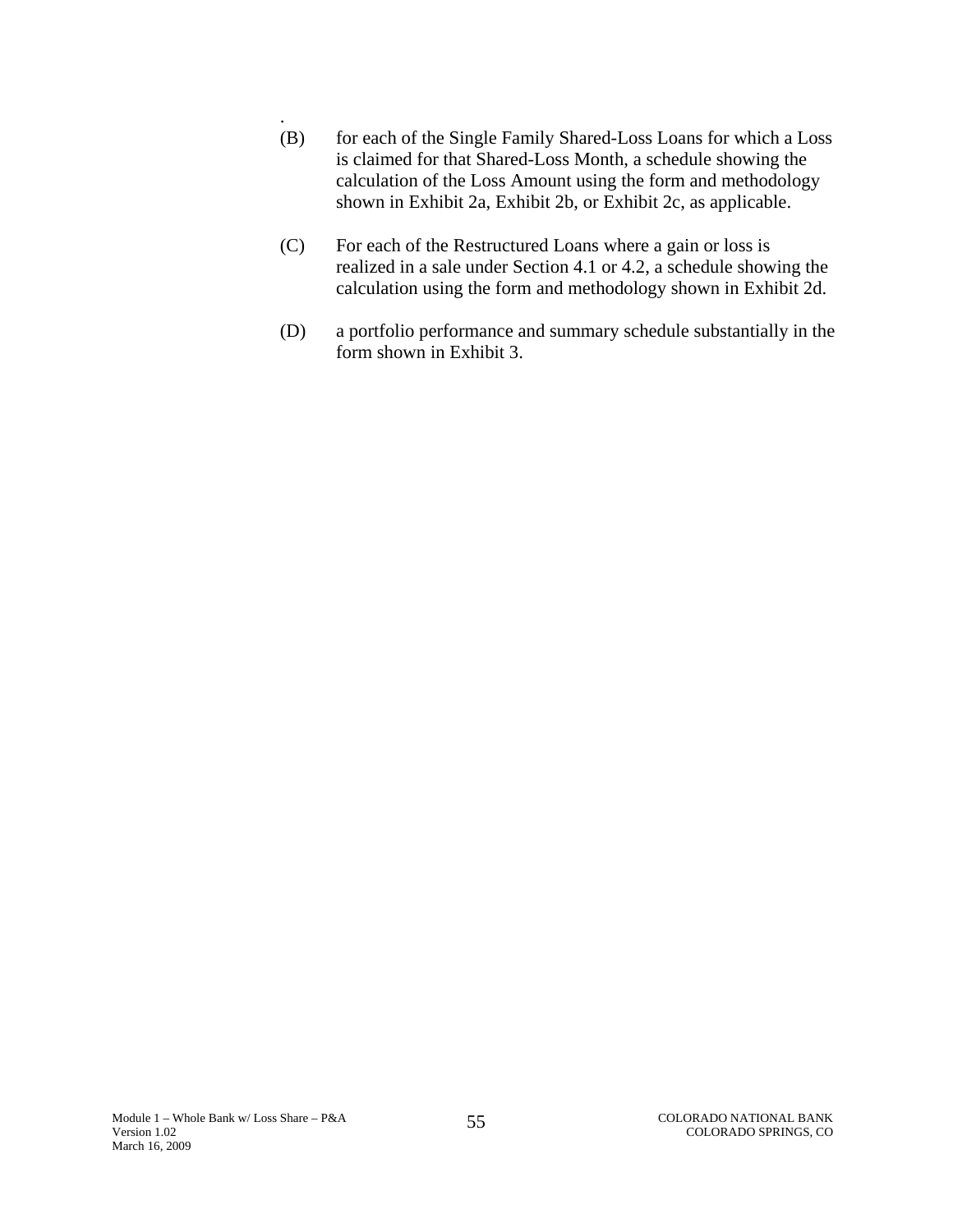.

(B) for each of the Single Family Shared-Loss Loans for which a Loss is claimed for that Shared-Loss Month, a schedule showing the calculation of the Loss Amount using the form and methodology shown in Exhibit 2a, Exhibit 2b, or Exhibit 2c, as applicable.

(C) For each of the Restructured Loans where a gain or loss is realized in a sale under Section 4.1 or 4.2, a schedule showing the calculation using the form and methodology shown in Exhibit 2d.

(D) a portfolio performance and summary schedule substantially in the form shown in Exhibit 3.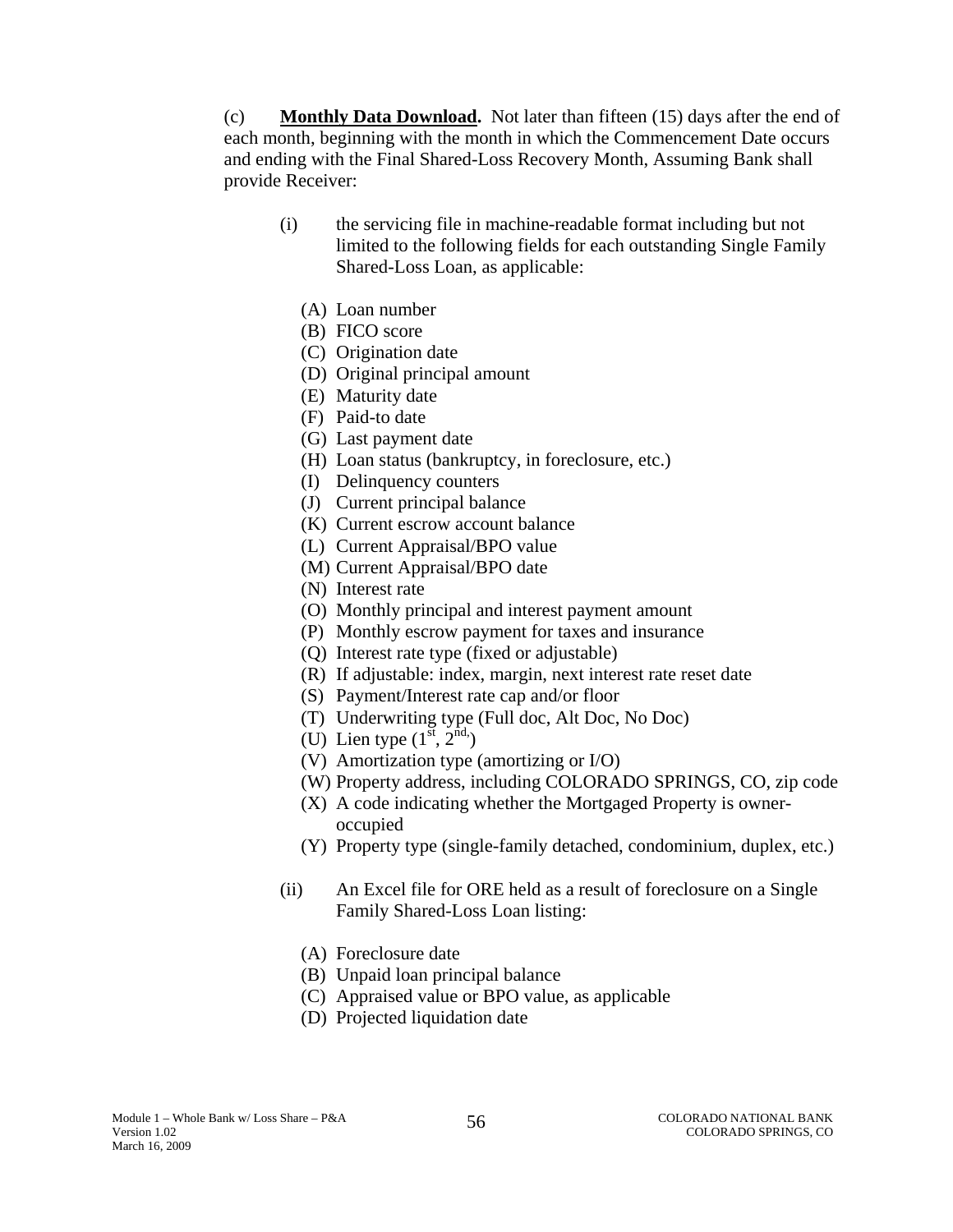(c) **Monthly Data Download.** Not later than fifteen (15) days after the end of each month, beginning with the month in which the Commencement Date occurs and ending with the Final Shared-Loss Recovery Month, Assuming Bank shall provide Receiver:

(i) the servicing file in machine-readable format including but not limited to the following fields for each outstanding Single Family Shared-Loss Loan, as applicable:

(A) Loan number
(B) FICO score
(C) Origination date
(D) Original principal amount
(E) Maturity date
(F) Paid-to date
(G) Last payment date
(H) Loan status (bankruptcy, in foreclosure, etc.)
(I) Delinquency counters
(J) Current principal balance
(K) Current escrow account balance
(L) Current Appraisal/BPO value
(M) Current Appraisal/BPO date
(N) Interest rate
(O) Monthly principal and interest payment amount
(P) Monthly escrow payment for taxes and insurance
(Q) Interest rate type (fixed or adjustable)
(R) If adjustable: index, margin, next interest rate reset date
(S) Payment/Interest rate cap and/or floor
(T) Underwriting type (Full doc, Alt Doc, No Doc)
(U) Lien type (1st, 2nd,)
(V) Amortization type (amortizing or I/O)
(W) Property address, including COLORADO SPRINGS, CO, zip code
(X) A code indicating whether the Mortgaged Property is owner-occupied
(Y) Property type (single-family detached, condominium, duplex, etc.)

(ii) An Excel file for ORE held as a result of foreclosure on a Single Family Shared-Loss Loan listing:

(A) Foreclosure date
(B) Unpaid loan principal balance
(C) Appraised value or BPO value, as applicable
(D) Projected liquidation date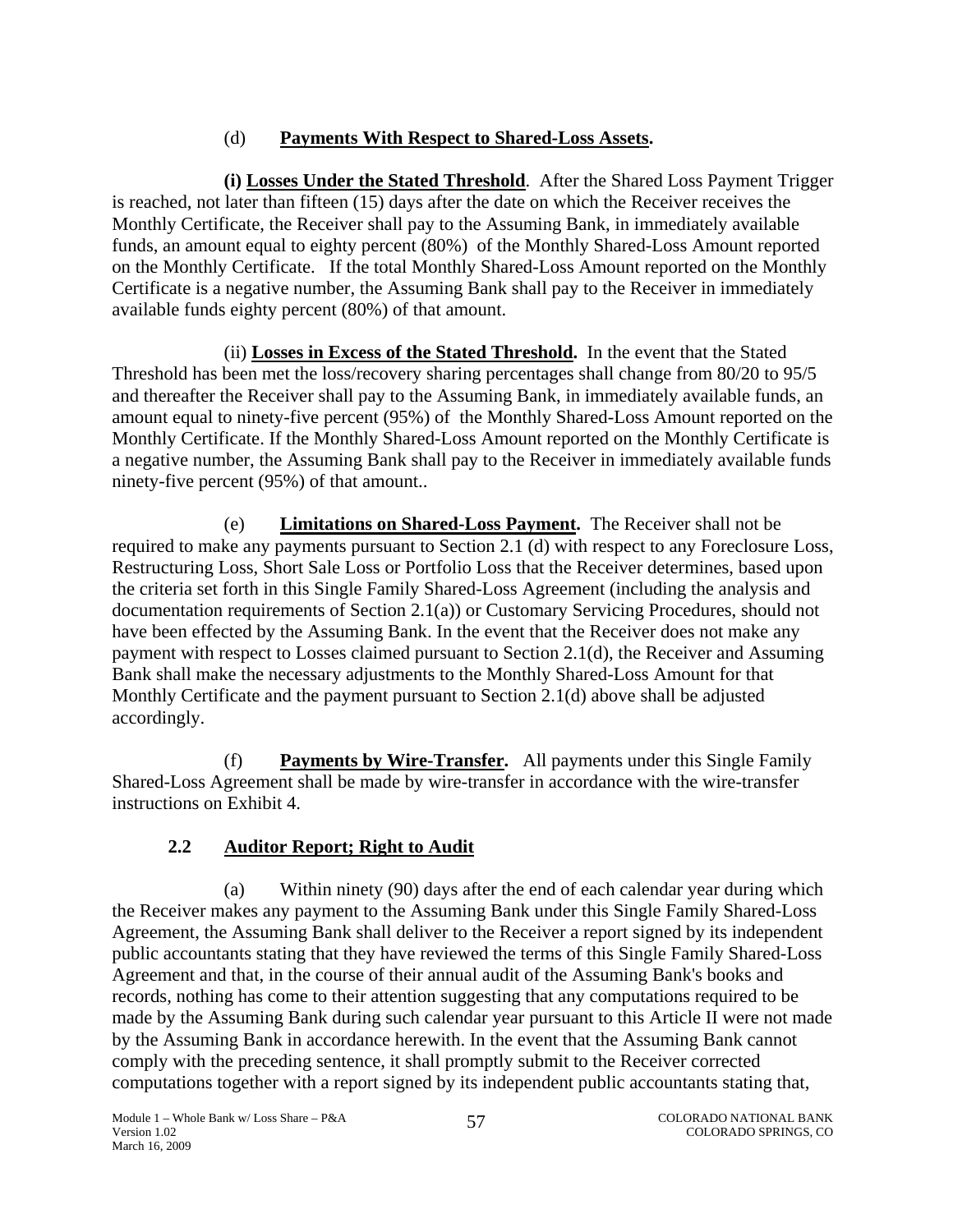(d) **Payments With Respect to Shared-Loss Assets.**

**(i) Losses Under the Stated Threshold**. After the Shared Loss Payment Trigger is reached, not later than fifteen (15) days after the date on which the Receiver receives the Monthly Certificate, the Receiver shall pay to the Assuming Bank, in immediately available funds, an amount equal to eighty percent (80%) of the Monthly Shared-Loss Amount reported on the Monthly Certificate. If the total Monthly Shared-Loss Amount reported on the Monthly Certificate is a negative number, the Assuming Bank shall pay to the Receiver in immediately available funds eighty percent (80%) of that amount.

(ii) **Losses in Excess of the Stated Threshold.** In the event that the Stated Threshold has been met the loss/recovery sharing percentages shall change from 80/20 to 95/5 and thereafter the Receiver shall pay to the Assuming Bank, in immediately available funds, an amount equal to ninety-five percent (95%) of the Monthly Shared-Loss Amount reported on the Monthly Certificate. If the Monthly Shared-Loss Amount reported on the Monthly Certificate is a negative number, the Assuming Bank shall pay to the Receiver in immediately available funds ninety-five percent (95%) of that amount..

(e) **Limitations on Shared-Loss Payment.** The Receiver shall not be required to make any payments pursuant to Section 2.1 (d) with respect to any Foreclosure Loss, Restructuring Loss, Short Sale Loss or Portfolio Loss that the Receiver determines, based upon the criteria set forth in this Single Family Shared-Loss Agreement (including the analysis and documentation requirements of Section 2.1(a)) or Customary Servicing Procedures, should not have been effected by the Assuming Bank. In the event that the Receiver does not make any payment with respect to Losses claimed pursuant to Section 2.1(d), the Receiver and Assuming Bank shall make the necessary adjustments to the Monthly Shared-Loss Amount for that Monthly Certificate and the payment pursuant to Section 2.1(d) above shall be adjusted accordingly.

(f) **Payments by Wire-Transfer.** All payments under this Single Family Shared-Loss Agreement shall be made by wire-transfer in accordance with the wire-transfer instructions on Exhibit 4.

## 2.2 Auditor Report; Right to Audit

(a) Within ninety (90) days after the end of each calendar year during which the Receiver makes any payment to the Assuming Bank under this Single Family Shared-Loss Agreement, the Assuming Bank shall deliver to the Receiver a report signed by its independent public accountants stating that they have reviewed the terms of this Single Family Shared-Loss Agreement and that, in the course of their annual audit of the Assuming Bank's books and records, nothing has come to their attention suggesting that any computations required to be made by the Assuming Bank during such calendar year pursuant to this Article II were not made by the Assuming Bank in accordance herewith. In the event that the Assuming Bank cannot comply with the preceding sentence, it shall promptly submit to the Receiver corrected computations together with a report signed by its independent public accountants stating that,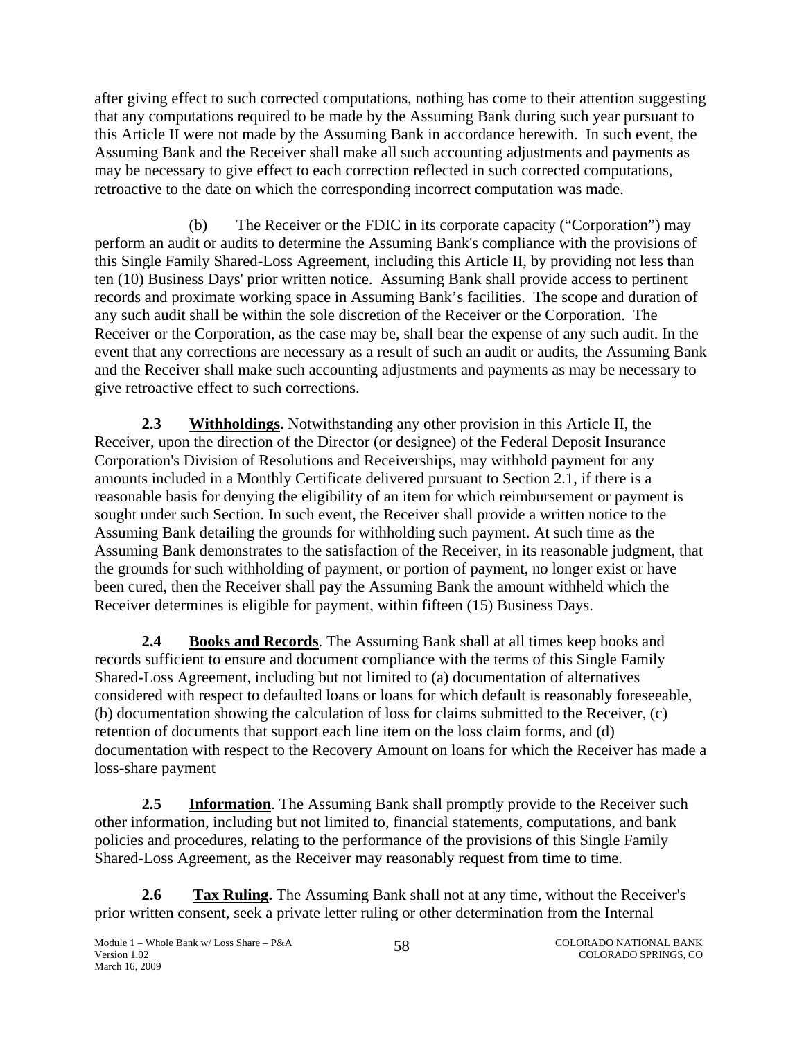after giving effect to such corrected computations, nothing has come to their attention suggesting that any computations required to be made by the Assuming Bank during such year pursuant to this Article II were not made by the Assuming Bank in accordance herewith. In such event, the Assuming Bank and the Receiver shall make all such accounting adjustments and payments as may be necessary to give effect to each correction reflected in such corrected computations, retroactive to the date on which the corresponding incorrect computation was made.

(b) The Receiver or the FDIC in its corporate capacity ("Corporation") may perform an audit or audits to determine the Assuming Bank's compliance with the provisions of this Single Family Shared-Loss Agreement, including this Article II, by providing not less than ten (10) Business Days' prior written notice. Assuming Bank shall provide access to pertinent records and proximate working space in Assuming Bank's facilities. The scope and duration of any such audit shall be within the sole discretion of the Receiver or the Corporation. The Receiver or the Corporation, as the case may be, shall bear the expense of any such audit. In the event that any corrections are necessary as a result of such an audit or audits, the Assuming Bank and the Receiver shall make such accounting adjustments and payments as may be necessary to give retroactive effect to such corrections.

**2.3 Withholdings.** Notwithstanding any other provision in this Article II, the Receiver, upon the direction of the Director (or designee) of the Federal Deposit Insurance Corporation's Division of Resolutions and Receiverships, may withhold payment for any amounts included in a Monthly Certificate delivered pursuant to Section 2.1, if there is a reasonable basis for denying the eligibility of an item for which reimbursement or payment is sought under such Section. In such event, the Receiver shall provide a written notice to the Assuming Bank detailing the grounds for withholding such payment. At such time as the Assuming Bank demonstrates to the satisfaction of the Receiver, in its reasonable judgment, that the grounds for such withholding of payment, or portion of payment, no longer exist or have been cured, then the Receiver shall pay the Assuming Bank the amount withheld which the Receiver determines is eligible for payment, within fifteen (15) Business Days.

**2.4 Books and Records**. The Assuming Bank shall at all times keep books and records sufficient to ensure and document compliance with the terms of this Single Family Shared-Loss Agreement, including but not limited to (a) documentation of alternatives considered with respect to defaulted loans or loans for which default is reasonably foreseeable, (b) documentation showing the calculation of loss for claims submitted to the Receiver, (c) retention of documents that support each line item on the loss claim forms, and (d) documentation with respect to the Recovery Amount on loans for which the Receiver has made a loss-share payment

**2.5 Information**. The Assuming Bank shall promptly provide to the Receiver such other information, including but not limited to, financial statements, computations, and bank policies and procedures, relating to the performance of the provisions of this Single Family Shared-Loss Agreement, as the Receiver may reasonably request from time to time.

**2.6 Tax Ruling.** The Assuming Bank shall not at any time, without the Receiver's prior written consent, seek a private letter ruling or other determination from the Internal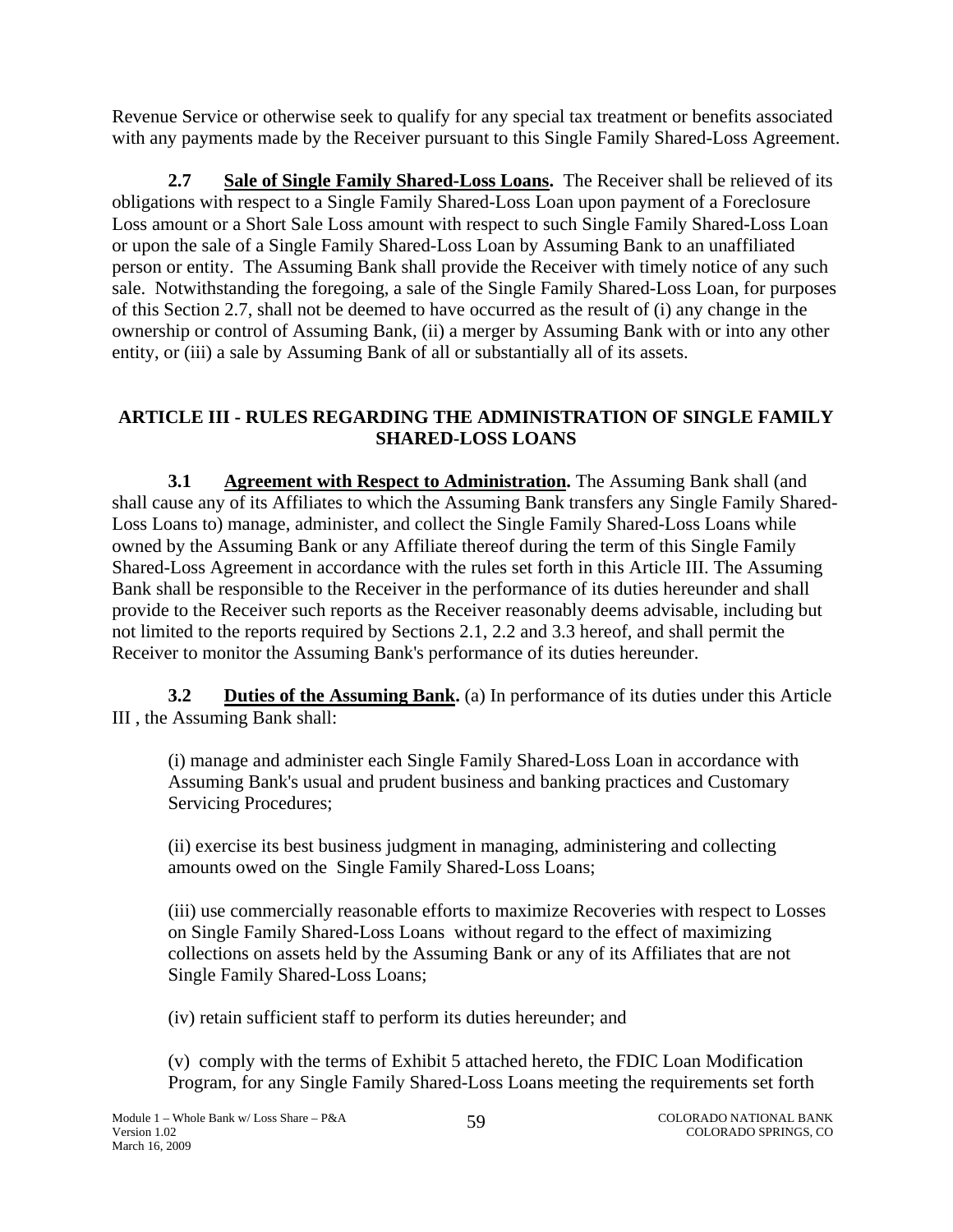Revenue Service or otherwise seek to qualify for any special tax treatment or benefits associated with any payments made by the Receiver pursuant to this Single Family Shared-Loss Agreement.

**2.7 Sale of Single Family Shared-Loss Loans.** The Receiver shall be relieved of its obligations with respect to a Single Family Shared-Loss Loan upon payment of a Foreclosure Loss amount or a Short Sale Loss amount with respect to such Single Family Shared-Loss Loan or upon the sale of a Single Family Shared-Loss Loan by Assuming Bank to an unaffiliated person or entity. The Assuming Bank shall provide the Receiver with timely notice of any such sale. Notwithstanding the foregoing, a sale of the Single Family Shared-Loss Loan, for purposes of this Section 2.7, shall not be deemed to have occurred as the result of (i) any change in the ownership or control of Assuming Bank, (ii) a merger by Assuming Bank with or into any other entity, or (iii) a sale by Assuming Bank of all or substantially all of its assets.

## ARTICLE III - RULES REGARDING THE ADMINISTRATION OF SINGLE FAMILY SHARED-LOSS LOANS

**3.1 Agreement with Respect to Administration.** The Assuming Bank shall (and shall cause any of its Affiliates to which the Assuming Bank transfers any Single Family Shared-Loss Loans to) manage, administer, and collect the Single Family Shared-Loss Loans while owned by the Assuming Bank or any Affiliate thereof during the term of this Single Family Shared-Loss Agreement in accordance with the rules set forth in this Article III. The Assuming Bank shall be responsible to the Receiver in the performance of its duties hereunder and shall provide to the Receiver such reports as the Receiver reasonably deems advisable, including but not limited to the reports required by Sections 2.1, 2.2 and 3.3 hereof, and shall permit the Receiver to monitor the Assuming Bank's performance of its duties hereunder.

**3.2 Duties of the Assuming Bank.** (a) In performance of its duties under this Article III , the Assuming Bank shall:

(i) manage and administer each Single Family Shared-Loss Loan in accordance with Assuming Bank's usual and prudent business and banking practices and Customary Servicing Procedures;

(ii) exercise its best business judgment in managing, administering and collecting amounts owed on the Single Family Shared-Loss Loans;

(iii) use commercially reasonable efforts to maximize Recoveries with respect to Losses on Single Family Shared-Loss Loans without regard to the effect of maximizing collections on assets held by the Assuming Bank or any of its Affiliates that are not Single Family Shared-Loss Loans;

(iv) retain sufficient staff to perform its duties hereunder; and

(v) comply with the terms of Exhibit 5 attached hereto, the FDIC Loan Modification Program, for any Single Family Shared-Loss Loans meeting the requirements set forth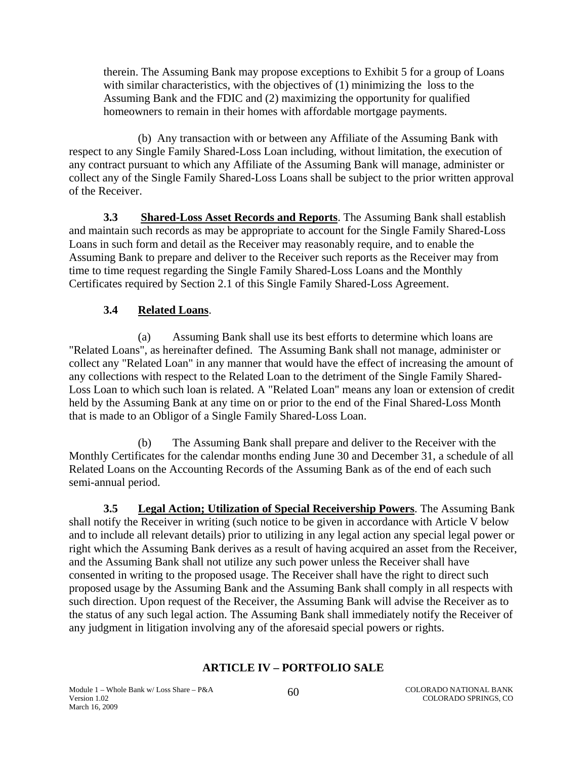therein. The Assuming Bank may propose exceptions to Exhibit 5 for a group of Loans with similar characteristics, with the objectives of (1) minimizing the loss to the Assuming Bank and the FDIC and (2) maximizing the opportunity for qualified homeowners to remain in their homes with affordable mortgage payments.

(b) Any transaction with or between any Affiliate of the Assuming Bank with respect to any Single Family Shared-Loss Loan including, without limitation, the execution of any contract pursuant to which any Affiliate of the Assuming Bank will manage, administer or collect any of the Single Family Shared-Loss Loans shall be subject to the prior written approval of the Receiver.

**3.3 Shared-Loss Asset Records and Reports**. The Assuming Bank shall establish and maintain such records as may be appropriate to account for the Single Family Shared-Loss Loans in such form and detail as the Receiver may reasonably require, and to enable the Assuming Bank to prepare and deliver to the Receiver such reports as the Receiver may from time to time request regarding the Single Family Shared-Loss Loans and the Monthly Certificates required by Section 2.1 of this Single Family Shared-Loss Agreement.

**3.4 Related Loans**.

(a) Assuming Bank shall use its best efforts to determine which loans are "Related Loans", as hereinafter defined. The Assuming Bank shall not manage, administer or collect any "Related Loan" in any manner that would have the effect of increasing the amount of any collections with respect to the Related Loan to the detriment of the Single Family Shared-Loss Loan to which such loan is related. A "Related Loan" means any loan or extension of credit held by the Assuming Bank at any time on or prior to the end of the Final Shared-Loss Month that is made to an Obligor of a Single Family Shared-Loss Loan.

(b) The Assuming Bank shall prepare and deliver to the Receiver with the Monthly Certificates for the calendar months ending June 30 and December 31, a schedule of all Related Loans on the Accounting Records of the Assuming Bank as of the end of each such semi-annual period.

**3.5 Legal Action; Utilization of Special Receivership Powers**. The Assuming Bank shall notify the Receiver in writing (such notice to be given in accordance with Article V below and to include all relevant details) prior to utilizing in any legal action any special legal power or right which the Assuming Bank derives as a result of having acquired an asset from the Receiver, and the Assuming Bank shall not utilize any such power unless the Receiver shall have consented in writing to the proposed usage. The Receiver shall have the right to direct such proposed usage by the Assuming Bank and the Assuming Bank shall comply in all respects with such direction. Upon request of the Receiver, the Assuming Bank will advise the Receiver as to the status of any such legal action. The Assuming Bank shall immediately notify the Receiver of any judgment in litigation involving any of the aforesaid special powers or rights.

## ARTICLE IV – PORTFOLIO SALE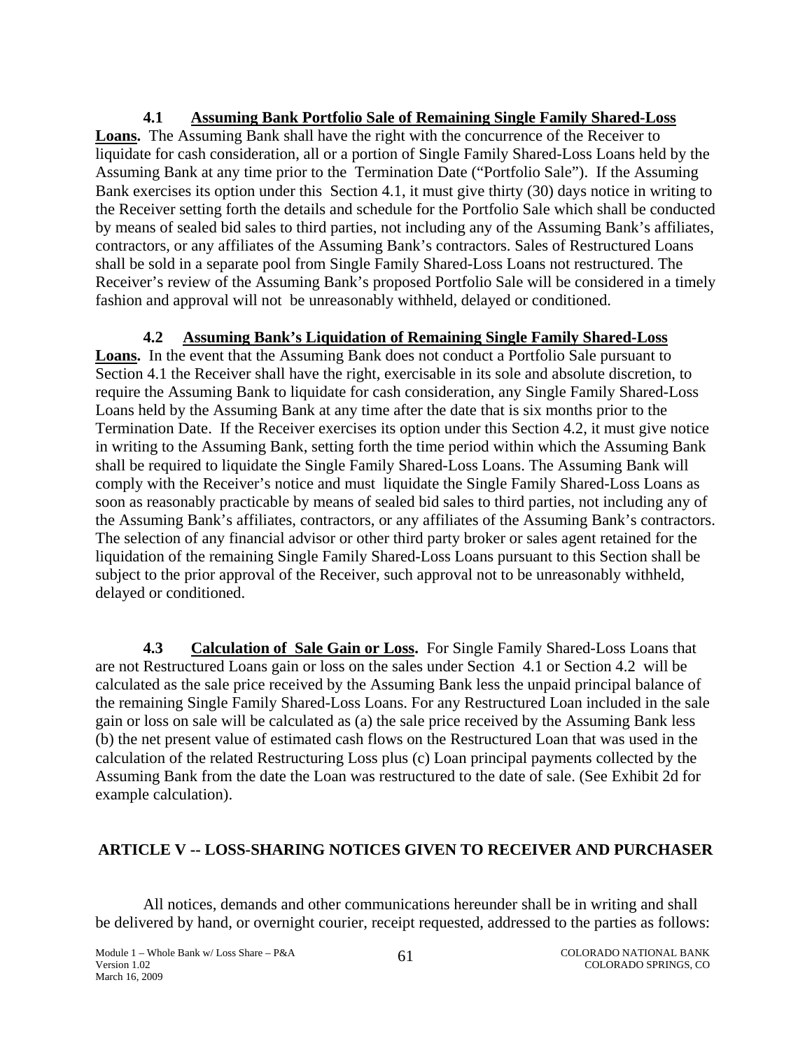**4.1 Assuming Bank Portfolio Sale of Remaining Single Family Shared-Loss Loans.** The Assuming Bank shall have the right with the concurrence of the Receiver to liquidate for cash consideration, all or a portion of Single Family Shared-Loss Loans held by the Assuming Bank at any time prior to the Termination Date ("Portfolio Sale"). If the Assuming Bank exercises its option under this Section 4.1, it must give thirty (30) days notice in writing to the Receiver setting forth the details and schedule for the Portfolio Sale which shall be conducted by means of sealed bid sales to third parties, not including any of the Assuming Bank's affiliates, contractors, or any affiliates of the Assuming Bank's contractors. Sales of Restructured Loans shall be sold in a separate pool from Single Family Shared-Loss Loans not restructured. The Receiver's review of the Assuming Bank's proposed Portfolio Sale will be considered in a timely fashion and approval will not be unreasonably withheld, delayed or conditioned.

**4.2 Assuming Bank's Liquidation of Remaining Single Family Shared-Loss Loans.** In the event that the Assuming Bank does not conduct a Portfolio Sale pursuant to Section 4.1 the Receiver shall have the right, exercisable in its sole and absolute discretion, to require the Assuming Bank to liquidate for cash consideration, any Single Family Shared-Loss Loans held by the Assuming Bank at any time after the date that is six months prior to the Termination Date. If the Receiver exercises its option under this Section 4.2, it must give notice in writing to the Assuming Bank, setting forth the time period within which the Assuming Bank shall be required to liquidate the Single Family Shared-Loss Loans. The Assuming Bank will comply with the Receiver's notice and must liquidate the Single Family Shared-Loss Loans as soon as reasonably practicable by means of sealed bid sales to third parties, not including any of the Assuming Bank's affiliates, contractors, or any affiliates of the Assuming Bank's contractors. The selection of any financial advisor or other third party broker or sales agent retained for the liquidation of the remaining Single Family Shared-Loss Loans pursuant to this Section shall be subject to the prior approval of the Receiver, such approval not to be unreasonably withheld, delayed or conditioned.

**4.3 Calculation of Sale Gain or Loss.** For Single Family Shared-Loss Loans that are not Restructured Loans gain or loss on the sales under Section 4.1 or Section 4.2 will be calculated as the sale price received by the Assuming Bank less the unpaid principal balance of the remaining Single Family Shared-Loss Loans. For any Restructured Loan included in the sale gain or loss on sale will be calculated as (a) the sale price received by the Assuming Bank less (b) the net present value of estimated cash flows on the Restructured Loan that was used in the calculation of the related Restructuring Loss plus (c) Loan principal payments collected by the Assuming Bank from the date the Loan was restructured to the date of sale. (See Exhibit 2d for example calculation).

## ARTICLE V -- LOSS-SHARING NOTICES GIVEN TO RECEIVER AND PURCHASER

All notices, demands and other communications hereunder shall be in writing and shall be delivered by hand, or overnight courier, receipt requested, addressed to the parties as follows: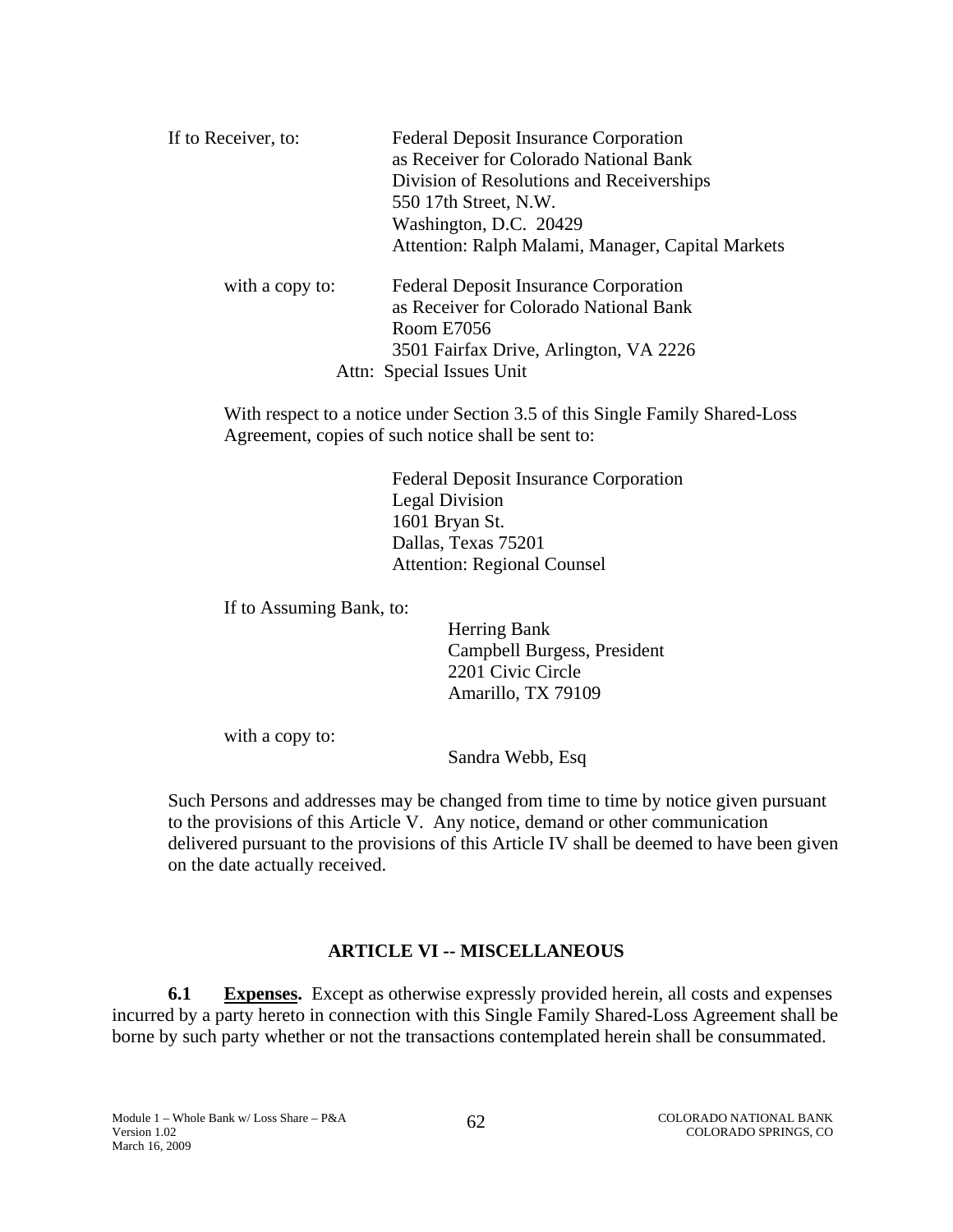If to Receiver, to: Federal Deposit Insurance Corporation
as Receiver for Colorado National Bank
Division of Resolutions and Receiverships
550 17th Street, N.W.
Washington, D.C. 20429
Attention: Ralph Malami, Manager, Capital Markets

with a copy to: Federal Deposit Insurance Corporation
as Receiver for Colorado National Bank
Room E7056
3501 Fairfax Drive, Arlington, VA 2226
Attn: Special Issues Unit

With respect to a notice under Section 3.5 of this Single Family Shared-Loss Agreement, copies of such notice shall be sent to:

Federal Deposit Insurance Corporation
Legal Division
1601 Bryan St.
Dallas, Texas 75201
Attention: Regional Counsel

If to Assuming Bank, to:

Herring Bank
Campbell Burgess, President
2201 Civic Circle
Amarillo, TX 79109

with a copy to:

Sandra Webb, Esq

Such Persons and addresses may be changed from time to time by notice given pursuant to the provisions of this Article V. Any notice, demand or other communication delivered pursuant to the provisions of this Article IV shall be deemed to have been given on the date actually received.

## ARTICLE VI -- MISCELLANEOUS

**6.1** **Expenses.** Except as otherwise expressly provided herein, all costs and expenses incurred by a party hereto in connection with this Single Family Shared-Loss Agreement shall be borne by such party whether or not the transactions contemplated herein shall be consummated.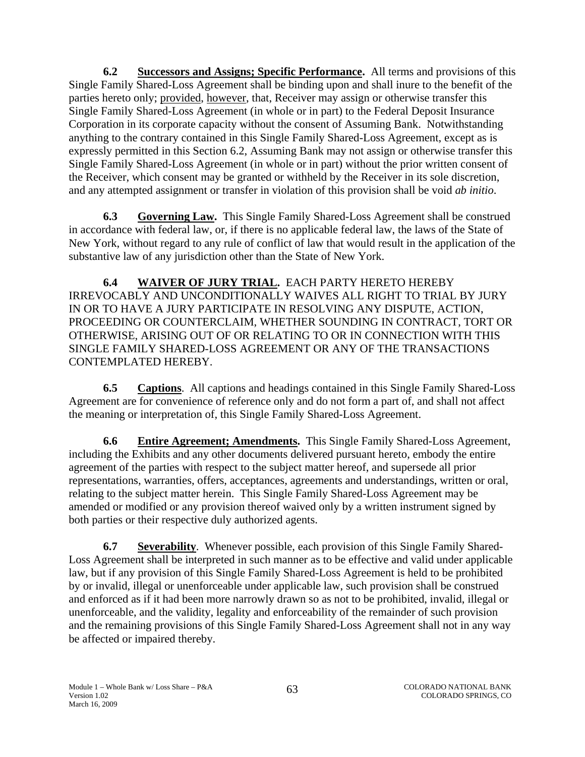**6.2 Successors and Assigns; Specific Performance.** All terms and provisions of this Single Family Shared-Loss Agreement shall be binding upon and shall inure to the benefit of the parties hereto only; provided, however, that, Receiver may assign or otherwise transfer this Single Family Shared-Loss Agreement (in whole or in part) to the Federal Deposit Insurance Corporation in its corporate capacity without the consent of Assuming Bank. Notwithstanding anything to the contrary contained in this Single Family Shared-Loss Agreement, except as is expressly permitted in this Section 6.2, Assuming Bank may not assign or otherwise transfer this Single Family Shared-Loss Agreement (in whole or in part) without the prior written consent of the Receiver, which consent may be granted or withheld by the Receiver in its sole discretion, and any attempted assignment or transfer in violation of this provision shall be void *ab initio*.

**6.3 Governing Law.** This Single Family Shared-Loss Agreement shall be construed in accordance with federal law, or, if there is no applicable federal law, the laws of the State of New York, without regard to any rule of conflict of law that would result in the application of the substantive law of any jurisdiction other than the State of New York.

**6.4 WAIVER OF JURY TRIAL.** EACH PARTY HERETO HEREBY IRREVOCABLY AND UNCONDITIONALLY WAIVES ALL RIGHT TO TRIAL BY JURY IN OR TO HAVE A JURY PARTICIPATE IN RESOLVING ANY DISPUTE, ACTION, PROCEEDING OR COUNTERCLAIM, WHETHER SOUNDING IN CONTRACT, TORT OR OTHERWISE, ARISING OUT OF OR RELATING TO OR IN CONNECTION WITH THIS SINGLE FAMILY SHARED-LOSS AGREEMENT OR ANY OF THE TRANSACTIONS CONTEMPLATED HEREBY.

**6.5 Captions**. All captions and headings contained in this Single Family Shared-Loss Agreement are for convenience of reference only and do not form a part of, and shall not affect the meaning or interpretation of, this Single Family Shared-Loss Agreement.

**6.6 Entire Agreement; Amendments.** This Single Family Shared-Loss Agreement, including the Exhibits and any other documents delivered pursuant hereto, embody the entire agreement of the parties with respect to the subject matter hereof, and supersede all prior representations, warranties, offers, acceptances, agreements and understandings, written or oral, relating to the subject matter herein. This Single Family Shared-Loss Agreement may be amended or modified or any provision thereof waived only by a written instrument signed by both parties or their respective duly authorized agents.

**6.7 Severability**. Whenever possible, each provision of this Single Family Shared-Loss Agreement shall be interpreted in such manner as to be effective and valid under applicable law, but if any provision of this Single Family Shared-Loss Agreement is held to be prohibited by or invalid, illegal or unenforceable under applicable law, such provision shall be construed and enforced as if it had been more narrowly drawn so as not to be prohibited, invalid, illegal or unenforceable, and the validity, legality and enforceability of the remainder of such provision and the remaining provisions of this Single Family Shared-Loss Agreement shall not in any way be affected or impaired thereby.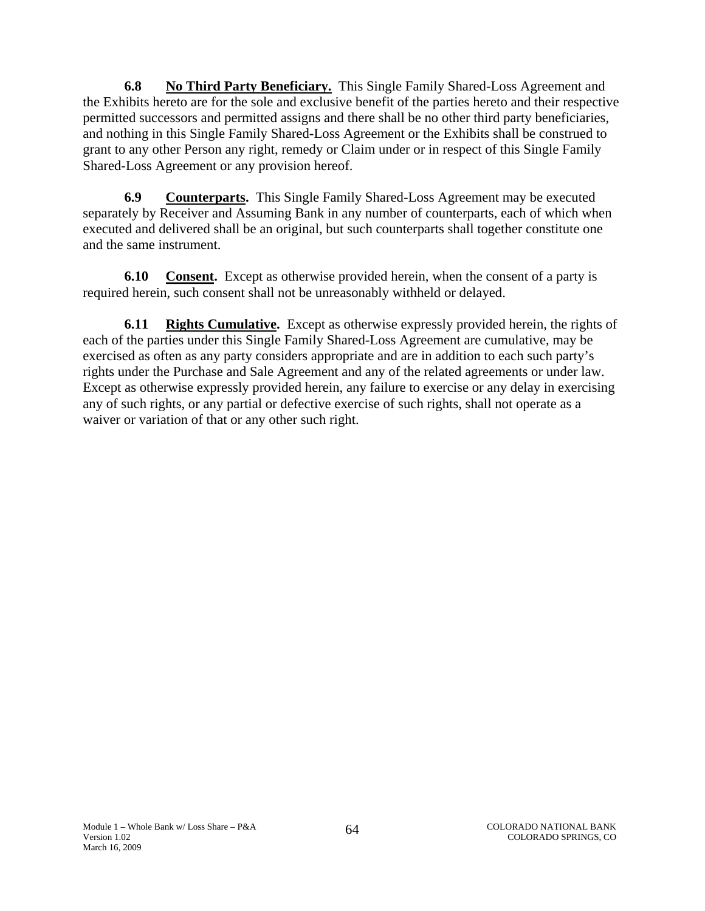**6.8 No Third Party Beneficiary.** This Single Family Shared-Loss Agreement and the Exhibits hereto are for the sole and exclusive benefit of the parties hereto and their respective permitted successors and permitted assigns and there shall be no other third party beneficiaries, and nothing in this Single Family Shared-Loss Agreement or the Exhibits shall be construed to grant to any other Person any right, remedy or Claim under or in respect of this Single Family Shared-Loss Agreement or any provision hereof.

**6.9 Counterparts.** This Single Family Shared-Loss Agreement may be executed separately by Receiver and Assuming Bank in any number of counterparts, each of which when executed and delivered shall be an original, but such counterparts shall together constitute one and the same instrument.

**6.10 Consent.** Except as otherwise provided herein, when the consent of a party is required herein, such consent shall not be unreasonably withheld or delayed.

**6.11 Rights Cumulative.** Except as otherwise expressly provided herein, the rights of each of the parties under this Single Family Shared-Loss Agreement are cumulative, may be exercised as often as any party considers appropriate and are in addition to each such party's rights under the Purchase and Sale Agreement and any of the related agreements or under law. Except as otherwise expressly provided herein, any failure to exercise or any delay in exercising any of such rights, or any partial or defective exercise of such rights, shall not operate as a waiver or variation of that or any other such right.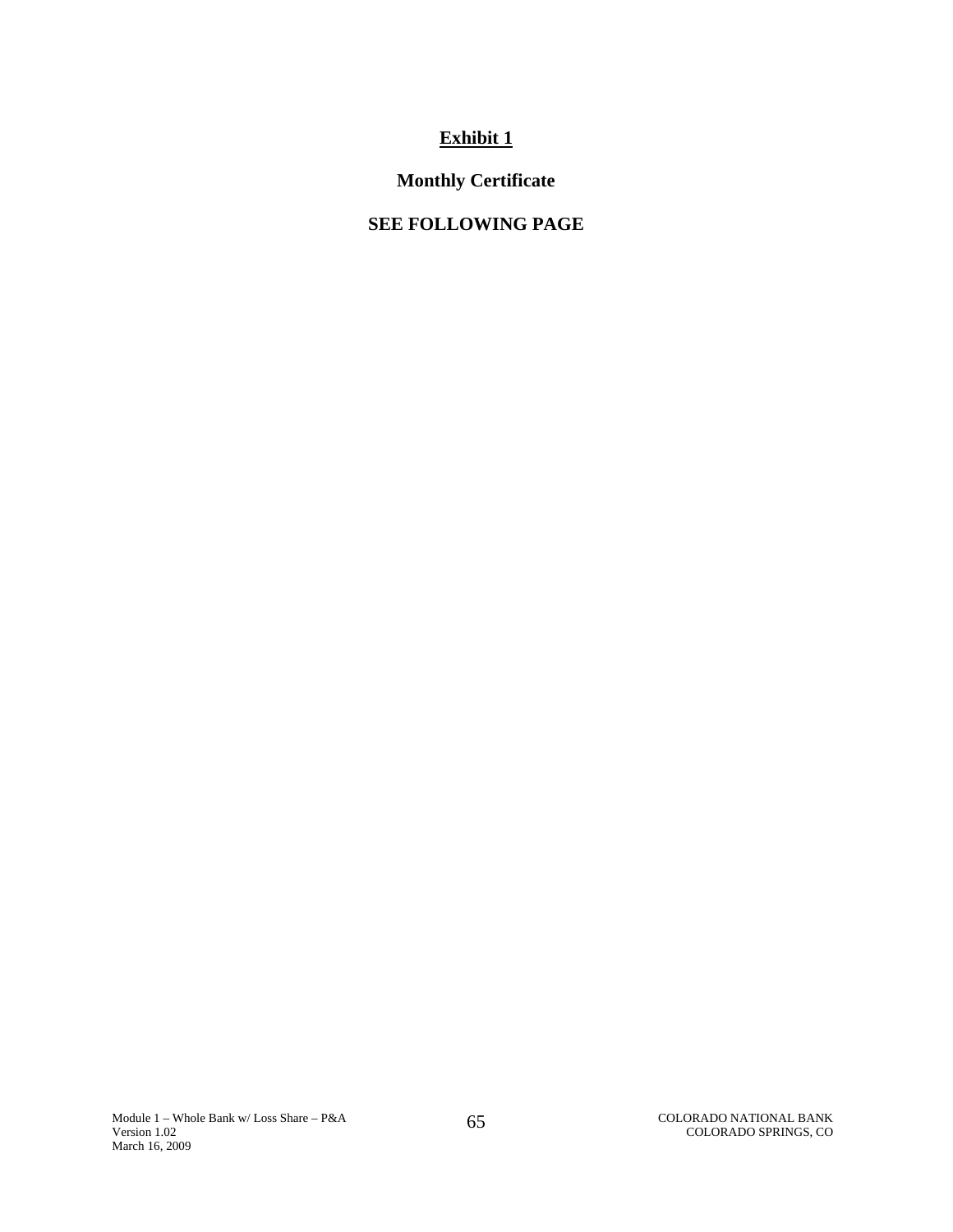# Exhibit 1

## Monthly Certificate

## SEE FOLLOWING PAGE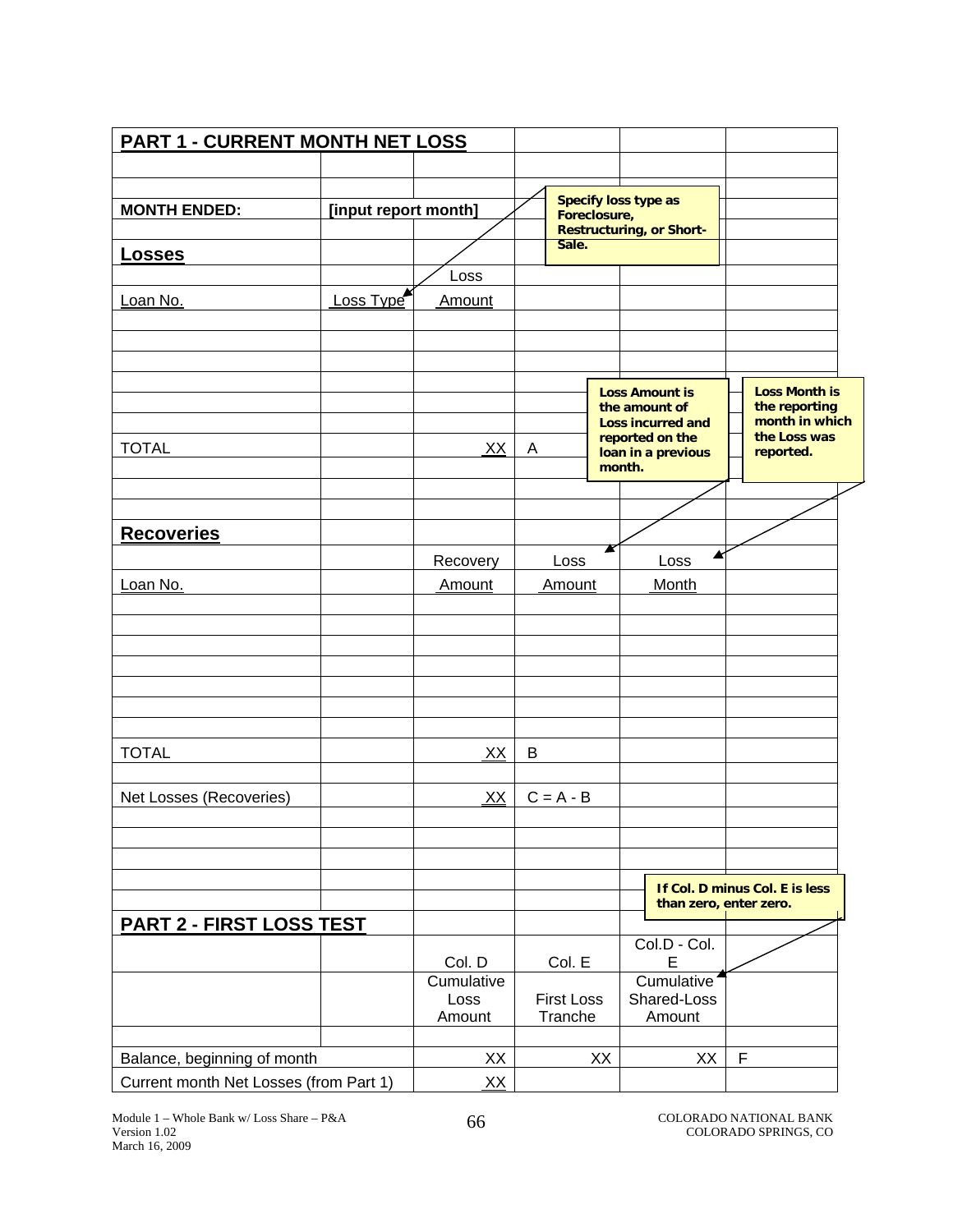## PART 1 - CURRENT MONTH NET LOSS

**MONTH ENDED:** **[input report month]**

> **Specify loss type as Foreclosure, Restructuring, or Short-Sale.**

### Losses

| Loan No. | Loss Type | Loss Amount | |
|---|---|---|---|
| | | | |
| | | | |
| | | | |
| | | | |
| | | | |
| TOTAL | | XX | A |

> **Loss Amount is the amount of Loss incurred and reported on the loan in a previous month.**

> **Loss Month is the reporting month in which the Loss was reported.**

### Recoveries

| Loan No. | | Recovery Amount | Loss Amount | Loss Month |
|---|---|---|---|---|
| | | | | |
| | | | | |
| | | | | |
| | | | | |
| | | | | |
| | | | | |
| | | | | |
| TOTAL | | XX | B | |
| | | | | |
| Net Losses (Recoveries) | | XX | C = A - B | |

> **If Col. D minus Col. E is less than zero, enter zero.**

## PART 2 - FIRST LOSS TEST

| | Col. D<br>Cumulative Loss Amount | Col. E<br>First Loss Tranche | Col.D - Col. E<br>Cumulative Shared-Loss Amount | |
|---|---|---|---|---|
| Balance, beginning of month | XX | XX | XX | F |
| Current month Net Losses (from Part 1) | XX | | | |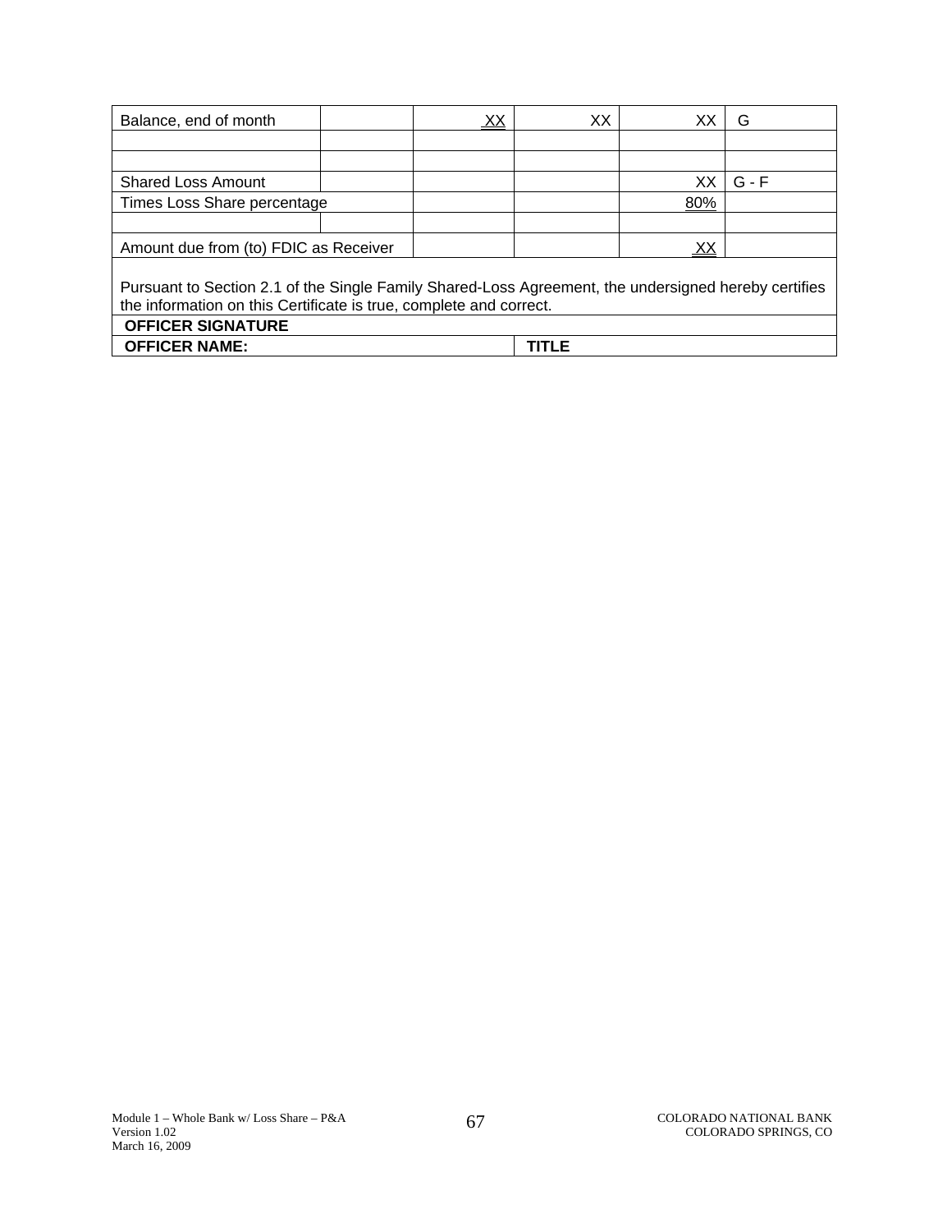| Balance, end of month | | XX | XX | XX | G |
|---|---|---|---|---|---|
| | | | | | |
| | | | | | |
| Shared Loss Amount | | | | XX | G - F |
| Times Loss Share percentage | | | | 80% | |
| | | | | | |
| Amount due from (to) FDIC as Receiver | | | | XX | |

Pursuant to Section 2.1 of the Single Family Shared-Loss Agreement, the undersigned hereby certifies the information on this Certificate is true, complete and correct.

| **OFFICER SIGNATURE** | |
|---|---|
| **OFFICER NAME:** | **TITLE** |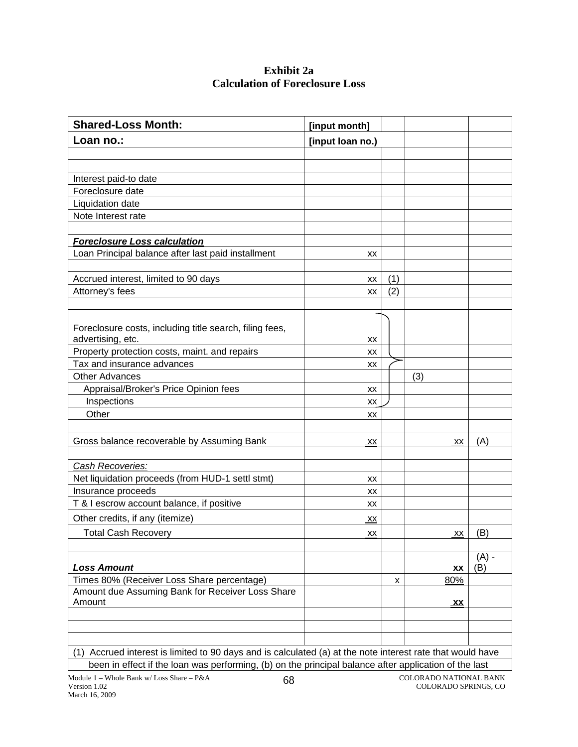# Exhibit 2a
## Calculation of Foreclosure Loss

| Shared-Loss Month: | [input month] | | | |
|---|---|---|---|---|
| **Loan no.:** | [input loan no.) | | | |
| | | | | |
| | | | | |
| Interest paid-to date | | | | |
| Foreclosure date | | | | |
| Liquidation date | | | | |
| Note Interest rate | | | | |
| | | | | |
| ***Foreclosure Loss calculation*** | | | | |
| Loan Principal balance after last paid installment | xx | | | |
| | | | | |
| Accrued interest, limited to 90 days | xx | (1) | | |
| Attorney's fees | xx | (2) | | |
| | | | | |
| Foreclosure costs, including title search, filing fees, advertising, etc. | xx | | | |
| Property protection costs, maint. and repairs | xx | | | |
| Tax and insurance advances | xx | | | |
| Other Advances | | | (3) | |
| Appraisal/Broker's Price Opinion fees | xx | | | |
| Inspections | xx | | | |
| Other | xx | | | |
| | | | | |
| Gross balance recoverable by Assuming Bank | xx | | xx | (A) |
| | | | | |
| *Cash Recoveries:* | | | | |
| Net liquidation proceeds (from HUD-1 settl stmt) | xx | | | |
| Insurance proceeds | xx | | | |
| T & I escrow account balance, if positive | xx | | | |
| Other credits, if any (itemize) | xx | | | |
| Total Cash Recovery | xx | | xx | (B) |
| | | | | |
| ***Loss Amount*** | | | **xx** | (A) - (B) |
| Times 80% (Receiver Loss Share percentage) | | x | 80% | |
| Amount due Assuming Bank for Receiver Loss Share Amount | | | **xx** | |
| | | | | |
| | | | | |
| | | | | |

(1) Accrued interest is limited to 90 days and is calculated (a) at the note interest rate that would have been in effect if the loan was performing, (b) on the principal balance after application of the last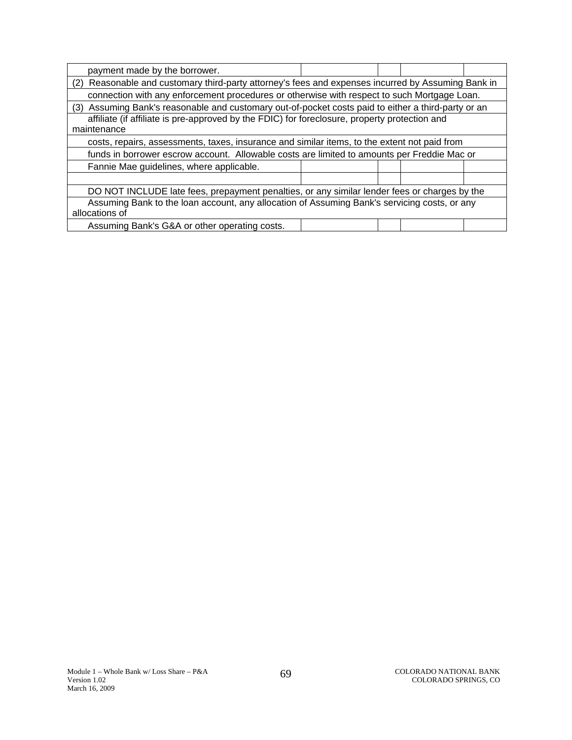| | | | | |
|---|---|---|---|---|
| payment made by the borrower. | | | | |
| (2) Reasonable and customary third-party attorney's fees and expenses incurred by Assuming Bank in | | | | |
| connection with any enforcement procedures or otherwise with respect to such Mortgage Loan. | | | | |
| (3) Assuming Bank's reasonable and customary out-of-pocket costs paid to either a third-party or an | | | | |
| affiliate (if affiliate is pre-approved by the FDIC) for foreclosure, property protection and maintenance | | | | |
| costs, repairs, assessments, taxes, insurance and similar items, to the extent not paid from | | | | |
| funds in borrower escrow account. Allowable costs are limited to amounts per Freddie Mac or | | | | |
| Fannie Mae guidelines, where applicable. | | | | |
| | | | | |
| DO NOT INCLUDE late fees, prepayment penalties, or any similar lender fees or charges by the | | | | |
| Assuming Bank to the loan account, any allocation of Assuming Bank's servicing costs, or any allocations of | | | | |
| Assuming Bank's G&A or other operating costs. | | | | |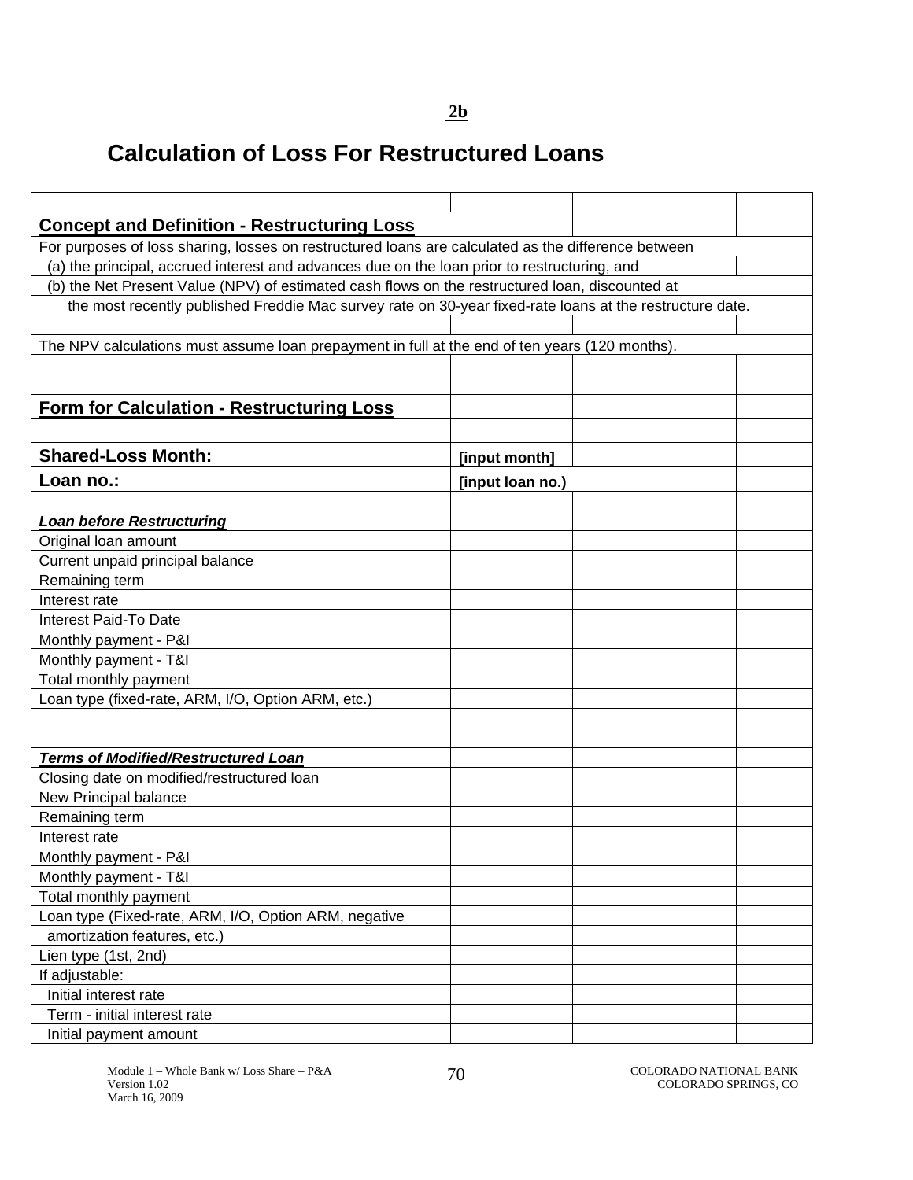**2b**

# Calculation of Loss For Restructured Loans

| | | | | |
|---|---|---|---|---|
| **Concept and Definition - Restructuring Loss** | | | | |
| For purposes of loss sharing, losses on restructured loans are calculated as the difference between | | | | |
| (a) the principal, accrued interest and advances due on the loan prior to restructuring, and | | | | |
| (b) the Net Present Value (NPV) of estimated cash flows on the restructured loan, discounted at | | | | |
| the most recently published Freddie Mac survey rate on 30-year fixed-rate loans at the restructure date. | | | | |
| | | | | |
| The NPV calculations must assume loan prepayment in full at the end of ten years (120 months). | | | | |
| | | | | |
| | | | | |
| **Form for Calculation - Restructuring Loss** | | | | |
| | | | | |
| **Shared-Loss Month:** | **[input month]** | | | |
| **Loan no.:** | **[input loan no.)** | | | |
| | | | | |
| ***Loan before Restructuring*** | | | | |
| Original loan amount | | | | |
| Current unpaid principal balance | | | | |
| Remaining term | | | | |
| Interest rate | | | | |
| Interest Paid-To Date | | | | |
| Monthly payment - P&I | | | | |
| Monthly payment - T&I | | | | |
| Total monthly payment | | | | |
| Loan type (fixed-rate, ARM, I/O, Option ARM, etc.) | | | | |
| | | | | |
| | | | | |
| ***Terms of Modified/Restructured Loan*** | | | | |
| Closing date on modified/restructured loan | | | | |
| New Principal balance | | | | |
| Remaining term | | | | |
| Interest rate | | | | |
| Monthly payment - P&I | | | | |
| Monthly payment - T&I | | | | |
| Total monthly payment | | | | |
| Loan type (Fixed-rate, ARM, I/O, Option ARM, negative | | | | |
| amortization features, etc.) | | | | |
| Lien type (1st, 2nd) | | | | |
| If adjustable: | | | | |
| Initial interest rate | | | | |
| Term - initial interest rate | | | | |
| Initial payment amount | | | | |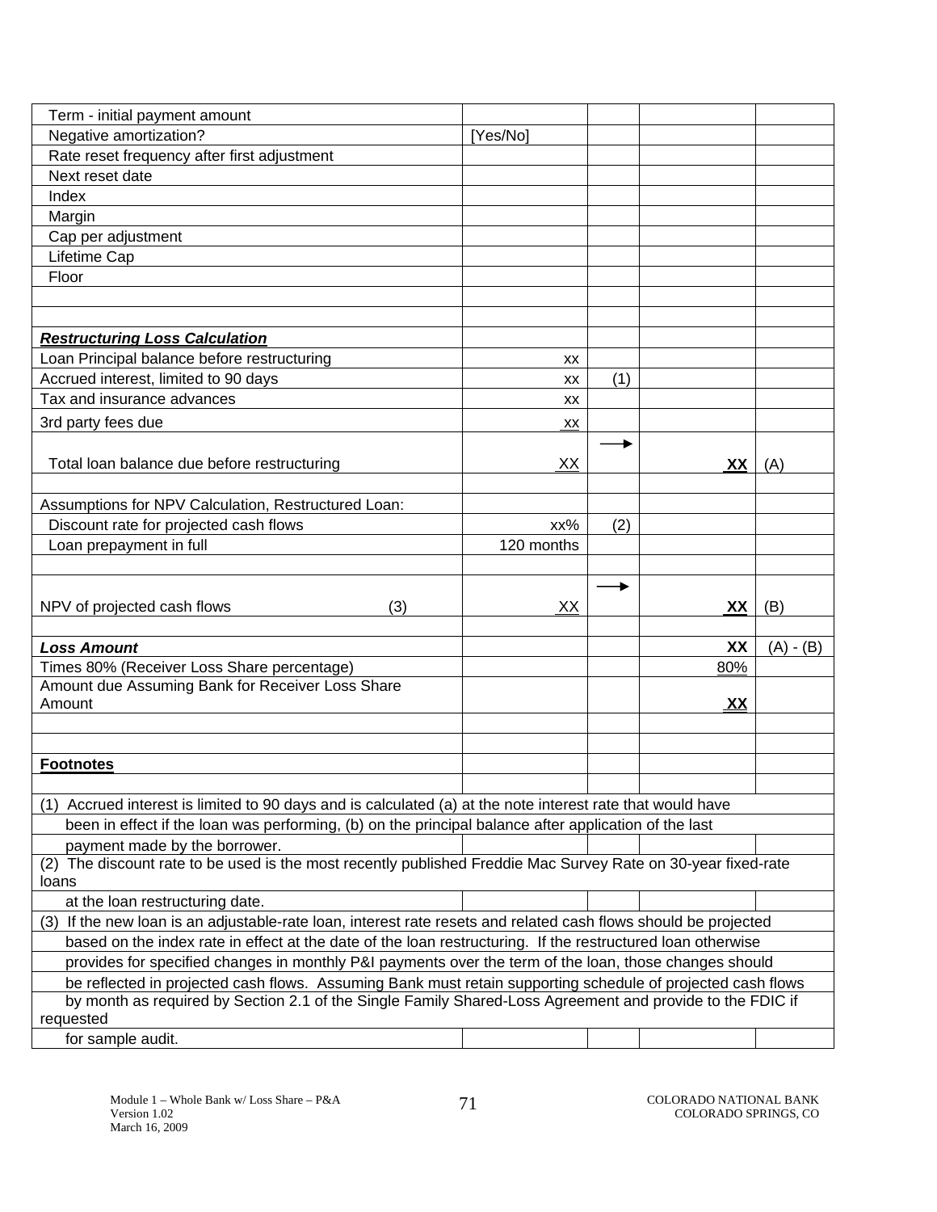| | | | | |
|---|---|---|---|---|
| Term - initial payment amount | | | | |
| Negative amortization? | [Yes/No] | | | |
| Rate reset frequency after first adjustment | | | | |
| Next reset date | | | | |
| Index | | | | |
| Margin | | | | |
| Cap per adjustment | | | | |
| Lifetime Cap | | | | |
| Floor | | | | |
| | | | | |
| | | | | |
| ***Restructuring Loss Calculation*** | | | | |
| Loan Principal balance before restructuring | xx | | | |
| Accrued interest, limited to 90 days | xx | (1) | | |
| Tax and insurance advances | xx | | | |
| 3rd party fees due | xx | | | |
| Total loan balance due before restructuring | XX | → | **XX** | (A) |
| | | | | |
| Assumptions for NPV Calculation, Restructured Loan: | | | | |
| Discount rate for projected cash flows | xx% | (2) | | |
| Loan prepayment in full | 120 months | | | |
| | | | | |
| NPV of projected cash flows (3) | XX | → | **XX** | (B) |
| | | | | |
| ***Loss Amount*** | | | **XX** | (A) - (B) |
| Times 80% (Receiver Loss Share percentage) | | | 80% | |
| Amount due Assuming Bank for Receiver Loss Share Amount | | | **XX** | |

**Footnotes**

(1) Accrued interest is limited to 90 days and is calculated (a) at the note interest rate that would have been in effect if the loan was performing, (b) on the principal balance after application of the last payment made by the borrower.

(2) The discount rate to be used is the most recently published Freddie Mac Survey Rate on 30-year fixed-rate loans at the loan restructuring date.

(3) If the new loan is an adjustable-rate loan, interest rate resets and related cash flows should be projected based on the index rate in effect at the date of the loan restructuring. If the restructured loan otherwise provides for specified changes in monthly P&I payments over the term of the loan, those changes should be reflected in projected cash flows. Assuming Bank must retain supporting schedule of projected cash flows by month as required by Section 2.1 of the Single Family Shared-Loss Agreement and provide to the FDIC if requested for sample audit.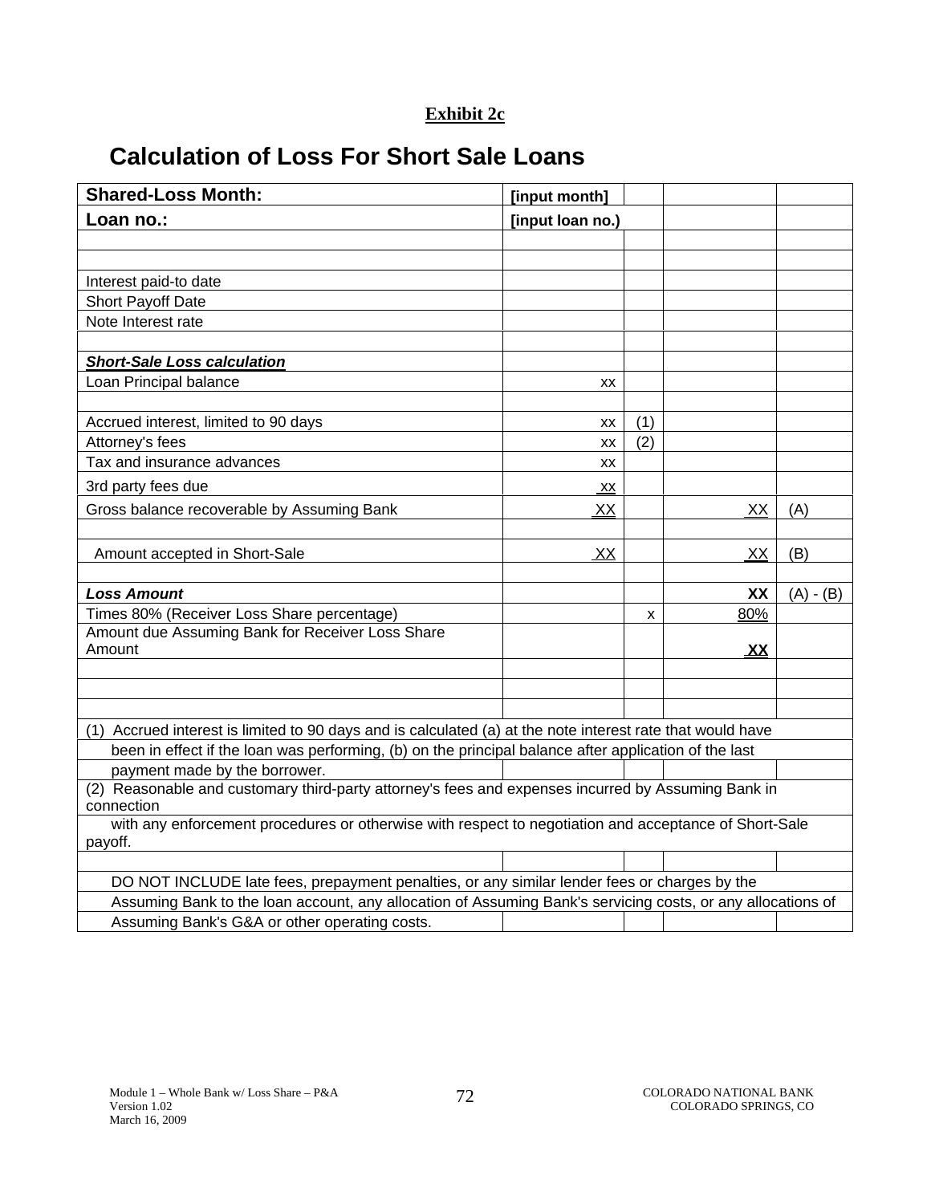**Exhibit 2c**

# Calculation of Loss For Short Sale Loans

| **Shared-Loss Month:** | **[input month]** | | | |
|---|---|---|---|---|
| **Loan no.:** | **[input loan no.)** | | | |
| | | | | |
| | | | | |
| Interest paid-to date | | | | |
| Short Payoff Date | | | | |
| Note Interest rate | | | | |
| | | | | |
| ***Short-Sale Loss calculation*** | | | | |
| Loan Principal balance | xx | | | |
| | | | | |
| Accrued interest, limited to 90 days | xx | (1) | | |
| Attorney's fees | xx | (2) | | |
| Tax and insurance advances | xx | | | |
| 3rd party fees due | xx | | | |
| Gross balance recoverable by Assuming Bank | XX | | XX | (A) |
| | | | | |
| Amount accepted in Short-Sale | XX | | XX | (B) |
| | | | | |
| ***Loss Amount*** | | | **XX** | (A) - (B) |
| Times 80% (Receiver Loss Share percentage) | | x | 80% | |
| Amount due Assuming Bank for Receiver Loss Share Amount | | | **XX** | |

(1) Accrued interest is limited to 90 days and is calculated (a) at the note interest rate that would have been in effect if the loan was performing, (b) on the principal balance after application of the last payment made by the borrower.

(2) Reasonable and customary third-party attorney's fees and expenses incurred by Assuming Bank in connection with any enforcement procedures or otherwise with respect to negotiation and acceptance of Short-Sale payoff.

DO NOT INCLUDE late fees, prepayment penalties, or any similar lender fees or charges by the Assuming Bank to the loan account, any allocation of Assuming Bank's servicing costs, or any allocations of Assuming Bank's G&A or other operating costs.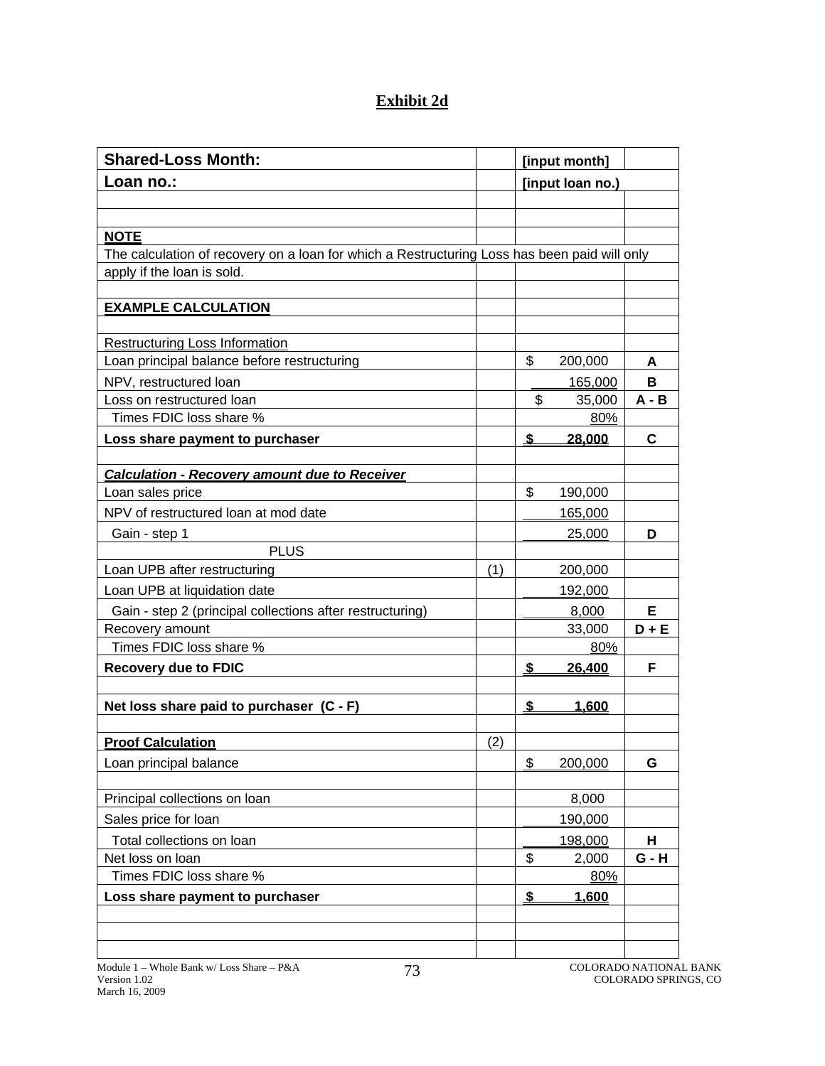## Exhibit 2d

| Shared-Loss Month: | | [input month] | |
|---|---|---|---|
| Loan no.: | | [input loan no.) | |
| | | | |
| | | | |
| **NOTE** | | | |
| The calculation of recovery on a loan for which a Restructuring Loss has been paid will only | | | |
| apply if the loan is sold. | | | |
| | | | |
| **EXAMPLE CALCULATION** | | | |
| | | | |
| Restructuring Loss Information | | | |
| Loan principal balance before restructuring | | $ 200,000 | **A** |
| NPV, restructured loan | | 165,000 | **B** |
| Loss on restructured loan | | $ 35,000 | **A - B** |
| Times FDIC loss share % | | 80% | |
| **Loss share payment to purchaser** | | **$ 28,000** | **C** |
| | | | |
| ***Calculation - Recovery amount due to Receiver*** | | | |
| Loan sales price | | $ 190,000 | |
| NPV of restructured loan at mod date | | 165,000 | |
| Gain - step 1 | | 25,000 | **D** |
| PLUS | | | |
| Loan UPB after restructuring | (1) | 200,000 | |
| Loan UPB at liquidation date | | 192,000 | |
| Gain - step 2 (principal collections after restructuring) | | 8,000 | **E** |
| Recovery amount | | 33,000 | **D + E** |
| Times FDIC loss share % | | 80% | |
| **Recovery due to FDIC** | | **$ 26,400** | **F** |
| | | | |
| **Net loss share paid to purchaser (C - F)** | | **$ 1,600** | |
| | | | |
| **Proof Calculation** | (2) | | |
| Loan principal balance | | $ 200,000 | **G** |
| | | | |
| Principal collections on loan | | 8,000 | |
| Sales price for loan | | 190,000 | |
| Total collections on loan | | 198,000 | **H** |
| Net loss on loan | | $ 2,000 | **G - H** |
| Times FDIC loss share % | | 80% | |
| **Loss share payment to purchaser** | | **$ 1,600** | |
| | | | |
| | | | |
| | | | |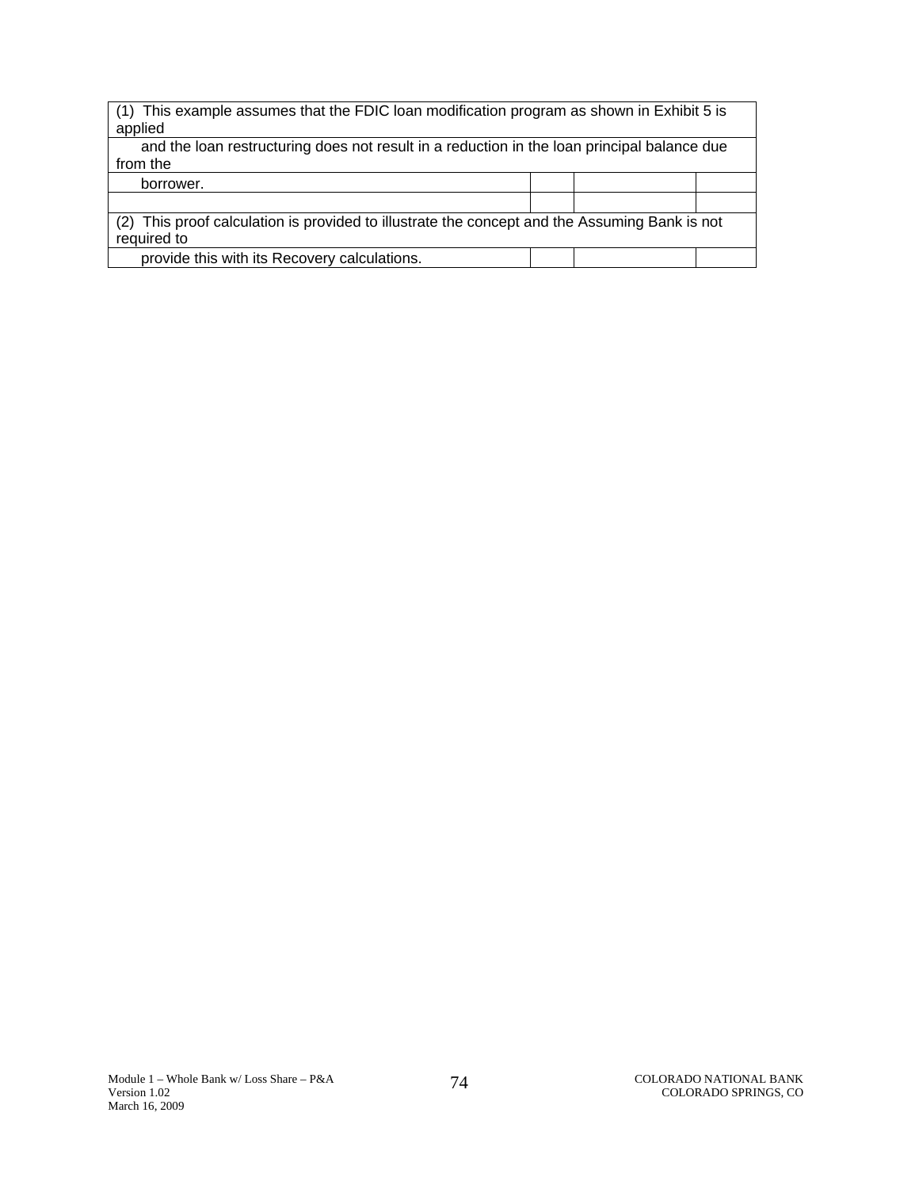| | | | |
|---|---|---|---|
| (1) This example assumes that the FDIC loan modification program as shown in Exhibit 5 is applied | | | |
| and the loan restructuring does not result in a reduction in the loan principal balance due from the | | | |
| borrower. | | | |
| | | | |
| (2) This proof calculation is provided to illustrate the concept and the Assuming Bank is not required to | | | |
| provide this with its Recovery calculations. | | | |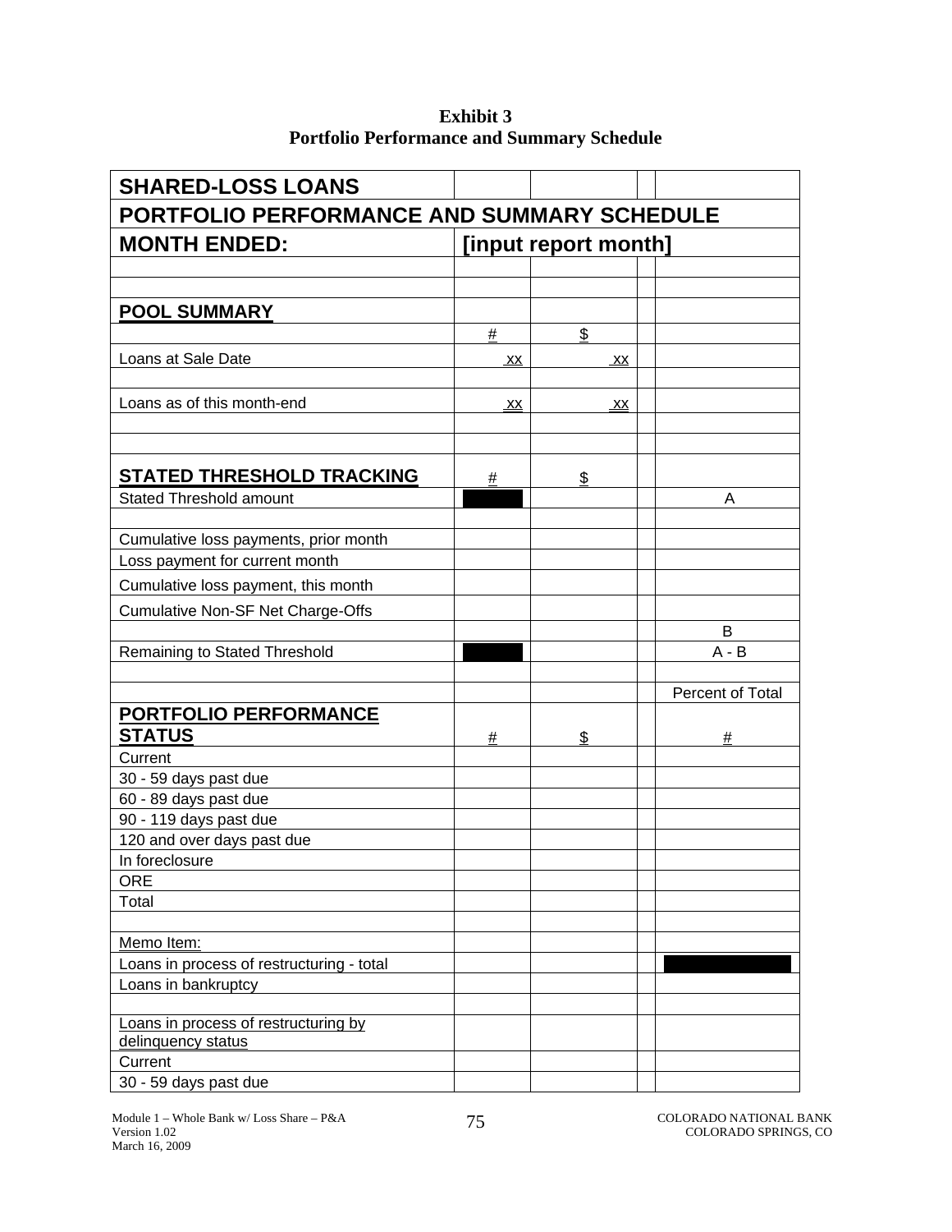**Exhibit 3**
**Portfolio Performance and Summary Schedule**

| SHARED-LOSS LOANS | | | | |
|---|---|---|---|---|
| **PORTFOLIO PERFORMANCE AND SUMMARY SCHEDULE** | | | | |
| **MONTH ENDED:** | **[input report month]** | | | |
| | | | | |
| | | | | |
| **POOL SUMMARY** | | | | |
| | # | $ | | |
| Loans at Sale Date | xx | xx | | |
| | | | | |
| Loans as of this month-end | xx | xx | | |
| | | | | |
| | | | | |
| **STATED THRESHOLD TRACKING** | # | $ | | |
| Stated Threshold amount | | | | A |
| | | | | |
| Cumulative loss payments, prior month | | | | |
| Loss payment for current month | | | | |
| Cumulative loss payment, this month | | | | |
| Cumulative Non-SF Net Charge-Offs | | | | |
| | | | | B |
| Remaining to Stated Threshold | | | | A - B |
| | | | | |
| | | | | Percent of Total |
| **PORTFOLIO PERFORMANCE STATUS** | # | $ | | # |
| Current | | | | |
| 30 - 59 days past due | | | | |
| 60 - 89 days past due | | | | |
| 90 - 119 days past due | | | | |
| 120 and over days past due | | | | |
| In foreclosure | | | | |
| ORE | | | | |
| Total | | | | |
| | | | | |
| Memo Item: | | | | |
| Loans in process of restructuring - total | | | | |
| Loans in bankruptcy | | | | |
| | | | | |
| Loans in process of restructuring by delinquency status | | | | |
| Current | | | | |
| 30 - 59 days past due | | | | |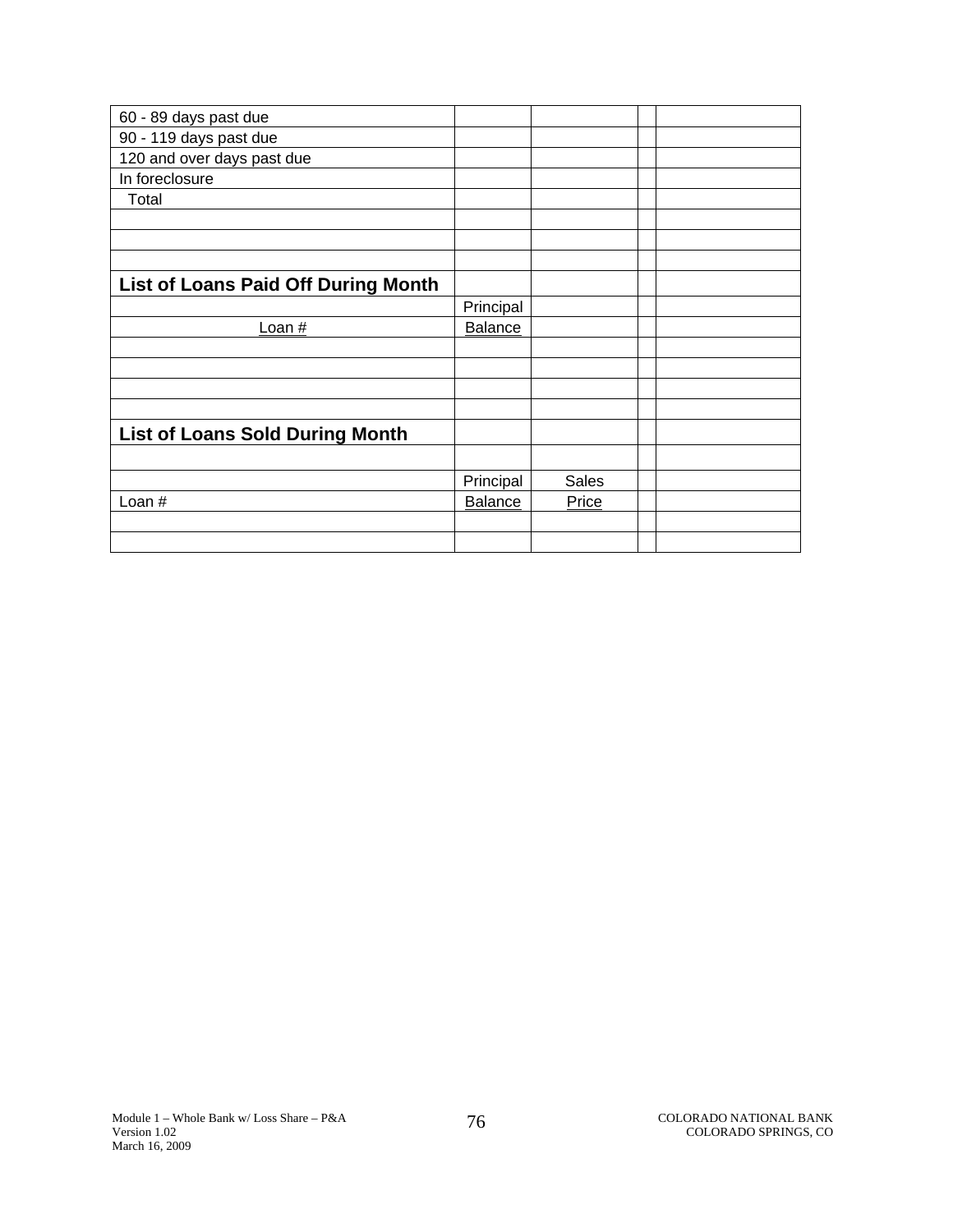| | | | | |
|---|---|---|---|---|
| 60 - 89 days past due | | | | |
| 90 - 119 days past due | | | | |
| 120 and over days past due | | | | |
| In foreclosure | | | | |
| Total | | | | |
| | | | | |
| | | | | |
| | | | | |
| **List of Loans Paid Off During Month** | | | | |
| | Principal | | | |
| Loan # | Balance | | | |
| | | | | |
| | | | | |
| | | | | |
| | | | | |
| **List of Loans Sold During Month** | | | | |
| | | | | |
| | Principal | Sales | | |
| Loan # | Balance | Price | | |
| | | | | |
| | | | | |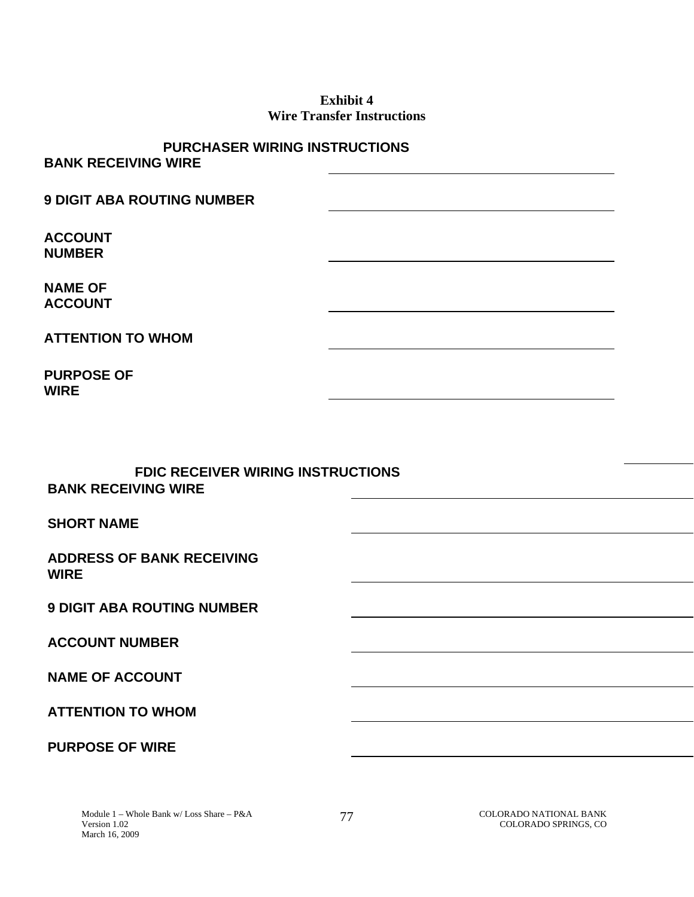**Exhibit 4**
**Wire Transfer Instructions**

**PURCHASER WIRING INSTRUCTIONS**

**BANK RECEIVING WIRE** \_\_\_\_\_\_\_\_\_\_\_\_\_\_\_\_\_\_\_\_\_\_\_\_\_\_\_\_\_\_

**9 DIGIT ABA ROUTING NUMBER** \_\_\_\_\_\_\_\_\_\_\_\_\_\_\_\_\_\_\_\_\_\_\_\_\_\_\_\_\_\_

**ACCOUNT NUMBER** \_\_\_\_\_\_\_\_\_\_\_\_\_\_\_\_\_\_\_\_\_\_\_\_\_\_\_\_\_\_

**NAME OF ACCOUNT** \_\_\_\_\_\_\_\_\_\_\_\_\_\_\_\_\_\_\_\_\_\_\_\_\_\_\_\_\_\_

**ATTENTION TO WHOM** \_\_\_\_\_\_\_\_\_\_\_\_\_\_\_\_\_\_\_\_\_\_\_\_\_\_\_\_\_\_

**PURPOSE OF WIRE** \_\_\_\_\_\_\_\_\_\_\_\_\_\_\_\_\_\_\_\_\_\_\_\_\_\_\_\_\_\_

**FDIC RECEIVER WIRING INSTRUCTIONS**

**BANK RECEIVING WIRE** \_\_\_\_\_\_\_\_\_\_\_\_\_\_\_\_\_\_\_\_\_\_\_\_\_\_\_\_\_\_

**SHORT NAME** \_\_\_\_\_\_\_\_\_\_\_\_\_\_\_\_\_\_\_\_\_\_\_\_\_\_\_\_\_\_

**ADDRESS OF BANK RECEIVING WIRE** \_\_\_\_\_\_\_\_\_\_\_\_\_\_\_\_\_\_\_\_\_\_\_\_\_\_\_\_\_\_

**9 DIGIT ABA ROUTING NUMBER** \_\_\_\_\_\_\_\_\_\_\_\_\_\_\_\_\_\_\_\_\_\_\_\_\_\_\_\_\_\_

**ACCOUNT NUMBER** \_\_\_\_\_\_\_\_\_\_\_\_\_\_\_\_\_\_\_\_\_\_\_\_\_\_\_\_\_\_

**NAME OF ACCOUNT** \_\_\_\_\_\_\_\_\_\_\_\_\_\_\_\_\_\_\_\_\_\_\_\_\_\_\_\_\_\_

**ATTENTION TO WHOM** \_\_\_\_\_\_\_\_\_\_\_\_\_\_\_\_\_\_\_\_\_\_\_\_\_\_\_\_\_\_

**PURPOSE OF WIRE** \_\_\_\_\_\_\_\_\_\_\_\_\_\_\_\_\_\_\_\_\_\_\_\_\_\_\_\_\_\_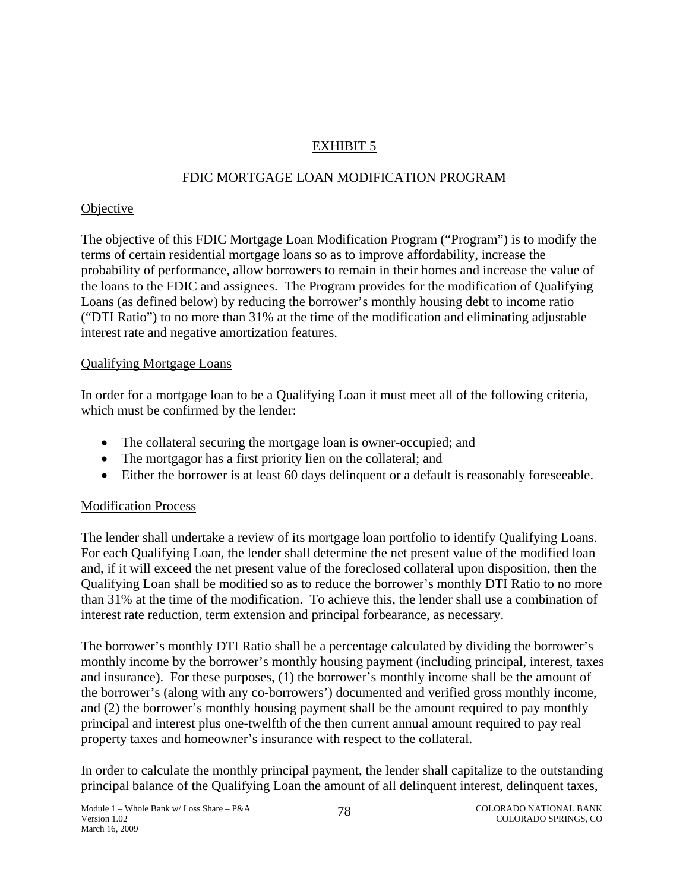# EXHIBIT 5

## FDIC MORTGAGE LOAN MODIFICATION PROGRAM

### Objective

The objective of this FDIC Mortgage Loan Modification Program ("Program") is to modify the terms of certain residential mortgage loans so as to improve affordability, increase the probability of performance, allow borrowers to remain in their homes and increase the value of the loans to the FDIC and assignees. The Program provides for the modification of Qualifying Loans (as defined below) by reducing the borrower's monthly housing debt to income ratio ("DTI Ratio") to no more than 31% at the time of the modification and eliminating adjustable interest rate and negative amortization features.

### Qualifying Mortgage Loans

In order for a mortgage loan to be a Qualifying Loan it must meet all of the following criteria, which must be confirmed by the lender:

- The collateral securing the mortgage loan is owner-occupied; and
- The mortgagor has a first priority lien on the collateral; and
- Either the borrower is at least 60 days delinquent or a default is reasonably foreseeable.

### Modification Process

The lender shall undertake a review of its mortgage loan portfolio to identify Qualifying Loans. For each Qualifying Loan, the lender shall determine the net present value of the modified loan and, if it will exceed the net present value of the foreclosed collateral upon disposition, then the Qualifying Loan shall be modified so as to reduce the borrower's monthly DTI Ratio to no more than 31% at the time of the modification. To achieve this, the lender shall use a combination of interest rate reduction, term extension and principal forbearance, as necessary.

The borrower's monthly DTI Ratio shall be a percentage calculated by dividing the borrower's monthly income by the borrower's monthly housing payment (including principal, interest, taxes and insurance). For these purposes, (1) the borrower's monthly income shall be the amount of the borrower's (along with any co-borrowers') documented and verified gross monthly income, and (2) the borrower's monthly housing payment shall be the amount required to pay monthly principal and interest plus one-twelfth of the then current annual amount required to pay real property taxes and homeowner's insurance with respect to the collateral.

In order to calculate the monthly principal payment, the lender shall capitalize to the outstanding principal balance of the Qualifying Loan the amount of all delinquent interest, delinquent taxes,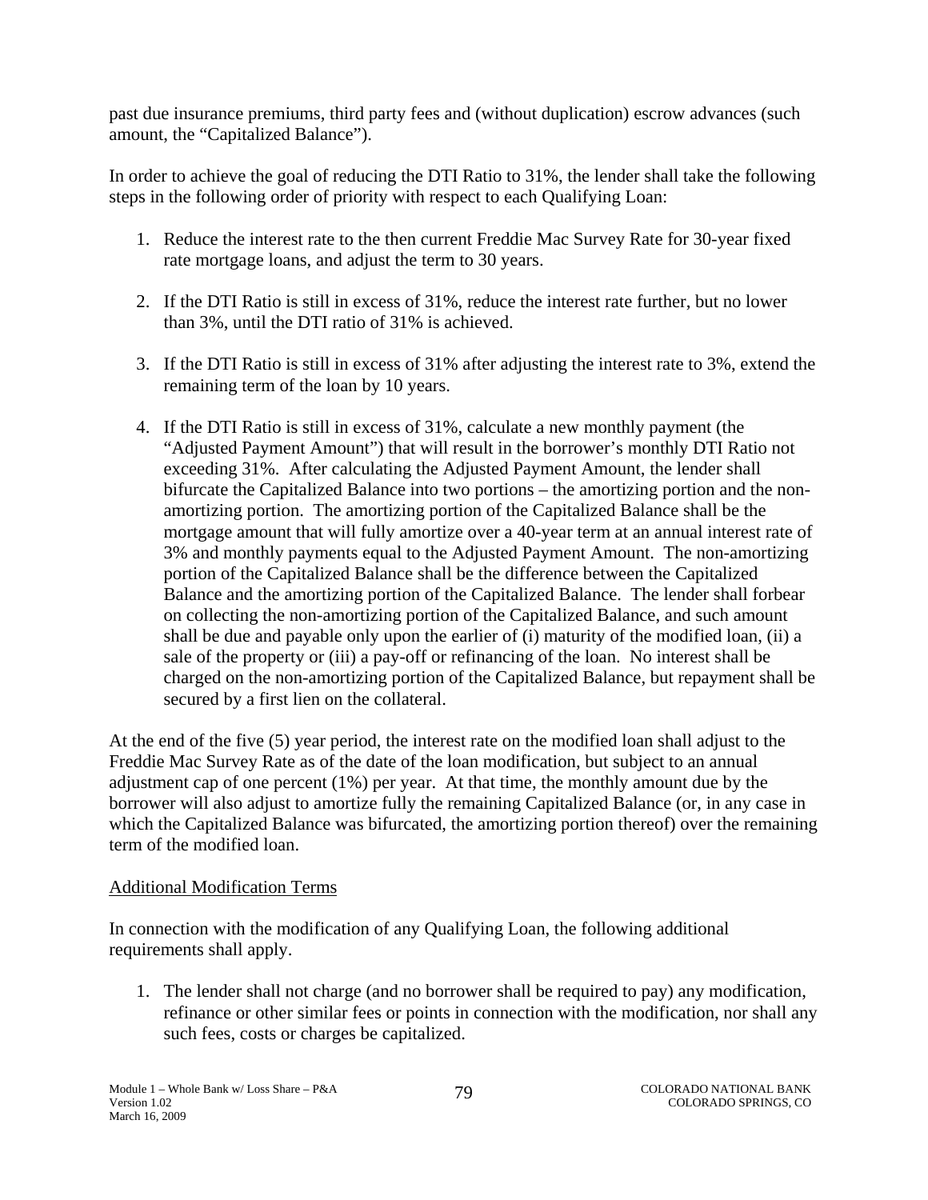past due insurance premiums, third party fees and (without duplication) escrow advances (such amount, the "Capitalized Balance").

In order to achieve the goal of reducing the DTI Ratio to 31%, the lender shall take the following steps in the following order of priority with respect to each Qualifying Loan:

1. Reduce the interest rate to the then current Freddie Mac Survey Rate for 30-year fixed rate mortgage loans, and adjust the term to 30 years.

2. If the DTI Ratio is still in excess of 31%, reduce the interest rate further, but no lower than 3%, until the DTI ratio of 31% is achieved.

3. If the DTI Ratio is still in excess of 31% after adjusting the interest rate to 3%, extend the remaining term of the loan by 10 years.

4. If the DTI Ratio is still in excess of 31%, calculate a new monthly payment (the "Adjusted Payment Amount") that will result in the borrower's monthly DTI Ratio not exceeding 31%. After calculating the Adjusted Payment Amount, the lender shall bifurcate the Capitalized Balance into two portions – the amortizing portion and the non-amortizing portion. The amortizing portion of the Capitalized Balance shall be the mortgage amount that will fully amortize over a 40-year term at an annual interest rate of 3% and monthly payments equal to the Adjusted Payment Amount. The non-amortizing portion of the Capitalized Balance shall be the difference between the Capitalized Balance and the amortizing portion of the Capitalized Balance. The lender shall forbear on collecting the non-amortizing portion of the Capitalized Balance, and such amount shall be due and payable only upon the earlier of (i) maturity of the modified loan, (ii) a sale of the property or (iii) a pay-off or refinancing of the loan. No interest shall be charged on the non-amortizing portion of the Capitalized Balance, but repayment shall be secured by a first lien on the collateral.

At the end of the five (5) year period, the interest rate on the modified loan shall adjust to the Freddie Mac Survey Rate as of the date of the loan modification, but subject to an annual adjustment cap of one percent (1%) per year. At that time, the monthly amount due by the borrower will also adjust to amortize fully the remaining Capitalized Balance (or, in any case in which the Capitalized Balance was bifurcated, the amortizing portion thereof) over the remaining term of the modified loan.

Additional Modification Terms

In connection with the modification of any Qualifying Loan, the following additional requirements shall apply.

1. The lender shall not charge (and no borrower shall be required to pay) any modification, refinance or other similar fees or points in connection with the modification, nor shall any such fees, costs or charges be capitalized.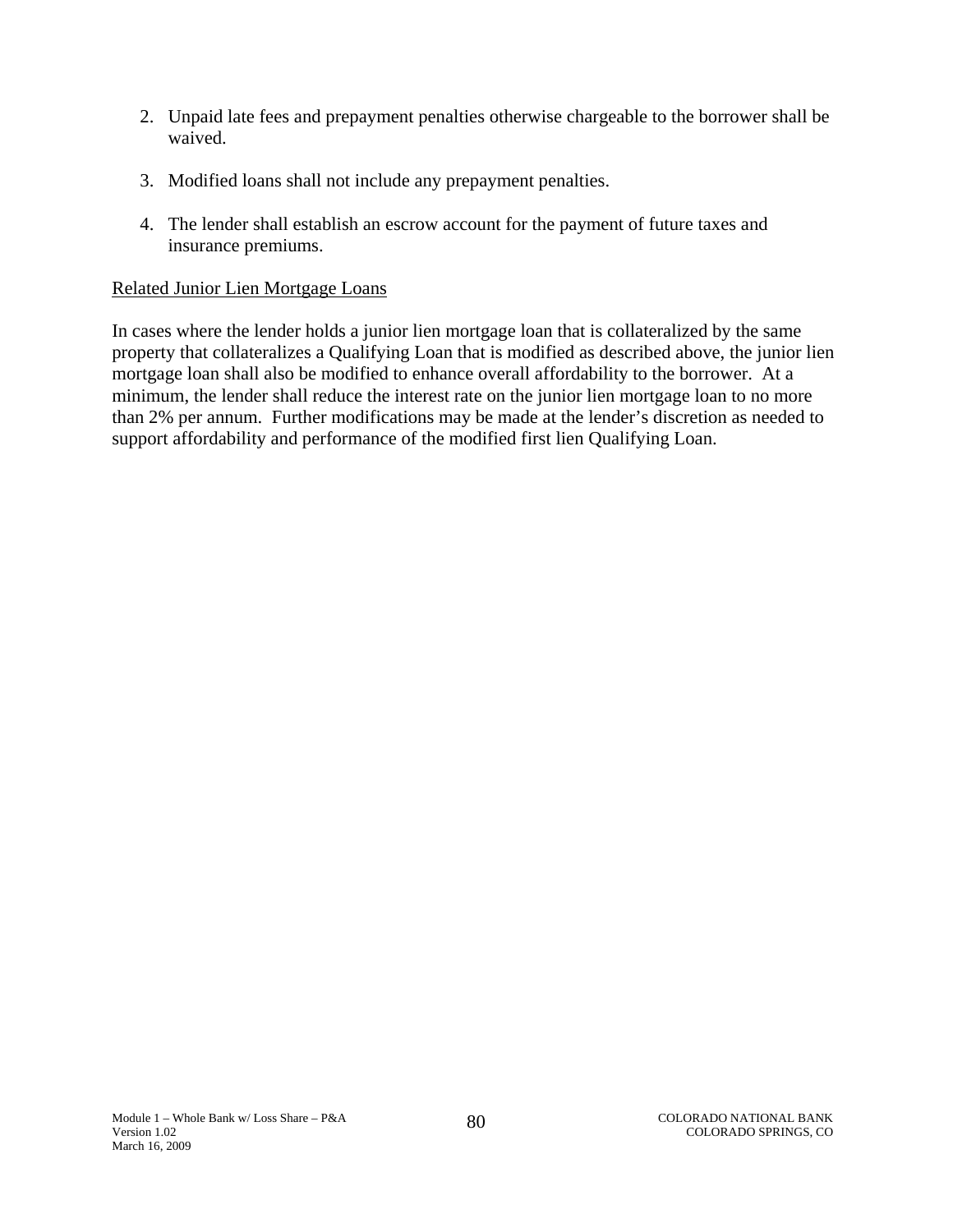2. Unpaid late fees and prepayment penalties otherwise chargeable to the borrower shall be waived.

3. Modified loans shall not include any prepayment penalties.

4. The lender shall establish an escrow account for the payment of future taxes and insurance premiums.

Related Junior Lien Mortgage Loans

In cases where the lender holds a junior lien mortgage loan that is collateralized by the same property that collateralizes a Qualifying Loan that is modified as described above, the junior lien mortgage loan shall also be modified to enhance overall affordability to the borrower. At a minimum, the lender shall reduce the interest rate on the junior lien mortgage loan to no more than 2% per annum. Further modifications may be made at the lender's discretion as needed to support affordability and performance of the modified first lien Qualifying Loan.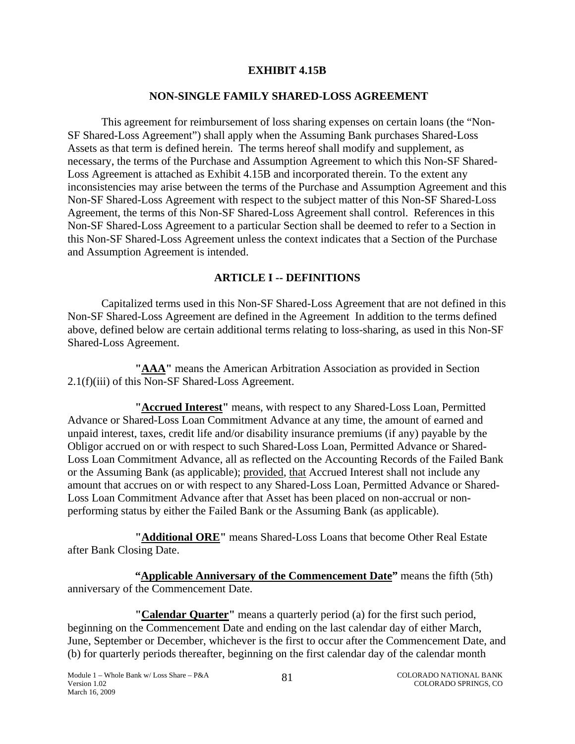**EXHIBIT 4.15B**

**NON-SINGLE FAMILY SHARED-LOSS AGREEMENT**

This agreement for reimbursement of loss sharing expenses on certain loans (the "Non-SF Shared-Loss Agreement") shall apply when the Assuming Bank purchases Shared-Loss Assets as that term is defined herein. The terms hereof shall modify and supplement, as necessary, the terms of the Purchase and Assumption Agreement to which this Non-SF Shared-Loss Agreement is attached as Exhibit 4.15B and incorporated therein. To the extent any inconsistencies may arise between the terms of the Purchase and Assumption Agreement and this Non-SF Shared-Loss Agreement with respect to the subject matter of this Non-SF Shared-Loss Agreement, the terms of this Non-SF Shared-Loss Agreement shall control. References in this Non-SF Shared-Loss Agreement to a particular Section shall be deemed to refer to a Section in this Non-SF Shared-Loss Agreement unless the context indicates that a Section of the Purchase and Assumption Agreement is intended.

**ARTICLE I -- DEFINITIONS**

Capitalized terms used in this Non-SF Shared-Loss Agreement that are not defined in this Non-SF Shared-Loss Agreement are defined in the Agreement In addition to the terms defined above, defined below are certain additional terms relating to loss-sharing, as used in this Non-SF Shared-Loss Agreement.

**"AAA"** means the American Arbitration Association as provided in Section 2.1(f)(iii) of this Non-SF Shared-Loss Agreement.

**"Accrued Interest"** means, with respect to any Shared-Loss Loan, Permitted Advance or Shared-Loss Loan Commitment Advance at any time, the amount of earned and unpaid interest, taxes, credit life and/or disability insurance premiums (if any) payable by the Obligor accrued on or with respect to such Shared-Loss Loan, Permitted Advance or Shared-Loss Loan Commitment Advance, all as reflected on the Accounting Records of the Failed Bank or the Assuming Bank (as applicable); provided, that Accrued Interest shall not include any amount that accrues on or with respect to any Shared-Loss Loan, Permitted Advance or Shared-Loss Loan Commitment Advance after that Asset has been placed on non-accrual or non-performing status by either the Failed Bank or the Assuming Bank (as applicable).

**"Additional ORE"** means Shared-Loss Loans that become Other Real Estate after Bank Closing Date.

**"Applicable Anniversary of the Commencement Date"** means the fifth (5th) anniversary of the Commencement Date.

**"Calendar Quarter"** means a quarterly period (a) for the first such period, beginning on the Commencement Date and ending on the last calendar day of either March, June, September or December, whichever is the first to occur after the Commencement Date, and (b) for quarterly periods thereafter, beginning on the first calendar day of the calendar month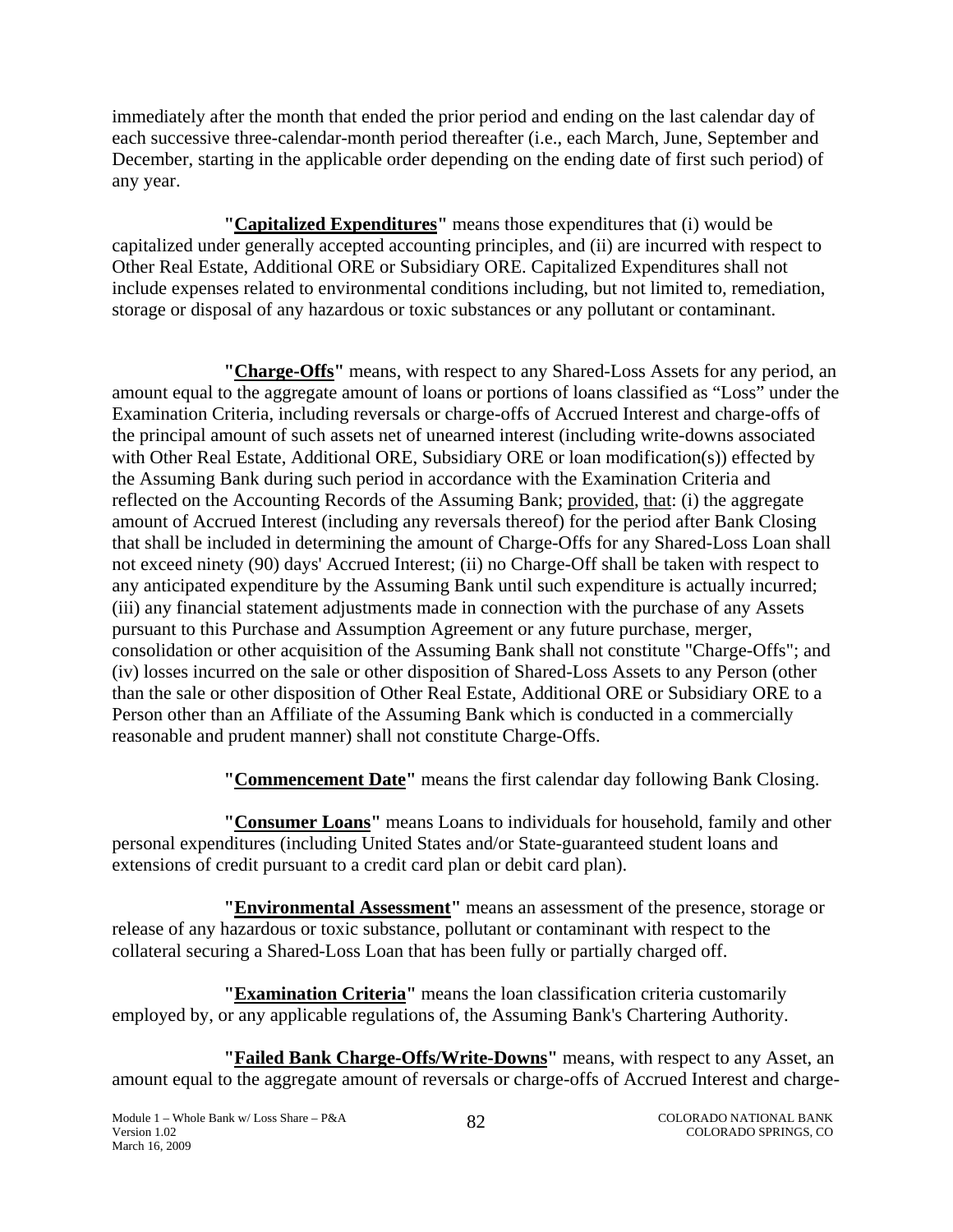immediately after the month that ended the prior period and ending on the last calendar day of each successive three-calendar-month period thereafter (i.e., each March, June, September and December, starting in the applicable order depending on the ending date of first such period) of any year.

**"Capitalized Expenditures"** means those expenditures that (i) would be capitalized under generally accepted accounting principles, and (ii) are incurred with respect to Other Real Estate, Additional ORE or Subsidiary ORE. Capitalized Expenditures shall not include expenses related to environmental conditions including, but not limited to, remediation, storage or disposal of any hazardous or toxic substances or any pollutant or contaminant.

**"Charge-Offs"** means, with respect to any Shared-Loss Assets for any period, an amount equal to the aggregate amount of loans or portions of loans classified as "Loss" under the Examination Criteria, including reversals or charge-offs of Accrued Interest and charge-offs of the principal amount of such assets net of unearned interest (including write-downs associated with Other Real Estate, Additional ORE, Subsidiary ORE or loan modification(s)) effected by the Assuming Bank during such period in accordance with the Examination Criteria and reflected on the Accounting Records of the Assuming Bank; provided, that: (i) the aggregate amount of Accrued Interest (including any reversals thereof) for the period after Bank Closing that shall be included in determining the amount of Charge-Offs for any Shared-Loss Loan shall not exceed ninety (90) days' Accrued Interest; (ii) no Charge-Off shall be taken with respect to any anticipated expenditure by the Assuming Bank until such expenditure is actually incurred; (iii) any financial statement adjustments made in connection with the purchase of any Assets pursuant to this Purchase and Assumption Agreement or any future purchase, merger, consolidation or other acquisition of the Assuming Bank shall not constitute "Charge-Offs"; and (iv) losses incurred on the sale or other disposition of Shared-Loss Assets to any Person (other than the sale or other disposition of Other Real Estate, Additional ORE or Subsidiary ORE to a Person other than an Affiliate of the Assuming Bank which is conducted in a commercially reasonable and prudent manner) shall not constitute Charge-Offs.

**"Commencement Date"** means the first calendar day following Bank Closing.

**"Consumer Loans"** means Loans to individuals for household, family and other personal expenditures (including United States and/or State-guaranteed student loans and extensions of credit pursuant to a credit card plan or debit card plan).

**"Environmental Assessment"** means an assessment of the presence, storage or release of any hazardous or toxic substance, pollutant or contaminant with respect to the collateral securing a Shared-Loss Loan that has been fully or partially charged off.

**"Examination Criteria"** means the loan classification criteria customarily employed by, or any applicable regulations of, the Assuming Bank's Chartering Authority.

**"Failed Bank Charge-Offs/Write-Downs"** means, with respect to any Asset, an amount equal to the aggregate amount of reversals or charge-offs of Accrued Interest and charge-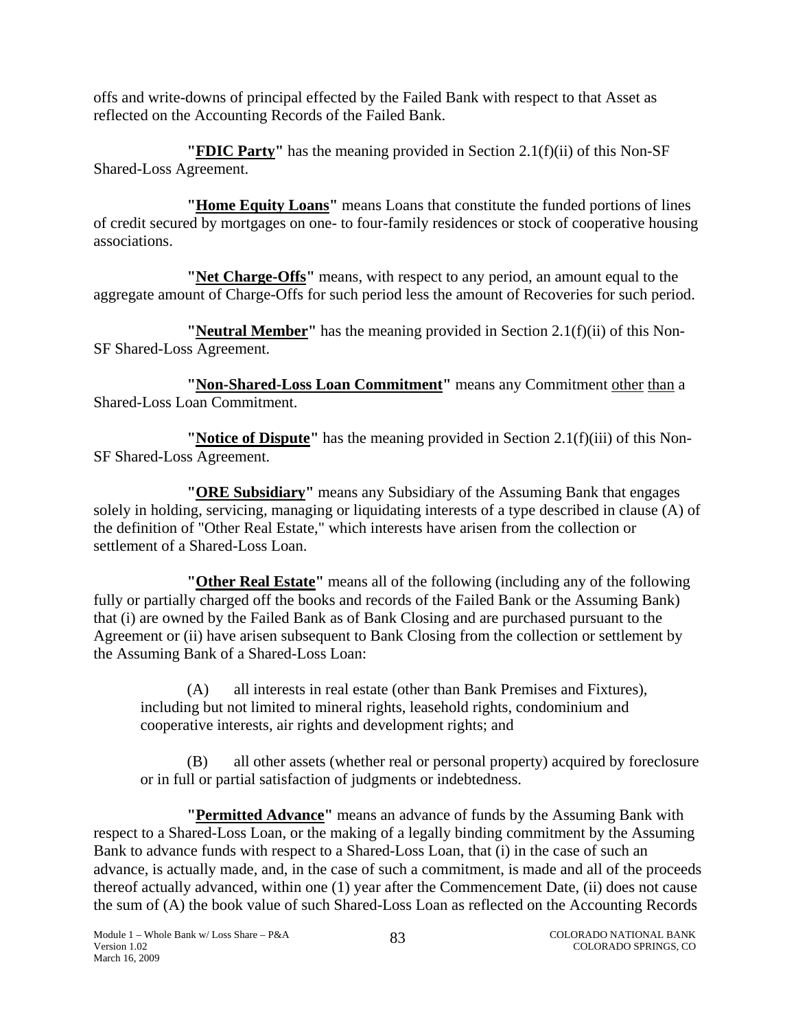offs and write-downs of principal effected by the Failed Bank with respect to that Asset as reflected on the Accounting Records of the Failed Bank.

**"FDIC Party"** has the meaning provided in Section 2.1(f)(ii) of this Non-SF Shared-Loss Agreement.

**"Home Equity Loans"** means Loans that constitute the funded portions of lines of credit secured by mortgages on one- to four-family residences or stock of cooperative housing associations.

**"Net Charge-Offs"** means, with respect to any period, an amount equal to the aggregate amount of Charge-Offs for such period less the amount of Recoveries for such period.

**"Neutral Member"** has the meaning provided in Section 2.1(f)(ii) of this Non-SF Shared-Loss Agreement.

**"Non-Shared-Loss Loan Commitment"** means any Commitment other than a Shared-Loss Loan Commitment.

**"Notice of Dispute"** has the meaning provided in Section 2.1(f)(iii) of this Non-SF Shared-Loss Agreement.

**"ORE Subsidiary"** means any Subsidiary of the Assuming Bank that engages solely in holding, servicing, managing or liquidating interests of a type described in clause (A) of the definition of "Other Real Estate," which interests have arisen from the collection or settlement of a Shared-Loss Loan.

**"Other Real Estate"** means all of the following (including any of the following fully or partially charged off the books and records of the Failed Bank or the Assuming Bank) that (i) are owned by the Failed Bank as of Bank Closing and are purchased pursuant to the Agreement or (ii) have arisen subsequent to Bank Closing from the collection or settlement by the Assuming Bank of a Shared-Loss Loan:

(A) all interests in real estate (other than Bank Premises and Fixtures), including but not limited to mineral rights, leasehold rights, condominium and cooperative interests, air rights and development rights; and

(B) all other assets (whether real or personal property) acquired by foreclosure or in full or partial satisfaction of judgments or indebtedness.

**"Permitted Advance"** means an advance of funds by the Assuming Bank with respect to a Shared-Loss Loan, or the making of a legally binding commitment by the Assuming Bank to advance funds with respect to a Shared-Loss Loan, that (i) in the case of such an advance, is actually made, and, in the case of such a commitment, is made and all of the proceeds thereof actually advanced, within one (1) year after the Commencement Date, (ii) does not cause the sum of (A) the book value of such Shared-Loss Loan as reflected on the Accounting Records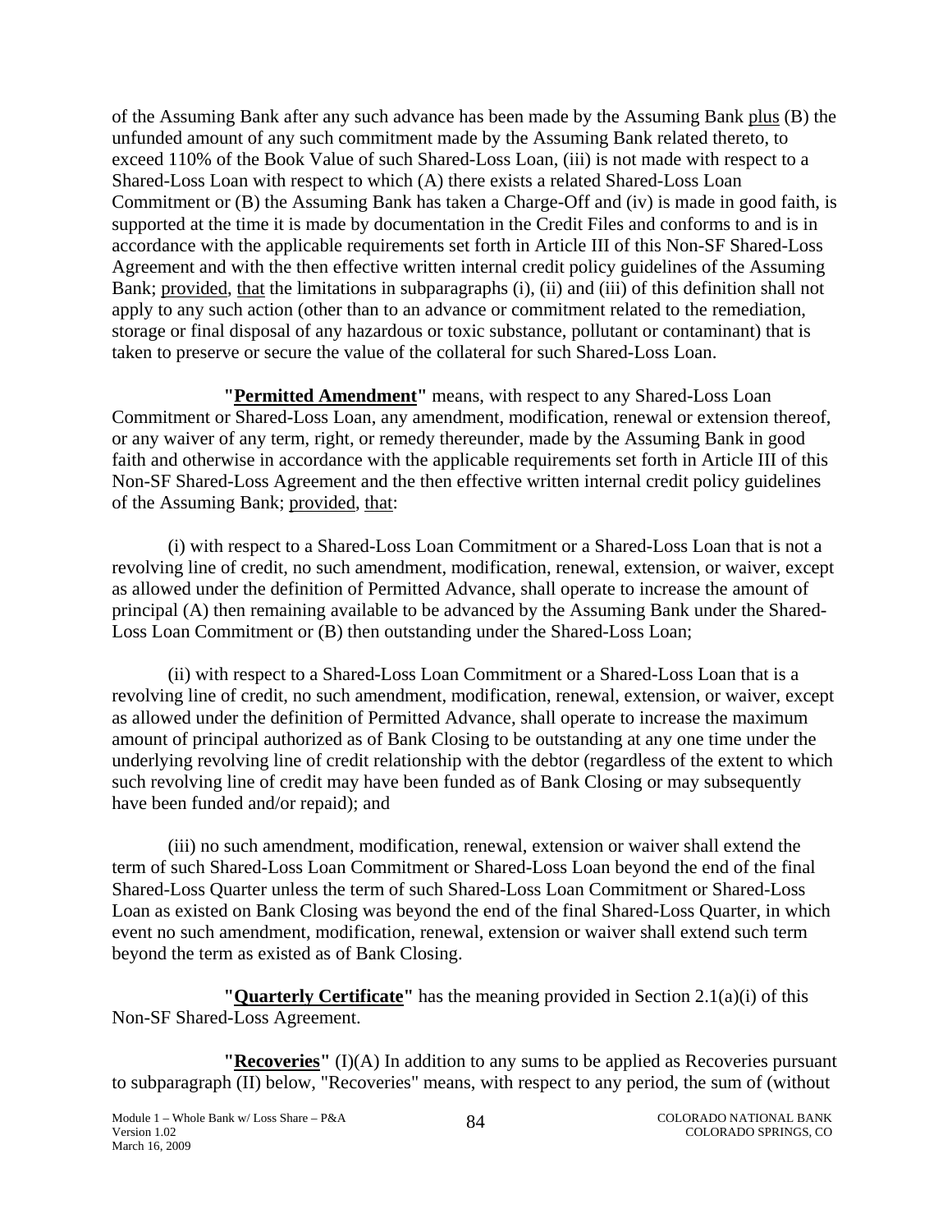of the Assuming Bank after any such advance has been made by the Assuming Bank plus (B) the unfunded amount of any such commitment made by the Assuming Bank related thereto, to exceed 110% of the Book Value of such Shared-Loss Loan, (iii) is not made with respect to a Shared-Loss Loan with respect to which (A) there exists a related Shared-Loss Loan Commitment or (B) the Assuming Bank has taken a Charge-Off and (iv) is made in good faith, is supported at the time it is made by documentation in the Credit Files and conforms to and is in accordance with the applicable requirements set forth in Article III of this Non-SF Shared-Loss Agreement and with the then effective written internal credit policy guidelines of the Assuming Bank; provided, that the limitations in subparagraphs (i), (ii) and (iii) of this definition shall not apply to any such action (other than to an advance or commitment related to the remediation, storage or final disposal of any hazardous or toxic substance, pollutant or contaminant) that is taken to preserve or secure the value of the collateral for such Shared-Loss Loan.

**"Permitted Amendment"** means, with respect to any Shared-Loss Loan Commitment or Shared-Loss Loan, any amendment, modification, renewal or extension thereof, or any waiver of any term, right, or remedy thereunder, made by the Assuming Bank in good faith and otherwise in accordance with the applicable requirements set forth in Article III of this Non-SF Shared-Loss Agreement and the then effective written internal credit policy guidelines of the Assuming Bank; provided, that:

(i) with respect to a Shared-Loss Loan Commitment or a Shared-Loss Loan that is not a revolving line of credit, no such amendment, modification, renewal, extension, or waiver, except as allowed under the definition of Permitted Advance, shall operate to increase the amount of principal (A) then remaining available to be advanced by the Assuming Bank under the Shared-Loss Loan Commitment or (B) then outstanding under the Shared-Loss Loan;

(ii) with respect to a Shared-Loss Loan Commitment or a Shared-Loss Loan that is a revolving line of credit, no such amendment, modification, renewal, extension, or waiver, except as allowed under the definition of Permitted Advance, shall operate to increase the maximum amount of principal authorized as of Bank Closing to be outstanding at any one time under the underlying revolving line of credit relationship with the debtor (regardless of the extent to which such revolving line of credit may have been funded as of Bank Closing or may subsequently have been funded and/or repaid); and

(iii) no such amendment, modification, renewal, extension or waiver shall extend the term of such Shared-Loss Loan Commitment or Shared-Loss Loan beyond the end of the final Shared-Loss Quarter unless the term of such Shared-Loss Loan Commitment or Shared-Loss Loan as existed on Bank Closing was beyond the end of the final Shared-Loss Quarter, in which event no such amendment, modification, renewal, extension or waiver shall extend such term beyond the term as existed as of Bank Closing.

**"Quarterly Certificate"** has the meaning provided in Section 2.1(a)(i) of this Non-SF Shared-Loss Agreement.

**"Recoveries"** (I)(A) In addition to any sums to be applied as Recoveries pursuant to subparagraph (II) below, "Recoveries" means, with respect to any period, the sum of (without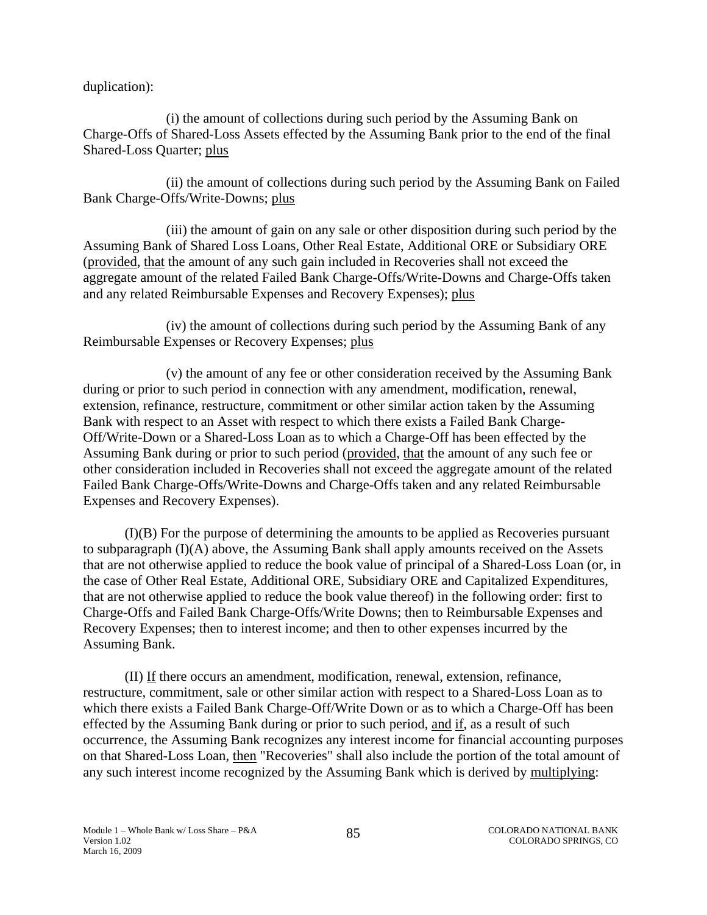duplication):

(i) the amount of collections during such period by the Assuming Bank on Charge-Offs of Shared-Loss Assets effected by the Assuming Bank prior to the end of the final Shared-Loss Quarter; plus

(ii) the amount of collections during such period by the Assuming Bank on Failed Bank Charge-Offs/Write-Downs; plus

(iii) the amount of gain on any sale or other disposition during such period by the Assuming Bank of Shared Loss Loans, Other Real Estate, Additional ORE or Subsidiary ORE (provided, that the amount of any such gain included in Recoveries shall not exceed the aggregate amount of the related Failed Bank Charge-Offs/Write-Downs and Charge-Offs taken and any related Reimbursable Expenses and Recovery Expenses); plus

(iv) the amount of collections during such period by the Assuming Bank of any Reimbursable Expenses or Recovery Expenses; plus

(v) the amount of any fee or other consideration received by the Assuming Bank during or prior to such period in connection with any amendment, modification, renewal, extension, refinance, restructure, commitment or other similar action taken by the Assuming Bank with respect to an Asset with respect to which there exists a Failed Bank Charge-Off/Write-Down or a Shared-Loss Loan as to which a Charge-Off has been effected by the Assuming Bank during or prior to such period (provided, that the amount of any such fee or other consideration included in Recoveries shall not exceed the aggregate amount of the related Failed Bank Charge-Offs/Write-Downs and Charge-Offs taken and any related Reimbursable Expenses and Recovery Expenses).

(I)(B) For the purpose of determining the amounts to be applied as Recoveries pursuant to subparagraph (I)(A) above, the Assuming Bank shall apply amounts received on the Assets that are not otherwise applied to reduce the book value of principal of a Shared-Loss Loan (or, in the case of Other Real Estate, Additional ORE, Subsidiary ORE and Capitalized Expenditures, that are not otherwise applied to reduce the book value thereof) in the following order: first to Charge-Offs and Failed Bank Charge-Offs/Write Downs; then to Reimbursable Expenses and Recovery Expenses; then to interest income; and then to other expenses incurred by the Assuming Bank.

(II) If there occurs an amendment, modification, renewal, extension, refinance, restructure, commitment, sale or other similar action with respect to a Shared-Loss Loan as to which there exists a Failed Bank Charge-Off/Write Down or as to which a Charge-Off has been effected by the Assuming Bank during or prior to such period, and if, as a result of such occurrence, the Assuming Bank recognizes any interest income for financial accounting purposes on that Shared-Loss Loan, then "Recoveries" shall also include the portion of the total amount of any such interest income recognized by the Assuming Bank which is derived by multiplying: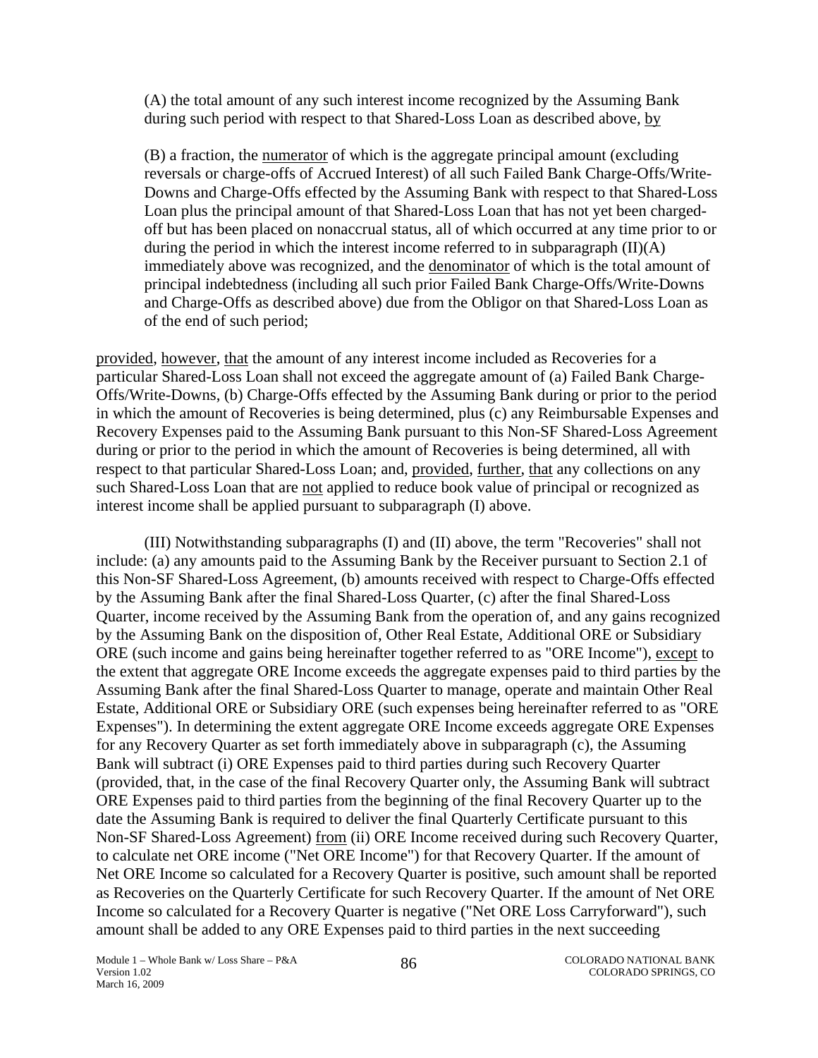(A) the total amount of any such interest income recognized by the Assuming Bank during such period with respect to that Shared-Loss Loan as described above, by

(B) a fraction, the numerator of which is the aggregate principal amount (excluding reversals or charge-offs of Accrued Interest) of all such Failed Bank Charge-Offs/Write-Downs and Charge-Offs effected by the Assuming Bank with respect to that Shared-Loss Loan plus the principal amount of that Shared-Loss Loan that has not yet been charged-off but has been placed on nonaccrual status, all of which occurred at any time prior to or during the period in which the interest income referred to in subparagraph (II)(A) immediately above was recognized, and the denominator of which is the total amount of principal indebtedness (including all such prior Failed Bank Charge-Offs/Write-Downs and Charge-Offs as described above) due from the Obligor on that Shared-Loss Loan as of the end of such period;

provided, however, that the amount of any interest income included as Recoveries for a particular Shared-Loss Loan shall not exceed the aggregate amount of (a) Failed Bank Charge-Offs/Write-Downs, (b) Charge-Offs effected by the Assuming Bank during or prior to the period in which the amount of Recoveries is being determined, plus (c) any Reimbursable Expenses and Recovery Expenses paid to the Assuming Bank pursuant to this Non-SF Shared-Loss Agreement during or prior to the period in which the amount of Recoveries is being determined, all with respect to that particular Shared-Loss Loan; and, provided, further, that any collections on any such Shared-Loss Loan that are not applied to reduce book value of principal or recognized as interest income shall be applied pursuant to subparagraph (I) above.

(III) Notwithstanding subparagraphs (I) and (II) above, the term "Recoveries" shall not include: (a) any amounts paid to the Assuming Bank by the Receiver pursuant to Section 2.1 of this Non-SF Shared-Loss Agreement, (b) amounts received with respect to Charge-Offs effected by the Assuming Bank after the final Shared-Loss Quarter, (c) after the final Shared-Loss Quarter, income received by the Assuming Bank from the operation of, and any gains recognized by the Assuming Bank on the disposition of, Other Real Estate, Additional ORE or Subsidiary ORE (such income and gains being hereinafter together referred to as "ORE Income"), except to the extent that aggregate ORE Income exceeds the aggregate expenses paid to third parties by the Assuming Bank after the final Shared-Loss Quarter to manage, operate and maintain Other Real Estate, Additional ORE or Subsidiary ORE (such expenses being hereinafter referred to as "ORE Expenses"). In determining the extent aggregate ORE Income exceeds aggregate ORE Expenses for any Recovery Quarter as set forth immediately above in subparagraph (c), the Assuming Bank will subtract (i) ORE Expenses paid to third parties during such Recovery Quarter (provided, that, in the case of the final Recovery Quarter only, the Assuming Bank will subtract ORE Expenses paid to third parties from the beginning of the final Recovery Quarter up to the date the Assuming Bank is required to deliver the final Quarterly Certificate pursuant to this Non-SF Shared-Loss Agreement) from (ii) ORE Income received during such Recovery Quarter, to calculate net ORE income ("Net ORE Income") for that Recovery Quarter. If the amount of Net ORE Income so calculated for a Recovery Quarter is positive, such amount shall be reported as Recoveries on the Quarterly Certificate for such Recovery Quarter. If the amount of Net ORE Income so calculated for a Recovery Quarter is negative ("Net ORE Loss Carryforward"), such amount shall be added to any ORE Expenses paid to third parties in the next succeeding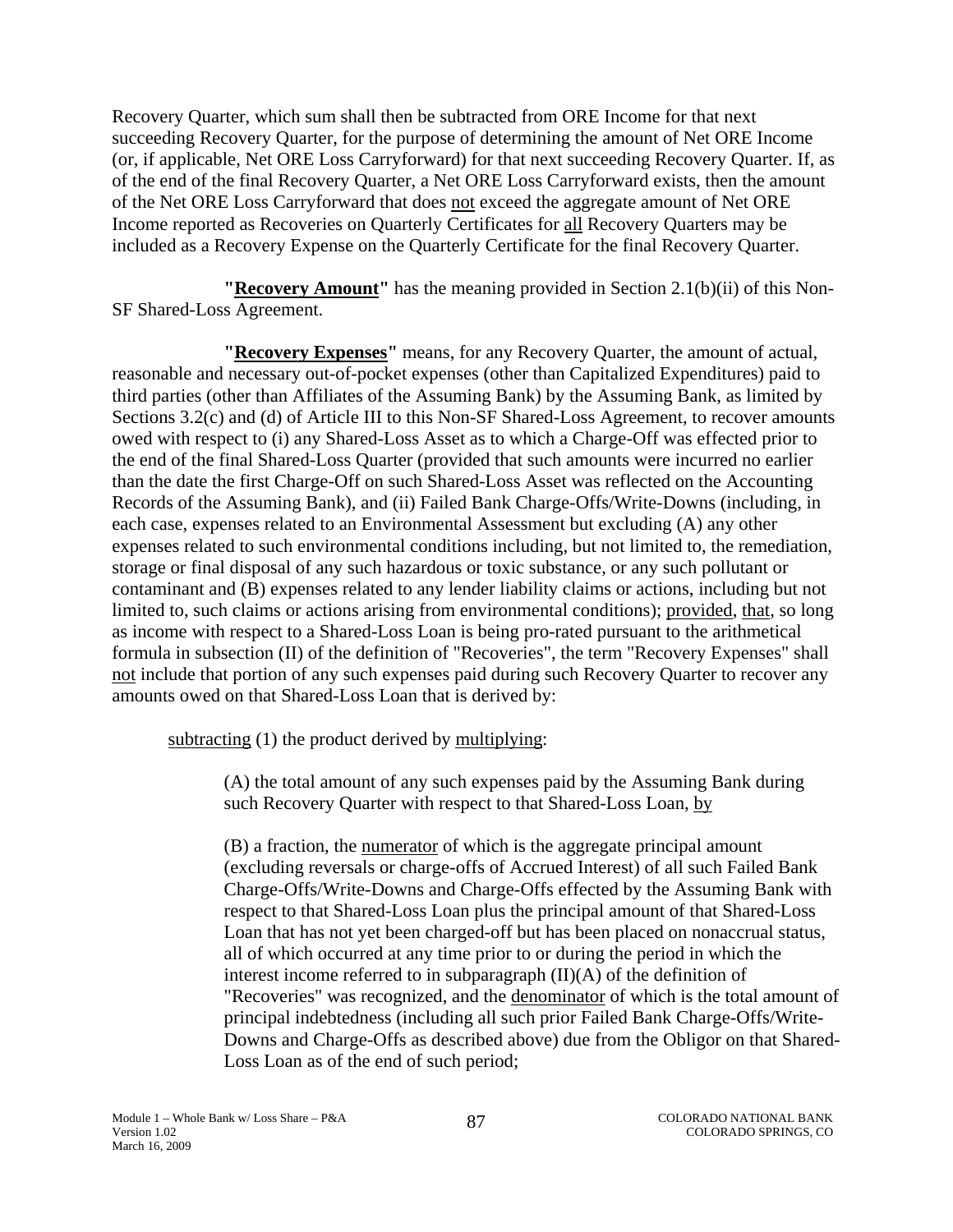Recovery Quarter, which sum shall then be subtracted from ORE Income for that next succeeding Recovery Quarter, for the purpose of determining the amount of Net ORE Income (or, if applicable, Net ORE Loss Carryforward) for that next succeeding Recovery Quarter. If, as of the end of the final Recovery Quarter, a Net ORE Loss Carryforward exists, then the amount of the Net ORE Loss Carryforward that does not exceed the aggregate amount of Net ORE Income reported as Recoveries on Quarterly Certificates for all Recovery Quarters may be included as a Recovery Expense on the Quarterly Certificate for the final Recovery Quarter.

**"Recovery Amount"** has the meaning provided in Section 2.1(b)(ii) of this Non-SF Shared-Loss Agreement.

**"Recovery Expenses"** means, for any Recovery Quarter, the amount of actual, reasonable and necessary out-of-pocket expenses (other than Capitalized Expenditures) paid to third parties (other than Affiliates of the Assuming Bank) by the Assuming Bank, as limited by Sections 3.2(c) and (d) of Article III to this Non-SF Shared-Loss Agreement, to recover amounts owed with respect to (i) any Shared-Loss Asset as to which a Charge-Off was effected prior to the end of the final Shared-Loss Quarter (provided that such amounts were incurred no earlier than the date the first Charge-Off on such Shared-Loss Asset was reflected on the Accounting Records of the Assuming Bank), and (ii) Failed Bank Charge-Offs/Write-Downs (including, in each case, expenses related to an Environmental Assessment but excluding (A) any other expenses related to such environmental conditions including, but not limited to, the remediation, storage or final disposal of any such hazardous or toxic substance, or any such pollutant or contaminant and (B) expenses related to any lender liability claims or actions, including but not limited to, such claims or actions arising from environmental conditions); provided, that, so long as income with respect to a Shared-Loss Loan is being pro-rated pursuant to the arithmetical formula in subsection (II) of the definition of "Recoveries", the term "Recovery Expenses" shall not include that portion of any such expenses paid during such Recovery Quarter to recover any amounts owed on that Shared-Loss Loan that is derived by:

subtracting (1) the product derived by multiplying:

> (A) the total amount of any such expenses paid by the Assuming Bank during such Recovery Quarter with respect to that Shared-Loss Loan, by
>
> (B) a fraction, the numerator of which is the aggregate principal amount (excluding reversals or charge-offs of Accrued Interest) of all such Failed Bank Charge-Offs/Write-Downs and Charge-Offs effected by the Assuming Bank with respect to that Shared-Loss Loan plus the principal amount of that Shared-Loss Loan that has not yet been charged-off but has been placed on nonaccrual status, all of which occurred at any time prior to or during the period in which the interest income referred to in subparagraph (II)(A) of the definition of "Recoveries" was recognized, and the denominator of which is the total amount of principal indebtedness (including all such prior Failed Bank Charge-Offs/Write-Downs and Charge-Offs as described above) due from the Obligor on that Shared-Loss Loan as of the end of such period;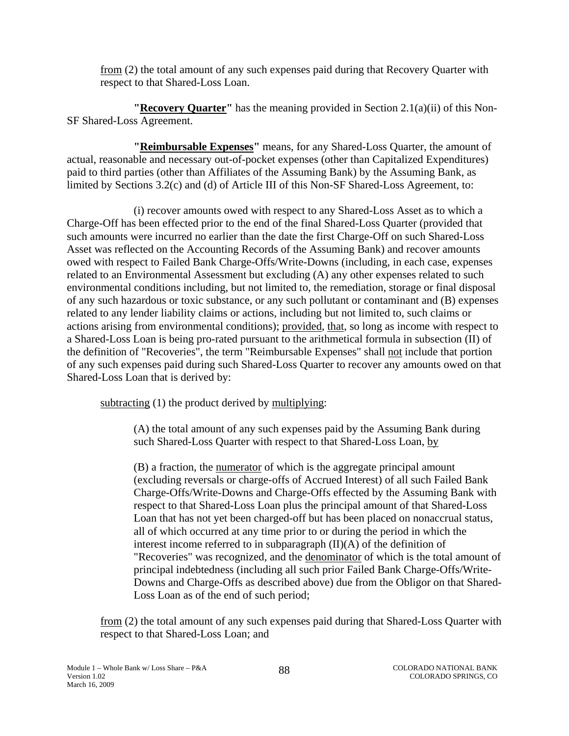from (2) the total amount of any such expenses paid during that Recovery Quarter with respect to that Shared-Loss Loan.

**"Recovery Quarter"** has the meaning provided in Section 2.1(a)(ii) of this Non-SF Shared-Loss Agreement.

**"Reimbursable Expenses"** means, for any Shared-Loss Quarter, the amount of actual, reasonable and necessary out-of-pocket expenses (other than Capitalized Expenditures) paid to third parties (other than Affiliates of the Assuming Bank) by the Assuming Bank, as limited by Sections 3.2(c) and (d) of Article III of this Non-SF Shared-Loss Agreement, to:

(i) recover amounts owed with respect to any Shared-Loss Asset as to which a Charge-Off has been effected prior to the end of the final Shared-Loss Quarter (provided that such amounts were incurred no earlier than the date the first Charge-Off on such Shared-Loss Asset was reflected on the Accounting Records of the Assuming Bank) and recover amounts owed with respect to Failed Bank Charge-Offs/Write-Downs (including, in each case, expenses related to an Environmental Assessment but excluding (A) any other expenses related to such environmental conditions including, but not limited to, the remediation, storage or final disposal of any such hazardous or toxic substance, or any such pollutant or contaminant and (B) expenses related to any lender liability claims or actions, including but not limited to, such claims or actions arising from environmental conditions); provided, that, so long as income with respect to a Shared-Loss Loan is being pro-rated pursuant to the arithmetical formula in subsection (II) of the definition of "Recoveries", the term "Reimbursable Expenses" shall not include that portion of any such expenses paid during such Shared-Loss Quarter to recover any amounts owed on that Shared-Loss Loan that is derived by:

subtracting (1) the product derived by multiplying:

(A) the total amount of any such expenses paid by the Assuming Bank during such Shared-Loss Quarter with respect to that Shared-Loss Loan, by

(B) a fraction, the numerator of which is the aggregate principal amount (excluding reversals or charge-offs of Accrued Interest) of all such Failed Bank Charge-Offs/Write-Downs and Charge-Offs effected by the Assuming Bank with respect to that Shared-Loss Loan plus the principal amount of that Shared-Loss Loan that has not yet been charged-off but has been placed on nonaccrual status, all of which occurred at any time prior to or during the period in which the interest income referred to in subparagraph (II)(A) of the definition of "Recoveries" was recognized, and the denominator of which is the total amount of principal indebtedness (including all such prior Failed Bank Charge-Offs/Write-Downs and Charge-Offs as described above) due from the Obligor on that Shared-Loss Loan as of the end of such period;

from (2) the total amount of any such expenses paid during that Shared-Loss Quarter with respect to that Shared-Loss Loan; and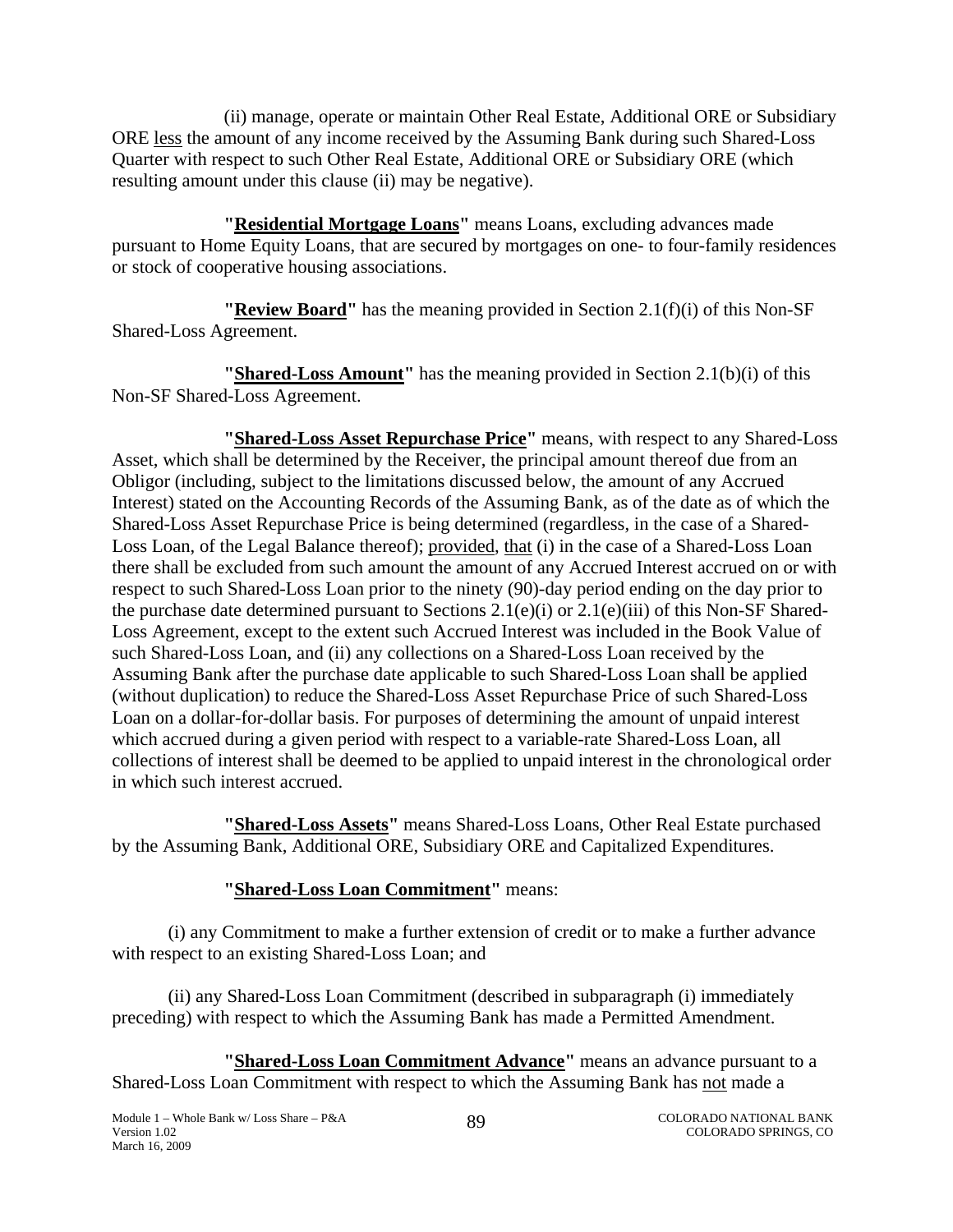(ii) manage, operate or maintain Other Real Estate, Additional ORE or Subsidiary ORE less the amount of any income received by the Assuming Bank during such Shared-Loss Quarter with respect to such Other Real Estate, Additional ORE or Subsidiary ORE (which resulting amount under this clause (ii) may be negative).

**"Residential Mortgage Loans"** means Loans, excluding advances made pursuant to Home Equity Loans, that are secured by mortgages on one- to four-family residences or stock of cooperative housing associations.

**"Review Board"** has the meaning provided in Section 2.1(f)(i) of this Non-SF Shared-Loss Agreement.

**"Shared-Loss Amount"** has the meaning provided in Section 2.1(b)(i) of this Non-SF Shared-Loss Agreement.

**"Shared-Loss Asset Repurchase Price"** means, with respect to any Shared-Loss Asset, which shall be determined by the Receiver, the principal amount thereof due from an Obligor (including, subject to the limitations discussed below, the amount of any Accrued Interest) stated on the Accounting Records of the Assuming Bank, as of the date as of which the Shared-Loss Asset Repurchase Price is being determined (regardless, in the case of a Shared-Loss Loan, of the Legal Balance thereof); provided, that (i) in the case of a Shared-Loss Loan there shall be excluded from such amount the amount of any Accrued Interest accrued on or with respect to such Shared-Loss Loan prior to the ninety (90)-day period ending on the day prior to the purchase date determined pursuant to Sections 2.1(e)(i) or 2.1(e)(iii) of this Non-SF Shared-Loss Agreement, except to the extent such Accrued Interest was included in the Book Value of such Shared-Loss Loan, and (ii) any collections on a Shared-Loss Loan received by the Assuming Bank after the purchase date applicable to such Shared-Loss Loan shall be applied (without duplication) to reduce the Shared-Loss Asset Repurchase Price of such Shared-Loss Loan on a dollar-for-dollar basis. For purposes of determining the amount of unpaid interest which accrued during a given period with respect to a variable-rate Shared-Loss Loan, all collections of interest shall be deemed to be applied to unpaid interest in the chronological order in which such interest accrued.

**"Shared-Loss Assets"** means Shared-Loss Loans, Other Real Estate purchased by the Assuming Bank, Additional ORE, Subsidiary ORE and Capitalized Expenditures.

**"Shared-Loss Loan Commitment"** means:

(i) any Commitment to make a further extension of credit or to make a further advance with respect to an existing Shared-Loss Loan; and

(ii) any Shared-Loss Loan Commitment (described in subparagraph (i) immediately preceding) with respect to which the Assuming Bank has made a Permitted Amendment.

**"Shared-Loss Loan Commitment Advance"** means an advance pursuant to a Shared-Loss Loan Commitment with respect to which the Assuming Bank has not made a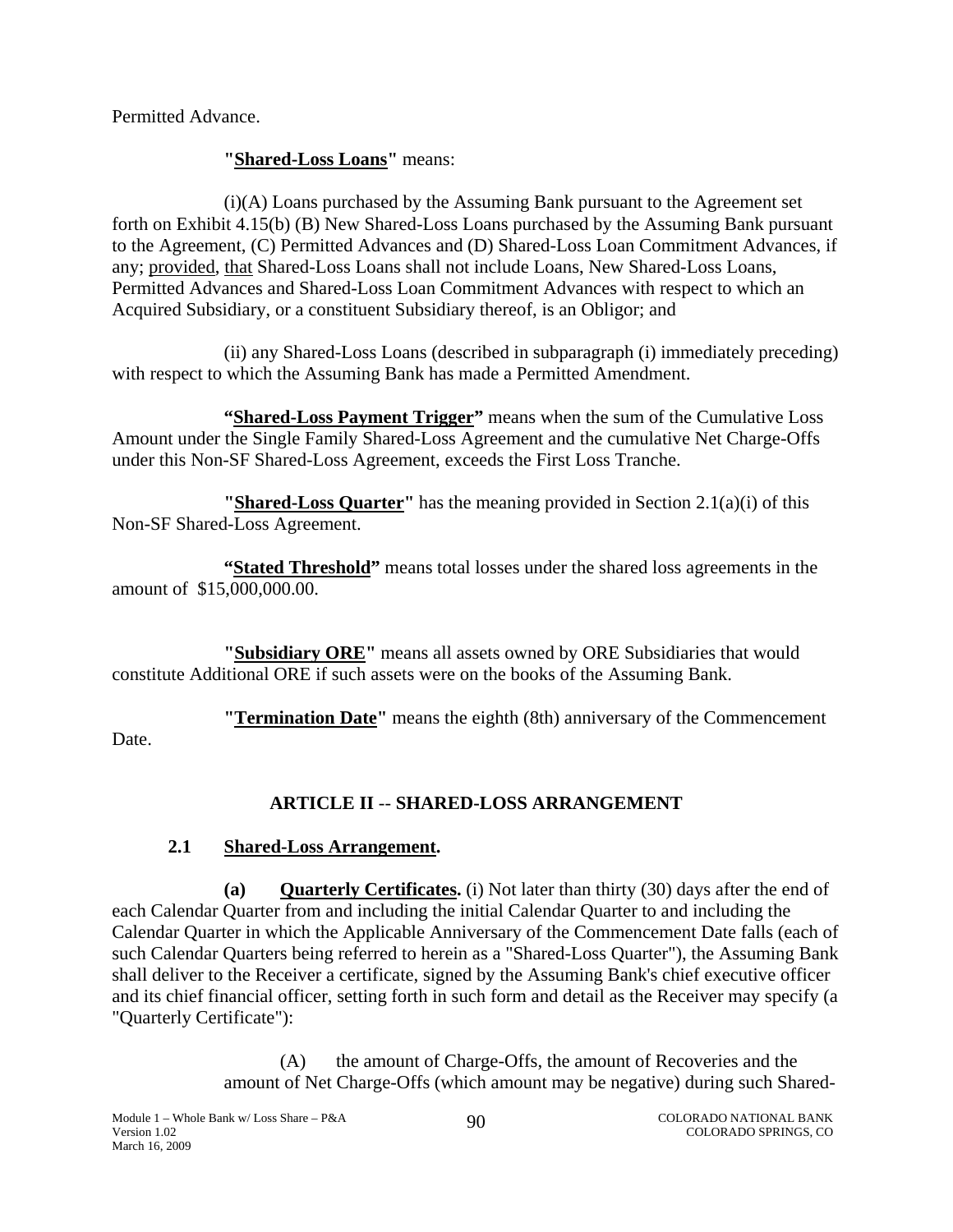Permitted Advance.

**"Shared-Loss Loans"** means:

(i)(A) Loans purchased by the Assuming Bank pursuant to the Agreement set forth on Exhibit 4.15(b) (B) New Shared-Loss Loans purchased by the Assuming Bank pursuant to the Agreement, (C) Permitted Advances and (D) Shared-Loss Loan Commitment Advances, if any; provided, that Shared-Loss Loans shall not include Loans, New Shared-Loss Loans, Permitted Advances and Shared-Loss Loan Commitment Advances with respect to which an Acquired Subsidiary, or a constituent Subsidiary thereof, is an Obligor; and

(ii) any Shared-Loss Loans (described in subparagraph (i) immediately preceding) with respect to which the Assuming Bank has made a Permitted Amendment.

**"Shared-Loss Payment Trigger"** means when the sum of the Cumulative Loss Amount under the Single Family Shared-Loss Agreement and the cumulative Net Charge-Offs under this Non-SF Shared-Loss Agreement, exceeds the First Loss Tranche.

**"Shared-Loss Quarter"** has the meaning provided in Section 2.1(a)(i) of this Non-SF Shared-Loss Agreement.

**"Stated Threshold"** means total losses under the shared loss agreements in the amount of $15,000,000.00.

**"Subsidiary ORE"** means all assets owned by ORE Subsidiaries that would constitute Additional ORE if such assets were on the books of the Assuming Bank.

**"Termination Date"** means the eighth (8th) anniversary of the Commencement Date.

## ARTICLE II -- SHARED-LOSS ARRANGEMENT

### 2.1 Shared-Loss Arrangement.

**(a) Quarterly Certificates.** (i) Not later than thirty (30) days after the end of each Calendar Quarter from and including the initial Calendar Quarter to and including the Calendar Quarter in which the Applicable Anniversary of the Commencement Date falls (each of such Calendar Quarters being referred to herein as a "Shared-Loss Quarter"), the Assuming Bank shall deliver to the Receiver a certificate, signed by the Assuming Bank's chief executive officer and its chief financial officer, setting forth in such form and detail as the Receiver may specify (a "Quarterly Certificate"):

(A) the amount of Charge-Offs, the amount of Recoveries and the amount of Net Charge-Offs (which amount may be negative) during such Shared-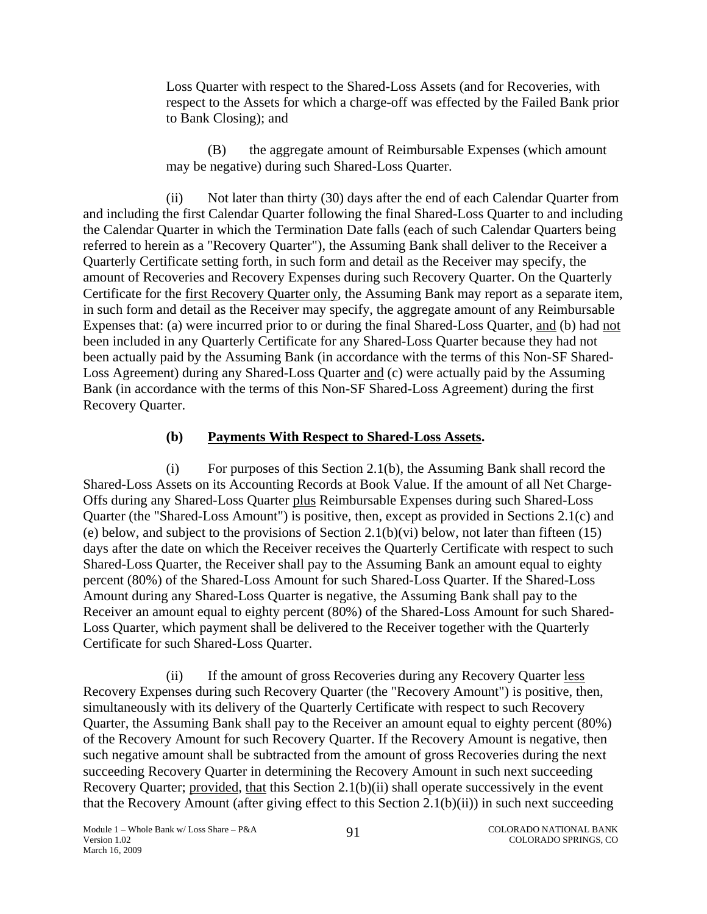Loss Quarter with respect to the Shared-Loss Assets (and for Recoveries, with respect to the Assets for which a charge-off was effected by the Failed Bank prior to Bank Closing); and

(B) the aggregate amount of Reimbursable Expenses (which amount may be negative) during such Shared-Loss Quarter.

(ii) Not later than thirty (30) days after the end of each Calendar Quarter from and including the first Calendar Quarter following the final Shared-Loss Quarter to and including the Calendar Quarter in which the Termination Date falls (each of such Calendar Quarters being referred to herein as a "Recovery Quarter"), the Assuming Bank shall deliver to the Receiver a Quarterly Certificate setting forth, in such form and detail as the Receiver may specify, the amount of Recoveries and Recovery Expenses during such Recovery Quarter. On the Quarterly Certificate for the first Recovery Quarter only, the Assuming Bank may report as a separate item, in such form and detail as the Receiver may specify, the aggregate amount of any Reimbursable Expenses that: (a) were incurred prior to or during the final Shared-Loss Quarter, and (b) had not been included in any Quarterly Certificate for any Shared-Loss Quarter because they had not been actually paid by the Assuming Bank (in accordance with the terms of this Non-SF Shared-Loss Agreement) during any Shared-Loss Quarter and (c) were actually paid by the Assuming Bank (in accordance with the terms of this Non-SF Shared-Loss Agreement) during the first Recovery Quarter.

**(b) Payments With Respect to Shared-Loss Assets.**

(i) For purposes of this Section 2.1(b), the Assuming Bank shall record the Shared-Loss Assets on its Accounting Records at Book Value. If the amount of all Net Charge-Offs during any Shared-Loss Quarter plus Reimbursable Expenses during such Shared-Loss Quarter (the "Shared-Loss Amount") is positive, then, except as provided in Sections 2.1(c) and (e) below, and subject to the provisions of Section 2.1(b)(vi) below, not later than fifteen (15) days after the date on which the Receiver receives the Quarterly Certificate with respect to such Shared-Loss Quarter, the Receiver shall pay to the Assuming Bank an amount equal to eighty percent (80%) of the Shared-Loss Amount for such Shared-Loss Quarter. If the Shared-Loss Amount during any Shared-Loss Quarter is negative, the Assuming Bank shall pay to the Receiver an amount equal to eighty percent (80%) of the Shared-Loss Amount for such Shared-Loss Quarter, which payment shall be delivered to the Receiver together with the Quarterly Certificate for such Shared-Loss Quarter.

(ii) If the amount of gross Recoveries during any Recovery Quarter less Recovery Expenses during such Recovery Quarter (the "Recovery Amount") is positive, then, simultaneously with its delivery of the Quarterly Certificate with respect to such Recovery Quarter, the Assuming Bank shall pay to the Receiver an amount equal to eighty percent (80%) of the Recovery Amount for such Recovery Quarter. If the Recovery Amount is negative, then such negative amount shall be subtracted from the amount of gross Recoveries during the next succeeding Recovery Quarter in determining the Recovery Amount in such next succeeding Recovery Quarter; provided, that this Section 2.1(b)(ii) shall operate successively in the event that the Recovery Amount (after giving effect to this Section 2.1(b)(ii)) in such next succeeding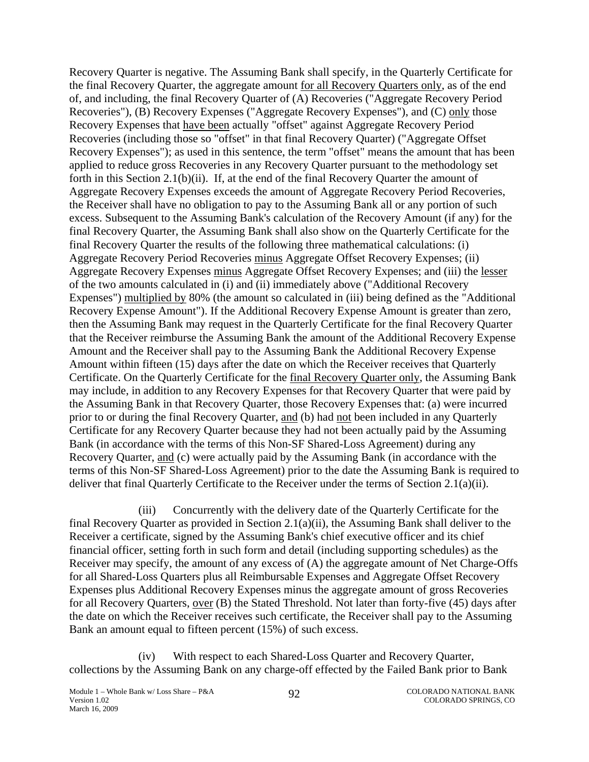Recovery Quarter is negative. The Assuming Bank shall specify, in the Quarterly Certificate for the final Recovery Quarter, the aggregate amount for all Recovery Quarters only, as of the end of, and including, the final Recovery Quarter of (A) Recoveries ("Aggregate Recovery Period Recoveries"), (B) Recovery Expenses ("Aggregate Recovery Expenses"), and (C) only those Recovery Expenses that have been actually "offset" against Aggregate Recovery Period Recoveries (including those so "offset" in that final Recovery Quarter) ("Aggregate Offset Recovery Expenses"); as used in this sentence, the term "offset" means the amount that has been applied to reduce gross Recoveries in any Recovery Quarter pursuant to the methodology set forth in this Section 2.1(b)(ii). If, at the end of the final Recovery Quarter the amount of Aggregate Recovery Expenses exceeds the amount of Aggregate Recovery Period Recoveries, the Receiver shall have no obligation to pay to the Assuming Bank all or any portion of such excess. Subsequent to the Assuming Bank's calculation of the Recovery Amount (if any) for the final Recovery Quarter, the Assuming Bank shall also show on the Quarterly Certificate for the final Recovery Quarter the results of the following three mathematical calculations: (i) Aggregate Recovery Period Recoveries minus Aggregate Offset Recovery Expenses; (ii) Aggregate Recovery Expenses minus Aggregate Offset Recovery Expenses; and (iii) the lesser of the two amounts calculated in (i) and (ii) immediately above ("Additional Recovery Expenses") multiplied by 80% (the amount so calculated in (iii) being defined as the "Additional Recovery Expense Amount"). If the Additional Recovery Expense Amount is greater than zero, then the Assuming Bank may request in the Quarterly Certificate for the final Recovery Quarter that the Receiver reimburse the Assuming Bank the amount of the Additional Recovery Expense Amount and the Receiver shall pay to the Assuming Bank the Additional Recovery Expense Amount within fifteen (15) days after the date on which the Receiver receives that Quarterly Certificate. On the Quarterly Certificate for the final Recovery Quarter only, the Assuming Bank may include, in addition to any Recovery Expenses for that Recovery Quarter that were paid by the Assuming Bank in that Recovery Quarter, those Recovery Expenses that: (a) were incurred prior to or during the final Recovery Quarter, and (b) had not been included in any Quarterly Certificate for any Recovery Quarter because they had not been actually paid by the Assuming Bank (in accordance with the terms of this Non-SF Shared-Loss Agreement) during any Recovery Quarter, and (c) were actually paid by the Assuming Bank (in accordance with the terms of this Non-SF Shared-Loss Agreement) prior to the date the Assuming Bank is required to deliver that final Quarterly Certificate to the Receiver under the terms of Section 2.1(a)(ii).

(iii) Concurrently with the delivery date of the Quarterly Certificate for the final Recovery Quarter as provided in Section 2.1(a)(ii), the Assuming Bank shall deliver to the Receiver a certificate, signed by the Assuming Bank's chief executive officer and its chief financial officer, setting forth in such form and detail (including supporting schedules) as the Receiver may specify, the amount of any excess of (A) the aggregate amount of Net Charge-Offs for all Shared-Loss Quarters plus all Reimbursable Expenses and Aggregate Offset Recovery Expenses plus Additional Recovery Expenses minus the aggregate amount of gross Recoveries for all Recovery Quarters, over (B) the Stated Threshold. Not later than forty-five (45) days after the date on which the Receiver receives such certificate, the Receiver shall pay to the Assuming Bank an amount equal to fifteen percent (15%) of such excess.

(iv) With respect to each Shared-Loss Quarter and Recovery Quarter, collections by the Assuming Bank on any charge-off effected by the Failed Bank prior to Bank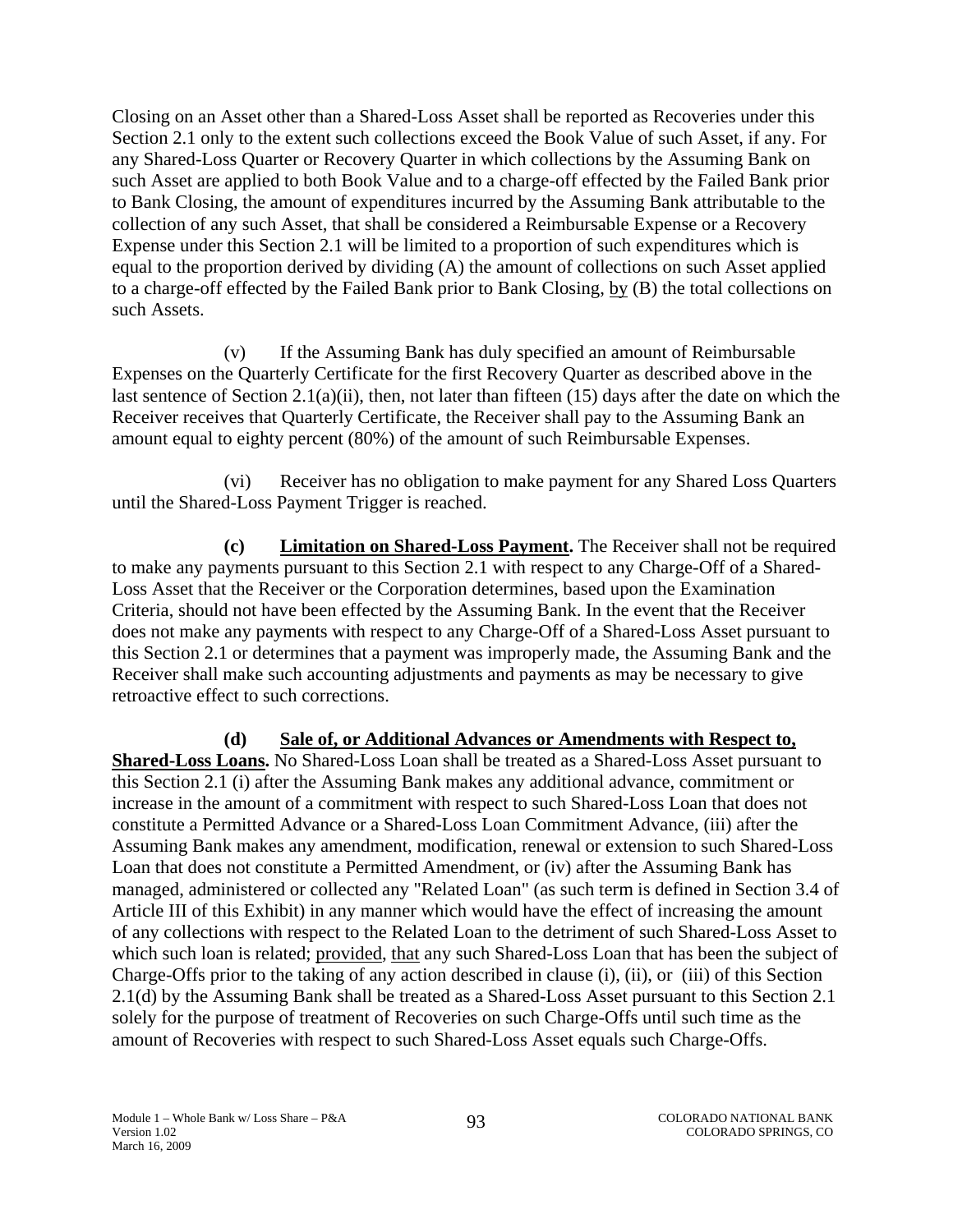Closing on an Asset other than a Shared-Loss Asset shall be reported as Recoveries under this Section 2.1 only to the extent such collections exceed the Book Value of such Asset, if any. For any Shared-Loss Quarter or Recovery Quarter in which collections by the Assuming Bank on such Asset are applied to both Book Value and to a charge-off effected by the Failed Bank prior to Bank Closing, the amount of expenditures incurred by the Assuming Bank attributable to the collection of any such Asset, that shall be considered a Reimbursable Expense or a Recovery Expense under this Section 2.1 will be limited to a proportion of such expenditures which is equal to the proportion derived by dividing (A) the amount of collections on such Asset applied to a charge-off effected by the Failed Bank prior to Bank Closing, by (B) the total collections on such Assets.

(v) If the Assuming Bank has duly specified an amount of Reimbursable Expenses on the Quarterly Certificate for the first Recovery Quarter as described above in the last sentence of Section 2.1(a)(ii), then, not later than fifteen (15) days after the date on which the Receiver receives that Quarterly Certificate, the Receiver shall pay to the Assuming Bank an amount equal to eighty percent (80%) of the amount of such Reimbursable Expenses.

(vi) Receiver has no obligation to make payment for any Shared Loss Quarters until the Shared-Loss Payment Trigger is reached.

**(c) Limitation on Shared-Loss Payment.** The Receiver shall not be required to make any payments pursuant to this Section 2.1 with respect to any Charge-Off of a Shared-Loss Asset that the Receiver or the Corporation determines, based upon the Examination Criteria, should not have been effected by the Assuming Bank. In the event that the Receiver does not make any payments with respect to any Charge-Off of a Shared-Loss Asset pursuant to this Section 2.1 or determines that a payment was improperly made, the Assuming Bank and the Receiver shall make such accounting adjustments and payments as may be necessary to give retroactive effect to such corrections.

**(d) Sale of, or Additional Advances or Amendments with Respect to, Shared-Loss Loans.** No Shared-Loss Loan shall be treated as a Shared-Loss Asset pursuant to this Section 2.1 (i) after the Assuming Bank makes any additional advance, commitment or increase in the amount of a commitment with respect to such Shared-Loss Loan that does not constitute a Permitted Advance or a Shared-Loss Loan Commitment Advance, (iii) after the Assuming Bank makes any amendment, modification, renewal or extension to such Shared-Loss Loan that does not constitute a Permitted Amendment, or (iv) after the Assuming Bank has managed, administered or collected any "Related Loan" (as such term is defined in Section 3.4 of Article III of this Exhibit) in any manner which would have the effect of increasing the amount of any collections with respect to the Related Loan to the detriment of such Shared-Loss Asset to which such loan is related; provided, that any such Shared-Loss Loan that has been the subject of Charge-Offs prior to the taking of any action described in clause (i), (ii), or (iii) of this Section 2.1(d) by the Assuming Bank shall be treated as a Shared-Loss Asset pursuant to this Section 2.1 solely for the purpose of treatment of Recoveries on such Charge-Offs until such time as the amount of Recoveries with respect to such Shared-Loss Asset equals such Charge-Offs.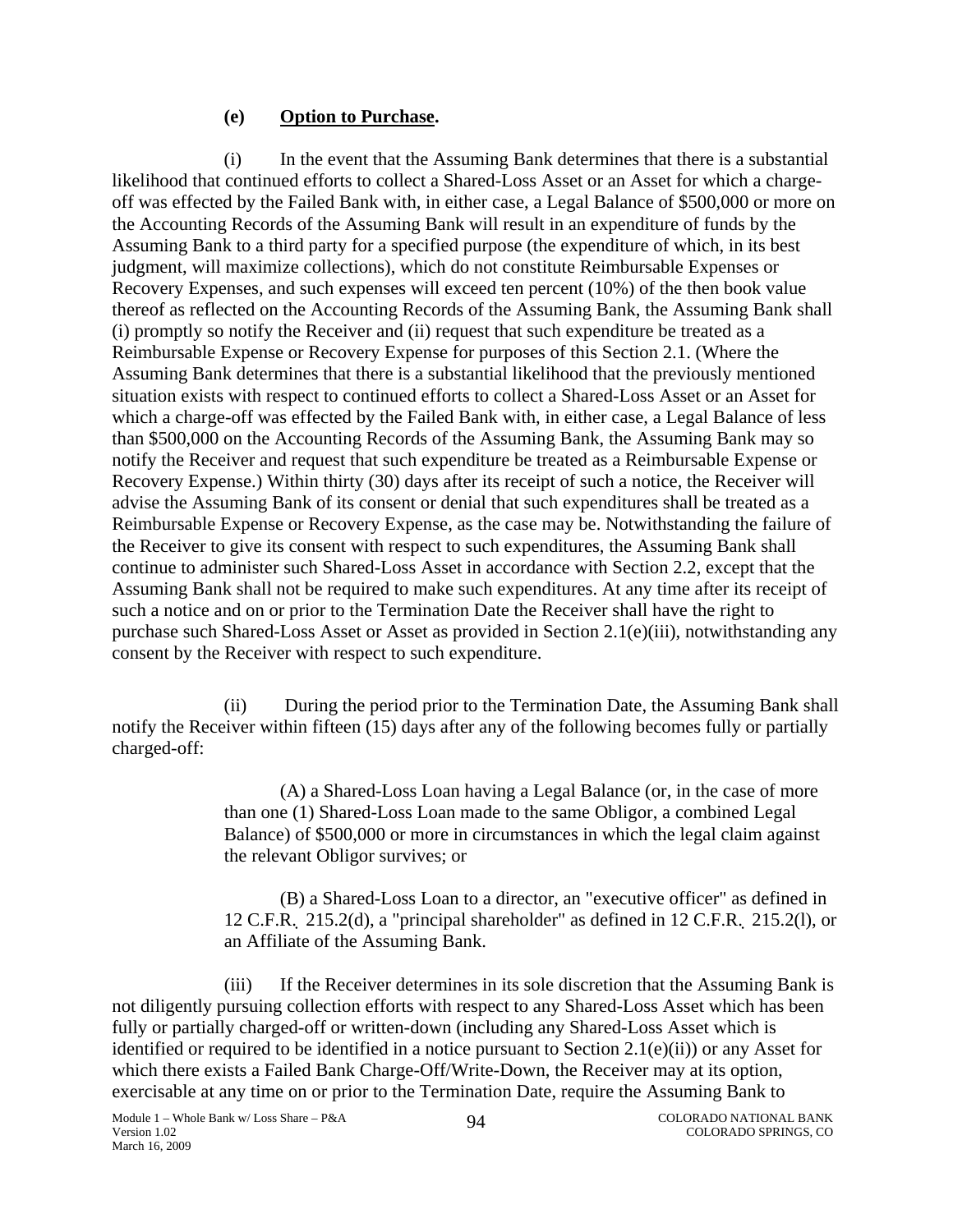**(e) Option to Purchase.**

(i) In the event that the Assuming Bank determines that there is a substantial likelihood that continued efforts to collect a Shared-Loss Asset or an Asset for which a charge-off was effected by the Failed Bank with, in either case, a Legal Balance of $500,000 or more on the Accounting Records of the Assuming Bank will result in an expenditure of funds by the Assuming Bank to a third party for a specified purpose (the expenditure of which, in its best judgment, will maximize collections), which do not constitute Reimbursable Expenses or Recovery Expenses, and such expenses will exceed ten percent (10%) of the then book value thereof as reflected on the Accounting Records of the Assuming Bank, the Assuming Bank shall (i) promptly so notify the Receiver and (ii) request that such expenditure be treated as a Reimbursable Expense or Recovery Expense for purposes of this Section 2.1. (Where the Assuming Bank determines that there is a substantial likelihood that the previously mentioned situation exists with respect to continued efforts to collect a Shared-Loss Asset or an Asset for which a charge-off was effected by the Failed Bank with, in either case, a Legal Balance of less than $500,000 on the Accounting Records of the Assuming Bank, the Assuming Bank may so notify the Receiver and request that such expenditure be treated as a Reimbursable Expense or Recovery Expense.) Within thirty (30) days after its receipt of such a notice, the Receiver will advise the Assuming Bank of its consent or denial that such expenditures shall be treated as a Reimbursable Expense or Recovery Expense, as the case may be. Notwithstanding the failure of the Receiver to give its consent with respect to such expenditures, the Assuming Bank shall continue to administer such Shared-Loss Asset in accordance with Section 2.2, except that the Assuming Bank shall not be required to make such expenditures. At any time after its receipt of such a notice and on or prior to the Termination Date the Receiver shall have the right to purchase such Shared-Loss Asset or Asset as provided in Section 2.1(e)(iii), notwithstanding any consent by the Receiver with respect to such expenditure.

(ii) During the period prior to the Termination Date, the Assuming Bank shall notify the Receiver within fifteen (15) days after any of the following becomes fully or partially charged-off:

(A) a Shared-Loss Loan having a Legal Balance (or, in the case of more than one (1) Shared-Loss Loan made to the same Obligor, a combined Legal Balance) of $500,000 or more in circumstances in which the legal claim against the relevant Obligor survives; or

(B) a Shared-Loss Loan to a director, an "executive officer" as defined in 12 C.F.R. 215.2(d), a "principal shareholder" as defined in 12 C.F.R. 215.2(l), or an Affiliate of the Assuming Bank.

(iii) If the Receiver determines in its sole discretion that the Assuming Bank is not diligently pursuing collection efforts with respect to any Shared-Loss Asset which has been fully or partially charged-off or written-down (including any Shared-Loss Asset which is identified or required to be identified in a notice pursuant to Section 2.1(e)(ii)) or any Asset for which there exists a Failed Bank Charge-Off/Write-Down, the Receiver may at its option, exercisable at any time on or prior to the Termination Date, require the Assuming Bank to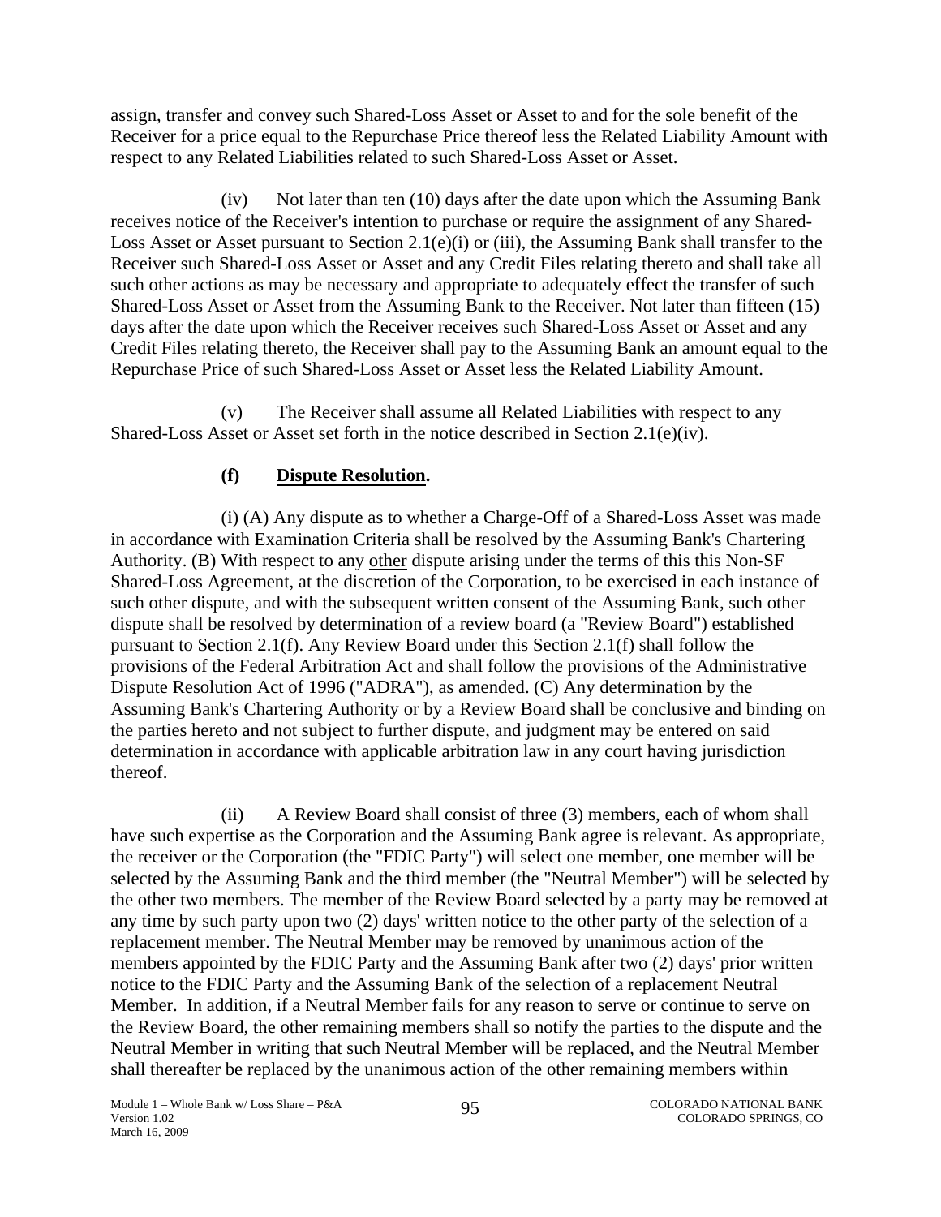assign, transfer and convey such Shared-Loss Asset or Asset to and for the sole benefit of the Receiver for a price equal to the Repurchase Price thereof less the Related Liability Amount with respect to any Related Liabilities related to such Shared-Loss Asset or Asset.

(iv) Not later than ten (10) days after the date upon which the Assuming Bank receives notice of the Receiver's intention to purchase or require the assignment of any Shared-Loss Asset or Asset pursuant to Section 2.1(e)(i) or (iii), the Assuming Bank shall transfer to the Receiver such Shared-Loss Asset or Asset and any Credit Files relating thereto and shall take all such other actions as may be necessary and appropriate to adequately effect the transfer of such Shared-Loss Asset or Asset from the Assuming Bank to the Receiver. Not later than fifteen (15) days after the date upon which the Receiver receives such Shared-Loss Asset or Asset and any Credit Files relating thereto, the Receiver shall pay to the Assuming Bank an amount equal to the Repurchase Price of such Shared-Loss Asset or Asset less the Related Liability Amount.

(v) The Receiver shall assume all Related Liabilities with respect to any Shared-Loss Asset or Asset set forth in the notice described in Section 2.1(e)(iv).

**(f) Dispute Resolution.**

(i) (A) Any dispute as to whether a Charge-Off of a Shared-Loss Asset was made in accordance with Examination Criteria shall be resolved by the Assuming Bank's Chartering Authority. (B) With respect to any other dispute arising under the terms of this this Non-SF Shared-Loss Agreement, at the discretion of the Corporation, to be exercised in each instance of such other dispute, and with the subsequent written consent of the Assuming Bank, such other dispute shall be resolved by determination of a review board (a "Review Board") established pursuant to Section 2.1(f). Any Review Board under this Section 2.1(f) shall follow the provisions of the Federal Arbitration Act and shall follow the provisions of the Administrative Dispute Resolution Act of 1996 ("ADRA"), as amended. (C) Any determination by the Assuming Bank's Chartering Authority or by a Review Board shall be conclusive and binding on the parties hereto and not subject to further dispute, and judgment may be entered on said determination in accordance with applicable arbitration law in any court having jurisdiction thereof.

(ii) A Review Board shall consist of three (3) members, each of whom shall have such expertise as the Corporation and the Assuming Bank agree is relevant. As appropriate, the receiver or the Corporation (the "FDIC Party") will select one member, one member will be selected by the Assuming Bank and the third member (the "Neutral Member") will be selected by the other two members. The member of the Review Board selected by a party may be removed at any time by such party upon two (2) days' written notice to the other party of the selection of a replacement member. The Neutral Member may be removed by unanimous action of the members appointed by the FDIC Party and the Assuming Bank after two (2) days' prior written notice to the FDIC Party and the Assuming Bank of the selection of a replacement Neutral Member. In addition, if a Neutral Member fails for any reason to serve or continue to serve on the Review Board, the other remaining members shall so notify the parties to the dispute and the Neutral Member in writing that such Neutral Member will be replaced, and the Neutral Member shall thereafter be replaced by the unanimous action of the other remaining members within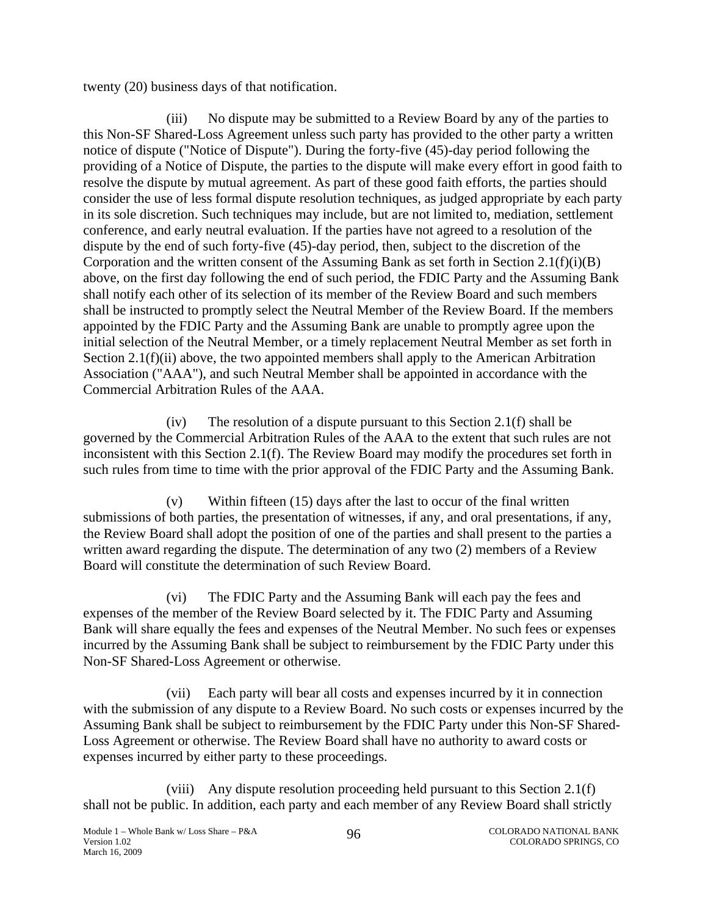twenty (20) business days of that notification.

(iii) No dispute may be submitted to a Review Board by any of the parties to this Non-SF Shared-Loss Agreement unless such party has provided to the other party a written notice of dispute ("Notice of Dispute"). During the forty-five (45)-day period following the providing of a Notice of Dispute, the parties to the dispute will make every effort in good faith to resolve the dispute by mutual agreement. As part of these good faith efforts, the parties should consider the use of less formal dispute resolution techniques, as judged appropriate by each party in its sole discretion. Such techniques may include, but are not limited to, mediation, settlement conference, and early neutral evaluation. If the parties have not agreed to a resolution of the dispute by the end of such forty-five (45)-day period, then, subject to the discretion of the Corporation and the written consent of the Assuming Bank as set forth in Section 2.1(f)(i)(B) above, on the first day following the end of such period, the FDIC Party and the Assuming Bank shall notify each other of its selection of its member of the Review Board and such members shall be instructed to promptly select the Neutral Member of the Review Board. If the members appointed by the FDIC Party and the Assuming Bank are unable to promptly agree upon the initial selection of the Neutral Member, or a timely replacement Neutral Member as set forth in Section 2.1(f)(ii) above, the two appointed members shall apply to the American Arbitration Association ("AAA"), and such Neutral Member shall be appointed in accordance with the Commercial Arbitration Rules of the AAA.

(iv) The resolution of a dispute pursuant to this Section 2.1(f) shall be governed by the Commercial Arbitration Rules of the AAA to the extent that such rules are not inconsistent with this Section 2.1(f). The Review Board may modify the procedures set forth in such rules from time to time with the prior approval of the FDIC Party and the Assuming Bank.

(v) Within fifteen (15) days after the last to occur of the final written submissions of both parties, the presentation of witnesses, if any, and oral presentations, if any, the Review Board shall adopt the position of one of the parties and shall present to the parties a written award regarding the dispute. The determination of any two (2) members of a Review Board will constitute the determination of such Review Board.

(vi) The FDIC Party and the Assuming Bank will each pay the fees and expenses of the member of the Review Board selected by it. The FDIC Party and Assuming Bank will share equally the fees and expenses of the Neutral Member. No such fees or expenses incurred by the Assuming Bank shall be subject to reimbursement by the FDIC Party under this Non-SF Shared-Loss Agreement or otherwise.

(vii) Each party will bear all costs and expenses incurred by it in connection with the submission of any dispute to a Review Board. No such costs or expenses incurred by the Assuming Bank shall be subject to reimbursement by the FDIC Party under this Non-SF Shared-Loss Agreement or otherwise. The Review Board shall have no authority to award costs or expenses incurred by either party to these proceedings.

(viii) Any dispute resolution proceeding held pursuant to this Section 2.1(f) shall not be public. In addition, each party and each member of any Review Board shall strictly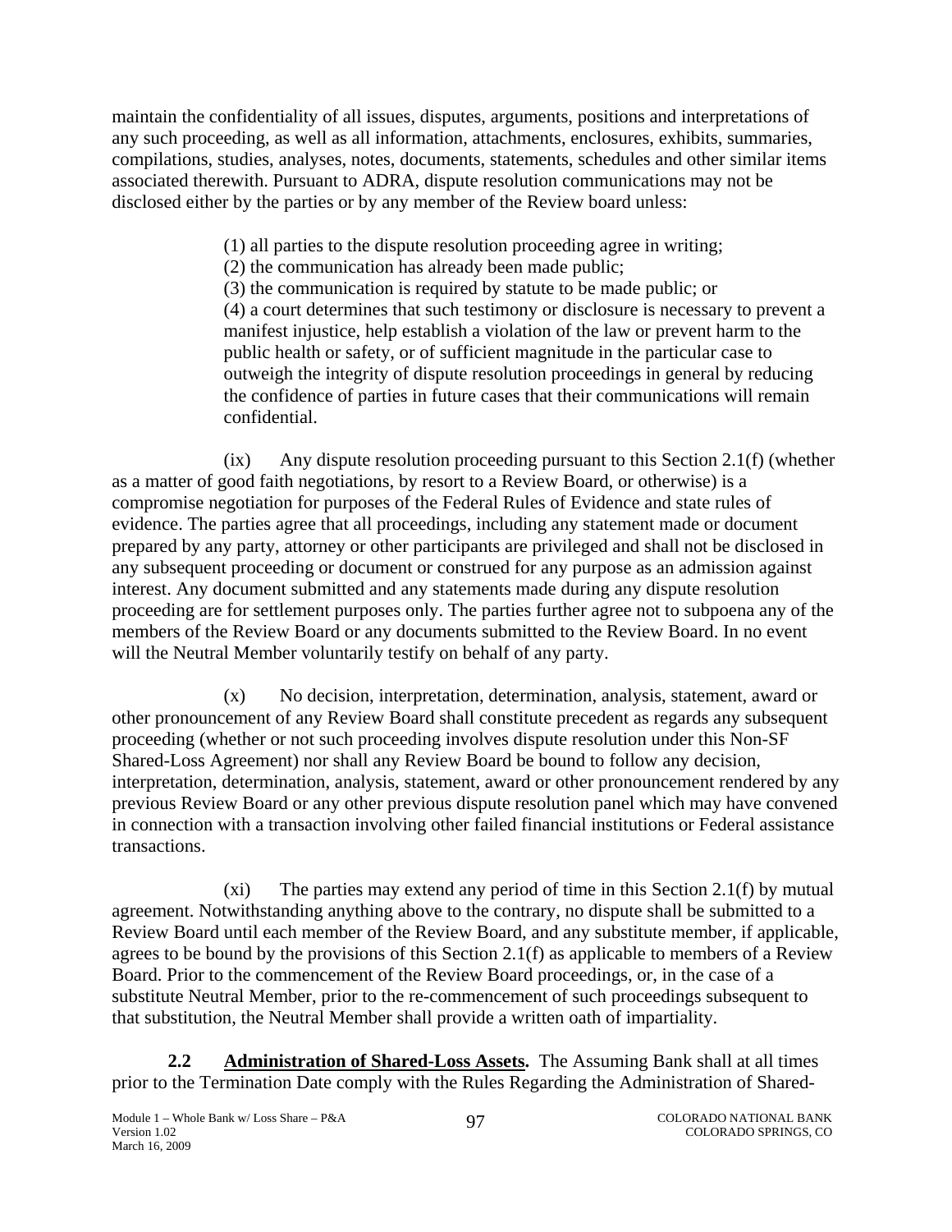maintain the confidentiality of all issues, disputes, arguments, positions and interpretations of any such proceeding, as well as all information, attachments, enclosures, exhibits, summaries, compilations, studies, analyses, notes, documents, statements, schedules and other similar items associated therewith. Pursuant to ADRA, dispute resolution communications may not be disclosed either by the parties or by any member of the Review board unless:

> (1) all parties to the dispute resolution proceeding agree in writing;
> (2) the communication has already been made public;
> (3) the communication is required by statute to be made public; or
> (4) a court determines that such testimony or disclosure is necessary to prevent a manifest injustice, help establish a violation of the law or prevent harm to the public health or safety, or of sufficient magnitude in the particular case to outweigh the integrity of dispute resolution proceedings in general by reducing the confidence of parties in future cases that their communications will remain confidential.

(ix) Any dispute resolution proceeding pursuant to this Section 2.1(f) (whether as a matter of good faith negotiations, by resort to a Review Board, or otherwise) is a compromise negotiation for purposes of the Federal Rules of Evidence and state rules of evidence. The parties agree that all proceedings, including any statement made or document prepared by any party, attorney or other participants are privileged and shall not be disclosed in any subsequent proceeding or document or construed for any purpose as an admission against interest. Any document submitted and any statements made during any dispute resolution proceeding are for settlement purposes only. The parties further agree not to subpoena any of the members of the Review Board or any documents submitted to the Review Board. In no event will the Neutral Member voluntarily testify on behalf of any party.

(x) No decision, interpretation, determination, analysis, statement, award or other pronouncement of any Review Board shall constitute precedent as regards any subsequent proceeding (whether or not such proceeding involves dispute resolution under this Non-SF Shared-Loss Agreement) nor shall any Review Board be bound to follow any decision, interpretation, determination, analysis, statement, award or other pronouncement rendered by any previous Review Board or any other previous dispute resolution panel which may have convened in connection with a transaction involving other failed financial institutions or Federal assistance transactions.

(xi) The parties may extend any period of time in this Section 2.1(f) by mutual agreement. Notwithstanding anything above to the contrary, no dispute shall be submitted to a Review Board until each member of the Review Board, and any substitute member, if applicable, agrees to be bound by the provisions of this Section 2.1(f) as applicable to members of a Review Board. Prior to the commencement of the Review Board proceedings, or, in the case of a substitute Neutral Member, prior to the re-commencement of such proceedings subsequent to that substitution, the Neutral Member shall provide a written oath of impartiality.

**2.2 Administration of Shared-Loss Assets.** The Assuming Bank shall at all times prior to the Termination Date comply with the Rules Regarding the Administration of Shared-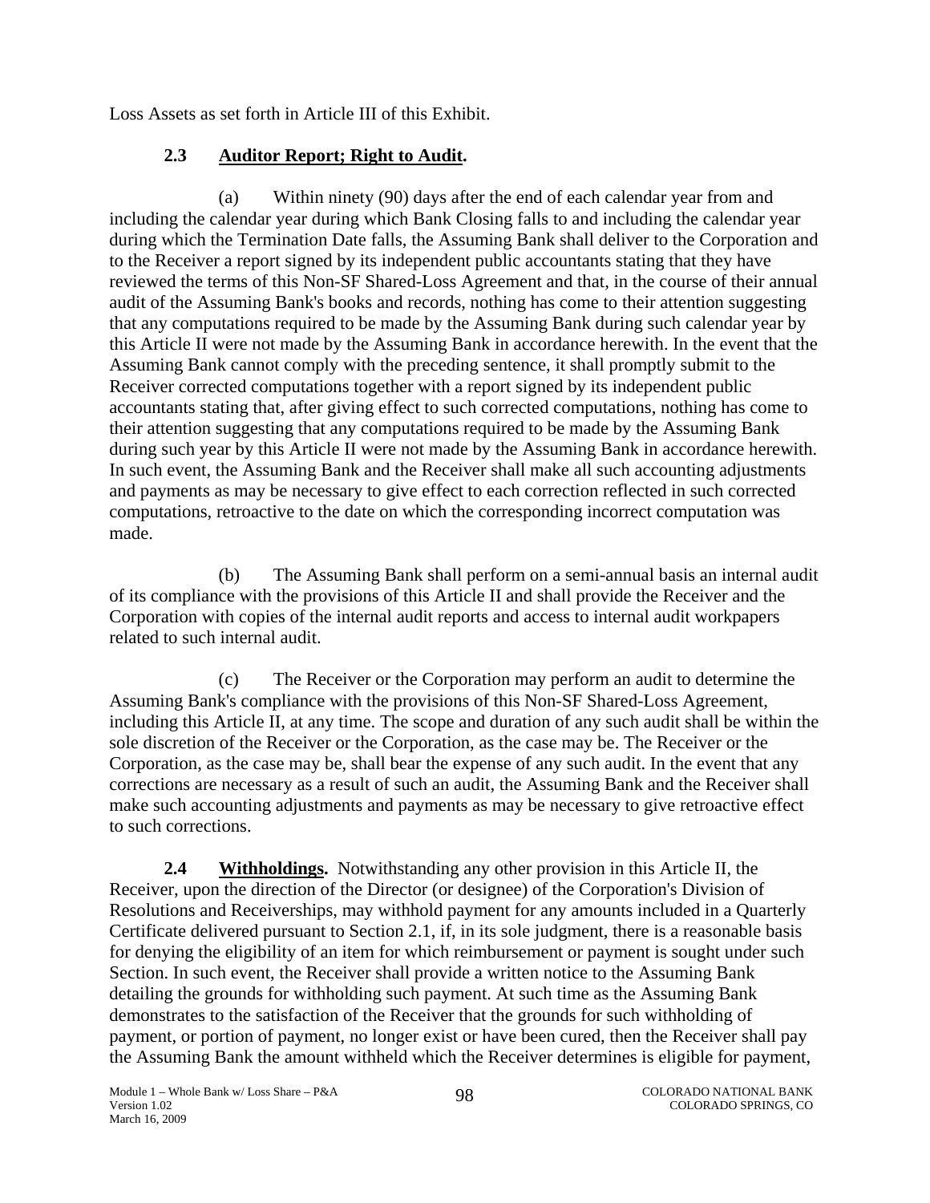Loss Assets as set forth in Article III of this Exhibit.

### 2.3 Auditor Report; Right to Audit.

(a) Within ninety (90) days after the end of each calendar year from and including the calendar year during which Bank Closing falls to and including the calendar year during which the Termination Date falls, the Assuming Bank shall deliver to the Corporation and to the Receiver a report signed by its independent public accountants stating that they have reviewed the terms of this Non-SF Shared-Loss Agreement and that, in the course of their annual audit of the Assuming Bank's books and records, nothing has come to their attention suggesting that any computations required to be made by the Assuming Bank during such calendar year by this Article II were not made by the Assuming Bank in accordance herewith. In the event that the Assuming Bank cannot comply with the preceding sentence, it shall promptly submit to the Receiver corrected computations together with a report signed by its independent public accountants stating that, after giving effect to such corrected computations, nothing has come to their attention suggesting that any computations required to be made by the Assuming Bank during such year by this Article II were not made by the Assuming Bank in accordance herewith. In such event, the Assuming Bank and the Receiver shall make all such accounting adjustments and payments as may be necessary to give effect to each correction reflected in such corrected computations, retroactive to the date on which the corresponding incorrect computation was made.

(b) The Assuming Bank shall perform on a semi-annual basis an internal audit of its compliance with the provisions of this Article II and shall provide the Receiver and the Corporation with copies of the internal audit reports and access to internal audit workpapers related to such internal audit.

(c) The Receiver or the Corporation may perform an audit to determine the Assuming Bank's compliance with the provisions of this Non-SF Shared-Loss Agreement, including this Article II, at any time. The scope and duration of any such audit shall be within the sole discretion of the Receiver or the Corporation, as the case may be. The Receiver or the Corporation, as the case may be, shall bear the expense of any such audit. In the event that any corrections are necessary as a result of such an audit, the Assuming Bank and the Receiver shall make such accounting adjustments and payments as may be necessary to give retroactive effect to such corrections.

**2.4 Withholdings.** Notwithstanding any other provision in this Article II, the Receiver, upon the direction of the Director (or designee) of the Corporation's Division of Resolutions and Receiverships, may withhold payment for any amounts included in a Quarterly Certificate delivered pursuant to Section 2.1, if, in its sole judgment, there is a reasonable basis for denying the eligibility of an item for which reimbursement or payment is sought under such Section. In such event, the Receiver shall provide a written notice to the Assuming Bank detailing the grounds for withholding such payment. At such time as the Assuming Bank demonstrates to the satisfaction of the Receiver that the grounds for such withholding of payment, or portion of payment, no longer exist or have been cured, then the Receiver shall pay the Assuming Bank the amount withheld which the Receiver determines is eligible for payment,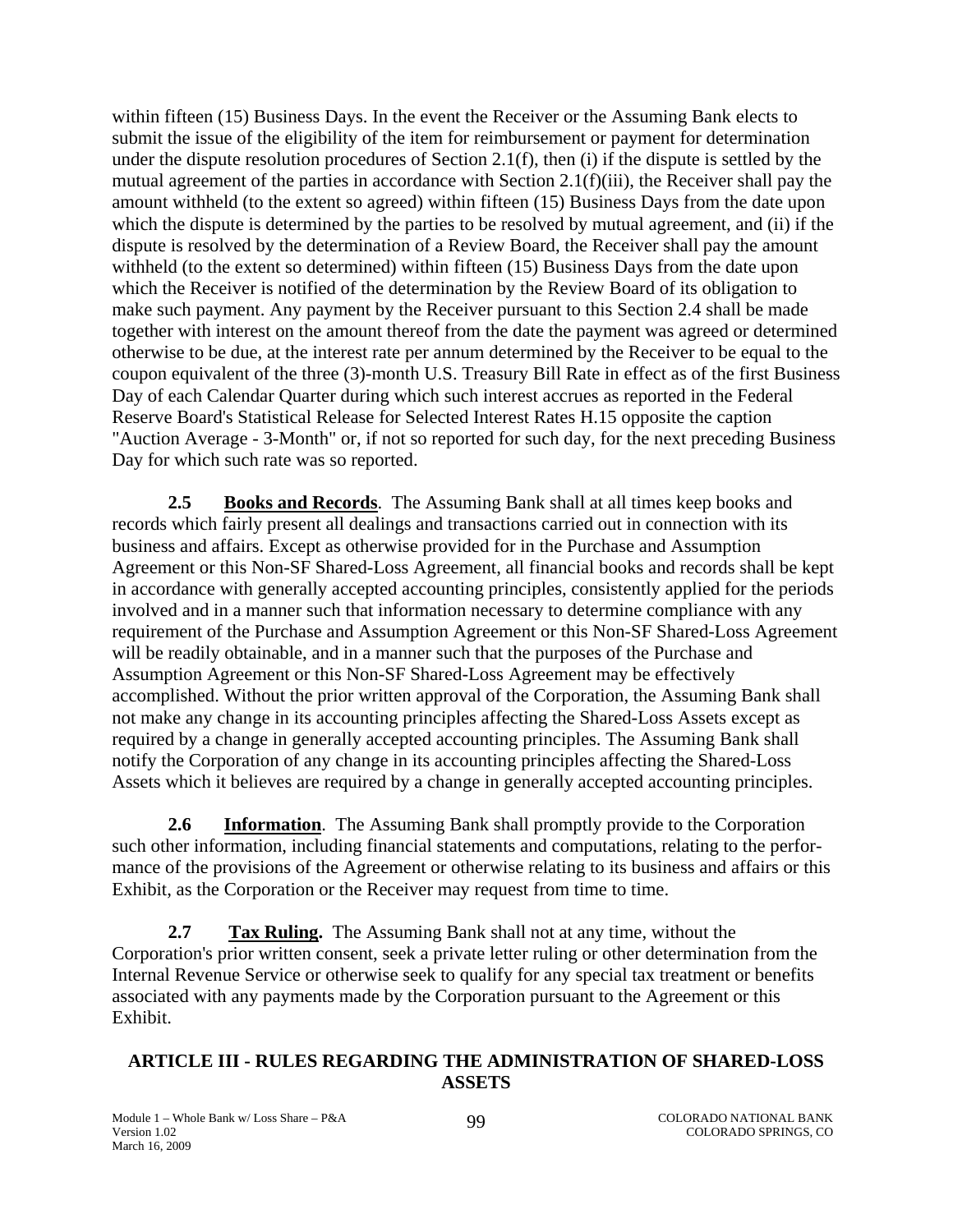within fifteen (15) Business Days. In the event the Receiver or the Assuming Bank elects to submit the issue of the eligibility of the item for reimbursement or payment for determination under the dispute resolution procedures of Section 2.1(f), then (i) if the dispute is settled by the mutual agreement of the parties in accordance with Section 2.1(f)(iii), the Receiver shall pay the amount withheld (to the extent so agreed) within fifteen (15) Business Days from the date upon which the dispute is determined by the parties to be resolved by mutual agreement, and (ii) if the dispute is resolved by the determination of a Review Board, the Receiver shall pay the amount withheld (to the extent so determined) within fifteen (15) Business Days from the date upon which the Receiver is notified of the determination by the Review Board of its obligation to make such payment. Any payment by the Receiver pursuant to this Section 2.4 shall be made together with interest on the amount thereof from the date the payment was agreed or determined otherwise to be due, at the interest rate per annum determined by the Receiver to be equal to the coupon equivalent of the three (3)-month U.S. Treasury Bill Rate in effect as of the first Business Day of each Calendar Quarter during which such interest accrues as reported in the Federal Reserve Board's Statistical Release for Selected Interest Rates H.15 opposite the caption "Auction Average - 3-Month" or, if not so reported for such day, for the next preceding Business Day for which such rate was so reported.

**2.5 Books and Records**. The Assuming Bank shall at all times keep books and records which fairly present all dealings and transactions carried out in connection with its business and affairs. Except as otherwise provided for in the Purchase and Assumption Agreement or this Non-SF Shared-Loss Agreement, all financial books and records shall be kept in accordance with generally accepted accounting principles, consistently applied for the periods involved and in a manner such that information necessary to determine compliance with any requirement of the Purchase and Assumption Agreement or this Non-SF Shared-Loss Agreement will be readily obtainable, and in a manner such that the purposes of the Purchase and Assumption Agreement or this Non-SF Shared-Loss Agreement may be effectively accomplished. Without the prior written approval of the Corporation, the Assuming Bank shall not make any change in its accounting principles affecting the Shared-Loss Assets except as required by a change in generally accepted accounting principles. The Assuming Bank shall notify the Corporation of any change in its accounting principles affecting the Shared-Loss Assets which it believes are required by a change in generally accepted accounting principles.

**2.6 Information**. The Assuming Bank shall promptly provide to the Corporation such other information, including financial statements and computations, relating to the performance of the provisions of the Agreement or otherwise relating to its business and affairs or this Exhibit, as the Corporation or the Receiver may request from time to time.

**2.7 Tax Ruling.** The Assuming Bank shall not at any time, without the Corporation's prior written consent, seek a private letter ruling or other determination from the Internal Revenue Service or otherwise seek to qualify for any special tax treatment or benefits associated with any payments made by the Corporation pursuant to the Agreement or this Exhibit.

## ARTICLE III - RULES REGARDING THE ADMINISTRATION OF SHARED-LOSS ASSETS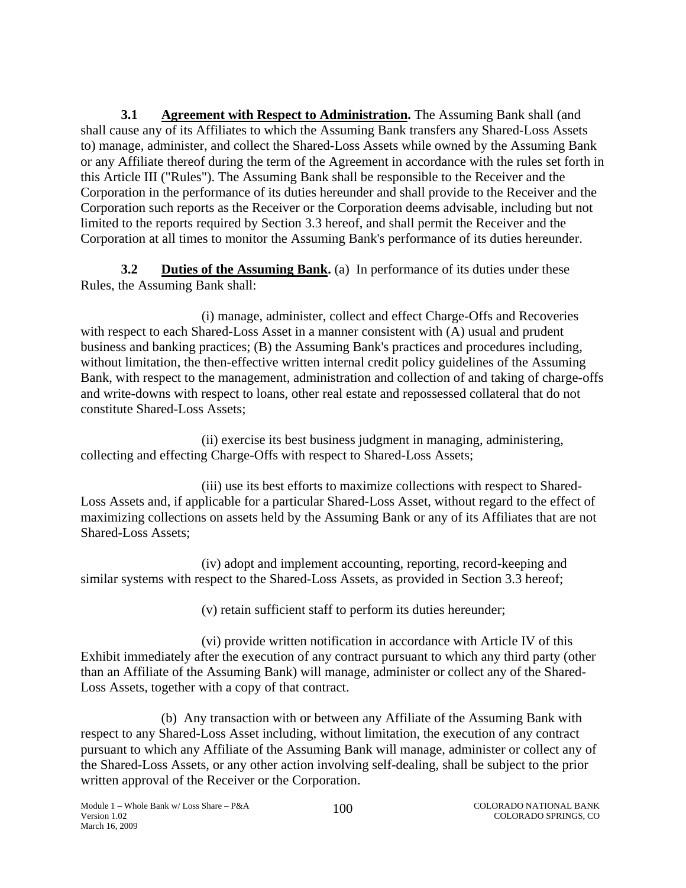**3.1 Agreement with Respect to Administration.** The Assuming Bank shall (and shall cause any of its Affiliates to which the Assuming Bank transfers any Shared-Loss Assets to) manage, administer, and collect the Shared-Loss Assets while owned by the Assuming Bank or any Affiliate thereof during the term of the Agreement in accordance with the rules set forth in this Article III ("Rules"). The Assuming Bank shall be responsible to the Receiver and the Corporation in the performance of its duties hereunder and shall provide to the Receiver and the Corporation such reports as the Receiver or the Corporation deems advisable, including but not limited to the reports required by Section 3.3 hereof, and shall permit the Receiver and the Corporation at all times to monitor the Assuming Bank's performance of its duties hereunder.

**3.2 Duties of the Assuming Bank.** (a) In performance of its duties under these Rules, the Assuming Bank shall:

(i) manage, administer, collect and effect Charge-Offs and Recoveries with respect to each Shared-Loss Asset in a manner consistent with (A) usual and prudent business and banking practices; (B) the Assuming Bank's practices and procedures including, without limitation, the then-effective written internal credit policy guidelines of the Assuming Bank, with respect to the management, administration and collection of and taking of charge-offs and write-downs with respect to loans, other real estate and repossessed collateral that do not constitute Shared-Loss Assets;

(ii) exercise its best business judgment in managing, administering, collecting and effecting Charge-Offs with respect to Shared-Loss Assets;

(iii) use its best efforts to maximize collections with respect to Shared-Loss Assets and, if applicable for a particular Shared-Loss Asset, without regard to the effect of maximizing collections on assets held by the Assuming Bank or any of its Affiliates that are not Shared-Loss Assets;

(iv) adopt and implement accounting, reporting, record-keeping and similar systems with respect to the Shared-Loss Assets, as provided in Section 3.3 hereof;

(v) retain sufficient staff to perform its duties hereunder;

(vi) provide written notification in accordance with Article IV of this Exhibit immediately after the execution of any contract pursuant to which any third party (other than an Affiliate of the Assuming Bank) will manage, administer or collect any of the Shared-Loss Assets, together with a copy of that contract.

(b) Any transaction with or between any Affiliate of the Assuming Bank with respect to any Shared-Loss Asset including, without limitation, the execution of any contract pursuant to which any Affiliate of the Assuming Bank will manage, administer or collect any of the Shared-Loss Assets, or any other action involving self-dealing, shall be subject to the prior written approval of the Receiver or the Corporation.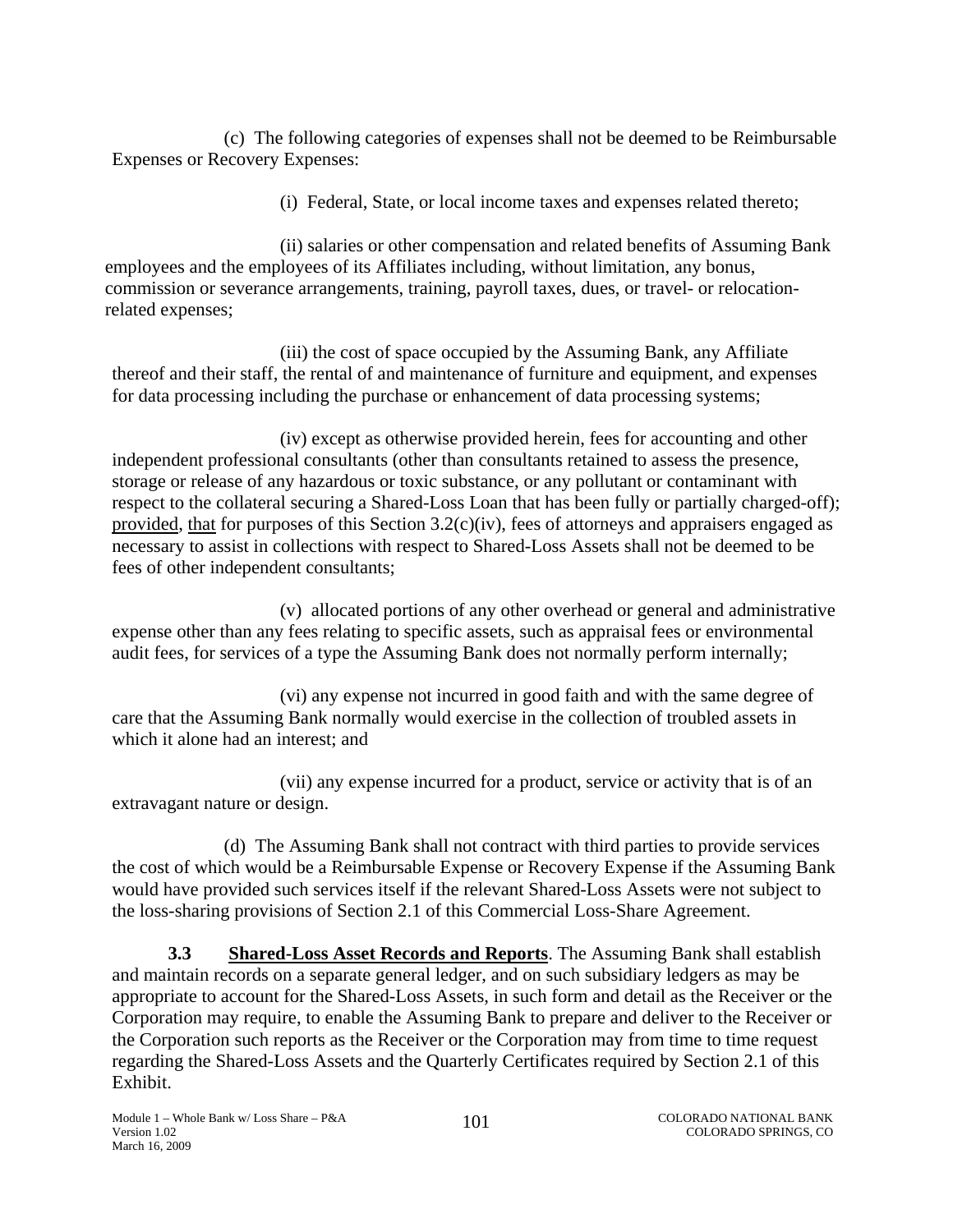(c) The following categories of expenses shall not be deemed to be Reimbursable Expenses or Recovery Expenses:

(i) Federal, State, or local income taxes and expenses related thereto;

(ii) salaries or other compensation and related benefits of Assuming Bank employees and the employees of its Affiliates including, without limitation, any bonus, commission or severance arrangements, training, payroll taxes, dues, or travel- or relocation-related expenses;

(iii) the cost of space occupied by the Assuming Bank, any Affiliate thereof and their staff, the rental of and maintenance of furniture and equipment, and expenses for data processing including the purchase or enhancement of data processing systems;

(iv) except as otherwise provided herein, fees for accounting and other independent professional consultants (other than consultants retained to assess the presence, storage or release of any hazardous or toxic substance, or any pollutant or contaminant with respect to the collateral securing a Shared-Loss Loan that has been fully or partially charged-off); provided, that for purposes of this Section 3.2(c)(iv), fees of attorneys and appraisers engaged as necessary to assist in collections with respect to Shared-Loss Assets shall not be deemed to be fees of other independent consultants;

(v) allocated portions of any other overhead or general and administrative expense other than any fees relating to specific assets, such as appraisal fees or environmental audit fees, for services of a type the Assuming Bank does not normally perform internally;

(vi) any expense not incurred in good faith and with the same degree of care that the Assuming Bank normally would exercise in the collection of troubled assets in which it alone had an interest; and

(vii) any expense incurred for a product, service or activity that is of an extravagant nature or design.

(d) The Assuming Bank shall not contract with third parties to provide services the cost of which would be a Reimbursable Expense or Recovery Expense if the Assuming Bank would have provided such services itself if the relevant Shared-Loss Assets were not subject to the loss-sharing provisions of Section 2.1 of this Commercial Loss-Share Agreement.

**3.3 Shared-Loss Asset Records and Reports**. The Assuming Bank shall establish and maintain records on a separate general ledger, and on such subsidiary ledgers as may be appropriate to account for the Shared-Loss Assets, in such form and detail as the Receiver or the Corporation may require, to enable the Assuming Bank to prepare and deliver to the Receiver or the Corporation such reports as the Receiver or the Corporation may from time to time request regarding the Shared-Loss Assets and the Quarterly Certificates required by Section 2.1 of this Exhibit.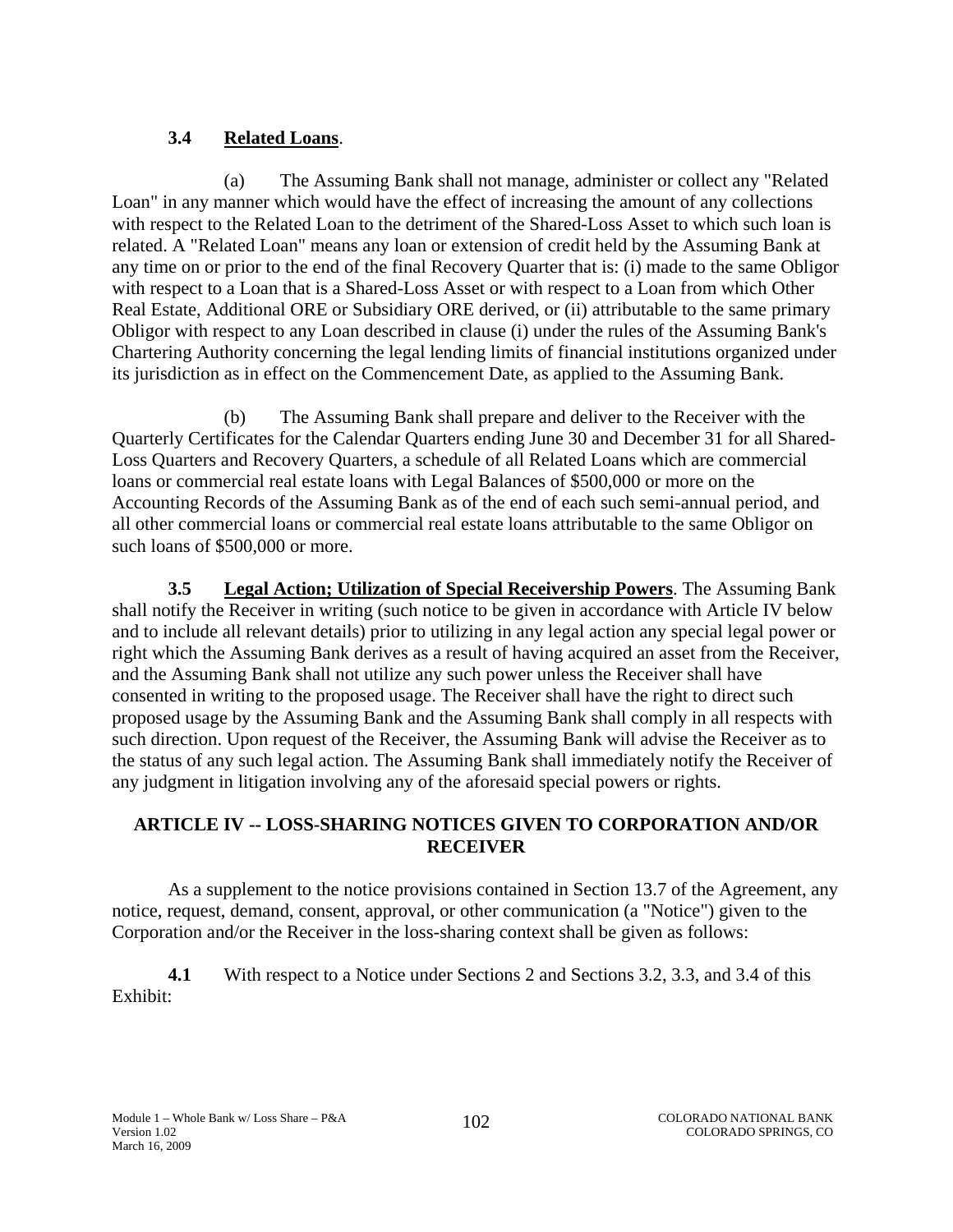**3.4 Related Loans**.

(a) The Assuming Bank shall not manage, administer or collect any "Related Loan" in any manner which would have the effect of increasing the amount of any collections with respect to the Related Loan to the detriment of the Shared-Loss Asset to which such loan is related. A "Related Loan" means any loan or extension of credit held by the Assuming Bank at any time on or prior to the end of the final Recovery Quarter that is: (i) made to the same Obligor with respect to a Loan that is a Shared-Loss Asset or with respect to a Loan from which Other Real Estate, Additional ORE or Subsidiary ORE derived, or (ii) attributable to the same primary Obligor with respect to any Loan described in clause (i) under the rules of the Assuming Bank's Chartering Authority concerning the legal lending limits of financial institutions organized under its jurisdiction as in effect on the Commencement Date, as applied to the Assuming Bank.

(b) The Assuming Bank shall prepare and deliver to the Receiver with the Quarterly Certificates for the Calendar Quarters ending June 30 and December 31 for all Shared-Loss Quarters and Recovery Quarters, a schedule of all Related Loans which are commercial loans or commercial real estate loans with Legal Balances of $500,000 or more on the Accounting Records of the Assuming Bank as of the end of each such semi-annual period, and all other commercial loans or commercial real estate loans attributable to the same Obligor on such loans of $500,000 or more.

**3.5 Legal Action; Utilization of Special Receivership Powers**. The Assuming Bank shall notify the Receiver in writing (such notice to be given in accordance with Article IV below and to include all relevant details) prior to utilizing in any legal action any special legal power or right which the Assuming Bank derives as a result of having acquired an asset from the Receiver, and the Assuming Bank shall not utilize any such power unless the Receiver shall have consented in writing to the proposed usage. The Receiver shall have the right to direct such proposed usage by the Assuming Bank and the Assuming Bank shall comply in all respects with such direction. Upon request of the Receiver, the Assuming Bank will advise the Receiver as to the status of any such legal action. The Assuming Bank shall immediately notify the Receiver of any judgment in litigation involving any of the aforesaid special powers or rights.

## ARTICLE IV -- LOSS-SHARING NOTICES GIVEN TO CORPORATION AND/OR RECEIVER

As a supplement to the notice provisions contained in Section 13.7 of the Agreement, any notice, request, demand, consent, approval, or other communication (a "Notice") given to the Corporation and/or the Receiver in the loss-sharing context shall be given as follows:

**4.1** With respect to a Notice under Sections 2 and Sections 3.2, 3.3, and 3.4 of this Exhibit: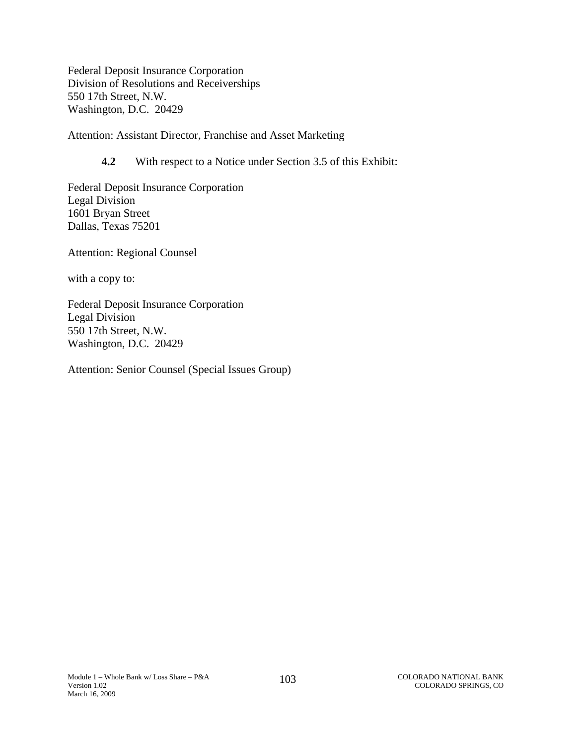Federal Deposit Insurance Corporation
Division of Resolutions and Receiverships
550 17th Street, N.W.
Washington, D.C. 20429

Attention: Assistant Director, Franchise and Asset Marketing

**4.2** With respect to a Notice under Section 3.5 of this Exhibit:

Federal Deposit Insurance Corporation
Legal Division
1601 Bryan Street
Dallas, Texas 75201

Attention: Regional Counsel

with a copy to:

Federal Deposit Insurance Corporation
Legal Division
550 17th Street, N.W.
Washington, D.C. 20429

Attention: Senior Counsel (Special Issues Group)